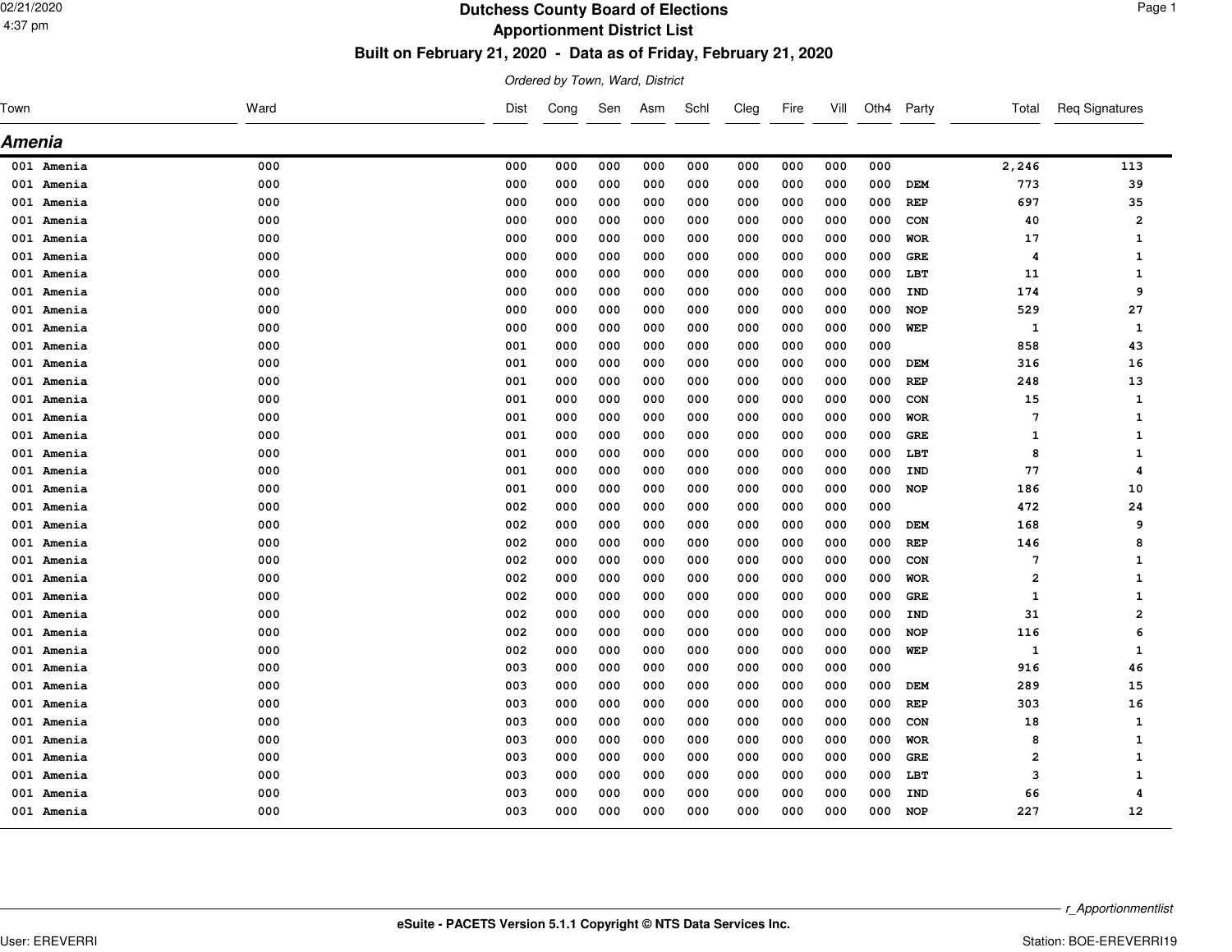# Dutchess County Board of Elections

## Apportionment District List

### Built on February 21, 2020 - Data as of Friday, February 21, 2020

*Ordered by Town, Ward, District*

## Amenia

| Town | Ward | Dist | Cong | Sen | Asm | Schl | Cleg | Fire | Vill | Oth4 | Party | Total | Req Signatures |
|---|---|---|---|---|---|---|---|---|---|---|---|---|---|
| 001 Amenia | 000 | 000 | 000 | 000 | 000 | 000 | 000 | 000 | 000 | 000 | | 2,246 | 113 |
| 001 Amenia | 000 | 000 | 000 | 000 | 000 | 000 | 000 | 000 | 000 | 000 | DEM | 773 | 39 |
| 001 Amenia | 000 | 000 | 000 | 000 | 000 | 000 | 000 | 000 | 000 | 000 | REP | 697 | 35 |
| 001 Amenia | 000 | 000 | 000 | 000 | 000 | 000 | 000 | 000 | 000 | 000 | CON | 40 | 2 |
| 001 Amenia | 000 | 000 | 000 | 000 | 000 | 000 | 000 | 000 | 000 | 000 | WOR | 17 | 1 |
| 001 Amenia | 000 | 000 | 000 | 000 | 000 | 000 | 000 | 000 | 000 | 000 | GRE | 4 | 1 |
| 001 Amenia | 000 | 000 | 000 | 000 | 000 | 000 | 000 | 000 | 000 | 000 | LBT | 11 | 1 |
| 001 Amenia | 000 | 000 | 000 | 000 | 000 | 000 | 000 | 000 | 000 | 000 | IND | 174 | 9 |
| 001 Amenia | 000 | 000 | 000 | 000 | 000 | 000 | 000 | 000 | 000 | 000 | NOP | 529 | 27 |
| 001 Amenia | 000 | 000 | 000 | 000 | 000 | 000 | 000 | 000 | 000 | 000 | WEP | 1 | 1 |
| 001 Amenia | 000 | 001 | 000 | 000 | 000 | 000 | 000 | 000 | 000 | 000 | | 858 | 43 |
| 001 Amenia | 000 | 001 | 000 | 000 | 000 | 000 | 000 | 000 | 000 | 000 | DEM | 316 | 16 |
| 001 Amenia | 000 | 001 | 000 | 000 | 000 | 000 | 000 | 000 | 000 | 000 | REP | 248 | 13 |
| 001 Amenia | 000 | 001 | 000 | 000 | 000 | 000 | 000 | 000 | 000 | 000 | CON | 15 | 1 |
| 001 Amenia | 000 | 001 | 000 | 000 | 000 | 000 | 000 | 000 | 000 | 000 | WOR | 7 | 1 |
| 001 Amenia | 000 | 001 | 000 | 000 | 000 | 000 | 000 | 000 | 000 | 000 | GRE | 1 | 1 |
| 001 Amenia | 000 | 001 | 000 | 000 | 000 | 000 | 000 | 000 | 000 | 000 | LBT | 8 | 1 |
| 001 Amenia | 000 | 001 | 000 | 000 | 000 | 000 | 000 | 000 | 000 | 000 | IND | 77 | 4 |
| 001 Amenia | 000 | 001 | 000 | 000 | 000 | 000 | 000 | 000 | 000 | 000 | NOP | 186 | 10 |
| 001 Amenia | 000 | 002 | 000 | 000 | 000 | 000 | 000 | 000 | 000 | 000 | | 472 | 24 |
| 001 Amenia | 000 | 002 | 000 | 000 | 000 | 000 | 000 | 000 | 000 | 000 | DEM | 168 | 9 |
| 001 Amenia | 000 | 002 | 000 | 000 | 000 | 000 | 000 | 000 | 000 | 000 | REP | 146 | 8 |
| 001 Amenia | 000 | 002 | 000 | 000 | 000 | 000 | 000 | 000 | 000 | 000 | CON | 7 | 1 |
| 001 Amenia | 000 | 002 | 000 | 000 | 000 | 000 | 000 | 000 | 000 | 000 | WOR | 2 | 1 |
| 001 Amenia | 000 | 002 | 000 | 000 | 000 | 000 | 000 | 000 | 000 | 000 | GRE | 1 | 1 |
| 001 Amenia | 000 | 002 | 000 | 000 | 000 | 000 | 000 | 000 | 000 | 000 | IND | 31 | 2 |
| 001 Amenia | 000 | 002 | 000 | 000 | 000 | 000 | 000 | 000 | 000 | 000 | NOP | 116 | 6 |
| 001 Amenia | 000 | 002 | 000 | 000 | 000 | 000 | 000 | 000 | 000 | 000 | WEP | 1 | 1 |
| 001 Amenia | 000 | 003 | 000 | 000 | 000 | 000 | 000 | 000 | 000 | 000 | | 916 | 46 |
| 001 Amenia | 000 | 003 | 000 | 000 | 000 | 000 | 000 | 000 | 000 | 000 | DEM | 289 | 15 |
| 001 Amenia | 000 | 003 | 000 | 000 | 000 | 000 | 000 | 000 | 000 | 000 | REP | 303 | 16 |
| 001 Amenia | 000 | 003 | 000 | 000 | 000 | 000 | 000 | 000 | 000 | 000 | CON | 18 | 1 |
| 001 Amenia | 000 | 003 | 000 | 000 | 000 | 000 | 000 | 000 | 000 | 000 | WOR | 8 | 1 |
| 001 Amenia | 000 | 003 | 000 | 000 | 000 | 000 | 000 | 000 | 000 | 000 | GRE | 2 | 1 |
| 001 Amenia | 000 | 003 | 000 | 000 | 000 | 000 | 000 | 000 | 000 | 000 | LBT | 3 | 1 |
| 001 Amenia | 000 | 003 | 000 | 000 | 000 | 000 | 000 | 000 | 000 | 000 | IND | 66 | 4 |
| 001 Amenia | 000 | 003 | 000 | 000 | 000 | 000 | 000 | 000 | 000 | 000 | NOP | 227 | 12 |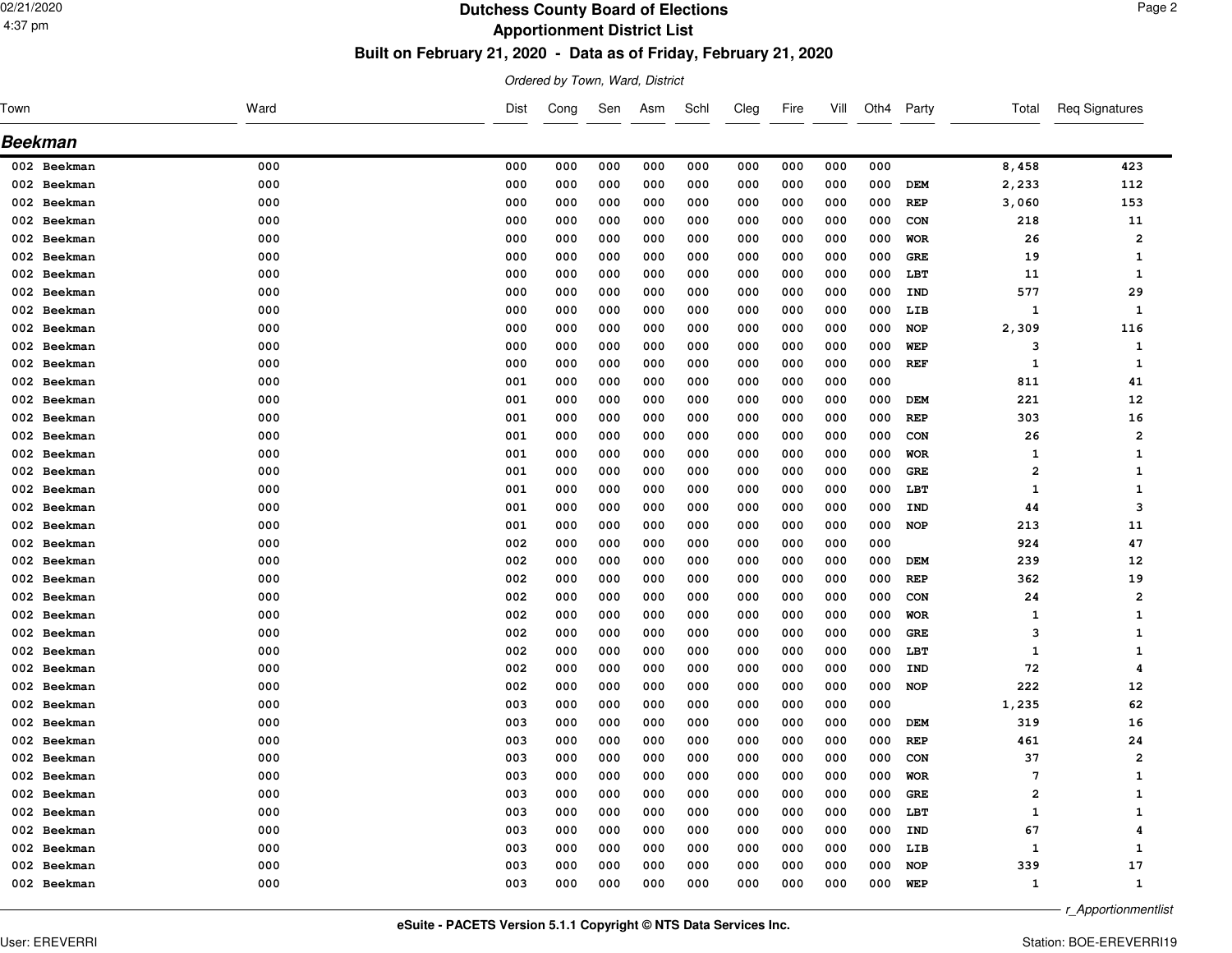# Dutchess County Board of Elections

## Apportionment District List

### Built on February 21, 2020 - Data as of Friday, February 21, 2020

*Ordered by Town, Ward, District*

## Beekman

| Town | Ward | Dist | Cong | Sen | Asm | Schl | Cleg | Fire | Vill | Oth4 | Party | Total | Req Signatures |
|---|---|---|---|---|---|---|---|---|---|---|---|---|---|
| 002 Beekman | 000 | 000 | 000 | 000 | 000 | 000 | 000 | 000 | 000 | 000 | | 8,458 | 423 |
| 002 Beekman | 000 | 000 | 000 | 000 | 000 | 000 | 000 | 000 | 000 | 000 | DEM | 2,233 | 112 |
| 002 Beekman | 000 | 000 | 000 | 000 | 000 | 000 | 000 | 000 | 000 | 000 | REP | 3,060 | 153 |
| 002 Beekman | 000 | 000 | 000 | 000 | 000 | 000 | 000 | 000 | 000 | 000 | CON | 218 | 11 |
| 002 Beekman | 000 | 000 | 000 | 000 | 000 | 000 | 000 | 000 | 000 | 000 | WOR | 26 | 2 |
| 002 Beekman | 000 | 000 | 000 | 000 | 000 | 000 | 000 | 000 | 000 | 000 | GRE | 19 | 1 |
| 002 Beekman | 000 | 000 | 000 | 000 | 000 | 000 | 000 | 000 | 000 | 000 | LBT | 11 | 1 |
| 002 Beekman | 000 | 000 | 000 | 000 | 000 | 000 | 000 | 000 | 000 | 000 | IND | 577 | 29 |
| 002 Beekman | 000 | 000 | 000 | 000 | 000 | 000 | 000 | 000 | 000 | 000 | LIB | 1 | 1 |
| 002 Beekman | 000 | 000 | 000 | 000 | 000 | 000 | 000 | 000 | 000 | 000 | NOP | 2,309 | 116 |
| 002 Beekman | 000 | 000 | 000 | 000 | 000 | 000 | 000 | 000 | 000 | 000 | WEP | 3 | 1 |
| 002 Beekman | 000 | 000 | 000 | 000 | 000 | 000 | 000 | 000 | 000 | 000 | REF | 1 | 1 |
| 002 Beekman | 000 | 001 | 000 | 000 | 000 | 000 | 000 | 000 | 000 | 000 | | 811 | 41 |
| 002 Beekman | 000 | 001 | 000 | 000 | 000 | 000 | 000 | 000 | 000 | 000 | DEM | 221 | 12 |
| 002 Beekman | 000 | 001 | 000 | 000 | 000 | 000 | 000 | 000 | 000 | 000 | REP | 303 | 16 |
| 002 Beekman | 000 | 001 | 000 | 000 | 000 | 000 | 000 | 000 | 000 | 000 | CON | 26 | 2 |
| 002 Beekman | 000 | 001 | 000 | 000 | 000 | 000 | 000 | 000 | 000 | 000 | WOR | 1 | 1 |
| 002 Beekman | 000 | 001 | 000 | 000 | 000 | 000 | 000 | 000 | 000 | 000 | GRE | 2 | 1 |
| 002 Beekman | 000 | 001 | 000 | 000 | 000 | 000 | 000 | 000 | 000 | 000 | LBT | 1 | 1 |
| 002 Beekman | 000 | 001 | 000 | 000 | 000 | 000 | 000 | 000 | 000 | 000 | IND | 44 | 3 |
| 002 Beekman | 000 | 001 | 000 | 000 | 000 | 000 | 000 | 000 | 000 | 000 | NOP | 213 | 11 |
| 002 Beekman | 000 | 002 | 000 | 000 | 000 | 000 | 000 | 000 | 000 | 000 | | 924 | 47 |
| 002 Beekman | 000 | 002 | 000 | 000 | 000 | 000 | 000 | 000 | 000 | 000 | DEM | 239 | 12 |
| 002 Beekman | 000 | 002 | 000 | 000 | 000 | 000 | 000 | 000 | 000 | 000 | REP | 362 | 19 |
| 002 Beekman | 000 | 002 | 000 | 000 | 000 | 000 | 000 | 000 | 000 | 000 | CON | 24 | 2 |
| 002 Beekman | 000 | 002 | 000 | 000 | 000 | 000 | 000 | 000 | 000 | 000 | WOR | 1 | 1 |
| 002 Beekman | 000 | 002 | 000 | 000 | 000 | 000 | 000 | 000 | 000 | 000 | GRE | 3 | 1 |
| 002 Beekman | 000 | 002 | 000 | 000 | 000 | 000 | 000 | 000 | 000 | 000 | LBT | 1 | 1 |
| 002 Beekman | 000 | 002 | 000 | 000 | 000 | 000 | 000 | 000 | 000 | 000 | IND | 72 | 4 |
| 002 Beekman | 000 | 002 | 000 | 000 | 000 | 000 | 000 | 000 | 000 | 000 | NOP | 222 | 12 |
| 002 Beekman | 000 | 003 | 000 | 000 | 000 | 000 | 000 | 000 | 000 | 000 | | 1,235 | 62 |
| 002 Beekman | 000 | 003 | 000 | 000 | 000 | 000 | 000 | 000 | 000 | 000 | DEM | 319 | 16 |
| 002 Beekman | 000 | 003 | 000 | 000 | 000 | 000 | 000 | 000 | 000 | 000 | REP | 461 | 24 |
| 002 Beekman | 000 | 003 | 000 | 000 | 000 | 000 | 000 | 000 | 000 | 000 | CON | 37 | 2 |
| 002 Beekman | 000 | 003 | 000 | 000 | 000 | 000 | 000 | 000 | 000 | 000 | WOR | 7 | 1 |
| 002 Beekman | 000 | 003 | 000 | 000 | 000 | 000 | 000 | 000 | 000 | 000 | GRE | 2 | 1 |
| 002 Beekman | 000 | 003 | 000 | 000 | 000 | 000 | 000 | 000 | 000 | 000 | LBT | 1 | 1 |
| 002 Beekman | 000 | 003 | 000 | 000 | 000 | 000 | 000 | 000 | 000 | 000 | IND | 67 | 4 |
| 002 Beekman | 000 | 003 | 000 | 000 | 000 | 000 | 000 | 000 | 000 | 000 | LIB | 1 | 1 |
| 002 Beekman | 000 | 003 | 000 | 000 | 000 | 000 | 000 | 000 | 000 | 000 | NOP | 339 | 17 |
| 002 Beekman | 000 | 003 | 000 | 000 | 000 | 000 | 000 | 000 | 000 | 000 | WEP | 1 | 1 |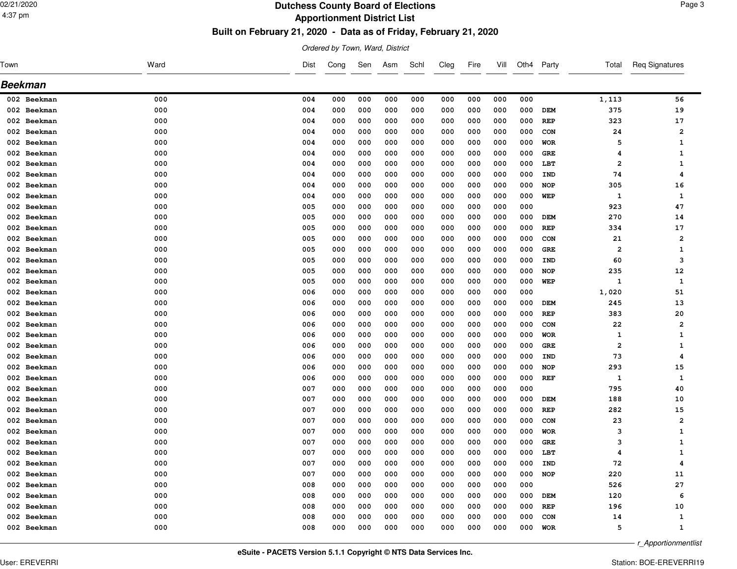# Dutchess County Board of Elections

## Apportionment District List

### Built on February 21, 2020 - Data as of Friday, February 21, 2020

*Ordered by Town, Ward, District*

## Beekman

| Town | Ward | Dist | Cong | Sen | Asm | Schl | Cleg | Fire | Vill | Oth4 | Party | Total | Req Signatures |
|---|---|---|---|---|---|---|---|---|---|---|---|---|---|
| 002 Beekman | 000 | 004 | 000 | 000 | 000 | 000 | 000 | 000 | 000 | 000 | | 1,113 | 56 |
| 002 Beekman | 000 | 004 | 000 | 000 | 000 | 000 | 000 | 000 | 000 | 000 | DEM | 375 | 19 |
| 002 Beekman | 000 | 004 | 000 | 000 | 000 | 000 | 000 | 000 | 000 | 000 | REP | 323 | 17 |
| 002 Beekman | 000 | 004 | 000 | 000 | 000 | 000 | 000 | 000 | 000 | 000 | CON | 24 | 2 |
| 002 Beekman | 000 | 004 | 000 | 000 | 000 | 000 | 000 | 000 | 000 | 000 | WOR | 5 | 1 |
| 002 Beekman | 000 | 004 | 000 | 000 | 000 | 000 | 000 | 000 | 000 | 000 | GRE | 4 | 1 |
| 002 Beekman | 000 | 004 | 000 | 000 | 000 | 000 | 000 | 000 | 000 | 000 | LBT | 2 | 1 |
| 002 Beekman | 000 | 004 | 000 | 000 | 000 | 000 | 000 | 000 | 000 | 000 | IND | 74 | 4 |
| 002 Beekman | 000 | 004 | 000 | 000 | 000 | 000 | 000 | 000 | 000 | 000 | NOP | 305 | 16 |
| 002 Beekman | 000 | 004 | 000 | 000 | 000 | 000 | 000 | 000 | 000 | 000 | WEP | 1 | 1 |
| 002 Beekman | 000 | 005 | 000 | 000 | 000 | 000 | 000 | 000 | 000 | 000 | | 923 | 47 |
| 002 Beekman | 000 | 005 | 000 | 000 | 000 | 000 | 000 | 000 | 000 | 000 | DEM | 270 | 14 |
| 002 Beekman | 000 | 005 | 000 | 000 | 000 | 000 | 000 | 000 | 000 | 000 | REP | 334 | 17 |
| 002 Beekman | 000 | 005 | 000 | 000 | 000 | 000 | 000 | 000 | 000 | 000 | CON | 21 | 2 |
| 002 Beekman | 000 | 005 | 000 | 000 | 000 | 000 | 000 | 000 | 000 | 000 | GRE | 2 | 1 |
| 002 Beekman | 000 | 005 | 000 | 000 | 000 | 000 | 000 | 000 | 000 | 000 | IND | 60 | 3 |
| 002 Beekman | 000 | 005 | 000 | 000 | 000 | 000 | 000 | 000 | 000 | 000 | NOP | 235 | 12 |
| 002 Beekman | 000 | 005 | 000 | 000 | 000 | 000 | 000 | 000 | 000 | 000 | WEP | 1 | 1 |
| 002 Beekman | 000 | 006 | 000 | 000 | 000 | 000 | 000 | 000 | 000 | 000 | | 1,020 | 51 |
| 002 Beekman | 000 | 006 | 000 | 000 | 000 | 000 | 000 | 000 | 000 | 000 | DEM | 245 | 13 |
| 002 Beekman | 000 | 006 | 000 | 000 | 000 | 000 | 000 | 000 | 000 | 000 | REP | 383 | 20 |
| 002 Beekman | 000 | 006 | 000 | 000 | 000 | 000 | 000 | 000 | 000 | 000 | CON | 22 | 2 |
| 002 Beekman | 000 | 006 | 000 | 000 | 000 | 000 | 000 | 000 | 000 | 000 | WOR | 1 | 1 |
| 002 Beekman | 000 | 006 | 000 | 000 | 000 | 000 | 000 | 000 | 000 | 000 | GRE | 2 | 1 |
| 002 Beekman | 000 | 006 | 000 | 000 | 000 | 000 | 000 | 000 | 000 | 000 | IND | 73 | 4 |
| 002 Beekman | 000 | 006 | 000 | 000 | 000 | 000 | 000 | 000 | 000 | 000 | NOP | 293 | 15 |
| 002 Beekman | 000 | 006 | 000 | 000 | 000 | 000 | 000 | 000 | 000 | 000 | REF | 1 | 1 |
| 002 Beekman | 000 | 007 | 000 | 000 | 000 | 000 | 000 | 000 | 000 | 000 | | 795 | 40 |
| 002 Beekman | 000 | 007 | 000 | 000 | 000 | 000 | 000 | 000 | 000 | 000 | DEM | 188 | 10 |
| 002 Beekman | 000 | 007 | 000 | 000 | 000 | 000 | 000 | 000 | 000 | 000 | REP | 282 | 15 |
| 002 Beekman | 000 | 007 | 000 | 000 | 000 | 000 | 000 | 000 | 000 | 000 | CON | 23 | 2 |
| 002 Beekman | 000 | 007 | 000 | 000 | 000 | 000 | 000 | 000 | 000 | 000 | WOR | 3 | 1 |
| 002 Beekman | 000 | 007 | 000 | 000 | 000 | 000 | 000 | 000 | 000 | 000 | GRE | 3 | 1 |
| 002 Beekman | 000 | 007 | 000 | 000 | 000 | 000 | 000 | 000 | 000 | 000 | LBT | 4 | 1 |
| 002 Beekman | 000 | 007 | 000 | 000 | 000 | 000 | 000 | 000 | 000 | 000 | IND | 72 | 4 |
| 002 Beekman | 000 | 007 | 000 | 000 | 000 | 000 | 000 | 000 | 000 | 000 | NOP | 220 | 11 |
| 002 Beekman | 000 | 008 | 000 | 000 | 000 | 000 | 000 | 000 | 000 | 000 | | 526 | 27 |
| 002 Beekman | 000 | 008 | 000 | 000 | 000 | 000 | 000 | 000 | 000 | 000 | DEM | 120 | 6 |
| 002 Beekman | 000 | 008 | 000 | 000 | 000 | 000 | 000 | 000 | 000 | 000 | REP | 196 | 10 |
| 002 Beekman | 000 | 008 | 000 | 000 | 000 | 000 | 000 | 000 | 000 | 000 | CON | 14 | 1 |
| 002 Beekman | 000 | 008 | 000 | 000 | 000 | 000 | 000 | 000 | 000 | 000 | WOR | 5 | 1 |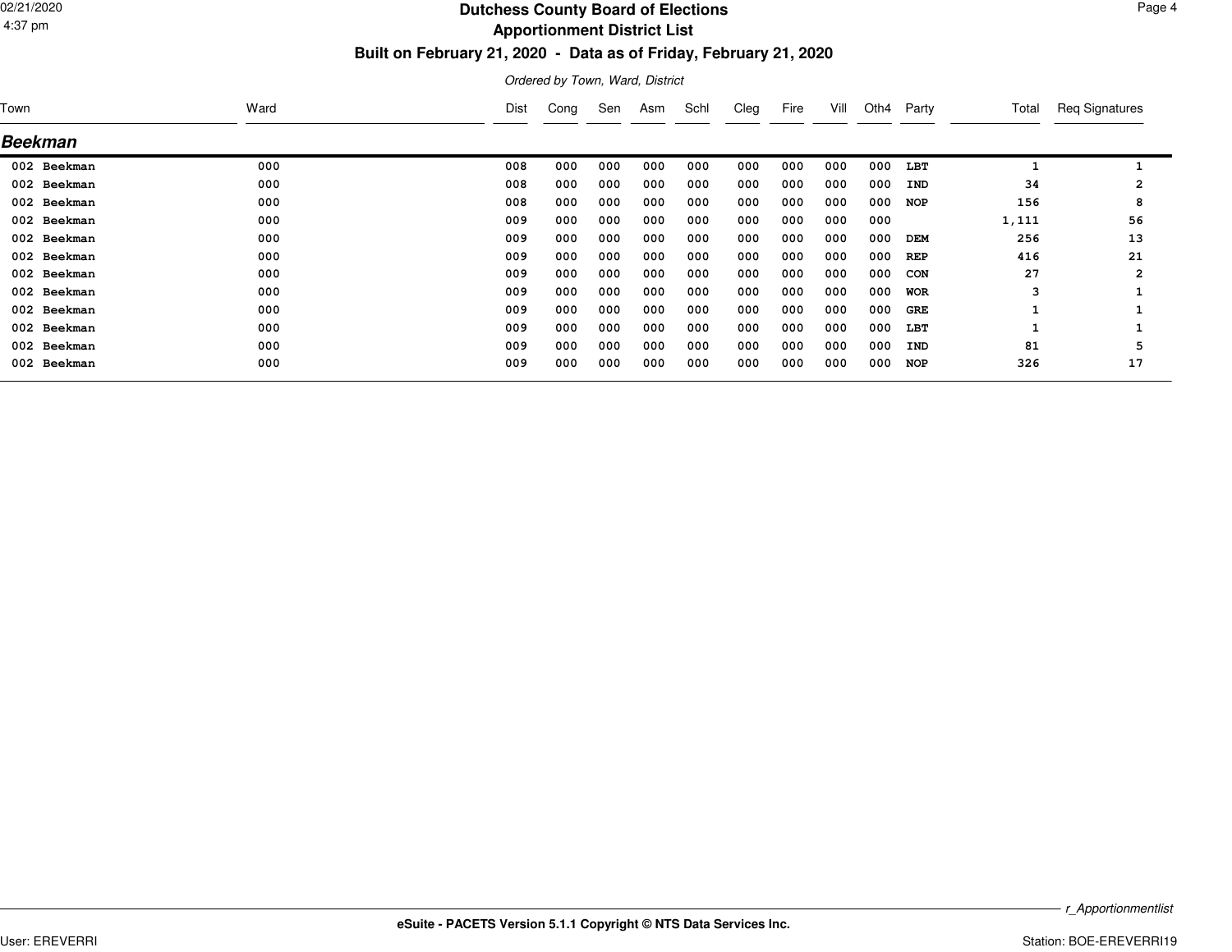# Dutchess County Board of Elections

## Apportionment District List

### Built on February 21, 2020 - Data as of Friday, February 21, 2020

*Ordered by Town, Ward, District*

| Town | Ward | Dist | Cong | Sen | Asm | Schl | Cleg | Fire | Vill | Oth4 | Party | Total | Req Signatures |
|---|---|---|---|---|---|---|---|---|---|---|---|---|---|
| ***Beekman*** | | | | | | | | | | | | | |
| 002 Beekman | 000 | 008 | 000 | 000 | 000 | 000 | 000 | 000 | 000 | 000 | LBT | 1 | 1 |
| 002 Beekman | 000 | 008 | 000 | 000 | 000 | 000 | 000 | 000 | 000 | 000 | IND | 34 | 2 |
| 002 Beekman | 000 | 008 | 000 | 000 | 000 | 000 | 000 | 000 | 000 | 000 | NOP | 156 | 8 |
| 002 Beekman | 000 | 009 | 000 | 000 | 000 | 000 | 000 | 000 | 000 | 000 | | 1,111 | 56 |
| 002 Beekman | 000 | 009 | 000 | 000 | 000 | 000 | 000 | 000 | 000 | 000 | DEM | 256 | 13 |
| 002 Beekman | 000 | 009 | 000 | 000 | 000 | 000 | 000 | 000 | 000 | 000 | REP | 416 | 21 |
| 002 Beekman | 000 | 009 | 000 | 000 | 000 | 000 | 000 | 000 | 000 | 000 | CON | 27 | 2 |
| 002 Beekman | 000 | 009 | 000 | 000 | 000 | 000 | 000 | 000 | 000 | 000 | WOR | 3 | 1 |
| 002 Beekman | 000 | 009 | 000 | 000 | 000 | 000 | 000 | 000 | 000 | 000 | GRE | 1 | 1 |
| 002 Beekman | 000 | 009 | 000 | 000 | 000 | 000 | 000 | 000 | 000 | 000 | LBT | 1 | 1 |
| 002 Beekman | 000 | 009 | 000 | 000 | 000 | 000 | 000 | 000 | 000 | 000 | IND | 81 | 5 |
| 002 Beekman | 000 | 009 | 000 | 000 | 000 | 000 | 000 | 000 | 000 | 000 | NOP | 326 | 17 |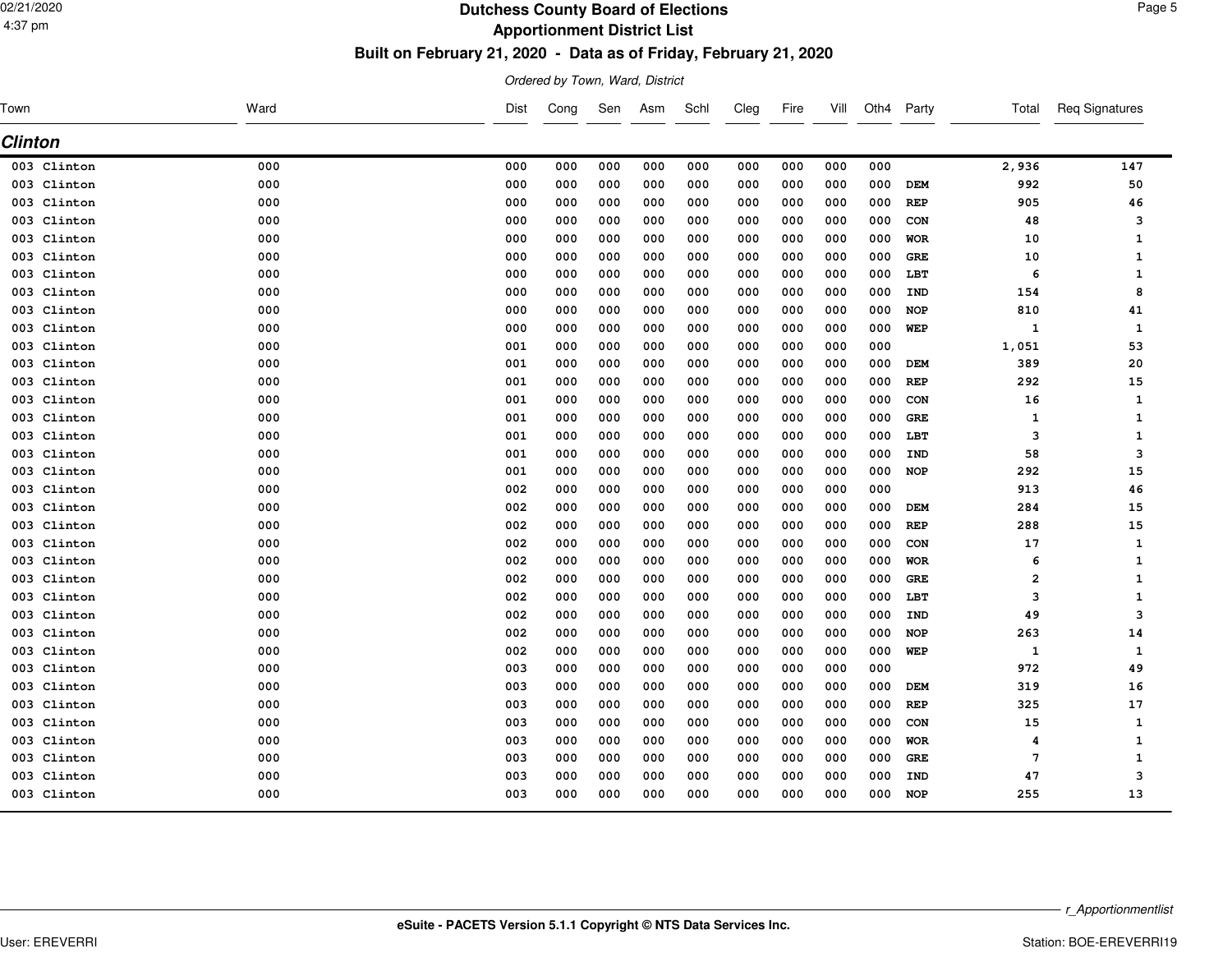# Dutchess County Board of Elections
## Apportionment District List
### Built on February 21, 2020 - Data as of Friday, February 21, 2020

*Ordered by Town, Ward, District*

## Clinton

| Town | Ward | Dist | Cong | Sen | Asm | Schl | Cleg | Fire | Vill | Oth4 | Party | Total | Req Signatures |
|---|---|---|---|---|---|---|---|---|---|---|---|---|---|
| 003 Clinton | 000 | 000 | 000 | 000 | 000 | 000 | 000 | 000 | 000 | 000 | | 2,936 | 147 |
| 003 Clinton | 000 | 000 | 000 | 000 | 000 | 000 | 000 | 000 | 000 | 000 | DEM | 992 | 50 |
| 003 Clinton | 000 | 000 | 000 | 000 | 000 | 000 | 000 | 000 | 000 | 000 | REP | 905 | 46 |
| 003 Clinton | 000 | 000 | 000 | 000 | 000 | 000 | 000 | 000 | 000 | 000 | CON | 48 | 3 |
| 003 Clinton | 000 | 000 | 000 | 000 | 000 | 000 | 000 | 000 | 000 | 000 | WOR | 10 | 1 |
| 003 Clinton | 000 | 000 | 000 | 000 | 000 | 000 | 000 | 000 | 000 | 000 | GRE | 10 | 1 |
| 003 Clinton | 000 | 000 | 000 | 000 | 000 | 000 | 000 | 000 | 000 | 000 | LBT | 6 | 1 |
| 003 Clinton | 000 | 000 | 000 | 000 | 000 | 000 | 000 | 000 | 000 | 000 | IND | 154 | 8 |
| 003 Clinton | 000 | 000 | 000 | 000 | 000 | 000 | 000 | 000 | 000 | 000 | NOP | 810 | 41 |
| 003 Clinton | 000 | 000 | 000 | 000 | 000 | 000 | 000 | 000 | 000 | 000 | WEP | 1 | 1 |
| 003 Clinton | 000 | 001 | 000 | 000 | 000 | 000 | 000 | 000 | 000 | 000 | | 1,051 | 53 |
| 003 Clinton | 000 | 001 | 000 | 000 | 000 | 000 | 000 | 000 | 000 | 000 | DEM | 389 | 20 |
| 003 Clinton | 000 | 001 | 000 | 000 | 000 | 000 | 000 | 000 | 000 | 000 | REP | 292 | 15 |
| 003 Clinton | 000 | 001 | 000 | 000 | 000 | 000 | 000 | 000 | 000 | 000 | CON | 16 | 1 |
| 003 Clinton | 000 | 001 | 000 | 000 | 000 | 000 | 000 | 000 | 000 | 000 | GRE | 1 | 1 |
| 003 Clinton | 000 | 001 | 000 | 000 | 000 | 000 | 000 | 000 | 000 | 000 | LBT | 3 | 1 |
| 003 Clinton | 000 | 001 | 000 | 000 | 000 | 000 | 000 | 000 | 000 | 000 | IND | 58 | 3 |
| 003 Clinton | 000 | 001 | 000 | 000 | 000 | 000 | 000 | 000 | 000 | 000 | NOP | 292 | 15 |
| 003 Clinton | 000 | 002 | 000 | 000 | 000 | 000 | 000 | 000 | 000 | 000 | | 913 | 46 |
| 003 Clinton | 000 | 002 | 000 | 000 | 000 | 000 | 000 | 000 | 000 | 000 | DEM | 284 | 15 |
| 003 Clinton | 000 | 002 | 000 | 000 | 000 | 000 | 000 | 000 | 000 | 000 | REP | 288 | 15 |
| 003 Clinton | 000 | 002 | 000 | 000 | 000 | 000 | 000 | 000 | 000 | 000 | CON | 17 | 1 |
| 003 Clinton | 000 | 002 | 000 | 000 | 000 | 000 | 000 | 000 | 000 | 000 | WOR | 6 | 1 |
| 003 Clinton | 000 | 002 | 000 | 000 | 000 | 000 | 000 | 000 | 000 | 000 | GRE | 2 | 1 |
| 003 Clinton | 000 | 002 | 000 | 000 | 000 | 000 | 000 | 000 | 000 | 000 | LBT | 3 | 1 |
| 003 Clinton | 000 | 002 | 000 | 000 | 000 | 000 | 000 | 000 | 000 | 000 | IND | 49 | 3 |
| 003 Clinton | 000 | 002 | 000 | 000 | 000 | 000 | 000 | 000 | 000 | 000 | NOP | 263 | 14 |
| 003 Clinton | 000 | 002 | 000 | 000 | 000 | 000 | 000 | 000 | 000 | 000 | WEP | 1 | 1 |
| 003 Clinton | 000 | 003 | 000 | 000 | 000 | 000 | 000 | 000 | 000 | 000 | | 972 | 49 |
| 003 Clinton | 000 | 003 | 000 | 000 | 000 | 000 | 000 | 000 | 000 | 000 | DEM | 319 | 16 |
| 003 Clinton | 000 | 003 | 000 | 000 | 000 | 000 | 000 | 000 | 000 | 000 | REP | 325 | 17 |
| 003 Clinton | 000 | 003 | 000 | 000 | 000 | 000 | 000 | 000 | 000 | 000 | CON | 15 | 1 |
| 003 Clinton | 000 | 003 | 000 | 000 | 000 | 000 | 000 | 000 | 000 | 000 | WOR | 4 | 1 |
| 003 Clinton | 000 | 003 | 000 | 000 | 000 | 000 | 000 | 000 | 000 | 000 | GRE | 7 | 1 |
| 003 Clinton | 000 | 003 | 000 | 000 | 000 | 000 | 000 | 000 | 000 | 000 | IND | 47 | 3 |
| 003 Clinton | 000 | 003 | 000 | 000 | 000 | 000 | 000 | 000 | 000 | 000 | NOP | 255 | 13 |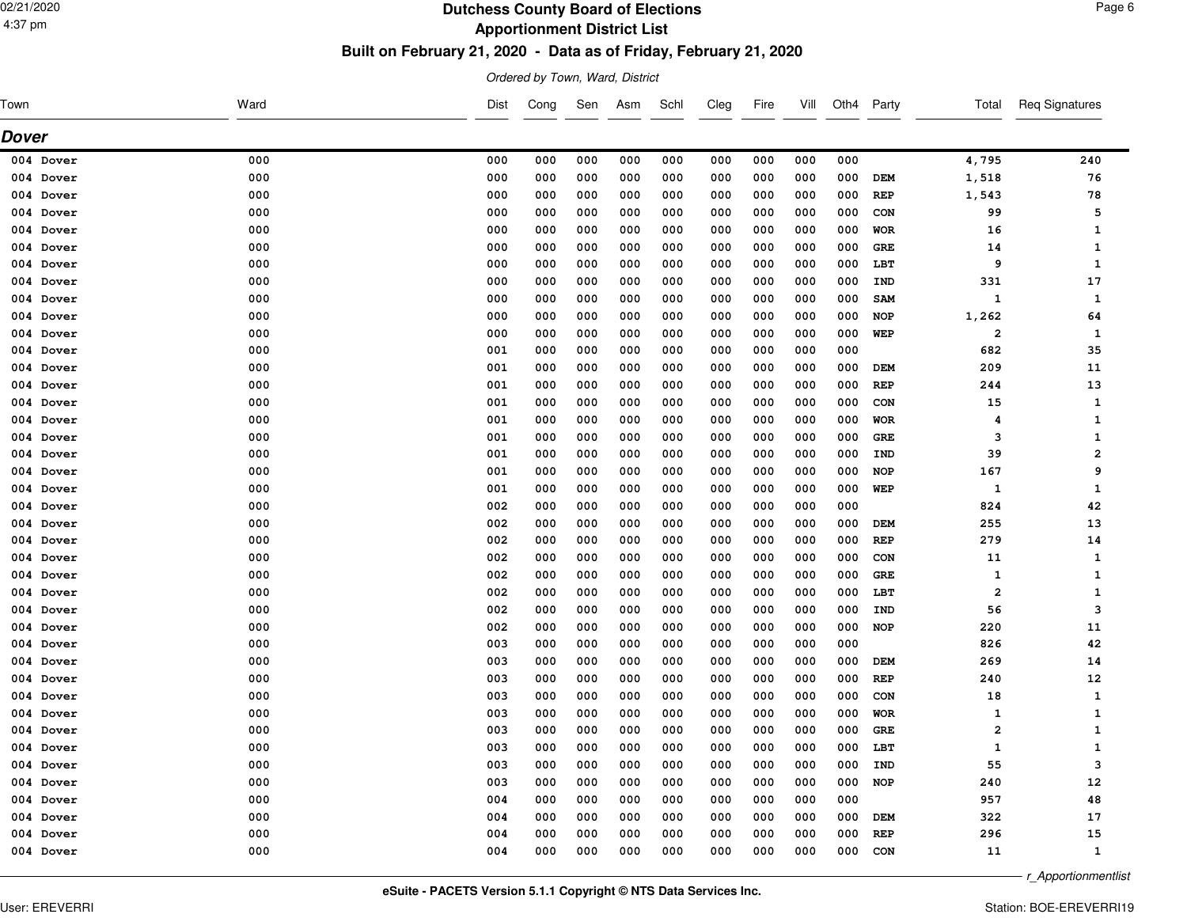# Dutchess County Board of Elections

## Apportionment District List

### Built on February 21, 2020 - Data as of Friday, February 21, 2020

*Ordered by Town, Ward, District*

## Dover

| Town | Ward | Dist | Cong | Sen | Asm | Schl | Cleg | Fire | Vill | Oth4 | Party | Total | Req Signatures |
|---|---|---|---|---|---|---|---|---|---|---|---|---|---|
| 004 Dover | 000 | 000 | 000 | 000 | 000 | 000 | 000 | 000 | 000 | 000 | | 4,795 | 240 |
| 004 Dover | 000 | 000 | 000 | 000 | 000 | 000 | 000 | 000 | 000 | 000 | DEM | 1,518 | 76 |
| 004 Dover | 000 | 000 | 000 | 000 | 000 | 000 | 000 | 000 | 000 | 000 | REP | 1,543 | 78 |
| 004 Dover | 000 | 000 | 000 | 000 | 000 | 000 | 000 | 000 | 000 | 000 | CON | 99 | 5 |
| 004 Dover | 000 | 000 | 000 | 000 | 000 | 000 | 000 | 000 | 000 | 000 | WOR | 16 | 1 |
| 004 Dover | 000 | 000 | 000 | 000 | 000 | 000 | 000 | 000 | 000 | 000 | GRE | 14 | 1 |
| 004 Dover | 000 | 000 | 000 | 000 | 000 | 000 | 000 | 000 | 000 | 000 | LBT | 9 | 1 |
| 004 Dover | 000 | 000 | 000 | 000 | 000 | 000 | 000 | 000 | 000 | 000 | IND | 331 | 17 |
| 004 Dover | 000 | 000 | 000 | 000 | 000 | 000 | 000 | 000 | 000 | 000 | SAM | 1 | 1 |
| 004 Dover | 000 | 000 | 000 | 000 | 000 | 000 | 000 | 000 | 000 | 000 | NOP | 1,262 | 64 |
| 004 Dover | 000 | 000 | 000 | 000 | 000 | 000 | 000 | 000 | 000 | 000 | WEP | 2 | 1 |
| 004 Dover | 000 | 001 | 000 | 000 | 000 | 000 | 000 | 000 | 000 | 000 | | 682 | 35 |
| 004 Dover | 000 | 001 | 000 | 000 | 000 | 000 | 000 | 000 | 000 | 000 | DEM | 209 | 11 |
| 004 Dover | 000 | 001 | 000 | 000 | 000 | 000 | 000 | 000 | 000 | 000 | REP | 244 | 13 |
| 004 Dover | 000 | 001 | 000 | 000 | 000 | 000 | 000 | 000 | 000 | 000 | CON | 15 | 1 |
| 004 Dover | 000 | 001 | 000 | 000 | 000 | 000 | 000 | 000 | 000 | 000 | WOR | 4 | 1 |
| 004 Dover | 000 | 001 | 000 | 000 | 000 | 000 | 000 | 000 | 000 | 000 | GRE | 3 | 1 |
| 004 Dover | 000 | 001 | 000 | 000 | 000 | 000 | 000 | 000 | 000 | 000 | IND | 39 | 2 |
| 004 Dover | 000 | 001 | 000 | 000 | 000 | 000 | 000 | 000 | 000 | 000 | NOP | 167 | 9 |
| 004 Dover | 000 | 001 | 000 | 000 | 000 | 000 | 000 | 000 | 000 | 000 | WEP | 1 | 1 |
| 004 Dover | 000 | 002 | 000 | 000 | 000 | 000 | 000 | 000 | 000 | 000 | | 824 | 42 |
| 004 Dover | 000 | 002 | 000 | 000 | 000 | 000 | 000 | 000 | 000 | 000 | DEM | 255 | 13 |
| 004 Dover | 000 | 002 | 000 | 000 | 000 | 000 | 000 | 000 | 000 | 000 | REP | 279 | 14 |
| 004 Dover | 000 | 002 | 000 | 000 | 000 | 000 | 000 | 000 | 000 | 000 | CON | 11 | 1 |
| 004 Dover | 000 | 002 | 000 | 000 | 000 | 000 | 000 | 000 | 000 | 000 | GRE | 1 | 1 |
| 004 Dover | 000 | 002 | 000 | 000 | 000 | 000 | 000 | 000 | 000 | 000 | LBT | 2 | 1 |
| 004 Dover | 000 | 002 | 000 | 000 | 000 | 000 | 000 | 000 | 000 | 000 | IND | 56 | 3 |
| 004 Dover | 000 | 002 | 000 | 000 | 000 | 000 | 000 | 000 | 000 | 000 | NOP | 220 | 11 |
| 004 Dover | 000 | 003 | 000 | 000 | 000 | 000 | 000 | 000 | 000 | 000 | | 826 | 42 |
| 004 Dover | 000 | 003 | 000 | 000 | 000 | 000 | 000 | 000 | 000 | 000 | DEM | 269 | 14 |
| 004 Dover | 000 | 003 | 000 | 000 | 000 | 000 | 000 | 000 | 000 | 000 | REP | 240 | 12 |
| 004 Dover | 000 | 003 | 000 | 000 | 000 | 000 | 000 | 000 | 000 | 000 | CON | 18 | 1 |
| 004 Dover | 000 | 003 | 000 | 000 | 000 | 000 | 000 | 000 | 000 | 000 | WOR | 1 | 1 |
| 004 Dover | 000 | 003 | 000 | 000 | 000 | 000 | 000 | 000 | 000 | 000 | GRE | 2 | 1 |
| 004 Dover | 000 | 003 | 000 | 000 | 000 | 000 | 000 | 000 | 000 | 000 | LBT | 1 | 1 |
| 004 Dover | 000 | 003 | 000 | 000 | 000 | 000 | 000 | 000 | 000 | 000 | IND | 55 | 3 |
| 004 Dover | 000 | 003 | 000 | 000 | 000 | 000 | 000 | 000 | 000 | 000 | NOP | 240 | 12 |
| 004 Dover | 000 | 004 | 000 | 000 | 000 | 000 | 000 | 000 | 000 | 000 | | 957 | 48 |
| 004 Dover | 000 | 004 | 000 | 000 | 000 | 000 | 000 | 000 | 000 | 000 | DEM | 322 | 17 |
| 004 Dover | 000 | 004 | 000 | 000 | 000 | 000 | 000 | 000 | 000 | 000 | REP | 296 | 15 |
| 004 Dover | 000 | 004 | 000 | 000 | 000 | 000 | 000 | 000 | 000 | 000 | CON | 11 | 1 |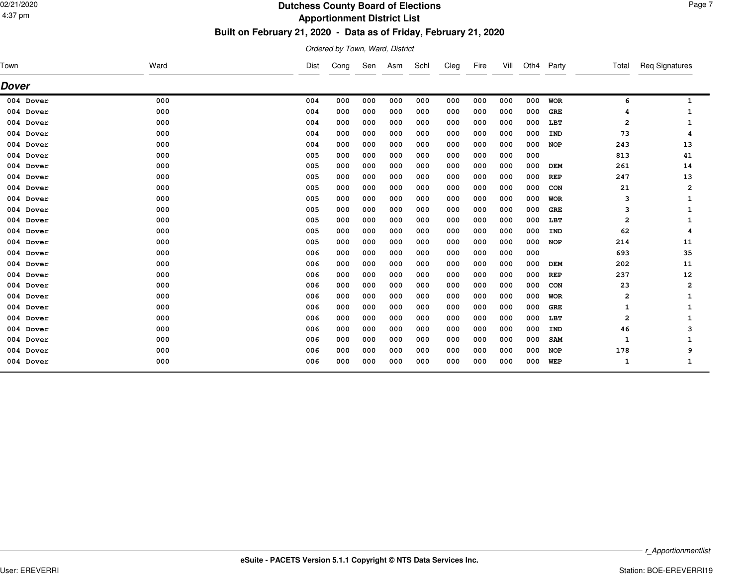# Dutchess County Board of Elections
## Apportionment District List
### Built on February 21, 2020 - Data as of Friday, February 21, 2020

*Ordered by Town, Ward, District*

## Dover

| Town | Ward | Dist | Cong | Sen | Asm | Schl | Cleg | Fire | Vill | Oth4 | Party | Total | Req Signatures |
|---|---|---|---|---|---|---|---|---|---|---|---|---|---|
| 004 Dover | 000 | 004 | 000 | 000 | 000 | 000 | 000 | 000 | 000 | 000 | WOR | 6 | 1 |
| 004 Dover | 000 | 004 | 000 | 000 | 000 | 000 | 000 | 000 | 000 | 000 | GRE | 4 | 1 |
| 004 Dover | 000 | 004 | 000 | 000 | 000 | 000 | 000 | 000 | 000 | 000 | LBT | 2 | 1 |
| 004 Dover | 000 | 004 | 000 | 000 | 000 | 000 | 000 | 000 | 000 | 000 | IND | 73 | 4 |
| 004 Dover | 000 | 004 | 000 | 000 | 000 | 000 | 000 | 000 | 000 | 000 | NOP | 243 | 13 |
| 004 Dover | 000 | 005 | 000 | 000 | 000 | 000 | 000 | 000 | 000 | 000 | | 813 | 41 |
| 004 Dover | 000 | 005 | 000 | 000 | 000 | 000 | 000 | 000 | 000 | 000 | DEM | 261 | 14 |
| 004 Dover | 000 | 005 | 000 | 000 | 000 | 000 | 000 | 000 | 000 | 000 | REP | 247 | 13 |
| 004 Dover | 000 | 005 | 000 | 000 | 000 | 000 | 000 | 000 | 000 | 000 | CON | 21 | 2 |
| 004 Dover | 000 | 005 | 000 | 000 | 000 | 000 | 000 | 000 | 000 | 000 | WOR | 3 | 1 |
| 004 Dover | 000 | 005 | 000 | 000 | 000 | 000 | 000 | 000 | 000 | 000 | GRE | 3 | 1 |
| 004 Dover | 000 | 005 | 000 | 000 | 000 | 000 | 000 | 000 | 000 | 000 | LBT | 2 | 1 |
| 004 Dover | 000 | 005 | 000 | 000 | 000 | 000 | 000 | 000 | 000 | 000 | IND | 62 | 4 |
| 004 Dover | 000 | 005 | 000 | 000 | 000 | 000 | 000 | 000 | 000 | 000 | NOP | 214 | 11 |
| 004 Dover | 000 | 006 | 000 | 000 | 000 | 000 | 000 | 000 | 000 | 000 | | 693 | 35 |
| 004 Dover | 000 | 006 | 000 | 000 | 000 | 000 | 000 | 000 | 000 | 000 | DEM | 202 | 11 |
| 004 Dover | 000 | 006 | 000 | 000 | 000 | 000 | 000 | 000 | 000 | 000 | REP | 237 | 12 |
| 004 Dover | 000 | 006 | 000 | 000 | 000 | 000 | 000 | 000 | 000 | 000 | CON | 23 | 2 |
| 004 Dover | 000 | 006 | 000 | 000 | 000 | 000 | 000 | 000 | 000 | 000 | WOR | 2 | 1 |
| 004 Dover | 000 | 006 | 000 | 000 | 000 | 000 | 000 | 000 | 000 | 000 | GRE | 1 | 1 |
| 004 Dover | 000 | 006 | 000 | 000 | 000 | 000 | 000 | 000 | 000 | 000 | LBT | 2 | 1 |
| 004 Dover | 000 | 006 | 000 | 000 | 000 | 000 | 000 | 000 | 000 | 000 | IND | 46 | 3 |
| 004 Dover | 000 | 006 | 000 | 000 | 000 | 000 | 000 | 000 | 000 | 000 | SAM | 1 | 1 |
| 004 Dover | 000 | 006 | 000 | 000 | 000 | 000 | 000 | 000 | 000 | 000 | NOP | 178 | 9 |
| 004 Dover | 000 | 006 | 000 | 000 | 000 | 000 | 000 | 000 | 000 | 000 | WEP | 1 | 1 |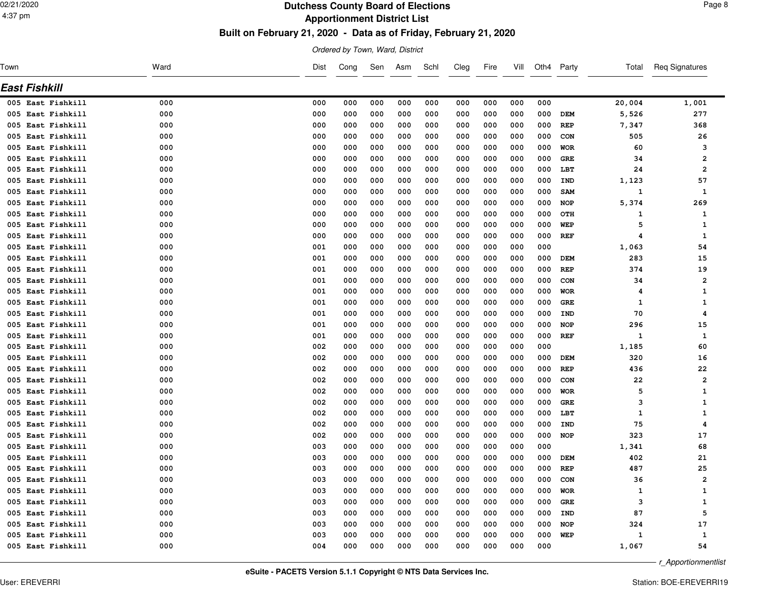# Dutchess County Board of Elections

## Apportionment District List

### Built on February 21, 2020 - Data as of Friday, February 21, 2020

*Ordered by Town, Ward, District*

## East Fishkill

| Town | Ward | Dist | Cong | Sen | Asm | Schl | Cleg | Fire | Vill | Oth4 | Party | Total | Req Signatures |
|---|---|---|---|---|---|---|---|---|---|---|---|---|---|
| 005 East Fishkill | 000 | 000 | 000 | 000 | 000 | 000 | 000 | 000 | 000 | 000 | | 20,004 | 1,001 |
| 005 East Fishkill | 000 | 000 | 000 | 000 | 000 | 000 | 000 | 000 | 000 | 000 | DEM | 5,526 | 277 |
| 005 East Fishkill | 000 | 000 | 000 | 000 | 000 | 000 | 000 | 000 | 000 | 000 | REP | 7,347 | 368 |
| 005 East Fishkill | 000 | 000 | 000 | 000 | 000 | 000 | 000 | 000 | 000 | 000 | CON | 505 | 26 |
| 005 East Fishkill | 000 | 000 | 000 | 000 | 000 | 000 | 000 | 000 | 000 | 000 | WOR | 60 | 3 |
| 005 East Fishkill | 000 | 000 | 000 | 000 | 000 | 000 | 000 | 000 | 000 | 000 | GRE | 34 | 2 |
| 005 East Fishkill | 000 | 000 | 000 | 000 | 000 | 000 | 000 | 000 | 000 | 000 | LBT | 24 | 2 |
| 005 East Fishkill | 000 | 000 | 000 | 000 | 000 | 000 | 000 | 000 | 000 | 000 | IND | 1,123 | 57 |
| 005 East Fishkill | 000 | 000 | 000 | 000 | 000 | 000 | 000 | 000 | 000 | 000 | SAM | 1 | 1 |
| 005 East Fishkill | 000 | 000 | 000 | 000 | 000 | 000 | 000 | 000 | 000 | 000 | NOP | 5,374 | 269 |
| 005 East Fishkill | 000 | 000 | 000 | 000 | 000 | 000 | 000 | 000 | 000 | 000 | OTH | 1 | 1 |
| 005 East Fishkill | 000 | 000 | 000 | 000 | 000 | 000 | 000 | 000 | 000 | 000 | WEP | 5 | 1 |
| 005 East Fishkill | 000 | 000 | 000 | 000 | 000 | 000 | 000 | 000 | 000 | 000 | REF | 4 | 1 |
| 005 East Fishkill | 000 | 001 | 000 | 000 | 000 | 000 | 000 | 000 | 000 | 000 | | 1,063 | 54 |
| 005 East Fishkill | 000 | 001 | 000 | 000 | 000 | 000 | 000 | 000 | 000 | 000 | DEM | 283 | 15 |
| 005 East Fishkill | 000 | 001 | 000 | 000 | 000 | 000 | 000 | 000 | 000 | 000 | REP | 374 | 19 |
| 005 East Fishkill | 000 | 001 | 000 | 000 | 000 | 000 | 000 | 000 | 000 | 000 | CON | 34 | 2 |
| 005 East Fishkill | 000 | 001 | 000 | 000 | 000 | 000 | 000 | 000 | 000 | 000 | WOR | 4 | 1 |
| 005 East Fishkill | 000 | 001 | 000 | 000 | 000 | 000 | 000 | 000 | 000 | 000 | GRE | 1 | 1 |
| 005 East Fishkill | 000 | 001 | 000 | 000 | 000 | 000 | 000 | 000 | 000 | 000 | IND | 70 | 4 |
| 005 East Fishkill | 000 | 001 | 000 | 000 | 000 | 000 | 000 | 000 | 000 | 000 | NOP | 296 | 15 |
| 005 East Fishkill | 000 | 001 | 000 | 000 | 000 | 000 | 000 | 000 | 000 | 000 | REF | 1 | 1 |
| 005 East Fishkill | 000 | 002 | 000 | 000 | 000 | 000 | 000 | 000 | 000 | 000 | | 1,185 | 60 |
| 005 East Fishkill | 000 | 002 | 000 | 000 | 000 | 000 | 000 | 000 | 000 | 000 | DEM | 320 | 16 |
| 005 East Fishkill | 000 | 002 | 000 | 000 | 000 | 000 | 000 | 000 | 000 | 000 | REP | 436 | 22 |
| 005 East Fishkill | 000 | 002 | 000 | 000 | 000 | 000 | 000 | 000 | 000 | 000 | CON | 22 | 2 |
| 005 East Fishkill | 000 | 002 | 000 | 000 | 000 | 000 | 000 | 000 | 000 | 000 | WOR | 5 | 1 |
| 005 East Fishkill | 000 | 002 | 000 | 000 | 000 | 000 | 000 | 000 | 000 | 000 | GRE | 3 | 1 |
| 005 East Fishkill | 000 | 002 | 000 | 000 | 000 | 000 | 000 | 000 | 000 | 000 | LBT | 1 | 1 |
| 005 East Fishkill | 000 | 002 | 000 | 000 | 000 | 000 | 000 | 000 | 000 | 000 | IND | 75 | 4 |
| 005 East Fishkill | 000 | 002 | 000 | 000 | 000 | 000 | 000 | 000 | 000 | 000 | NOP | 323 | 17 |
| 005 East Fishkill | 000 | 003 | 000 | 000 | 000 | 000 | 000 | 000 | 000 | 000 | | 1,341 | 68 |
| 005 East Fishkill | 000 | 003 | 000 | 000 | 000 | 000 | 000 | 000 | 000 | 000 | DEM | 402 | 21 |
| 005 East Fishkill | 000 | 003 | 000 | 000 | 000 | 000 | 000 | 000 | 000 | 000 | REP | 487 | 25 |
| 005 East Fishkill | 000 | 003 | 000 | 000 | 000 | 000 | 000 | 000 | 000 | 000 | CON | 36 | 2 |
| 005 East Fishkill | 000 | 003 | 000 | 000 | 000 | 000 | 000 | 000 | 000 | 000 | WOR | 1 | 1 |
| 005 East Fishkill | 000 | 003 | 000 | 000 | 000 | 000 | 000 | 000 | 000 | 000 | GRE | 3 | 1 |
| 005 East Fishkill | 000 | 003 | 000 | 000 | 000 | 000 | 000 | 000 | 000 | 000 | IND | 87 | 5 |
| 005 East Fishkill | 000 | 003 | 000 | 000 | 000 | 000 | 000 | 000 | 000 | 000 | NOP | 324 | 17 |
| 005 East Fishkill | 000 | 003 | 000 | 000 | 000 | 000 | 000 | 000 | 000 | 000 | WEP | 1 | 1 |
| 005 East Fishkill | 000 | 004 | 000 | 000 | 000 | 000 | 000 | 000 | 000 | 000 | | 1,067 | 54 |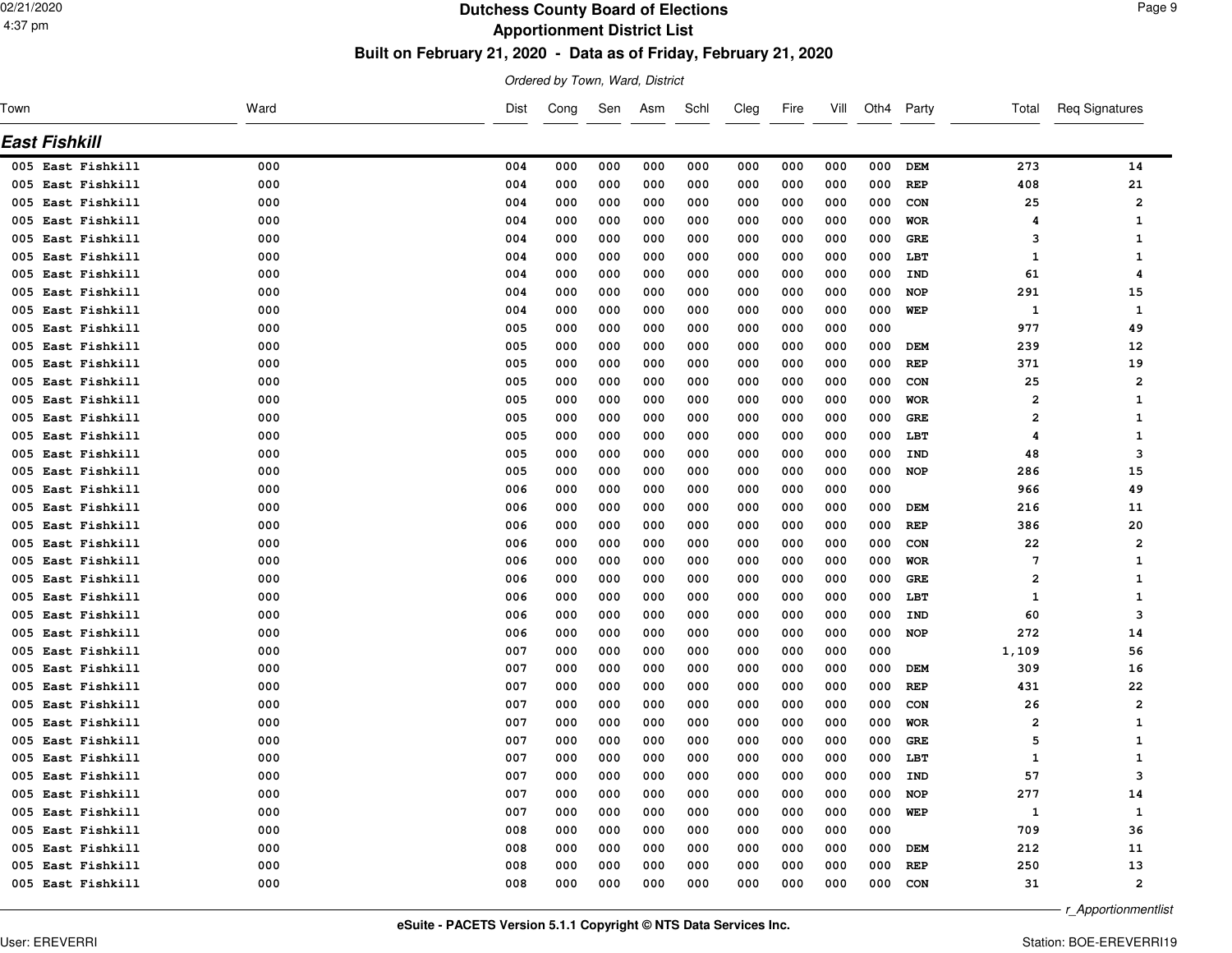# Dutchess County Board of Elections
## Apportionment District List
### Built on February 21, 2020 - Data as of Friday, February 21, 2020

*Ordered by Town, Ward, District*

## East Fishkill

| Town | Ward | Dist | Cong | Sen | Asm | Schl | Cleg | Fire | Vill | Oth4 | Party | Total | Req Signatures |
|---|---|---|---|---|---|---|---|---|---|---|---|---|---|
| 005 East Fishkill | 000 | 004 | 000 | 000 | 000 | 000 | 000 | 000 | 000 | 000 | DEM | 273 | 14 |
| 005 East Fishkill | 000 | 004 | 000 | 000 | 000 | 000 | 000 | 000 | 000 | 000 | REP | 408 | 21 |
| 005 East Fishkill | 000 | 004 | 000 | 000 | 000 | 000 | 000 | 000 | 000 | 000 | CON | 25 | 2 |
| 005 East Fishkill | 000 | 004 | 000 | 000 | 000 | 000 | 000 | 000 | 000 | 000 | WOR | 4 | 1 |
| 005 East Fishkill | 000 | 004 | 000 | 000 | 000 | 000 | 000 | 000 | 000 | 000 | GRE | 3 | 1 |
| 005 East Fishkill | 000 | 004 | 000 | 000 | 000 | 000 | 000 | 000 | 000 | 000 | LBT | 1 | 1 |
| 005 East Fishkill | 000 | 004 | 000 | 000 | 000 | 000 | 000 | 000 | 000 | 000 | IND | 61 | 4 |
| 005 East Fishkill | 000 | 004 | 000 | 000 | 000 | 000 | 000 | 000 | 000 | 000 | NOP | 291 | 15 |
| 005 East Fishkill | 000 | 004 | 000 | 000 | 000 | 000 | 000 | 000 | 000 | 000 | WEP | 1 | 1 |
| 005 East Fishkill | 000 | 005 | 000 | 000 | 000 | 000 | 000 | 000 | 000 | 000 | | 977 | 49 |
| 005 East Fishkill | 000 | 005 | 000 | 000 | 000 | 000 | 000 | 000 | 000 | 000 | DEM | 239 | 12 |
| 005 East Fishkill | 000 | 005 | 000 | 000 | 000 | 000 | 000 | 000 | 000 | 000 | REP | 371 | 19 |
| 005 East Fishkill | 000 | 005 | 000 | 000 | 000 | 000 | 000 | 000 | 000 | 000 | CON | 25 | 2 |
| 005 East Fishkill | 000 | 005 | 000 | 000 | 000 | 000 | 000 | 000 | 000 | 000 | WOR | 2 | 1 |
| 005 East Fishkill | 000 | 005 | 000 | 000 | 000 | 000 | 000 | 000 | 000 | 000 | GRE | 2 | 1 |
| 005 East Fishkill | 000 | 005 | 000 | 000 | 000 | 000 | 000 | 000 | 000 | 000 | LBT | 4 | 1 |
| 005 East Fishkill | 000 | 005 | 000 | 000 | 000 | 000 | 000 | 000 | 000 | 000 | IND | 48 | 3 |
| 005 East Fishkill | 000 | 005 | 000 | 000 | 000 | 000 | 000 | 000 | 000 | 000 | NOP | 286 | 15 |
| 005 East Fishkill | 000 | 006 | 000 | 000 | 000 | 000 | 000 | 000 | 000 | 000 | | 966 | 49 |
| 005 East Fishkill | 000 | 006 | 000 | 000 | 000 | 000 | 000 | 000 | 000 | 000 | DEM | 216 | 11 |
| 005 East Fishkill | 000 | 006 | 000 | 000 | 000 | 000 | 000 | 000 | 000 | 000 | REP | 386 | 20 |
| 005 East Fishkill | 000 | 006 | 000 | 000 | 000 | 000 | 000 | 000 | 000 | 000 | CON | 22 | 2 |
| 005 East Fishkill | 000 | 006 | 000 | 000 | 000 | 000 | 000 | 000 | 000 | 000 | WOR | 7 | 1 |
| 005 East Fishkill | 000 | 006 | 000 | 000 | 000 | 000 | 000 | 000 | 000 | 000 | GRE | 2 | 1 |
| 005 East Fishkill | 000 | 006 | 000 | 000 | 000 | 000 | 000 | 000 | 000 | 000 | LBT | 1 | 1 |
| 005 East Fishkill | 000 | 006 | 000 | 000 | 000 | 000 | 000 | 000 | 000 | 000 | IND | 60 | 3 |
| 005 East Fishkill | 000 | 006 | 000 | 000 | 000 | 000 | 000 | 000 | 000 | 000 | NOP | 272 | 14 |
| 005 East Fishkill | 000 | 007 | 000 | 000 | 000 | 000 | 000 | 000 | 000 | 000 | | 1,109 | 56 |
| 005 East Fishkill | 000 | 007 | 000 | 000 | 000 | 000 | 000 | 000 | 000 | 000 | DEM | 309 | 16 |
| 005 East Fishkill | 000 | 007 | 000 | 000 | 000 | 000 | 000 | 000 | 000 | 000 | REP | 431 | 22 |
| 005 East Fishkill | 000 | 007 | 000 | 000 | 000 | 000 | 000 | 000 | 000 | 000 | CON | 26 | 2 |
| 005 East Fishkill | 000 | 007 | 000 | 000 | 000 | 000 | 000 | 000 | 000 | 000 | WOR | 2 | 1 |
| 005 East Fishkill | 000 | 007 | 000 | 000 | 000 | 000 | 000 | 000 | 000 | 000 | GRE | 5 | 1 |
| 005 East Fishkill | 000 | 007 | 000 | 000 | 000 | 000 | 000 | 000 | 000 | 000 | LBT | 1 | 1 |
| 005 East Fishkill | 000 | 007 | 000 | 000 | 000 | 000 | 000 | 000 | 000 | 000 | IND | 57 | 3 |
| 005 East Fishkill | 000 | 007 | 000 | 000 | 000 | 000 | 000 | 000 | 000 | 000 | NOP | 277 | 14 |
| 005 East Fishkill | 000 | 007 | 000 | 000 | 000 | 000 | 000 | 000 | 000 | 000 | WEP | 1 | 1 |
| 005 East Fishkill | 000 | 008 | 000 | 000 | 000 | 000 | 000 | 000 | 000 | 000 | | 709 | 36 |
| 005 East Fishkill | 000 | 008 | 000 | 000 | 000 | 000 | 000 | 000 | 000 | 000 | DEM | 212 | 11 |
| 005 East Fishkill | 000 | 008 | 000 | 000 | 000 | 000 | 000 | 000 | 000 | 000 | REP | 250 | 13 |
| 005 East Fishkill | 000 | 008 | 000 | 000 | 000 | 000 | 000 | 000 | 000 | 000 | CON | 31 | 2 |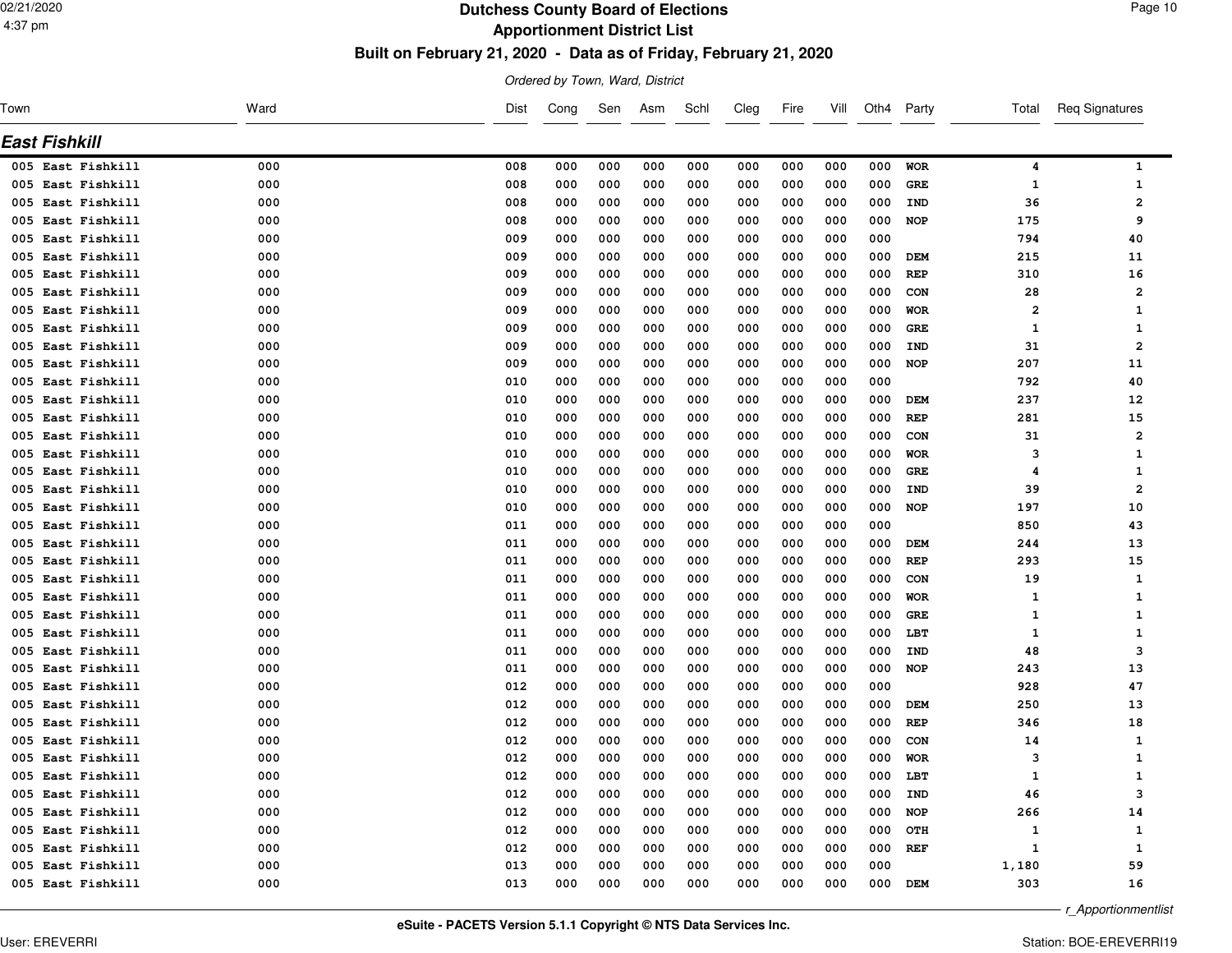# Dutchess County Board of Elections
## Apportionment District List
### Built on February 21, 2020 - Data as of Friday, February 21, 2020

*Ordered by Town, Ward, District*

## East Fishkill

| Town | Ward | Dist | Cong | Sen | Asm | Schl | Cleg | Fire | Vill | Oth4 | Party | Total | Req Signatures |
|---|---|---|---|---|---|---|---|---|---|---|---|---|---|
| 005 East Fishkill | 000 | 008 | 000 | 000 | 000 | 000 | 000 | 000 | 000 | 000 | WOR | 4 | 1 |
| 005 East Fishkill | 000 | 008 | 000 | 000 | 000 | 000 | 000 | 000 | 000 | 000 | GRE | 1 | 1 |
| 005 East Fishkill | 000 | 008 | 000 | 000 | 000 | 000 | 000 | 000 | 000 | 000 | IND | 36 | 2 |
| 005 East Fishkill | 000 | 008 | 000 | 000 | 000 | 000 | 000 | 000 | 000 | 000 | NOP | 175 | 9 |
| 005 East Fishkill | 000 | 009 | 000 | 000 | 000 | 000 | 000 | 000 | 000 | 000 | | 794 | 40 |
| 005 East Fishkill | 000 | 009 | 000 | 000 | 000 | 000 | 000 | 000 | 000 | 000 | DEM | 215 | 11 |
| 005 East Fishkill | 000 | 009 | 000 | 000 | 000 | 000 | 000 | 000 | 000 | 000 | REP | 310 | 16 |
| 005 East Fishkill | 000 | 009 | 000 | 000 | 000 | 000 | 000 | 000 | 000 | 000 | CON | 28 | 2 |
| 005 East Fishkill | 000 | 009 | 000 | 000 | 000 | 000 | 000 | 000 | 000 | 000 | WOR | 2 | 1 |
| 005 East Fishkill | 000 | 009 | 000 | 000 | 000 | 000 | 000 | 000 | 000 | 000 | GRE | 1 | 1 |
| 005 East Fishkill | 000 | 009 | 000 | 000 | 000 | 000 | 000 | 000 | 000 | 000 | IND | 31 | 2 |
| 005 East Fishkill | 000 | 009 | 000 | 000 | 000 | 000 | 000 | 000 | 000 | 000 | NOP | 207 | 11 |
| 005 East Fishkill | 000 | 010 | 000 | 000 | 000 | 000 | 000 | 000 | 000 | 000 | | 792 | 40 |
| 005 East Fishkill | 000 | 010 | 000 | 000 | 000 | 000 | 000 | 000 | 000 | 000 | DEM | 237 | 12 |
| 005 East Fishkill | 000 | 010 | 000 | 000 | 000 | 000 | 000 | 000 | 000 | 000 | REP | 281 | 15 |
| 005 East Fishkill | 000 | 010 | 000 | 000 | 000 | 000 | 000 | 000 | 000 | 000 | CON | 31 | 2 |
| 005 East Fishkill | 000 | 010 | 000 | 000 | 000 | 000 | 000 | 000 | 000 | 000 | WOR | 3 | 1 |
| 005 East Fishkill | 000 | 010 | 000 | 000 | 000 | 000 | 000 | 000 | 000 | 000 | GRE | 4 | 1 |
| 005 East Fishkill | 000 | 010 | 000 | 000 | 000 | 000 | 000 | 000 | 000 | 000 | IND | 39 | 2 |
| 005 East Fishkill | 000 | 010 | 000 | 000 | 000 | 000 | 000 | 000 | 000 | 000 | NOP | 197 | 10 |
| 005 East Fishkill | 000 | 011 | 000 | 000 | 000 | 000 | 000 | 000 | 000 | 000 | | 850 | 43 |
| 005 East Fishkill | 000 | 011 | 000 | 000 | 000 | 000 | 000 | 000 | 000 | 000 | DEM | 244 | 13 |
| 005 East Fishkill | 000 | 011 | 000 | 000 | 000 | 000 | 000 | 000 | 000 | 000 | REP | 293 | 15 |
| 005 East Fishkill | 000 | 011 | 000 | 000 | 000 | 000 | 000 | 000 | 000 | 000 | CON | 19 | 1 |
| 005 East Fishkill | 000 | 011 | 000 | 000 | 000 | 000 | 000 | 000 | 000 | 000 | WOR | 1 | 1 |
| 005 East Fishkill | 000 | 011 | 000 | 000 | 000 | 000 | 000 | 000 | 000 | 000 | GRE | 1 | 1 |
| 005 East Fishkill | 000 | 011 | 000 | 000 | 000 | 000 | 000 | 000 | 000 | 000 | LBT | 1 | 1 |
| 005 East Fishkill | 000 | 011 | 000 | 000 | 000 | 000 | 000 | 000 | 000 | 000 | IND | 48 | 3 |
| 005 East Fishkill | 000 | 011 | 000 | 000 | 000 | 000 | 000 | 000 | 000 | 000 | NOP | 243 | 13 |
| 005 East Fishkill | 000 | 012 | 000 | 000 | 000 | 000 | 000 | 000 | 000 | 000 | | 928 | 47 |
| 005 East Fishkill | 000 | 012 | 000 | 000 | 000 | 000 | 000 | 000 | 000 | 000 | DEM | 250 | 13 |
| 005 East Fishkill | 000 | 012 | 000 | 000 | 000 | 000 | 000 | 000 | 000 | 000 | REP | 346 | 18 |
| 005 East Fishkill | 000 | 012 | 000 | 000 | 000 | 000 | 000 | 000 | 000 | 000 | CON | 14 | 1 |
| 005 East Fishkill | 000 | 012 | 000 | 000 | 000 | 000 | 000 | 000 | 000 | 000 | WOR | 3 | 1 |
| 005 East Fishkill | 000 | 012 | 000 | 000 | 000 | 000 | 000 | 000 | 000 | 000 | LBT | 1 | 1 |
| 005 East Fishkill | 000 | 012 | 000 | 000 | 000 | 000 | 000 | 000 | 000 | 000 | IND | 46 | 3 |
| 005 East Fishkill | 000 | 012 | 000 | 000 | 000 | 000 | 000 | 000 | 000 | 000 | NOP | 266 | 14 |
| 005 East Fishkill | 000 | 012 | 000 | 000 | 000 | 000 | 000 | 000 | 000 | 000 | OTH | 1 | 1 |
| 005 East Fishkill | 000 | 012 | 000 | 000 | 000 | 000 | 000 | 000 | 000 | 000 | REF | 1 | 1 |
| 005 East Fishkill | 000 | 013 | 000 | 000 | 000 | 000 | 000 | 000 | 000 | 000 | | 1,180 | 59 |
| 005 East Fishkill | 000 | 013 | 000 | 000 | 000 | 000 | 000 | 000 | 000 | 000 | DEM | 303 | 16 |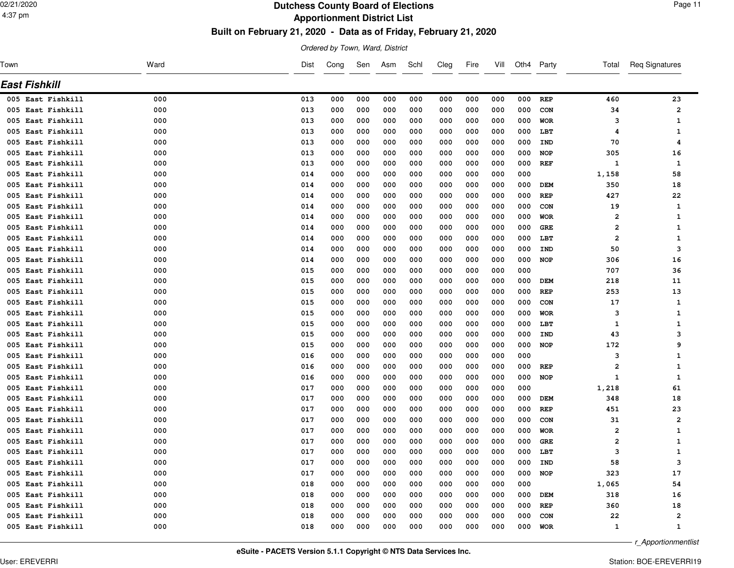# Dutchess County Board of Elections

## Apportionment District List

### Built on February 21, 2020 - Data as of Friday, February 21, 2020

*Ordered by Town, Ward, District*

## East Fishkill

| Town | Ward | Dist | Cong | Sen | Asm | Schl | Cleg | Fire | Vill | Oth4 | Party | Total | Req Signatures |
|---|---|---|---|---|---|---|---|---|---|---|---|---|---|
| 005 East Fishkill | 000 | 013 | 000 | 000 | 000 | 000 | 000 | 000 | 000 | 000 | REP | 460 | 23 |
| 005 East Fishkill | 000 | 013 | 000 | 000 | 000 | 000 | 000 | 000 | 000 | 000 | CON | 34 | 2 |
| 005 East Fishkill | 000 | 013 | 000 | 000 | 000 | 000 | 000 | 000 | 000 | 000 | WOR | 3 | 1 |
| 005 East Fishkill | 000 | 013 | 000 | 000 | 000 | 000 | 000 | 000 | 000 | 000 | LBT | 4 | 1 |
| 005 East Fishkill | 000 | 013 | 000 | 000 | 000 | 000 | 000 | 000 | 000 | 000 | IND | 70 | 4 |
| 005 East Fishkill | 000 | 013 | 000 | 000 | 000 | 000 | 000 | 000 | 000 | 000 | NOP | 305 | 16 |
| 005 East Fishkill | 000 | 013 | 000 | 000 | 000 | 000 | 000 | 000 | 000 | 000 | REF | 1 | 1 |
| 005 East Fishkill | 000 | 014 | 000 | 000 | 000 | 000 | 000 | 000 | 000 | 000 | | 1,158 | 58 |
| 005 East Fishkill | 000 | 014 | 000 | 000 | 000 | 000 | 000 | 000 | 000 | 000 | DEM | 350 | 18 |
| 005 East Fishkill | 000 | 014 | 000 | 000 | 000 | 000 | 000 | 000 | 000 | 000 | REP | 427 | 22 |
| 005 East Fishkill | 000 | 014 | 000 | 000 | 000 | 000 | 000 | 000 | 000 | 000 | CON | 19 | 1 |
| 005 East Fishkill | 000 | 014 | 000 | 000 | 000 | 000 | 000 | 000 | 000 | 000 | WOR | 2 | 1 |
| 005 East Fishkill | 000 | 014 | 000 | 000 | 000 | 000 | 000 | 000 | 000 | 000 | GRE | 2 | 1 |
| 005 East Fishkill | 000 | 014 | 000 | 000 | 000 | 000 | 000 | 000 | 000 | 000 | LBT | 2 | 1 |
| 005 East Fishkill | 000 | 014 | 000 | 000 | 000 | 000 | 000 | 000 | 000 | 000 | IND | 50 | 3 |
| 005 East Fishkill | 000 | 014 | 000 | 000 | 000 | 000 | 000 | 000 | 000 | 000 | NOP | 306 | 16 |
| 005 East Fishkill | 000 | 015 | 000 | 000 | 000 | 000 | 000 | 000 | 000 | 000 | | 707 | 36 |
| 005 East Fishkill | 000 | 015 | 000 | 000 | 000 | 000 | 000 | 000 | 000 | 000 | DEM | 218 | 11 |
| 005 East Fishkill | 000 | 015 | 000 | 000 | 000 | 000 | 000 | 000 | 000 | 000 | REP | 253 | 13 |
| 005 East Fishkill | 000 | 015 | 000 | 000 | 000 | 000 | 000 | 000 | 000 | 000 | CON | 17 | 1 |
| 005 East Fishkill | 000 | 015 | 000 | 000 | 000 | 000 | 000 | 000 | 000 | 000 | WOR | 3 | 1 |
| 005 East Fishkill | 000 | 015 | 000 | 000 | 000 | 000 | 000 | 000 | 000 | 000 | LBT | 1 | 1 |
| 005 East Fishkill | 000 | 015 | 000 | 000 | 000 | 000 | 000 | 000 | 000 | 000 | IND | 43 | 3 |
| 005 East Fishkill | 000 | 015 | 000 | 000 | 000 | 000 | 000 | 000 | 000 | 000 | NOP | 172 | 9 |
| 005 East Fishkill | 000 | 016 | 000 | 000 | 000 | 000 | 000 | 000 | 000 | 000 | | 3 | 1 |
| 005 East Fishkill | 000 | 016 | 000 | 000 | 000 | 000 | 000 | 000 | 000 | 000 | REP | 2 | 1 |
| 005 East Fishkill | 000 | 016 | 000 | 000 | 000 | 000 | 000 | 000 | 000 | 000 | NOP | 1 | 1 |
| 005 East Fishkill | 000 | 017 | 000 | 000 | 000 | 000 | 000 | 000 | 000 | 000 | | 1,218 | 61 |
| 005 East Fishkill | 000 | 017 | 000 | 000 | 000 | 000 | 000 | 000 | 000 | 000 | DEM | 348 | 18 |
| 005 East Fishkill | 000 | 017 | 000 | 000 | 000 | 000 | 000 | 000 | 000 | 000 | REP | 451 | 23 |
| 005 East Fishkill | 000 | 017 | 000 | 000 | 000 | 000 | 000 | 000 | 000 | 000 | CON | 31 | 2 |
| 005 East Fishkill | 000 | 017 | 000 | 000 | 000 | 000 | 000 | 000 | 000 | 000 | WOR | 2 | 1 |
| 005 East Fishkill | 000 | 017 | 000 | 000 | 000 | 000 | 000 | 000 | 000 | 000 | GRE | 2 | 1 |
| 005 East Fishkill | 000 | 017 | 000 | 000 | 000 | 000 | 000 | 000 | 000 | 000 | LBT | 3 | 1 |
| 005 East Fishkill | 000 | 017 | 000 | 000 | 000 | 000 | 000 | 000 | 000 | 000 | IND | 58 | 3 |
| 005 East Fishkill | 000 | 017 | 000 | 000 | 000 | 000 | 000 | 000 | 000 | 000 | NOP | 323 | 17 |
| 005 East Fishkill | 000 | 018 | 000 | 000 | 000 | 000 | 000 | 000 | 000 | 000 | | 1,065 | 54 |
| 005 East Fishkill | 000 | 018 | 000 | 000 | 000 | 000 | 000 | 000 | 000 | 000 | DEM | 318 | 16 |
| 005 East Fishkill | 000 | 018 | 000 | 000 | 000 | 000 | 000 | 000 | 000 | 000 | REP | 360 | 18 |
| 005 East Fishkill | 000 | 018 | 000 | 000 | 000 | 000 | 000 | 000 | 000 | 000 | CON | 22 | 2 |
| 005 East Fishkill | 000 | 018 | 000 | 000 | 000 | 000 | 000 | 000 | 000 | 000 | WOR | 1 | 1 |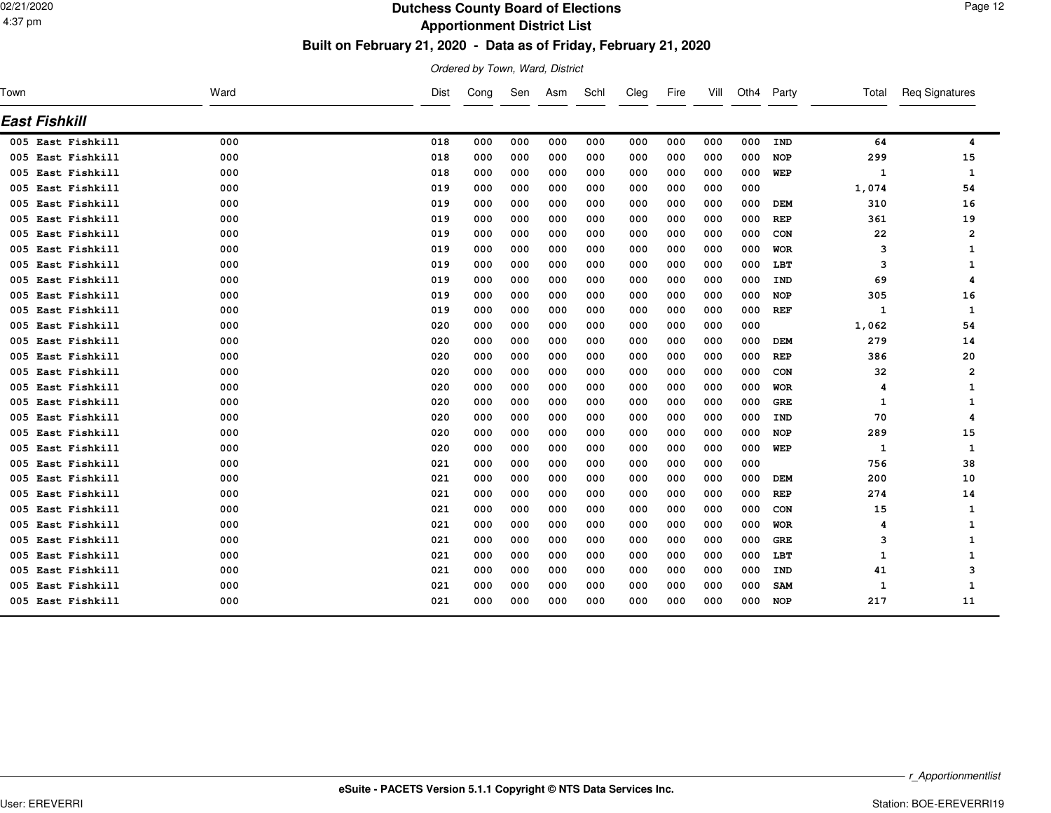# Dutchess County Board of Elections

## Apportionment District List

### Built on February 21, 2020 - Data as of Friday, February 21, 2020

*Ordered by Town, Ward, District*

| Town | Ward | Dist | Cong | Sen | Asm | Schl | Cleg | Fire | Vill | Oth4 | Party | Total | Req Signatures |
|---|---|---|---|---|---|---|---|---|---|---|---|---|---|
| ***East Fishkill*** | | | | | | | | | | | | | |
| 005 East Fishkill | 000 | 018 | 000 | 000 | 000 | 000 | 000 | 000 | 000 | 000 | IND | 64 | 4 |
| 005 East Fishkill | 000 | 018 | 000 | 000 | 000 | 000 | 000 | 000 | 000 | 000 | NOP | 299 | 15 |
| 005 East Fishkill | 000 | 018 | 000 | 000 | 000 | 000 | 000 | 000 | 000 | 000 | WEP | 1 | 1 |
| 005 East Fishkill | 000 | 019 | 000 | 000 | 000 | 000 | 000 | 000 | 000 | 000 | | 1,074 | 54 |
| 005 East Fishkill | 000 | 019 | 000 | 000 | 000 | 000 | 000 | 000 | 000 | 000 | DEM | 310 | 16 |
| 005 East Fishkill | 000 | 019 | 000 | 000 | 000 | 000 | 000 | 000 | 000 | 000 | REP | 361 | 19 |
| 005 East Fishkill | 000 | 019 | 000 | 000 | 000 | 000 | 000 | 000 | 000 | 000 | CON | 22 | 2 |
| 005 East Fishkill | 000 | 019 | 000 | 000 | 000 | 000 | 000 | 000 | 000 | 000 | WOR | 3 | 1 |
| 005 East Fishkill | 000 | 019 | 000 | 000 | 000 | 000 | 000 | 000 | 000 | 000 | LBT | 3 | 1 |
| 005 East Fishkill | 000 | 019 | 000 | 000 | 000 | 000 | 000 | 000 | 000 | 000 | IND | 69 | 4 |
| 005 East Fishkill | 000 | 019 | 000 | 000 | 000 | 000 | 000 | 000 | 000 | 000 | NOP | 305 | 16 |
| 005 East Fishkill | 000 | 019 | 000 | 000 | 000 | 000 | 000 | 000 | 000 | 000 | REF | 1 | 1 |
| 005 East Fishkill | 000 | 020 | 000 | 000 | 000 | 000 | 000 | 000 | 000 | 000 | | 1,062 | 54 |
| 005 East Fishkill | 000 | 020 | 000 | 000 | 000 | 000 | 000 | 000 | 000 | 000 | DEM | 279 | 14 |
| 005 East Fishkill | 000 | 020 | 000 | 000 | 000 | 000 | 000 | 000 | 000 | 000 | REP | 386 | 20 |
| 005 East Fishkill | 000 | 020 | 000 | 000 | 000 | 000 | 000 | 000 | 000 | 000 | CON | 32 | 2 |
| 005 East Fishkill | 000 | 020 | 000 | 000 | 000 | 000 | 000 | 000 | 000 | 000 | WOR | 4 | 1 |
| 005 East Fishkill | 000 | 020 | 000 | 000 | 000 | 000 | 000 | 000 | 000 | 000 | GRE | 1 | 1 |
| 005 East Fishkill | 000 | 020 | 000 | 000 | 000 | 000 | 000 | 000 | 000 | 000 | IND | 70 | 4 |
| 005 East Fishkill | 000 | 020 | 000 | 000 | 000 | 000 | 000 | 000 | 000 | 000 | NOP | 289 | 15 |
| 005 East Fishkill | 000 | 020 | 000 | 000 | 000 | 000 | 000 | 000 | 000 | 000 | WEP | 1 | 1 |
| 005 East Fishkill | 000 | 021 | 000 | 000 | 000 | 000 | 000 | 000 | 000 | 000 | | 756 | 38 |
| 005 East Fishkill | 000 | 021 | 000 | 000 | 000 | 000 | 000 | 000 | 000 | 000 | DEM | 200 | 10 |
| 005 East Fishkill | 000 | 021 | 000 | 000 | 000 | 000 | 000 | 000 | 000 | 000 | REP | 274 | 14 |
| 005 East Fishkill | 000 | 021 | 000 | 000 | 000 | 000 | 000 | 000 | 000 | 000 | CON | 15 | 1 |
| 005 East Fishkill | 000 | 021 | 000 | 000 | 000 | 000 | 000 | 000 | 000 | 000 | WOR | 4 | 1 |
| 005 East Fishkill | 000 | 021 | 000 | 000 | 000 | 000 | 000 | 000 | 000 | 000 | GRE | 3 | 1 |
| 005 East Fishkill | 000 | 021 | 000 | 000 | 000 | 000 | 000 | 000 | 000 | 000 | LBT | 1 | 1 |
| 005 East Fishkill | 000 | 021 | 000 | 000 | 000 | 000 | 000 | 000 | 000 | 000 | IND | 41 | 3 |
| 005 East Fishkill | 000 | 021 | 000 | 000 | 000 | 000 | 000 | 000 | 000 | 000 | SAM | 1 | 1 |
| 005 East Fishkill | 000 | 021 | 000 | 000 | 000 | 000 | 000 | 000 | 000 | 000 | NOP | 217 | 11 |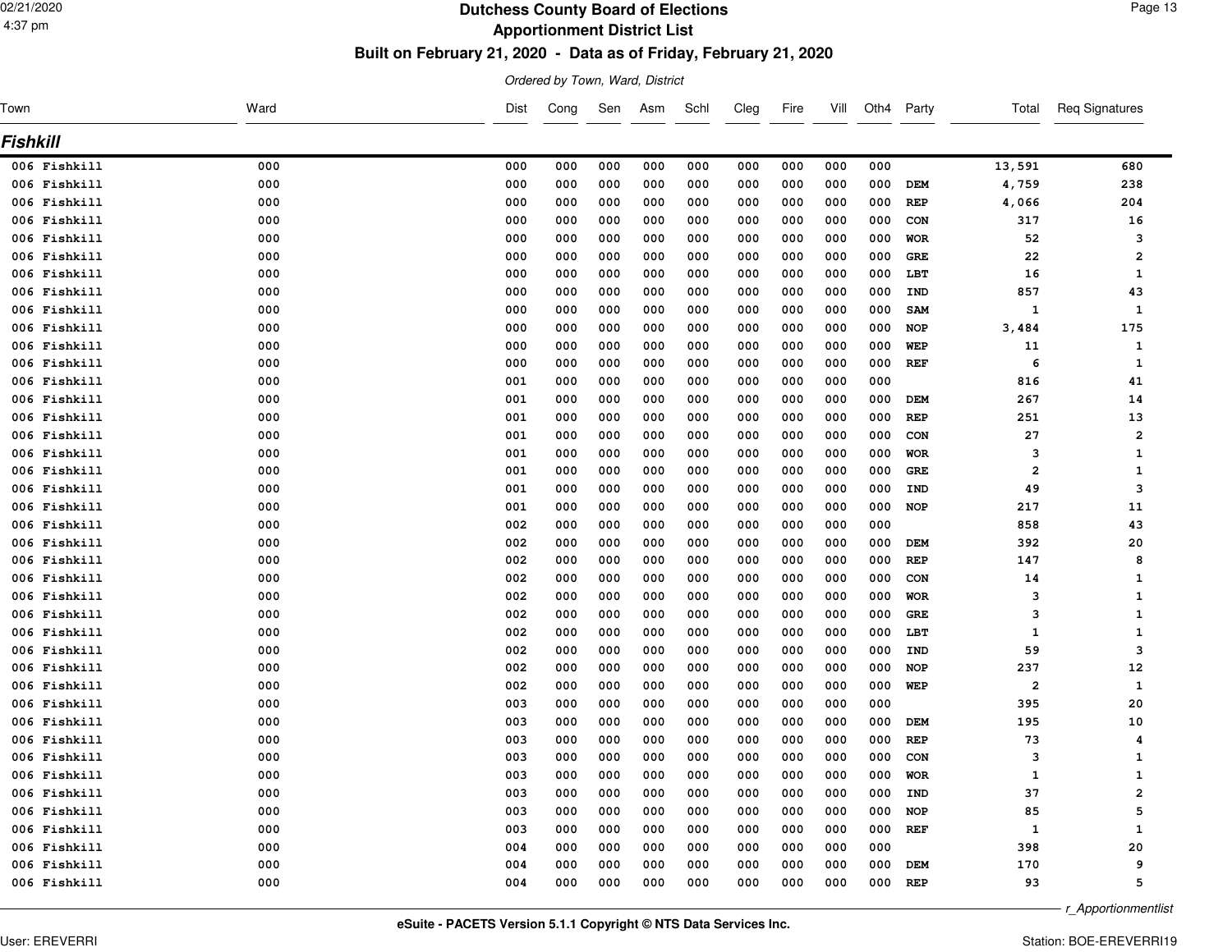# Dutchess County Board of Elections

## Apportionment District List

### Built on February 21, 2020 - Data as of Friday, February 21, 2020

*Ordered by Town, Ward, District*

## Fishkill

| Town | Ward | Dist | Cong | Sen | Asm | Schl | Cleg | Fire | Vill | Oth4 | Party | Total | Req Signatures |
|---|---|---|---|---|---|---|---|---|---|---|---|---|---|
| 006 Fishkill | 000 | 000 | 000 | 000 | 000 | 000 | 000 | 000 | 000 | 000 | | 13,591 | 680 |
| 006 Fishkill | 000 | 000 | 000 | 000 | 000 | 000 | 000 | 000 | 000 | 000 | DEM | 4,759 | 238 |
| 006 Fishkill | 000 | 000 | 000 | 000 | 000 | 000 | 000 | 000 | 000 | 000 | REP | 4,066 | 204 |
| 006 Fishkill | 000 | 000 | 000 | 000 | 000 | 000 | 000 | 000 | 000 | 000 | CON | 317 | 16 |
| 006 Fishkill | 000 | 000 | 000 | 000 | 000 | 000 | 000 | 000 | 000 | 000 | WOR | 52 | 3 |
| 006 Fishkill | 000 | 000 | 000 | 000 | 000 | 000 | 000 | 000 | 000 | 000 | GRE | 22 | 2 |
| 006 Fishkill | 000 | 000 | 000 | 000 | 000 | 000 | 000 | 000 | 000 | 000 | LBT | 16 | 1 |
| 006 Fishkill | 000 | 000 | 000 | 000 | 000 | 000 | 000 | 000 | 000 | 000 | IND | 857 | 43 |
| 006 Fishkill | 000 | 000 | 000 | 000 | 000 | 000 | 000 | 000 | 000 | 000 | SAM | 1 | 1 |
| 006 Fishkill | 000 | 000 | 000 | 000 | 000 | 000 | 000 | 000 | 000 | 000 | NOP | 3,484 | 175 |
| 006 Fishkill | 000 | 000 | 000 | 000 | 000 | 000 | 000 | 000 | 000 | 000 | WEP | 11 | 1 |
| 006 Fishkill | 000 | 000 | 000 | 000 | 000 | 000 | 000 | 000 | 000 | 000 | REF | 6 | 1 |
| 006 Fishkill | 000 | 001 | 000 | 000 | 000 | 000 | 000 | 000 | 000 | 000 | | 816 | 41 |
| 006 Fishkill | 000 | 001 | 000 | 000 | 000 | 000 | 000 | 000 | 000 | 000 | DEM | 267 | 14 |
| 006 Fishkill | 000 | 001 | 000 | 000 | 000 | 000 | 000 | 000 | 000 | 000 | REP | 251 | 13 |
| 006 Fishkill | 000 | 001 | 000 | 000 | 000 | 000 | 000 | 000 | 000 | 000 | CON | 27 | 2 |
| 006 Fishkill | 000 | 001 | 000 | 000 | 000 | 000 | 000 | 000 | 000 | 000 | WOR | 3 | 1 |
| 006 Fishkill | 000 | 001 | 000 | 000 | 000 | 000 | 000 | 000 | 000 | 000 | GRE | 2 | 1 |
| 006 Fishkill | 000 | 001 | 000 | 000 | 000 | 000 | 000 | 000 | 000 | 000 | IND | 49 | 3 |
| 006 Fishkill | 000 | 001 | 000 | 000 | 000 | 000 | 000 | 000 | 000 | 000 | NOP | 217 | 11 |
| 006 Fishkill | 000 | 002 | 000 | 000 | 000 | 000 | 000 | 000 | 000 | 000 | | 858 | 43 |
| 006 Fishkill | 000 | 002 | 000 | 000 | 000 | 000 | 000 | 000 | 000 | 000 | DEM | 392 | 20 |
| 006 Fishkill | 000 | 002 | 000 | 000 | 000 | 000 | 000 | 000 | 000 | 000 | REP | 147 | 8 |
| 006 Fishkill | 000 | 002 | 000 | 000 | 000 | 000 | 000 | 000 | 000 | 000 | CON | 14 | 1 |
| 006 Fishkill | 000 | 002 | 000 | 000 | 000 | 000 | 000 | 000 | 000 | 000 | WOR | 3 | 1 |
| 006 Fishkill | 000 | 002 | 000 | 000 | 000 | 000 | 000 | 000 | 000 | 000 | GRE | 3 | 1 |
| 006 Fishkill | 000 | 002 | 000 | 000 | 000 | 000 | 000 | 000 | 000 | 000 | LBT | 1 | 1 |
| 006 Fishkill | 000 | 002 | 000 | 000 | 000 | 000 | 000 | 000 | 000 | 000 | IND | 59 | 3 |
| 006 Fishkill | 000 | 002 | 000 | 000 | 000 | 000 | 000 | 000 | 000 | 000 | NOP | 237 | 12 |
| 006 Fishkill | 000 | 002 | 000 | 000 | 000 | 000 | 000 | 000 | 000 | 000 | WEP | 2 | 1 |
| 006 Fishkill | 000 | 003 | 000 | 000 | 000 | 000 | 000 | 000 | 000 | 000 | | 395 | 20 |
| 006 Fishkill | 000 | 003 | 000 | 000 | 000 | 000 | 000 | 000 | 000 | 000 | DEM | 195 | 10 |
| 006 Fishkill | 000 | 003 | 000 | 000 | 000 | 000 | 000 | 000 | 000 | 000 | REP | 73 | 4 |
| 006 Fishkill | 000 | 003 | 000 | 000 | 000 | 000 | 000 | 000 | 000 | 000 | CON | 3 | 1 |
| 006 Fishkill | 000 | 003 | 000 | 000 | 000 | 000 | 000 | 000 | 000 | 000 | WOR | 1 | 1 |
| 006 Fishkill | 000 | 003 | 000 | 000 | 000 | 000 | 000 | 000 | 000 | 000 | IND | 37 | 2 |
| 006 Fishkill | 000 | 003 | 000 | 000 | 000 | 000 | 000 | 000 | 000 | 000 | NOP | 85 | 5 |
| 006 Fishkill | 000 | 003 | 000 | 000 | 000 | 000 | 000 | 000 | 000 | 000 | REF | 1 | 1 |
| 006 Fishkill | 000 | 004 | 000 | 000 | 000 | 000 | 000 | 000 | 000 | 000 | | 398 | 20 |
| 006 Fishkill | 000 | 004 | 000 | 000 | 000 | 000 | 000 | 000 | 000 | 000 | DEM | 170 | 9 |
| 006 Fishkill | 000 | 004 | 000 | 000 | 000 | 000 | 000 | 000 | 000 | 000 | REP | 93 | 5 |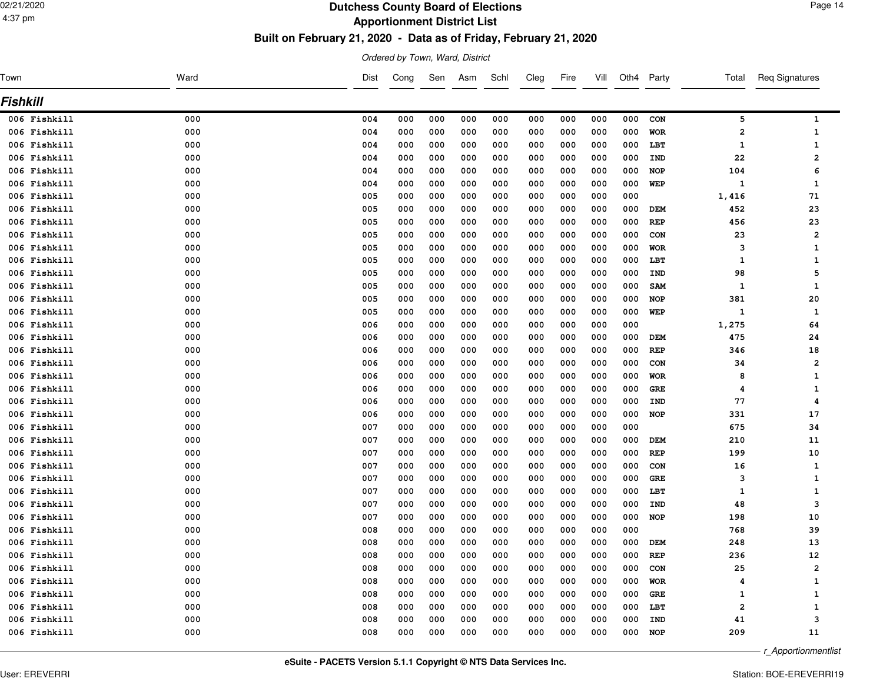# Dutchess County Board of Elections

## Apportionment District List

### Built on February 21, 2020 - Data as of Friday, February 21, 2020

*Ordered by Town, Ward, District*

## Fishkill

| Town | Ward | Dist | Cong | Sen | Asm | Schl | Cleg | Fire | Vill | Oth4 | Party | Total | Req Signatures |
|---|---|---|---|---|---|---|---|---|---|---|---|---|---|
| 006 Fishkill | 000 | 004 | 000 | 000 | 000 | 000 | 000 | 000 | 000 | 000 | CON | 5 | 1 |
| 006 Fishkill | 000 | 004 | 000 | 000 | 000 | 000 | 000 | 000 | 000 | 000 | WOR | 2 | 1 |
| 006 Fishkill | 000 | 004 | 000 | 000 | 000 | 000 | 000 | 000 | 000 | 000 | LBT | 1 | 1 |
| 006 Fishkill | 000 | 004 | 000 | 000 | 000 | 000 | 000 | 000 | 000 | 000 | IND | 22 | 2 |
| 006 Fishkill | 000 | 004 | 000 | 000 | 000 | 000 | 000 | 000 | 000 | 000 | NOP | 104 | 6 |
| 006 Fishkill | 000 | 004 | 000 | 000 | 000 | 000 | 000 | 000 | 000 | 000 | WEP | 1 | 1 |
| 006 Fishkill | 000 | 005 | 000 | 000 | 000 | 000 | 000 | 000 | 000 | 000 | | 1,416 | 71 |
| 006 Fishkill | 000 | 005 | 000 | 000 | 000 | 000 | 000 | 000 | 000 | 000 | DEM | 452 | 23 |
| 006 Fishkill | 000 | 005 | 000 | 000 | 000 | 000 | 000 | 000 | 000 | 000 | REP | 456 | 23 |
| 006 Fishkill | 000 | 005 | 000 | 000 | 000 | 000 | 000 | 000 | 000 | 000 | CON | 23 | 2 |
| 006 Fishkill | 000 | 005 | 000 | 000 | 000 | 000 | 000 | 000 | 000 | 000 | WOR | 3 | 1 |
| 006 Fishkill | 000 | 005 | 000 | 000 | 000 | 000 | 000 | 000 | 000 | 000 | LBT | 1 | 1 |
| 006 Fishkill | 000 | 005 | 000 | 000 | 000 | 000 | 000 | 000 | 000 | 000 | IND | 98 | 5 |
| 006 Fishkill | 000 | 005 | 000 | 000 | 000 | 000 | 000 | 000 | 000 | 000 | SAM | 1 | 1 |
| 006 Fishkill | 000 | 005 | 000 | 000 | 000 | 000 | 000 | 000 | 000 | 000 | NOP | 381 | 20 |
| 006 Fishkill | 000 | 005 | 000 | 000 | 000 | 000 | 000 | 000 | 000 | 000 | WEP | 1 | 1 |
| 006 Fishkill | 000 | 006 | 000 | 000 | 000 | 000 | 000 | 000 | 000 | 000 | | 1,275 | 64 |
| 006 Fishkill | 000 | 006 | 000 | 000 | 000 | 000 | 000 | 000 | 000 | 000 | DEM | 475 | 24 |
| 006 Fishkill | 000 | 006 | 000 | 000 | 000 | 000 | 000 | 000 | 000 | 000 | REP | 346 | 18 |
| 006 Fishkill | 000 | 006 | 000 | 000 | 000 | 000 | 000 | 000 | 000 | 000 | CON | 34 | 2 |
| 006 Fishkill | 000 | 006 | 000 | 000 | 000 | 000 | 000 | 000 | 000 | 000 | WOR | 8 | 1 |
| 006 Fishkill | 000 | 006 | 000 | 000 | 000 | 000 | 000 | 000 | 000 | 000 | GRE | 4 | 1 |
| 006 Fishkill | 000 | 006 | 000 | 000 | 000 | 000 | 000 | 000 | 000 | 000 | IND | 77 | 4 |
| 006 Fishkill | 000 | 006 | 000 | 000 | 000 | 000 | 000 | 000 | 000 | 000 | NOP | 331 | 17 |
| 006 Fishkill | 000 | 007 | 000 | 000 | 000 | 000 | 000 | 000 | 000 | 000 | | 675 | 34 |
| 006 Fishkill | 000 | 007 | 000 | 000 | 000 | 000 | 000 | 000 | 000 | 000 | DEM | 210 | 11 |
| 006 Fishkill | 000 | 007 | 000 | 000 | 000 | 000 | 000 | 000 | 000 | 000 | REP | 199 | 10 |
| 006 Fishkill | 000 | 007 | 000 | 000 | 000 | 000 | 000 | 000 | 000 | 000 | CON | 16 | 1 |
| 006 Fishkill | 000 | 007 | 000 | 000 | 000 | 000 | 000 | 000 | 000 | 000 | GRE | 3 | 1 |
| 006 Fishkill | 000 | 007 | 000 | 000 | 000 | 000 | 000 | 000 | 000 | 000 | LBT | 1 | 1 |
| 006 Fishkill | 000 | 007 | 000 | 000 | 000 | 000 | 000 | 000 | 000 | 000 | IND | 48 | 3 |
| 006 Fishkill | 000 | 007 | 000 | 000 | 000 | 000 | 000 | 000 | 000 | 000 | NOP | 198 | 10 |
| 006 Fishkill | 000 | 008 | 000 | 000 | 000 | 000 | 000 | 000 | 000 | 000 | | 768 | 39 |
| 006 Fishkill | 000 | 008 | 000 | 000 | 000 | 000 | 000 | 000 | 000 | 000 | DEM | 248 | 13 |
| 006 Fishkill | 000 | 008 | 000 | 000 | 000 | 000 | 000 | 000 | 000 | 000 | REP | 236 | 12 |
| 006 Fishkill | 000 | 008 | 000 | 000 | 000 | 000 | 000 | 000 | 000 | 000 | CON | 25 | 2 |
| 006 Fishkill | 000 | 008 | 000 | 000 | 000 | 000 | 000 | 000 | 000 | 000 | WOR | 4 | 1 |
| 006 Fishkill | 000 | 008 | 000 | 000 | 000 | 000 | 000 | 000 | 000 | 000 | GRE | 1 | 1 |
| 006 Fishkill | 000 | 008 | 000 | 000 | 000 | 000 | 000 | 000 | 000 | 000 | LBT | 2 | 1 |
| 006 Fishkill | 000 | 008 | 000 | 000 | 000 | 000 | 000 | 000 | 000 | 000 | IND | 41 | 3 |
| 006 Fishkill | 000 | 008 | 000 | 000 | 000 | 000 | 000 | 000 | 000 | 000 | NOP | 209 | 11 |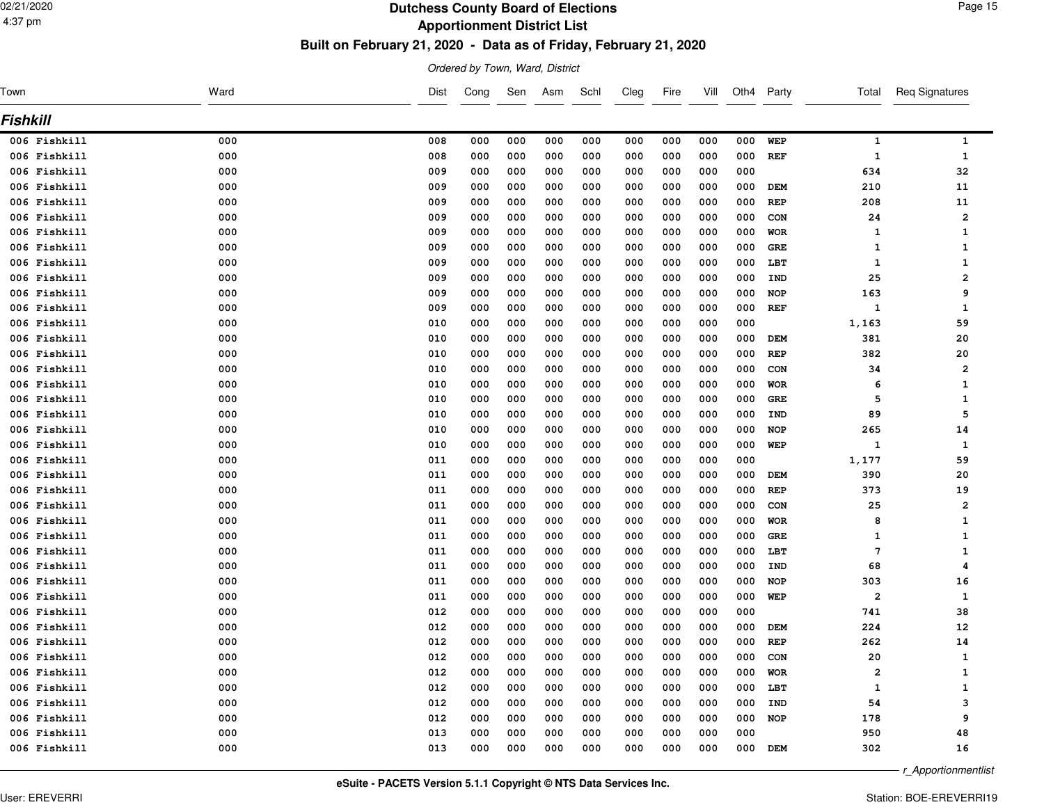# Dutchess County Board of Elections

## Apportionment District List

### Built on February 21, 2020 - Data as of Friday, February 21, 2020

*Ordered by Town, Ward, District*

| Town | Ward | Dist | Cong | Sen | Asm | Schl | Cleg | Fire | Vill | Oth4 | Party | Total | Req Signatures |
|---|---|---|---|---|---|---|---|---|---|---|---|---|---|
| ***Fishkill*** | | | | | | | | | | | | | |
| 006 Fishkill | 000 | 008 | 000 | 000 | 000 | 000 | 000 | 000 | 000 | 000 | WEP | 1 | 1 |
| 006 Fishkill | 000 | 008 | 000 | 000 | 000 | 000 | 000 | 000 | 000 | 000 | REF | 1 | 1 |
| 006 Fishkill | 000 | 009 | 000 | 000 | 000 | 000 | 000 | 000 | 000 | 000 | | 634 | 32 |
| 006 Fishkill | 000 | 009 | 000 | 000 | 000 | 000 | 000 | 000 | 000 | 000 | DEM | 210 | 11 |
| 006 Fishkill | 000 | 009 | 000 | 000 | 000 | 000 | 000 | 000 | 000 | 000 | REP | 208 | 11 |
| 006 Fishkill | 000 | 009 | 000 | 000 | 000 | 000 | 000 | 000 | 000 | 000 | CON | 24 | 2 |
| 006 Fishkill | 000 | 009 | 000 | 000 | 000 | 000 | 000 | 000 | 000 | 000 | WOR | 1 | 1 |
| 006 Fishkill | 000 | 009 | 000 | 000 | 000 | 000 | 000 | 000 | 000 | 000 | GRE | 1 | 1 |
| 006 Fishkill | 000 | 009 | 000 | 000 | 000 | 000 | 000 | 000 | 000 | 000 | LBT | 1 | 1 |
| 006 Fishkill | 000 | 009 | 000 | 000 | 000 | 000 | 000 | 000 | 000 | 000 | IND | 25 | 2 |
| 006 Fishkill | 000 | 009 | 000 | 000 | 000 | 000 | 000 | 000 | 000 | 000 | NOP | 163 | 9 |
| 006 Fishkill | 000 | 009 | 000 | 000 | 000 | 000 | 000 | 000 | 000 | 000 | REF | 1 | 1 |
| 006 Fishkill | 000 | 010 | 000 | 000 | 000 | 000 | 000 | 000 | 000 | 000 | | 1,163 | 59 |
| 006 Fishkill | 000 | 010 | 000 | 000 | 000 | 000 | 000 | 000 | 000 | 000 | DEM | 381 | 20 |
| 006 Fishkill | 000 | 010 | 000 | 000 | 000 | 000 | 000 | 000 | 000 | 000 | REP | 382 | 20 |
| 006 Fishkill | 000 | 010 | 000 | 000 | 000 | 000 | 000 | 000 | 000 | 000 | CON | 34 | 2 |
| 006 Fishkill | 000 | 010 | 000 | 000 | 000 | 000 | 000 | 000 | 000 | 000 | WOR | 6 | 1 |
| 006 Fishkill | 000 | 010 | 000 | 000 | 000 | 000 | 000 | 000 | 000 | 000 | GRE | 5 | 1 |
| 006 Fishkill | 000 | 010 | 000 | 000 | 000 | 000 | 000 | 000 | 000 | 000 | IND | 89 | 5 |
| 006 Fishkill | 000 | 010 | 000 | 000 | 000 | 000 | 000 | 000 | 000 | 000 | NOP | 265 | 14 |
| 006 Fishkill | 000 | 010 | 000 | 000 | 000 | 000 | 000 | 000 | 000 | 000 | WEP | 1 | 1 |
| 006 Fishkill | 000 | 011 | 000 | 000 | 000 | 000 | 000 | 000 | 000 | 000 | | 1,177 | 59 |
| 006 Fishkill | 000 | 011 | 000 | 000 | 000 | 000 | 000 | 000 | 000 | 000 | DEM | 390 | 20 |
| 006 Fishkill | 000 | 011 | 000 | 000 | 000 | 000 | 000 | 000 | 000 | 000 | REP | 373 | 19 |
| 006 Fishkill | 000 | 011 | 000 | 000 | 000 | 000 | 000 | 000 | 000 | 000 | CON | 25 | 2 |
| 006 Fishkill | 000 | 011 | 000 | 000 | 000 | 000 | 000 | 000 | 000 | 000 | WOR | 8 | 1 |
| 006 Fishkill | 000 | 011 | 000 | 000 | 000 | 000 | 000 | 000 | 000 | 000 | GRE | 1 | 1 |
| 006 Fishkill | 000 | 011 | 000 | 000 | 000 | 000 | 000 | 000 | 000 | 000 | LBT | 7 | 1 |
| 006 Fishkill | 000 | 011 | 000 | 000 | 000 | 000 | 000 | 000 | 000 | 000 | IND | 68 | 4 |
| 006 Fishkill | 000 | 011 | 000 | 000 | 000 | 000 | 000 | 000 | 000 | 000 | NOP | 303 | 16 |
| 006 Fishkill | 000 | 011 | 000 | 000 | 000 | 000 | 000 | 000 | 000 | 000 | WEP | 2 | 1 |
| 006 Fishkill | 000 | 012 | 000 | 000 | 000 | 000 | 000 | 000 | 000 | 000 | | 741 | 38 |
| 006 Fishkill | 000 | 012 | 000 | 000 | 000 | 000 | 000 | 000 | 000 | 000 | DEM | 224 | 12 |
| 006 Fishkill | 000 | 012 | 000 | 000 | 000 | 000 | 000 | 000 | 000 | 000 | REP | 262 | 14 |
| 006 Fishkill | 000 | 012 | 000 | 000 | 000 | 000 | 000 | 000 | 000 | 000 | CON | 20 | 1 |
| 006 Fishkill | 000 | 012 | 000 | 000 | 000 | 000 | 000 | 000 | 000 | 000 | WOR | 2 | 1 |
| 006 Fishkill | 000 | 012 | 000 | 000 | 000 | 000 | 000 | 000 | 000 | 000 | LBT | 1 | 1 |
| 006 Fishkill | 000 | 012 | 000 | 000 | 000 | 000 | 000 | 000 | 000 | 000 | IND | 54 | 3 |
| 006 Fishkill | 000 | 012 | 000 | 000 | 000 | 000 | 000 | 000 | 000 | 000 | NOP | 178 | 9 |
| 006 Fishkill | 000 | 013 | 000 | 000 | 000 | 000 | 000 | 000 | 000 | 000 | | 950 | 48 |
| 006 Fishkill | 000 | 013 | 000 | 000 | 000 | 000 | 000 | 000 | 000 | 000 | DEM | 302 | 16 |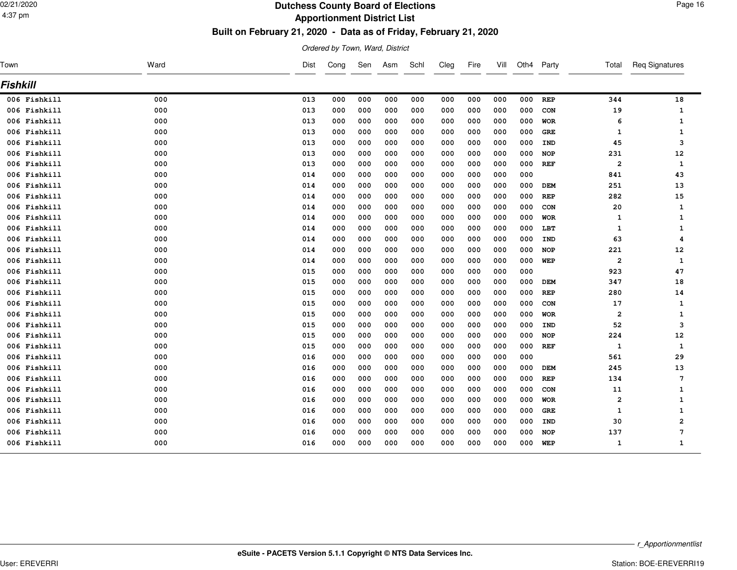# Dutchess County Board of Elections

## Apportionment District List

### Built on February 21, 2020 - Data as of Friday, February 21, 2020

*Ordered by Town, Ward, District*

| Town | Ward | Dist | Cong | Sen | Asm | Schl | Cleg | Fire | Vill | Oth4 | Party | Total | Req Signatures |
|---|---|---|---|---|---|---|---|---|---|---|---|---|---|
| ***Fishkill*** | | | | | | | | | | | | | |
| 006 Fishkill | 000 | 013 | 000 | 000 | 000 | 000 | 000 | 000 | 000 | 000 | REP | 344 | 18 |
| 006 Fishkill | 000 | 013 | 000 | 000 | 000 | 000 | 000 | 000 | 000 | 000 | CON | 19 | 1 |
| 006 Fishkill | 000 | 013 | 000 | 000 | 000 | 000 | 000 | 000 | 000 | 000 | WOR | 6 | 1 |
| 006 Fishkill | 000 | 013 | 000 | 000 | 000 | 000 | 000 | 000 | 000 | 000 | GRE | 1 | 1 |
| 006 Fishkill | 000 | 013 | 000 | 000 | 000 | 000 | 000 | 000 | 000 | 000 | IND | 45 | 3 |
| 006 Fishkill | 000 | 013 | 000 | 000 | 000 | 000 | 000 | 000 | 000 | 000 | NOP | 231 | 12 |
| 006 Fishkill | 000 | 013 | 000 | 000 | 000 | 000 | 000 | 000 | 000 | 000 | REF | 2 | 1 |
| 006 Fishkill | 000 | 014 | 000 | 000 | 000 | 000 | 000 | 000 | 000 | 000 | | 841 | 43 |
| 006 Fishkill | 000 | 014 | 000 | 000 | 000 | 000 | 000 | 000 | 000 | 000 | DEM | 251 | 13 |
| 006 Fishkill | 000 | 014 | 000 | 000 | 000 | 000 | 000 | 000 | 000 | 000 | REP | 282 | 15 |
| 006 Fishkill | 000 | 014 | 000 | 000 | 000 | 000 | 000 | 000 | 000 | 000 | CON | 20 | 1 |
| 006 Fishkill | 000 | 014 | 000 | 000 | 000 | 000 | 000 | 000 | 000 | 000 | WOR | 1 | 1 |
| 006 Fishkill | 000 | 014 | 000 | 000 | 000 | 000 | 000 | 000 | 000 | 000 | LBT | 1 | 1 |
| 006 Fishkill | 000 | 014 | 000 | 000 | 000 | 000 | 000 | 000 | 000 | 000 | IND | 63 | 4 |
| 006 Fishkill | 000 | 014 | 000 | 000 | 000 | 000 | 000 | 000 | 000 | 000 | NOP | 221 | 12 |
| 006 Fishkill | 000 | 014 | 000 | 000 | 000 | 000 | 000 | 000 | 000 | 000 | WEP | 2 | 1 |
| 006 Fishkill | 000 | 015 | 000 | 000 | 000 | 000 | 000 | 000 | 000 | 000 | | 923 | 47 |
| 006 Fishkill | 000 | 015 | 000 | 000 | 000 | 000 | 000 | 000 | 000 | 000 | DEM | 347 | 18 |
| 006 Fishkill | 000 | 015 | 000 | 000 | 000 | 000 | 000 | 000 | 000 | 000 | REP | 280 | 14 |
| 006 Fishkill | 000 | 015 | 000 | 000 | 000 | 000 | 000 | 000 | 000 | 000 | CON | 17 | 1 |
| 006 Fishkill | 000 | 015 | 000 | 000 | 000 | 000 | 000 | 000 | 000 | 000 | WOR | 2 | 1 |
| 006 Fishkill | 000 | 015 | 000 | 000 | 000 | 000 | 000 | 000 | 000 | 000 | IND | 52 | 3 |
| 006 Fishkill | 000 | 015 | 000 | 000 | 000 | 000 | 000 | 000 | 000 | 000 | NOP | 224 | 12 |
| 006 Fishkill | 000 | 015 | 000 | 000 | 000 | 000 | 000 | 000 | 000 | 000 | REF | 1 | 1 |
| 006 Fishkill | 000 | 016 | 000 | 000 | 000 | 000 | 000 | 000 | 000 | 000 | | 561 | 29 |
| 006 Fishkill | 000 | 016 | 000 | 000 | 000 | 000 | 000 | 000 | 000 | 000 | DEM | 245 | 13 |
| 006 Fishkill | 000 | 016 | 000 | 000 | 000 | 000 | 000 | 000 | 000 | 000 | REP | 134 | 7 |
| 006 Fishkill | 000 | 016 | 000 | 000 | 000 | 000 | 000 | 000 | 000 | 000 | CON | 11 | 1 |
| 006 Fishkill | 000 | 016 | 000 | 000 | 000 | 000 | 000 | 000 | 000 | 000 | WOR | 2 | 1 |
| 006 Fishkill | 000 | 016 | 000 | 000 | 000 | 000 | 000 | 000 | 000 | 000 | GRE | 1 | 1 |
| 006 Fishkill | 000 | 016 | 000 | 000 | 000 | 000 | 000 | 000 | 000 | 000 | IND | 30 | 2 |
| 006 Fishkill | 000 | 016 | 000 | 000 | 000 | 000 | 000 | 000 | 000 | 000 | NOP | 137 | 7 |
| 006 Fishkill | 000 | 016 | 000 | 000 | 000 | 000 | 000 | 000 | 000 | 000 | WEP | 1 | 1 |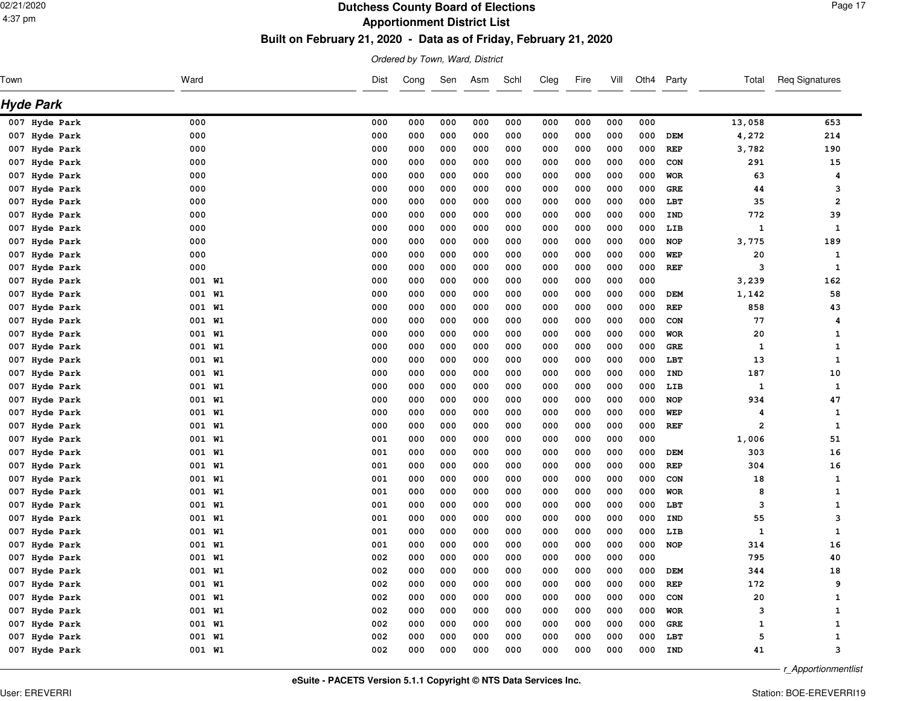# Dutchess County Board of Elections

## Apportionment District List

### Built on February 21, 2020 - Data as of Friday, February 21, 2020

*Ordered by Town, Ward, District*

## Hyde Park

| Town | Ward | Dist | Cong | Sen | Asm | Schl | Cleg | Fire | Vill | Oth4 | Party | Total | Req Signatures |
|---|---|---|---|---|---|---|---|---|---|---|---|---|---|
| 007 Hyde Park | 000 | 000 | 000 | 000 | 000 | 000 | 000 | 000 | 000 | 000 | | 13,058 | 653 |
| 007 Hyde Park | 000 | 000 | 000 | 000 | 000 | 000 | 000 | 000 | 000 | 000 | DEM | 4,272 | 214 |
| 007 Hyde Park | 000 | 000 | 000 | 000 | 000 | 000 | 000 | 000 | 000 | 000 | REP | 3,782 | 190 |
| 007 Hyde Park | 000 | 000 | 000 | 000 | 000 | 000 | 000 | 000 | 000 | 000 | CON | 291 | 15 |
| 007 Hyde Park | 000 | 000 | 000 | 000 | 000 | 000 | 000 | 000 | 000 | 000 | WOR | 63 | 4 |
| 007 Hyde Park | 000 | 000 | 000 | 000 | 000 | 000 | 000 | 000 | 000 | 000 | GRE | 44 | 3 |
| 007 Hyde Park | 000 | 000 | 000 | 000 | 000 | 000 | 000 | 000 | 000 | 000 | LBT | 35 | 2 |
| 007 Hyde Park | 000 | 000 | 000 | 000 | 000 | 000 | 000 | 000 | 000 | 000 | IND | 772 | 39 |
| 007 Hyde Park | 000 | 000 | 000 | 000 | 000 | 000 | 000 | 000 | 000 | 000 | LIB | 1 | 1 |
| 007 Hyde Park | 000 | 000 | 000 | 000 | 000 | 000 | 000 | 000 | 000 | 000 | NOP | 3,775 | 189 |
| 007 Hyde Park | 000 | 000 | 000 | 000 | 000 | 000 | 000 | 000 | 000 | 000 | WEP | 20 | 1 |
| 007 Hyde Park | 000 | 000 | 000 | 000 | 000 | 000 | 000 | 000 | 000 | 000 | REF | 3 | 1 |
| 007 Hyde Park | 001 W1 | 000 | 000 | 000 | 000 | 000 | 000 | 000 | 000 | 000 | | 3,239 | 162 |
| 007 Hyde Park | 001 W1 | 000 | 000 | 000 | 000 | 000 | 000 | 000 | 000 | 000 | DEM | 1,142 | 58 |
| 007 Hyde Park | 001 W1 | 000 | 000 | 000 | 000 | 000 | 000 | 000 | 000 | 000 | REP | 858 | 43 |
| 007 Hyde Park | 001 W1 | 000 | 000 | 000 | 000 | 000 | 000 | 000 | 000 | 000 | CON | 77 | 4 |
| 007 Hyde Park | 001 W1 | 000 | 000 | 000 | 000 | 000 | 000 | 000 | 000 | 000 | WOR | 20 | 1 |
| 007 Hyde Park | 001 W1 | 000 | 000 | 000 | 000 | 000 | 000 | 000 | 000 | 000 | GRE | 1 | 1 |
| 007 Hyde Park | 001 W1 | 000 | 000 | 000 | 000 | 000 | 000 | 000 | 000 | 000 | LBT | 13 | 1 |
| 007 Hyde Park | 001 W1 | 000 | 000 | 000 | 000 | 000 | 000 | 000 | 000 | 000 | IND | 187 | 10 |
| 007 Hyde Park | 001 W1 | 000 | 000 | 000 | 000 | 000 | 000 | 000 | 000 | 000 | LIB | 1 | 1 |
| 007 Hyde Park | 001 W1 | 000 | 000 | 000 | 000 | 000 | 000 | 000 | 000 | 000 | NOP | 934 | 47 |
| 007 Hyde Park | 001 W1 | 000 | 000 | 000 | 000 | 000 | 000 | 000 | 000 | 000 | WEP | 4 | 1 |
| 007 Hyde Park | 001 W1 | 000 | 000 | 000 | 000 | 000 | 000 | 000 | 000 | 000 | REF | 2 | 1 |
| 007 Hyde Park | 001 W1 | 001 | 000 | 000 | 000 | 000 | 000 | 000 | 000 | 000 | | 1,006 | 51 |
| 007 Hyde Park | 001 W1 | 001 | 000 | 000 | 000 | 000 | 000 | 000 | 000 | 000 | DEM | 303 | 16 |
| 007 Hyde Park | 001 W1 | 001 | 000 | 000 | 000 | 000 | 000 | 000 | 000 | 000 | REP | 304 | 16 |
| 007 Hyde Park | 001 W1 | 001 | 000 | 000 | 000 | 000 | 000 | 000 | 000 | 000 | CON | 18 | 1 |
| 007 Hyde Park | 001 W1 | 001 | 000 | 000 | 000 | 000 | 000 | 000 | 000 | 000 | WOR | 8 | 1 |
| 007 Hyde Park | 001 W1 | 001 | 000 | 000 | 000 | 000 | 000 | 000 | 000 | 000 | LBT | 3 | 1 |
| 007 Hyde Park | 001 W1 | 001 | 000 | 000 | 000 | 000 | 000 | 000 | 000 | 000 | IND | 55 | 3 |
| 007 Hyde Park | 001 W1 | 001 | 000 | 000 | 000 | 000 | 000 | 000 | 000 | 000 | LIB | 1 | 1 |
| 007 Hyde Park | 001 W1 | 001 | 000 | 000 | 000 | 000 | 000 | 000 | 000 | 000 | NOP | 314 | 16 |
| 007 Hyde Park | 001 W1 | 002 | 000 | 000 | 000 | 000 | 000 | 000 | 000 | 000 | | 795 | 40 |
| 007 Hyde Park | 001 W1 | 002 | 000 | 000 | 000 | 000 | 000 | 000 | 000 | 000 | DEM | 344 | 18 |
| 007 Hyde Park | 001 W1 | 002 | 000 | 000 | 000 | 000 | 000 | 000 | 000 | 000 | REP | 172 | 9 |
| 007 Hyde Park | 001 W1 | 002 | 000 | 000 | 000 | 000 | 000 | 000 | 000 | 000 | CON | 20 | 1 |
| 007 Hyde Park | 001 W1 | 002 | 000 | 000 | 000 | 000 | 000 | 000 | 000 | 000 | WOR | 3 | 1 |
| 007 Hyde Park | 001 W1 | 002 | 000 | 000 | 000 | 000 | 000 | 000 | 000 | 000 | GRE | 1 | 1 |
| 007 Hyde Park | 001 W1 | 002 | 000 | 000 | 000 | 000 | 000 | 000 | 000 | 000 | LBT | 5 | 1 |
| 007 Hyde Park | 001 W1 | 002 | 000 | 000 | 000 | 000 | 000 | 000 | 000 | 000 | IND | 41 | 3 |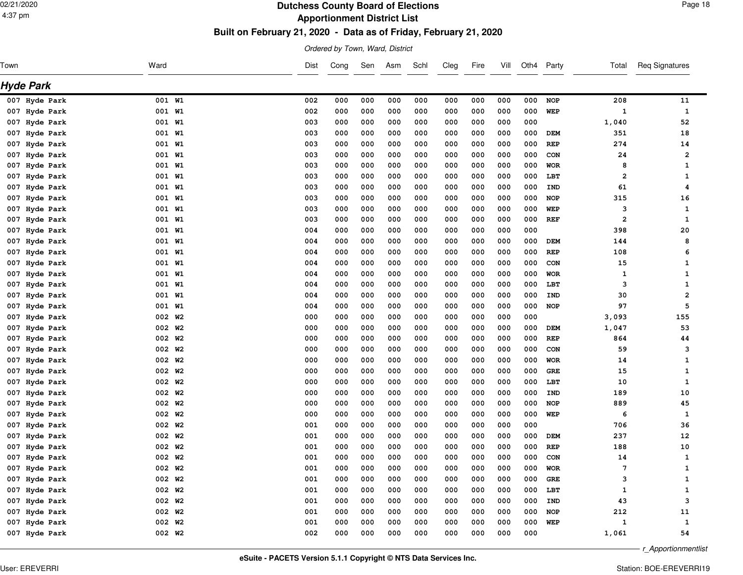# Dutchess County Board of Elections
## Apportionment District List
### Built on February 21, 2020 - Data as of Friday, February 21, 2020

*Ordered by Town, Ward, District*

## Hyde Park

| Town | Ward | Dist | Cong | Sen | Asm | Schl | Cleg | Fire | Vill | Oth4 | Party | Total | Req Signatures |
|---|---|---|---|---|---|---|---|---|---|---|---|---|---|
| 007 Hyde Park | 001 W1 | 002 | 000 | 000 | 000 | 000 | 000 | 000 | 000 | 000 | NOP | 208 | 11 |
| 007 Hyde Park | 001 W1 | 002 | 000 | 000 | 000 | 000 | 000 | 000 | 000 | 000 | WEP | 1 | 1 |
| 007 Hyde Park | 001 W1 | 003 | 000 | 000 | 000 | 000 | 000 | 000 | 000 | 000 | | 1,040 | 52 |
| 007 Hyde Park | 001 W1 | 003 | 000 | 000 | 000 | 000 | 000 | 000 | 000 | 000 | DEM | 351 | 18 |
| 007 Hyde Park | 001 W1 | 003 | 000 | 000 | 000 | 000 | 000 | 000 | 000 | 000 | REP | 274 | 14 |
| 007 Hyde Park | 001 W1 | 003 | 000 | 000 | 000 | 000 | 000 | 000 | 000 | 000 | CON | 24 | 2 |
| 007 Hyde Park | 001 W1 | 003 | 000 | 000 | 000 | 000 | 000 | 000 | 000 | 000 | WOR | 8 | 1 |
| 007 Hyde Park | 001 W1 | 003 | 000 | 000 | 000 | 000 | 000 | 000 | 000 | 000 | LBT | 2 | 1 |
| 007 Hyde Park | 001 W1 | 003 | 000 | 000 | 000 | 000 | 000 | 000 | 000 | 000 | IND | 61 | 4 |
| 007 Hyde Park | 001 W1 | 003 | 000 | 000 | 000 | 000 | 000 | 000 | 000 | 000 | NOP | 315 | 16 |
| 007 Hyde Park | 001 W1 | 003 | 000 | 000 | 000 | 000 | 000 | 000 | 000 | 000 | WEP | 3 | 1 |
| 007 Hyde Park | 001 W1 | 003 | 000 | 000 | 000 | 000 | 000 | 000 | 000 | 000 | REF | 2 | 1 |
| 007 Hyde Park | 001 W1 | 004 | 000 | 000 | 000 | 000 | 000 | 000 | 000 | 000 | | 398 | 20 |
| 007 Hyde Park | 001 W1 | 004 | 000 | 000 | 000 | 000 | 000 | 000 | 000 | 000 | DEM | 144 | 8 |
| 007 Hyde Park | 001 W1 | 004 | 000 | 000 | 000 | 000 | 000 | 000 | 000 | 000 | REP | 108 | 6 |
| 007 Hyde Park | 001 W1 | 004 | 000 | 000 | 000 | 000 | 000 | 000 | 000 | 000 | CON | 15 | 1 |
| 007 Hyde Park | 001 W1 | 004 | 000 | 000 | 000 | 000 | 000 | 000 | 000 | 000 | WOR | 1 | 1 |
| 007 Hyde Park | 001 W1 | 004 | 000 | 000 | 000 | 000 | 000 | 000 | 000 | 000 | LBT | 3 | 1 |
| 007 Hyde Park | 001 W1 | 004 | 000 | 000 | 000 | 000 | 000 | 000 | 000 | 000 | IND | 30 | 2 |
| 007 Hyde Park | 001 W1 | 004 | 000 | 000 | 000 | 000 | 000 | 000 | 000 | 000 | NOP | 97 | 5 |
| 007 Hyde Park | 002 W2 | 000 | 000 | 000 | 000 | 000 | 000 | 000 | 000 | 000 | | 3,093 | 155 |
| 007 Hyde Park | 002 W2 | 000 | 000 | 000 | 000 | 000 | 000 | 000 | 000 | 000 | DEM | 1,047 | 53 |
| 007 Hyde Park | 002 W2 | 000 | 000 | 000 | 000 | 000 | 000 | 000 | 000 | 000 | REP | 864 | 44 |
| 007 Hyde Park | 002 W2 | 000 | 000 | 000 | 000 | 000 | 000 | 000 | 000 | 000 | CON | 59 | 3 |
| 007 Hyde Park | 002 W2 | 000 | 000 | 000 | 000 | 000 | 000 | 000 | 000 | 000 | WOR | 14 | 1 |
| 007 Hyde Park | 002 W2 | 000 | 000 | 000 | 000 | 000 | 000 | 000 | 000 | 000 | GRE | 15 | 1 |
| 007 Hyde Park | 002 W2 | 000 | 000 | 000 | 000 | 000 | 000 | 000 | 000 | 000 | LBT | 10 | 1 |
| 007 Hyde Park | 002 W2 | 000 | 000 | 000 | 000 | 000 | 000 | 000 | 000 | 000 | IND | 189 | 10 |
| 007 Hyde Park | 002 W2 | 000 | 000 | 000 | 000 | 000 | 000 | 000 | 000 | 000 | NOP | 889 | 45 |
| 007 Hyde Park | 002 W2 | 000 | 000 | 000 | 000 | 000 | 000 | 000 | 000 | 000 | WEP | 6 | 1 |
| 007 Hyde Park | 002 W2 | 001 | 000 | 000 | 000 | 000 | 000 | 000 | 000 | 000 | | 706 | 36 |
| 007 Hyde Park | 002 W2 | 001 | 000 | 000 | 000 | 000 | 000 | 000 | 000 | 000 | DEM | 237 | 12 |
| 007 Hyde Park | 002 W2 | 001 | 000 | 000 | 000 | 000 | 000 | 000 | 000 | 000 | REP | 188 | 10 |
| 007 Hyde Park | 002 W2 | 001 | 000 | 000 | 000 | 000 | 000 | 000 | 000 | 000 | CON | 14 | 1 |
| 007 Hyde Park | 002 W2 | 001 | 000 | 000 | 000 | 000 | 000 | 000 | 000 | 000 | WOR | 7 | 1 |
| 007 Hyde Park | 002 W2 | 001 | 000 | 000 | 000 | 000 | 000 | 000 | 000 | 000 | GRE | 3 | 1 |
| 007 Hyde Park | 002 W2 | 001 | 000 | 000 | 000 | 000 | 000 | 000 | 000 | 000 | LBT | 1 | 1 |
| 007 Hyde Park | 002 W2 | 001 | 000 | 000 | 000 | 000 | 000 | 000 | 000 | 000 | IND | 43 | 3 |
| 007 Hyde Park | 002 W2 | 001 | 000 | 000 | 000 | 000 | 000 | 000 | 000 | 000 | NOP | 212 | 11 |
| 007 Hyde Park | 002 W2 | 001 | 000 | 000 | 000 | 000 | 000 | 000 | 000 | 000 | WEP | 1 | 1 |
| 007 Hyde Park | 002 W2 | 002 | 000 | 000 | 000 | 000 | 000 | 000 | 000 | 000 | | 1,061 | 54 |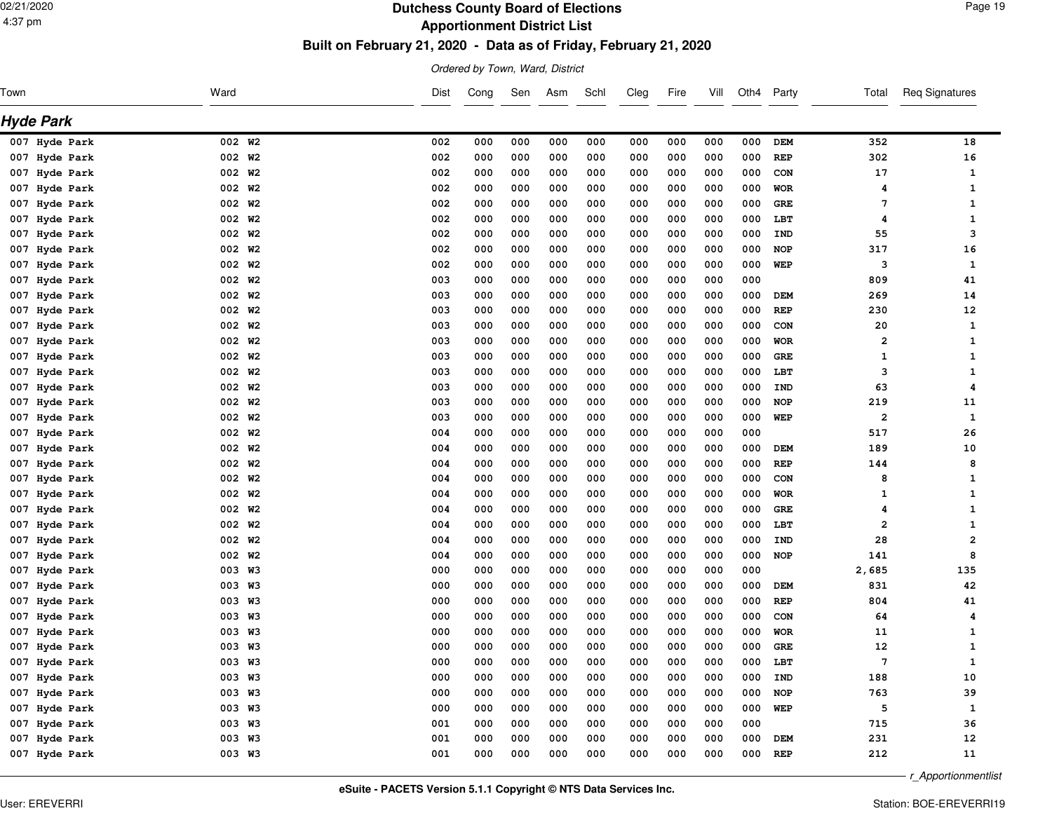# Dutchess County Board of Elections

## Apportionment District List

### Built on February 21, 2020 - Data as of Friday, February 21, 2020

*Ordered by Town, Ward, District*

## Hyde Park

| Town | Ward | Dist | Cong | Sen | Asm | Schl | Cleg | Fire | Vill | Oth4 | Party | Total | Req Signatures |
|---|---|---|---|---|---|---|---|---|---|---|---|---|---|
| 007 Hyde Park | 002 W2 | 002 | 000 | 000 | 000 | 000 | 000 | 000 | 000 | 000 | DEM | 352 | 18 |
| 007 Hyde Park | 002 W2 | 002 | 000 | 000 | 000 | 000 | 000 | 000 | 000 | 000 | REP | 302 | 16 |
| 007 Hyde Park | 002 W2 | 002 | 000 | 000 | 000 | 000 | 000 | 000 | 000 | 000 | CON | 17 | 1 |
| 007 Hyde Park | 002 W2 | 002 | 000 | 000 | 000 | 000 | 000 | 000 | 000 | 000 | WOR | 4 | 1 |
| 007 Hyde Park | 002 W2 | 002 | 000 | 000 | 000 | 000 | 000 | 000 | 000 | 000 | GRE | 7 | 1 |
| 007 Hyde Park | 002 W2 | 002 | 000 | 000 | 000 | 000 | 000 | 000 | 000 | 000 | LBT | 4 | 1 |
| 007 Hyde Park | 002 W2 | 002 | 000 | 000 | 000 | 000 | 000 | 000 | 000 | 000 | IND | 55 | 3 |
| 007 Hyde Park | 002 W2 | 002 | 000 | 000 | 000 | 000 | 000 | 000 | 000 | 000 | NOP | 317 | 16 |
| 007 Hyde Park | 002 W2 | 002 | 000 | 000 | 000 | 000 | 000 | 000 | 000 | 000 | WEP | 3 | 1 |
| 007 Hyde Park | 002 W2 | 003 | 000 | 000 | 000 | 000 | 000 | 000 | 000 | 000 | | 809 | 41 |
| 007 Hyde Park | 002 W2 | 003 | 000 | 000 | 000 | 000 | 000 | 000 | 000 | 000 | DEM | 269 | 14 |
| 007 Hyde Park | 002 W2 | 003 | 000 | 000 | 000 | 000 | 000 | 000 | 000 | 000 | REP | 230 | 12 |
| 007 Hyde Park | 002 W2 | 003 | 000 | 000 | 000 | 000 | 000 | 000 | 000 | 000 | CON | 20 | 1 |
| 007 Hyde Park | 002 W2 | 003 | 000 | 000 | 000 | 000 | 000 | 000 | 000 | 000 | WOR | 2 | 1 |
| 007 Hyde Park | 002 W2 | 003 | 000 | 000 | 000 | 000 | 000 | 000 | 000 | 000 | GRE | 1 | 1 |
| 007 Hyde Park | 002 W2 | 003 | 000 | 000 | 000 | 000 | 000 | 000 | 000 | 000 | LBT | 3 | 1 |
| 007 Hyde Park | 002 W2 | 003 | 000 | 000 | 000 | 000 | 000 | 000 | 000 | 000 | IND | 63 | 4 |
| 007 Hyde Park | 002 W2 | 003 | 000 | 000 | 000 | 000 | 000 | 000 | 000 | 000 | NOP | 219 | 11 |
| 007 Hyde Park | 002 W2 | 003 | 000 | 000 | 000 | 000 | 000 | 000 | 000 | 000 | WEP | 2 | 1 |
| 007 Hyde Park | 002 W2 | 004 | 000 | 000 | 000 | 000 | 000 | 000 | 000 | 000 | | 517 | 26 |
| 007 Hyde Park | 002 W2 | 004 | 000 | 000 | 000 | 000 | 000 | 000 | 000 | 000 | DEM | 189 | 10 |
| 007 Hyde Park | 002 W2 | 004 | 000 | 000 | 000 | 000 | 000 | 000 | 000 | 000 | REP | 144 | 8 |
| 007 Hyde Park | 002 W2 | 004 | 000 | 000 | 000 | 000 | 000 | 000 | 000 | 000 | CON | 8 | 1 |
| 007 Hyde Park | 002 W2 | 004 | 000 | 000 | 000 | 000 | 000 | 000 | 000 | 000 | WOR | 1 | 1 |
| 007 Hyde Park | 002 W2 | 004 | 000 | 000 | 000 | 000 | 000 | 000 | 000 | 000 | GRE | 4 | 1 |
| 007 Hyde Park | 002 W2 | 004 | 000 | 000 | 000 | 000 | 000 | 000 | 000 | 000 | LBT | 2 | 1 |
| 007 Hyde Park | 002 W2 | 004 | 000 | 000 | 000 | 000 | 000 | 000 | 000 | 000 | IND | 28 | 2 |
| 007 Hyde Park | 002 W2 | 004 | 000 | 000 | 000 | 000 | 000 | 000 | 000 | 000 | NOP | 141 | 8 |
| 007 Hyde Park | 003 W3 | 000 | 000 | 000 | 000 | 000 | 000 | 000 | 000 | 000 | | 2,685 | 135 |
| 007 Hyde Park | 003 W3 | 000 | 000 | 000 | 000 | 000 | 000 | 000 | 000 | 000 | DEM | 831 | 42 |
| 007 Hyde Park | 003 W3 | 000 | 000 | 000 | 000 | 000 | 000 | 000 | 000 | 000 | REP | 804 | 41 |
| 007 Hyde Park | 003 W3 | 000 | 000 | 000 | 000 | 000 | 000 | 000 | 000 | 000 | CON | 64 | 4 |
| 007 Hyde Park | 003 W3 | 000 | 000 | 000 | 000 | 000 | 000 | 000 | 000 | 000 | WOR | 11 | 1 |
| 007 Hyde Park | 003 W3 | 000 | 000 | 000 | 000 | 000 | 000 | 000 | 000 | 000 | GRE | 12 | 1 |
| 007 Hyde Park | 003 W3 | 000 | 000 | 000 | 000 | 000 | 000 | 000 | 000 | 000 | LBT | 7 | 1 |
| 007 Hyde Park | 003 W3 | 000 | 000 | 000 | 000 | 000 | 000 | 000 | 000 | 000 | IND | 188 | 10 |
| 007 Hyde Park | 003 W3 | 000 | 000 | 000 | 000 | 000 | 000 | 000 | 000 | 000 | NOP | 763 | 39 |
| 007 Hyde Park | 003 W3 | 000 | 000 | 000 | 000 | 000 | 000 | 000 | 000 | 000 | WEP | 5 | 1 |
| 007 Hyde Park | 003 W3 | 001 | 000 | 000 | 000 | 000 | 000 | 000 | 000 | 000 | | 715 | 36 |
| 007 Hyde Park | 003 W3 | 001 | 000 | 000 | 000 | 000 | 000 | 000 | 000 | 000 | DEM | 231 | 12 |
| 007 Hyde Park | 003 W3 | 001 | 000 | 000 | 000 | 000 | 000 | 000 | 000 | 000 | REP | 212 | 11 |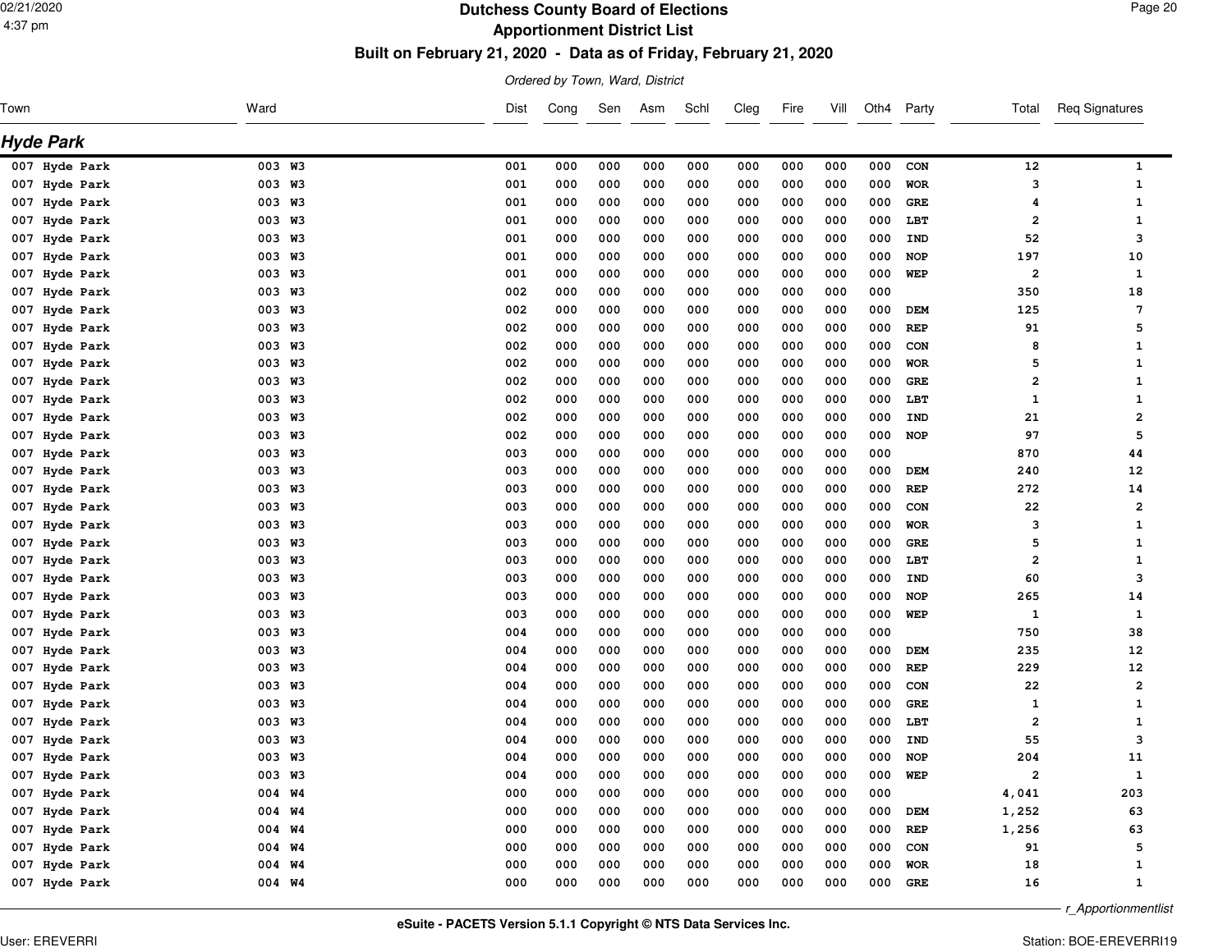# Dutchess County Board of Elections
## Apportionment District List
### Built on February 21, 2020 - Data as of Friday, February 21, 2020

*Ordered by Town, Ward, District*

## Hyde Park

| Town | Ward | Dist | Cong | Sen | Asm | Schl | Cleg | Fire | Vill | Oth4 | Party | Total | Req Signatures |
|---|---|---|---|---|---|---|---|---|---|---|---|---|---|
| 007 Hyde Park | 003 W3 | 001 | 000 | 000 | 000 | 000 | 000 | 000 | 000 | 000 | CON | 12 | 1 |
| 007 Hyde Park | 003 W3 | 001 | 000 | 000 | 000 | 000 | 000 | 000 | 000 | 000 | WOR | 3 | 1 |
| 007 Hyde Park | 003 W3 | 001 | 000 | 000 | 000 | 000 | 000 | 000 | 000 | 000 | GRE | 4 | 1 |
| 007 Hyde Park | 003 W3 | 001 | 000 | 000 | 000 | 000 | 000 | 000 | 000 | 000 | LBT | 2 | 1 |
| 007 Hyde Park | 003 W3 | 001 | 000 | 000 | 000 | 000 | 000 | 000 | 000 | 000 | IND | 52 | 3 |
| 007 Hyde Park | 003 W3 | 001 | 000 | 000 | 000 | 000 | 000 | 000 | 000 | 000 | NOP | 197 | 10 |
| 007 Hyde Park | 003 W3 | 001 | 000 | 000 | 000 | 000 | 000 | 000 | 000 | 000 | WEP | 2 | 1 |
| 007 Hyde Park | 003 W3 | 002 | 000 | 000 | 000 | 000 | 000 | 000 | 000 | 000 | | 350 | 18 |
| 007 Hyde Park | 003 W3 | 002 | 000 | 000 | 000 | 000 | 000 | 000 | 000 | 000 | DEM | 125 | 7 |
| 007 Hyde Park | 003 W3 | 002 | 000 | 000 | 000 | 000 | 000 | 000 | 000 | 000 | REP | 91 | 5 |
| 007 Hyde Park | 003 W3 | 002 | 000 | 000 | 000 | 000 | 000 | 000 | 000 | 000 | CON | 8 | 1 |
| 007 Hyde Park | 003 W3 | 002 | 000 | 000 | 000 | 000 | 000 | 000 | 000 | 000 | WOR | 5 | 1 |
| 007 Hyde Park | 003 W3 | 002 | 000 | 000 | 000 | 000 | 000 | 000 | 000 | 000 | GRE | 2 | 1 |
| 007 Hyde Park | 003 W3 | 002 | 000 | 000 | 000 | 000 | 000 | 000 | 000 | 000 | LBT | 1 | 1 |
| 007 Hyde Park | 003 W3 | 002 | 000 | 000 | 000 | 000 | 000 | 000 | 000 | 000 | IND | 21 | 2 |
| 007 Hyde Park | 003 W3 | 002 | 000 | 000 | 000 | 000 | 000 | 000 | 000 | 000 | NOP | 97 | 5 |
| 007 Hyde Park | 003 W3 | 003 | 000 | 000 | 000 | 000 | 000 | 000 | 000 | 000 | | 870 | 44 |
| 007 Hyde Park | 003 W3 | 003 | 000 | 000 | 000 | 000 | 000 | 000 | 000 | 000 | DEM | 240 | 12 |
| 007 Hyde Park | 003 W3 | 003 | 000 | 000 | 000 | 000 | 000 | 000 | 000 | 000 | REP | 272 | 14 |
| 007 Hyde Park | 003 W3 | 003 | 000 | 000 | 000 | 000 | 000 | 000 | 000 | 000 | CON | 22 | 2 |
| 007 Hyde Park | 003 W3 | 003 | 000 | 000 | 000 | 000 | 000 | 000 | 000 | 000 | WOR | 3 | 1 |
| 007 Hyde Park | 003 W3 | 003 | 000 | 000 | 000 | 000 | 000 | 000 | 000 | 000 | GRE | 5 | 1 |
| 007 Hyde Park | 003 W3 | 003 | 000 | 000 | 000 | 000 | 000 | 000 | 000 | 000 | LBT | 2 | 1 |
| 007 Hyde Park | 003 W3 | 003 | 000 | 000 | 000 | 000 | 000 | 000 | 000 | 000 | IND | 60 | 3 |
| 007 Hyde Park | 003 W3 | 003 | 000 | 000 | 000 | 000 | 000 | 000 | 000 | 000 | NOP | 265 | 14 |
| 007 Hyde Park | 003 W3 | 003 | 000 | 000 | 000 | 000 | 000 | 000 | 000 | 000 | WEP | 1 | 1 |
| 007 Hyde Park | 003 W3 | 004 | 000 | 000 | 000 | 000 | 000 | 000 | 000 | 000 | | 750 | 38 |
| 007 Hyde Park | 003 W3 | 004 | 000 | 000 | 000 | 000 | 000 | 000 | 000 | 000 | DEM | 235 | 12 |
| 007 Hyde Park | 003 W3 | 004 | 000 | 000 | 000 | 000 | 000 | 000 | 000 | 000 | REP | 229 | 12 |
| 007 Hyde Park | 003 W3 | 004 | 000 | 000 | 000 | 000 | 000 | 000 | 000 | 000 | CON | 22 | 2 |
| 007 Hyde Park | 003 W3 | 004 | 000 | 000 | 000 | 000 | 000 | 000 | 000 | 000 | GRE | 1 | 1 |
| 007 Hyde Park | 003 W3 | 004 | 000 | 000 | 000 | 000 | 000 | 000 | 000 | 000 | LBT | 2 | 1 |
| 007 Hyde Park | 003 W3 | 004 | 000 | 000 | 000 | 000 | 000 | 000 | 000 | 000 | IND | 55 | 3 |
| 007 Hyde Park | 003 W3 | 004 | 000 | 000 | 000 | 000 | 000 | 000 | 000 | 000 | NOP | 204 | 11 |
| 007 Hyde Park | 003 W3 | 004 | 000 | 000 | 000 | 000 | 000 | 000 | 000 | 000 | WEP | 2 | 1 |
| 007 Hyde Park | 004 W4 | 000 | 000 | 000 | 000 | 000 | 000 | 000 | 000 | 000 | | 4,041 | 203 |
| 007 Hyde Park | 004 W4 | 000 | 000 | 000 | 000 | 000 | 000 | 000 | 000 | 000 | DEM | 1,252 | 63 |
| 007 Hyde Park | 004 W4 | 000 | 000 | 000 | 000 | 000 | 000 | 000 | 000 | 000 | REP | 1,256 | 63 |
| 007 Hyde Park | 004 W4 | 000 | 000 | 000 | 000 | 000 | 000 | 000 | 000 | 000 | CON | 91 | 5 |
| 007 Hyde Park | 004 W4 | 000 | 000 | 000 | 000 | 000 | 000 | 000 | 000 | 000 | WOR | 18 | 1 |
| 007 Hyde Park | 004 W4 | 000 | 000 | 000 | 000 | 000 | 000 | 000 | 000 | 000 | GRE | 16 | 1 |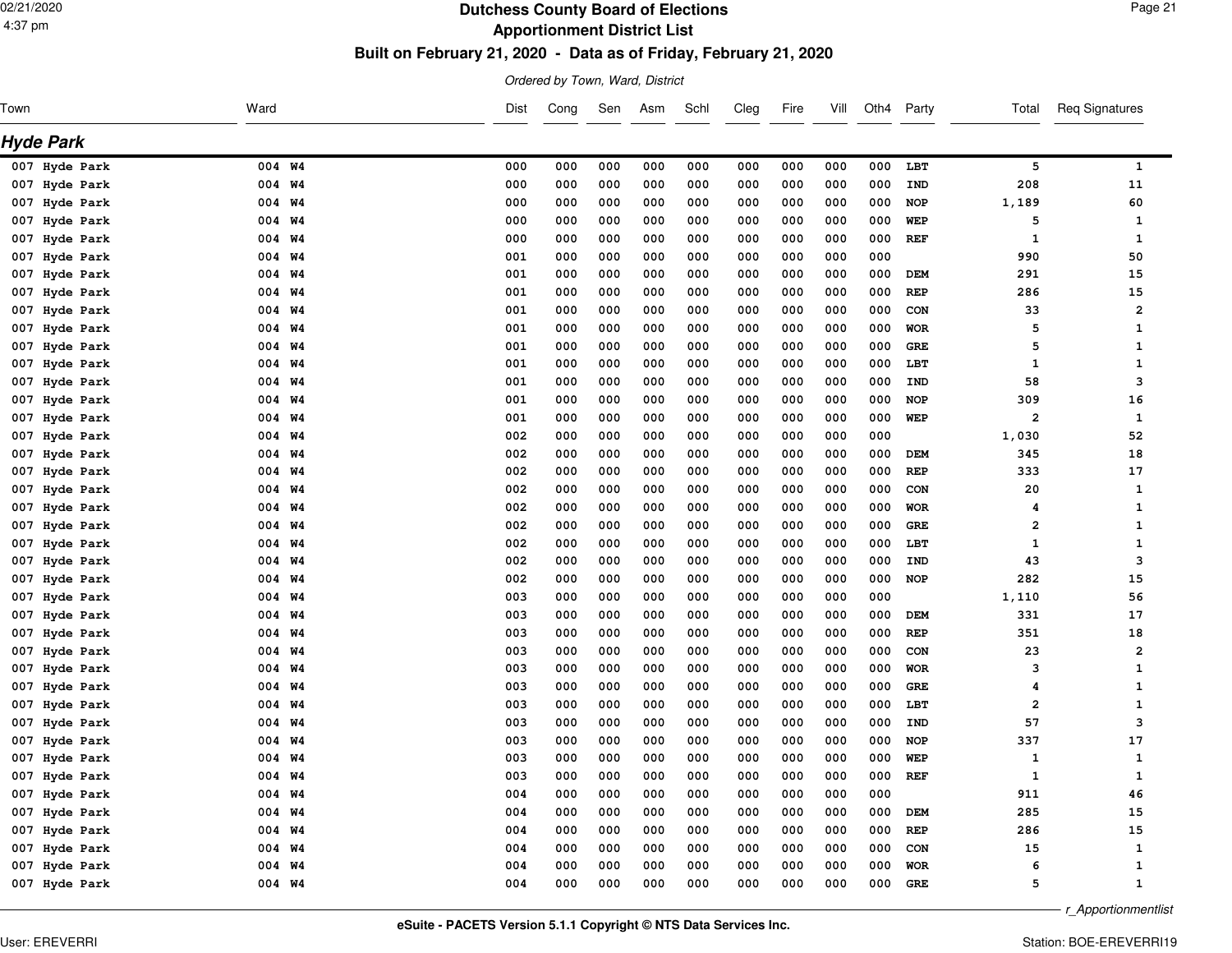# Dutchess County Board of Elections

## Apportionment District List

### Built on February 21, 2020 - Data as of Friday, February 21, 2020

*Ordered by Town, Ward, District*

## Hyde Park

| Town | Ward | Dist | Cong | Sen | Asm | Schl | Cleg | Fire | Vill | Oth4 | Party | Total | Req Signatures |
|---|---|---|---|---|---|---|---|---|---|---|---|---|---|
| 007 Hyde Park | 004 W4 | 000 | 000 | 000 | 000 | 000 | 000 | 000 | 000 | 000 | LBT | 5 | 1 |
| 007 Hyde Park | 004 W4 | 000 | 000 | 000 | 000 | 000 | 000 | 000 | 000 | 000 | IND | 208 | 11 |
| 007 Hyde Park | 004 W4 | 000 | 000 | 000 | 000 | 000 | 000 | 000 | 000 | 000 | NOP | 1,189 | 60 |
| 007 Hyde Park | 004 W4 | 000 | 000 | 000 | 000 | 000 | 000 | 000 | 000 | 000 | WEP | 5 | 1 |
| 007 Hyde Park | 004 W4 | 000 | 000 | 000 | 000 | 000 | 000 | 000 | 000 | 000 | REF | 1 | 1 |
| 007 Hyde Park | 004 W4 | 001 | 000 | 000 | 000 | 000 | 000 | 000 | 000 | 000 | | 990 | 50 |
| 007 Hyde Park | 004 W4 | 001 | 000 | 000 | 000 | 000 | 000 | 000 | 000 | 000 | DEM | 291 | 15 |
| 007 Hyde Park | 004 W4 | 001 | 000 | 000 | 000 | 000 | 000 | 000 | 000 | 000 | REP | 286 | 15 |
| 007 Hyde Park | 004 W4 | 001 | 000 | 000 | 000 | 000 | 000 | 000 | 000 | 000 | CON | 33 | 2 |
| 007 Hyde Park | 004 W4 | 001 | 000 | 000 | 000 | 000 | 000 | 000 | 000 | 000 | WOR | 5 | 1 |
| 007 Hyde Park | 004 W4 | 001 | 000 | 000 | 000 | 000 | 000 | 000 | 000 | 000 | GRE | 5 | 1 |
| 007 Hyde Park | 004 W4 | 001 | 000 | 000 | 000 | 000 | 000 | 000 | 000 | 000 | LBT | 1 | 1 |
| 007 Hyde Park | 004 W4 | 001 | 000 | 000 | 000 | 000 | 000 | 000 | 000 | 000 | IND | 58 | 3 |
| 007 Hyde Park | 004 W4 | 001 | 000 | 000 | 000 | 000 | 000 | 000 | 000 | 000 | NOP | 309 | 16 |
| 007 Hyde Park | 004 W4 | 001 | 000 | 000 | 000 | 000 | 000 | 000 | 000 | 000 | WEP | 2 | 1 |
| 007 Hyde Park | 004 W4 | 002 | 000 | 000 | 000 | 000 | 000 | 000 | 000 | 000 | | 1,030 | 52 |
| 007 Hyde Park | 004 W4 | 002 | 000 | 000 | 000 | 000 | 000 | 000 | 000 | 000 | DEM | 345 | 18 |
| 007 Hyde Park | 004 W4 | 002 | 000 | 000 | 000 | 000 | 000 | 000 | 000 | 000 | REP | 333 | 17 |
| 007 Hyde Park | 004 W4 | 002 | 000 | 000 | 000 | 000 | 000 | 000 | 000 | 000 | CON | 20 | 1 |
| 007 Hyde Park | 004 W4 | 002 | 000 | 000 | 000 | 000 | 000 | 000 | 000 | 000 | WOR | 4 | 1 |
| 007 Hyde Park | 004 W4 | 002 | 000 | 000 | 000 | 000 | 000 | 000 | 000 | 000 | GRE | 2 | 1 |
| 007 Hyde Park | 004 W4 | 002 | 000 | 000 | 000 | 000 | 000 | 000 | 000 | 000 | LBT | 1 | 1 |
| 007 Hyde Park | 004 W4 | 002 | 000 | 000 | 000 | 000 | 000 | 000 | 000 | 000 | IND | 43 | 3 |
| 007 Hyde Park | 004 W4 | 002 | 000 | 000 | 000 | 000 | 000 | 000 | 000 | 000 | NOP | 282 | 15 |
| 007 Hyde Park | 004 W4 | 003 | 000 | 000 | 000 | 000 | 000 | 000 | 000 | 000 | | 1,110 | 56 |
| 007 Hyde Park | 004 W4 | 003 | 000 | 000 | 000 | 000 | 000 | 000 | 000 | 000 | DEM | 331 | 17 |
| 007 Hyde Park | 004 W4 | 003 | 000 | 000 | 000 | 000 | 000 | 000 | 000 | 000 | REP | 351 | 18 |
| 007 Hyde Park | 004 W4 | 003 | 000 | 000 | 000 | 000 | 000 | 000 | 000 | 000 | CON | 23 | 2 |
| 007 Hyde Park | 004 W4 | 003 | 000 | 000 | 000 | 000 | 000 | 000 | 000 | 000 | WOR | 3 | 1 |
| 007 Hyde Park | 004 W4 | 003 | 000 | 000 | 000 | 000 | 000 | 000 | 000 | 000 | GRE | 4 | 1 |
| 007 Hyde Park | 004 W4 | 003 | 000 | 000 | 000 | 000 | 000 | 000 | 000 | 000 | LBT | 2 | 1 |
| 007 Hyde Park | 004 W4 | 003 | 000 | 000 | 000 | 000 | 000 | 000 | 000 | 000 | IND | 57 | 3 |
| 007 Hyde Park | 004 W4 | 003 | 000 | 000 | 000 | 000 | 000 | 000 | 000 | 000 | NOP | 337 | 17 |
| 007 Hyde Park | 004 W4 | 003 | 000 | 000 | 000 | 000 | 000 | 000 | 000 | 000 | WEP | 1 | 1 |
| 007 Hyde Park | 004 W4 | 003 | 000 | 000 | 000 | 000 | 000 | 000 | 000 | 000 | REF | 1 | 1 |
| 007 Hyde Park | 004 W4 | 004 | 000 | 000 | 000 | 000 | 000 | 000 | 000 | 000 | | 911 | 46 |
| 007 Hyde Park | 004 W4 | 004 | 000 | 000 | 000 | 000 | 000 | 000 | 000 | 000 | DEM | 285 | 15 |
| 007 Hyde Park | 004 W4 | 004 | 000 | 000 | 000 | 000 | 000 | 000 | 000 | 000 | REP | 286 | 15 |
| 007 Hyde Park | 004 W4 | 004 | 000 | 000 | 000 | 000 | 000 | 000 | 000 | 000 | CON | 15 | 1 |
| 007 Hyde Park | 004 W4 | 004 | 000 | 000 | 000 | 000 | 000 | 000 | 000 | 000 | WOR | 6 | 1 |
| 007 Hyde Park | 004 W4 | 004 | 000 | 000 | 000 | 000 | 000 | 000 | 000 | 000 | GRE | 5 | 1 |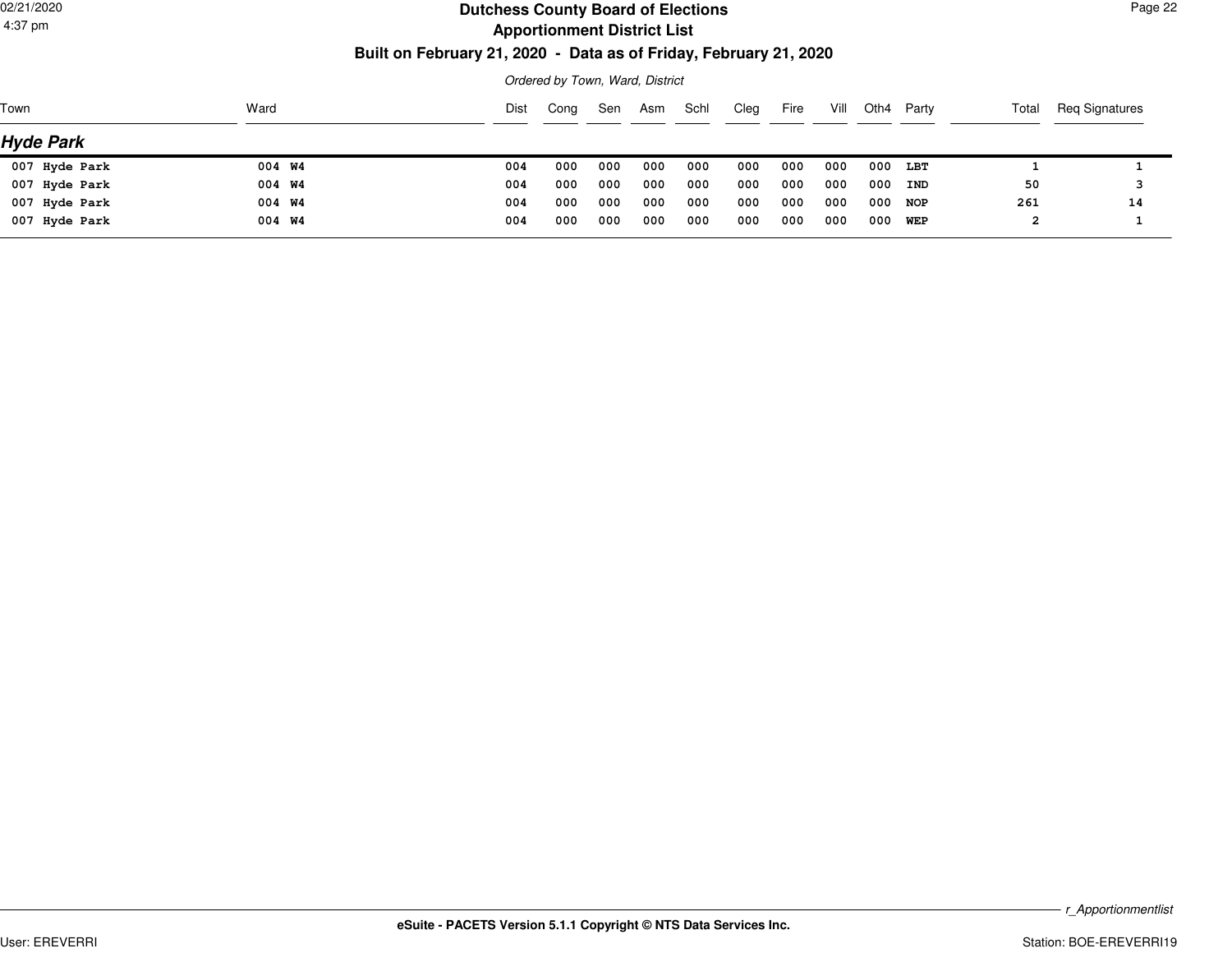# Dutchess County Board of Elections

## Apportionment District List

**Built on February 21, 2020 - Data as of Friday, February 21, 2020**

*Ordered by Town, Ward, District*

| Town | Ward | Dist | Cong | Sen | Asm | Schl | Cleg | Fire | Vill | Oth4 | Party | Total | Req Signatures |
|---|---|---|---|---|---|---|---|---|---|---|---|---|---|
| ***Hyde Park*** | | | | | | | | | | | | | |
| 007 Hyde Park | 004 W4 | 004 | 000 | 000 | 000 | 000 | 000 | 000 | 000 | 000 | LBT | 1 | 1 |
| 007 Hyde Park | 004 W4 | 004 | 000 | 000 | 000 | 000 | 000 | 000 | 000 | 000 | IND | 50 | 3 |
| 007 Hyde Park | 004 W4 | 004 | 000 | 000 | 000 | 000 | 000 | 000 | 000 | 000 | NOP | 261 | 14 |
| 007 Hyde Park | 004 W4 | 004 | 000 | 000 | 000 | 000 | 000 | 000 | 000 | 000 | WEP | 2 | 1 |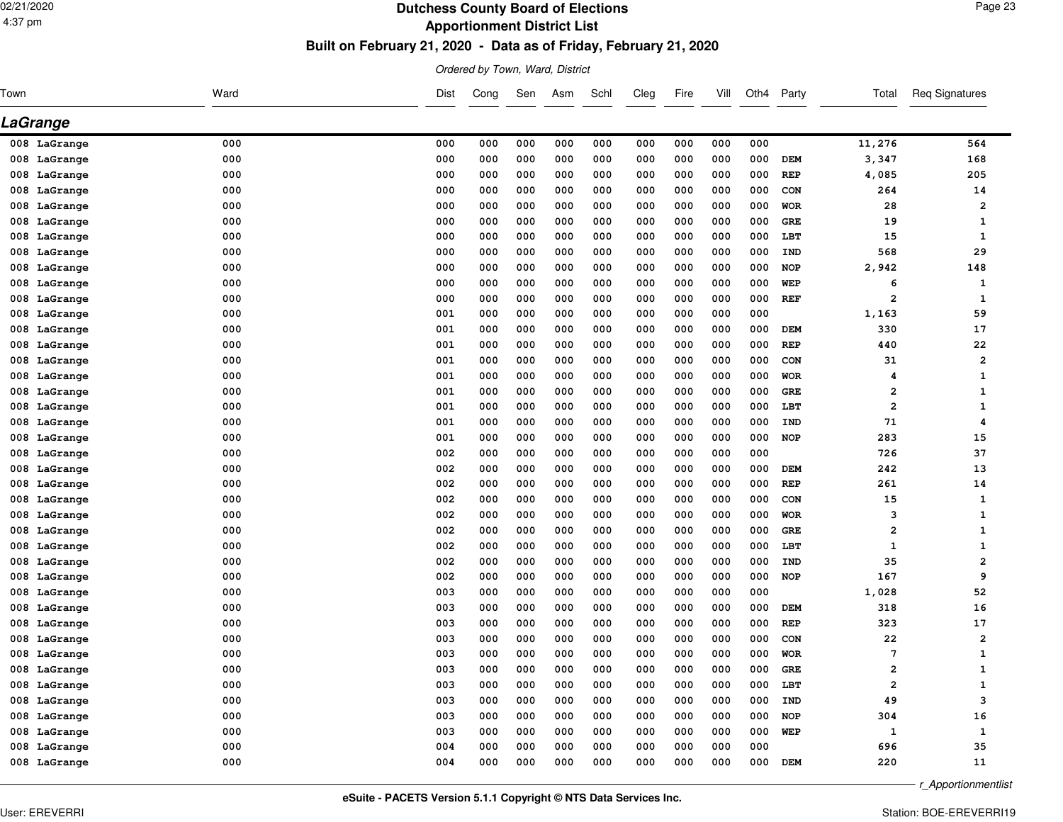# Dutchess County Board of Elections

## Apportionment District List

### Built on February 21, 2020 - Data as of Friday, February 21, 2020

*Ordered by Town, Ward, District*

## LaGrange

| Town | Ward | Dist | Cong | Sen | Asm | Schl | Cleg | Fire | Vill | Oth4 | Party | Total | Req Signatures |
|---|---|---|---|---|---|---|---|---|---|---|---|---|---|
| 008 LaGrange | 000 | 000 | 000 | 000 | 000 | 000 | 000 | 000 | 000 | 000 | | 11,276 | 564 |
| 008 LaGrange | 000 | 000 | 000 | 000 | 000 | 000 | 000 | 000 | 000 | 000 | DEM | 3,347 | 168 |
| 008 LaGrange | 000 | 000 | 000 | 000 | 000 | 000 | 000 | 000 | 000 | 000 | REP | 4,085 | 205 |
| 008 LaGrange | 000 | 000 | 000 | 000 | 000 | 000 | 000 | 000 | 000 | 000 | CON | 264 | 14 |
| 008 LaGrange | 000 | 000 | 000 | 000 | 000 | 000 | 000 | 000 | 000 | 000 | WOR | 28 | 2 |
| 008 LaGrange | 000 | 000 | 000 | 000 | 000 | 000 | 000 | 000 | 000 | 000 | GRE | 19 | 1 |
| 008 LaGrange | 000 | 000 | 000 | 000 | 000 | 000 | 000 | 000 | 000 | 000 | LBT | 15 | 1 |
| 008 LaGrange | 000 | 000 | 000 | 000 | 000 | 000 | 000 | 000 | 000 | 000 | IND | 568 | 29 |
| 008 LaGrange | 000 | 000 | 000 | 000 | 000 | 000 | 000 | 000 | 000 | 000 | NOP | 2,942 | 148 |
| 008 LaGrange | 000 | 000 | 000 | 000 | 000 | 000 | 000 | 000 | 000 | 000 | WEP | 6 | 1 |
| 008 LaGrange | 000 | 000 | 000 | 000 | 000 | 000 | 000 | 000 | 000 | 000 | REF | 2 | 1 |
| 008 LaGrange | 000 | 001 | 000 | 000 | 000 | 000 | 000 | 000 | 000 | 000 | | 1,163 | 59 |
| 008 LaGrange | 000 | 001 | 000 | 000 | 000 | 000 | 000 | 000 | 000 | 000 | DEM | 330 | 17 |
| 008 LaGrange | 000 | 001 | 000 | 000 | 000 | 000 | 000 | 000 | 000 | 000 | REP | 440 | 22 |
| 008 LaGrange | 000 | 001 | 000 | 000 | 000 | 000 | 000 | 000 | 000 | 000 | CON | 31 | 2 |
| 008 LaGrange | 000 | 001 | 000 | 000 | 000 | 000 | 000 | 000 | 000 | 000 | WOR | 4 | 1 |
| 008 LaGrange | 000 | 001 | 000 | 000 | 000 | 000 | 000 | 000 | 000 | 000 | GRE | 2 | 1 |
| 008 LaGrange | 000 | 001 | 000 | 000 | 000 | 000 | 000 | 000 | 000 | 000 | LBT | 2 | 1 |
| 008 LaGrange | 000 | 001 | 000 | 000 | 000 | 000 | 000 | 000 | 000 | 000 | IND | 71 | 4 |
| 008 LaGrange | 000 | 001 | 000 | 000 | 000 | 000 | 000 | 000 | 000 | 000 | NOP | 283 | 15 |
| 008 LaGrange | 000 | 002 | 000 | 000 | 000 | 000 | 000 | 000 | 000 | 000 | | 726 | 37 |
| 008 LaGrange | 000 | 002 | 000 | 000 | 000 | 000 | 000 | 000 | 000 | 000 | DEM | 242 | 13 |
| 008 LaGrange | 000 | 002 | 000 | 000 | 000 | 000 | 000 | 000 | 000 | 000 | REP | 261 | 14 |
| 008 LaGrange | 000 | 002 | 000 | 000 | 000 | 000 | 000 | 000 | 000 | 000 | CON | 15 | 1 |
| 008 LaGrange | 000 | 002 | 000 | 000 | 000 | 000 | 000 | 000 | 000 | 000 | WOR | 3 | 1 |
| 008 LaGrange | 000 | 002 | 000 | 000 | 000 | 000 | 000 | 000 | 000 | 000 | GRE | 2 | 1 |
| 008 LaGrange | 000 | 002 | 000 | 000 | 000 | 000 | 000 | 000 | 000 | 000 | LBT | 1 | 1 |
| 008 LaGrange | 000 | 002 | 000 | 000 | 000 | 000 | 000 | 000 | 000 | 000 | IND | 35 | 2 |
| 008 LaGrange | 000 | 002 | 000 | 000 | 000 | 000 | 000 | 000 | 000 | 000 | NOP | 167 | 9 |
| 008 LaGrange | 000 | 003 | 000 | 000 | 000 | 000 | 000 | 000 | 000 | 000 | | 1,028 | 52 |
| 008 LaGrange | 000 | 003 | 000 | 000 | 000 | 000 | 000 | 000 | 000 | 000 | DEM | 318 | 16 |
| 008 LaGrange | 000 | 003 | 000 | 000 | 000 | 000 | 000 | 000 | 000 | 000 | REP | 323 | 17 |
| 008 LaGrange | 000 | 003 | 000 | 000 | 000 | 000 | 000 | 000 | 000 | 000 | CON | 22 | 2 |
| 008 LaGrange | 000 | 003 | 000 | 000 | 000 | 000 | 000 | 000 | 000 | 000 | WOR | 7 | 1 |
| 008 LaGrange | 000 | 003 | 000 | 000 | 000 | 000 | 000 | 000 | 000 | 000 | GRE | 2 | 1 |
| 008 LaGrange | 000 | 003 | 000 | 000 | 000 | 000 | 000 | 000 | 000 | 000 | LBT | 2 | 1 |
| 008 LaGrange | 000 | 003 | 000 | 000 | 000 | 000 | 000 | 000 | 000 | 000 | IND | 49 | 3 |
| 008 LaGrange | 000 | 003 | 000 | 000 | 000 | 000 | 000 | 000 | 000 | 000 | NOP | 304 | 16 |
| 008 LaGrange | 000 | 003 | 000 | 000 | 000 | 000 | 000 | 000 | 000 | 000 | WEP | 1 | 1 |
| 008 LaGrange | 000 | 004 | 000 | 000 | 000 | 000 | 000 | 000 | 000 | 000 | | 696 | 35 |
| 008 LaGrange | 000 | 004 | 000 | 000 | 000 | 000 | 000 | 000 | 000 | 000 | DEM | 220 | 11 |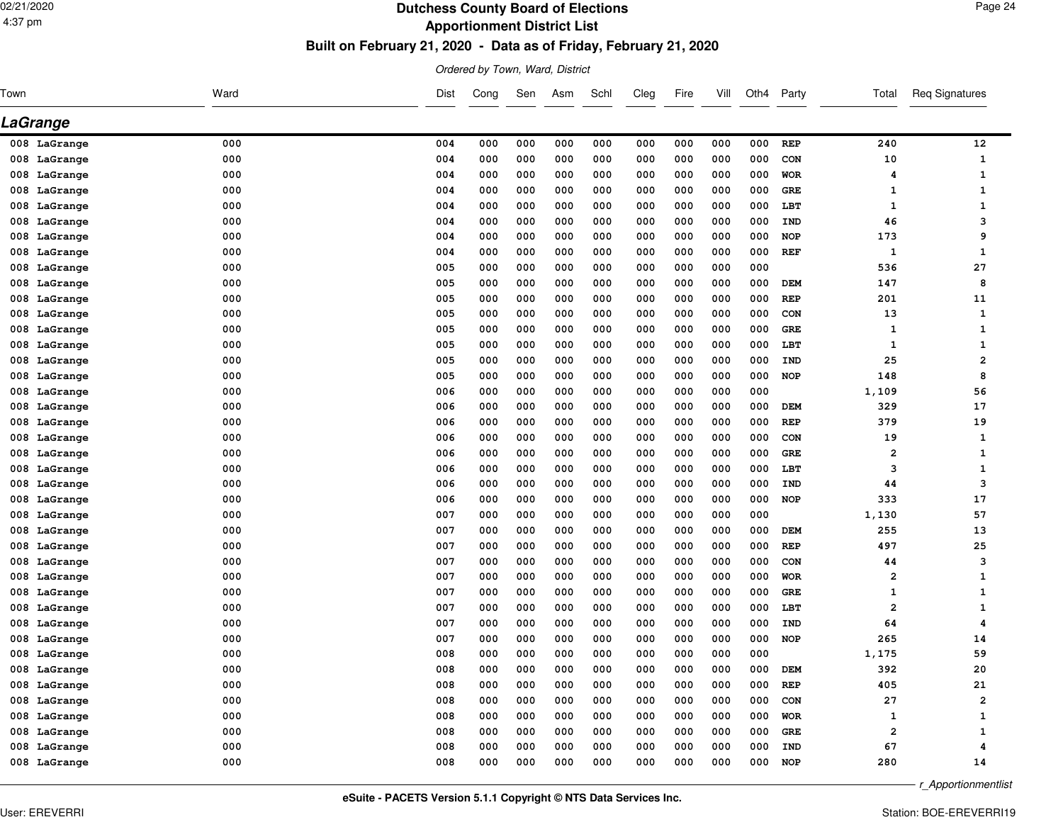# Dutchess County Board of Elections

## Apportionment District List

### Built on February 21, 2020 - Data as of Friday, February 21, 2020

*Ordered by Town, Ward, District*

## LaGrange

| Town | Ward | Dist | Cong | Sen | Asm | Schl | Cleg | Fire | Vill | Oth4 | Party | Total | Req Signatures |
|---|---|---|---|---|---|---|---|---|---|---|---|---|---|
| 008 LaGrange | 000 | 004 | 000 | 000 | 000 | 000 | 000 | 000 | 000 | 000 | REP | 240 | 12 |
| 008 LaGrange | 000 | 004 | 000 | 000 | 000 | 000 | 000 | 000 | 000 | 000 | CON | 10 | 1 |
| 008 LaGrange | 000 | 004 | 000 | 000 | 000 | 000 | 000 | 000 | 000 | 000 | WOR | 4 | 1 |
| 008 LaGrange | 000 | 004 | 000 | 000 | 000 | 000 | 000 | 000 | 000 | 000 | GRE | 1 | 1 |
| 008 LaGrange | 000 | 004 | 000 | 000 | 000 | 000 | 000 | 000 | 000 | 000 | LBT | 1 | 1 |
| 008 LaGrange | 000 | 004 | 000 | 000 | 000 | 000 | 000 | 000 | 000 | 000 | IND | 46 | 3 |
| 008 LaGrange | 000 | 004 | 000 | 000 | 000 | 000 | 000 | 000 | 000 | 000 | NOP | 173 | 9 |
| 008 LaGrange | 000 | 004 | 000 | 000 | 000 | 000 | 000 | 000 | 000 | 000 | REF | 1 | 1 |
| 008 LaGrange | 000 | 005 | 000 | 000 | 000 | 000 | 000 | 000 | 000 | 000 | | 536 | 27 |
| 008 LaGrange | 000 | 005 | 000 | 000 | 000 | 000 | 000 | 000 | 000 | 000 | DEM | 147 | 8 |
| 008 LaGrange | 000 | 005 | 000 | 000 | 000 | 000 | 000 | 000 | 000 | 000 | REP | 201 | 11 |
| 008 LaGrange | 000 | 005 | 000 | 000 | 000 | 000 | 000 | 000 | 000 | 000 | CON | 13 | 1 |
| 008 LaGrange | 000 | 005 | 000 | 000 | 000 | 000 | 000 | 000 | 000 | 000 | GRE | 1 | 1 |
| 008 LaGrange | 000 | 005 | 000 | 000 | 000 | 000 | 000 | 000 | 000 | 000 | LBT | 1 | 1 |
| 008 LaGrange | 000 | 005 | 000 | 000 | 000 | 000 | 000 | 000 | 000 | 000 | IND | 25 | 2 |
| 008 LaGrange | 000 | 005 | 000 | 000 | 000 | 000 | 000 | 000 | 000 | 000 | NOP | 148 | 8 |
| 008 LaGrange | 000 | 006 | 000 | 000 | 000 | 000 | 000 | 000 | 000 | 000 | | 1,109 | 56 |
| 008 LaGrange | 000 | 006 | 000 | 000 | 000 | 000 | 000 | 000 | 000 | 000 | DEM | 329 | 17 |
| 008 LaGrange | 000 | 006 | 000 | 000 | 000 | 000 | 000 | 000 | 000 | 000 | REP | 379 | 19 |
| 008 LaGrange | 000 | 006 | 000 | 000 | 000 | 000 | 000 | 000 | 000 | 000 | CON | 19 | 1 |
| 008 LaGrange | 000 | 006 | 000 | 000 | 000 | 000 | 000 | 000 | 000 | 000 | GRE | 2 | 1 |
| 008 LaGrange | 000 | 006 | 000 | 000 | 000 | 000 | 000 | 000 | 000 | 000 | LBT | 3 | 1 |
| 008 LaGrange | 000 | 006 | 000 | 000 | 000 | 000 | 000 | 000 | 000 | 000 | IND | 44 | 3 |
| 008 LaGrange | 000 | 006 | 000 | 000 | 000 | 000 | 000 | 000 | 000 | 000 | NOP | 333 | 17 |
| 008 LaGrange | 000 | 007 | 000 | 000 | 000 | 000 | 000 | 000 | 000 | 000 | | 1,130 | 57 |
| 008 LaGrange | 000 | 007 | 000 | 000 | 000 | 000 | 000 | 000 | 000 | 000 | DEM | 255 | 13 |
| 008 LaGrange | 000 | 007 | 000 | 000 | 000 | 000 | 000 | 000 | 000 | 000 | REP | 497 | 25 |
| 008 LaGrange | 000 | 007 | 000 | 000 | 000 | 000 | 000 | 000 | 000 | 000 | CON | 44 | 3 |
| 008 LaGrange | 000 | 007 | 000 | 000 | 000 | 000 | 000 | 000 | 000 | 000 | WOR | 2 | 1 |
| 008 LaGrange | 000 | 007 | 000 | 000 | 000 | 000 | 000 | 000 | 000 | 000 | GRE | 1 | 1 |
| 008 LaGrange | 000 | 007 | 000 | 000 | 000 | 000 | 000 | 000 | 000 | 000 | LBT | 2 | 1 |
| 008 LaGrange | 000 | 007 | 000 | 000 | 000 | 000 | 000 | 000 | 000 | 000 | IND | 64 | 4 |
| 008 LaGrange | 000 | 007 | 000 | 000 | 000 | 000 | 000 | 000 | 000 | 000 | NOP | 265 | 14 |
| 008 LaGrange | 000 | 008 | 000 | 000 | 000 | 000 | 000 | 000 | 000 | 000 | | 1,175 | 59 |
| 008 LaGrange | 000 | 008 | 000 | 000 | 000 | 000 | 000 | 000 | 000 | 000 | DEM | 392 | 20 |
| 008 LaGrange | 000 | 008 | 000 | 000 | 000 | 000 | 000 | 000 | 000 | 000 | REP | 405 | 21 |
| 008 LaGrange | 000 | 008 | 000 | 000 | 000 | 000 | 000 | 000 | 000 | 000 | CON | 27 | 2 |
| 008 LaGrange | 000 | 008 | 000 | 000 | 000 | 000 | 000 | 000 | 000 | 000 | WOR | 1 | 1 |
| 008 LaGrange | 000 | 008 | 000 | 000 | 000 | 000 | 000 | 000 | 000 | 000 | GRE | 2 | 1 |
| 008 LaGrange | 000 | 008 | 000 | 000 | 000 | 000 | 000 | 000 | 000 | 000 | IND | 67 | 4 |
| 008 LaGrange | 000 | 008 | 000 | 000 | 000 | 000 | 000 | 000 | 000 | 000 | NOP | 280 | 14 |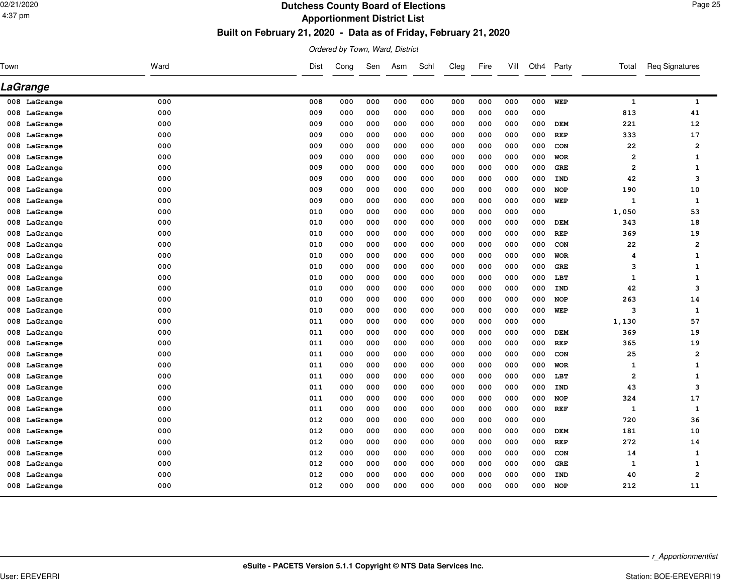# Dutchess County Board of Elections

## Apportionment District List

### Built on February 21, 2020 - Data as of Friday, February 21, 2020

*Ordered by Town, Ward, District*

## LaGrange

| Town | Ward | Dist | Cong | Sen | Asm | Schl | Cleg | Fire | Vill | Oth4 | Party | Total | Req Signatures |
|---|---|---|---|---|---|---|---|---|---|---|---|---|---|
| 008 LaGrange | 000 | 008 | 000 | 000 | 000 | 000 | 000 | 000 | 000 | 000 | WEP | 1 | 1 |
| 008 LaGrange | 000 | 009 | 000 | 000 | 000 | 000 | 000 | 000 | 000 | 000 | | 813 | 41 |
| 008 LaGrange | 000 | 009 | 000 | 000 | 000 | 000 | 000 | 000 | 000 | 000 | DEM | 221 | 12 |
| 008 LaGrange | 000 | 009 | 000 | 000 | 000 | 000 | 000 | 000 | 000 | 000 | REP | 333 | 17 |
| 008 LaGrange | 000 | 009 | 000 | 000 | 000 | 000 | 000 | 000 | 000 | 000 | CON | 22 | 2 |
| 008 LaGrange | 000 | 009 | 000 | 000 | 000 | 000 | 000 | 000 | 000 | 000 | WOR | 2 | 1 |
| 008 LaGrange | 000 | 009 | 000 | 000 | 000 | 000 | 000 | 000 | 000 | 000 | GRE | 2 | 1 |
| 008 LaGrange | 000 | 009 | 000 | 000 | 000 | 000 | 000 | 000 | 000 | 000 | IND | 42 | 3 |
| 008 LaGrange | 000 | 009 | 000 | 000 | 000 | 000 | 000 | 000 | 000 | 000 | NOP | 190 | 10 |
| 008 LaGrange | 000 | 009 | 000 | 000 | 000 | 000 | 000 | 000 | 000 | 000 | WEP | 1 | 1 |
| 008 LaGrange | 000 | 010 | 000 | 000 | 000 | 000 | 000 | 000 | 000 | 000 | | 1,050 | 53 |
| 008 LaGrange | 000 | 010 | 000 | 000 | 000 | 000 | 000 | 000 | 000 | 000 | DEM | 343 | 18 |
| 008 LaGrange | 000 | 010 | 000 | 000 | 000 | 000 | 000 | 000 | 000 | 000 | REP | 369 | 19 |
| 008 LaGrange | 000 | 010 | 000 | 000 | 000 | 000 | 000 | 000 | 000 | 000 | CON | 22 | 2 |
| 008 LaGrange | 000 | 010 | 000 | 000 | 000 | 000 | 000 | 000 | 000 | 000 | WOR | 4 | 1 |
| 008 LaGrange | 000 | 010 | 000 | 000 | 000 | 000 | 000 | 000 | 000 | 000 | GRE | 3 | 1 |
| 008 LaGrange | 000 | 010 | 000 | 000 | 000 | 000 | 000 | 000 | 000 | 000 | LBT | 1 | 1 |
| 008 LaGrange | 000 | 010 | 000 | 000 | 000 | 000 | 000 | 000 | 000 | 000 | IND | 42 | 3 |
| 008 LaGrange | 000 | 010 | 000 | 000 | 000 | 000 | 000 | 000 | 000 | 000 | NOP | 263 | 14 |
| 008 LaGrange | 000 | 010 | 000 | 000 | 000 | 000 | 000 | 000 | 000 | 000 | WEP | 3 | 1 |
| 008 LaGrange | 000 | 011 | 000 | 000 | 000 | 000 | 000 | 000 | 000 | 000 | | 1,130 | 57 |
| 008 LaGrange | 000 | 011 | 000 | 000 | 000 | 000 | 000 | 000 | 000 | 000 | DEM | 369 | 19 |
| 008 LaGrange | 000 | 011 | 000 | 000 | 000 | 000 | 000 | 000 | 000 | 000 | REP | 365 | 19 |
| 008 LaGrange | 000 | 011 | 000 | 000 | 000 | 000 | 000 | 000 | 000 | 000 | CON | 25 | 2 |
| 008 LaGrange | 000 | 011 | 000 | 000 | 000 | 000 | 000 | 000 | 000 | 000 | WOR | 1 | 1 |
| 008 LaGrange | 000 | 011 | 000 | 000 | 000 | 000 | 000 | 000 | 000 | 000 | LBT | 2 | 1 |
| 008 LaGrange | 000 | 011 | 000 | 000 | 000 | 000 | 000 | 000 | 000 | 000 | IND | 43 | 3 |
| 008 LaGrange | 000 | 011 | 000 | 000 | 000 | 000 | 000 | 000 | 000 | 000 | NOP | 324 | 17 |
| 008 LaGrange | 000 | 011 | 000 | 000 | 000 | 000 | 000 | 000 | 000 | 000 | REF | 1 | 1 |
| 008 LaGrange | 000 | 012 | 000 | 000 | 000 | 000 | 000 | 000 | 000 | 000 | | 720 | 36 |
| 008 LaGrange | 000 | 012 | 000 | 000 | 000 | 000 | 000 | 000 | 000 | 000 | DEM | 181 | 10 |
| 008 LaGrange | 000 | 012 | 000 | 000 | 000 | 000 | 000 | 000 | 000 | 000 | REP | 272 | 14 |
| 008 LaGrange | 000 | 012 | 000 | 000 | 000 | 000 | 000 | 000 | 000 | 000 | CON | 14 | 1 |
| 008 LaGrange | 000 | 012 | 000 | 000 | 000 | 000 | 000 | 000 | 000 | 000 | GRE | 1 | 1 |
| 008 LaGrange | 000 | 012 | 000 | 000 | 000 | 000 | 000 | 000 | 000 | 000 | IND | 40 | 2 |
| 008 LaGrange | 000 | 012 | 000 | 000 | 000 | 000 | 000 | 000 | 000 | 000 | NOP | 212 | 11 |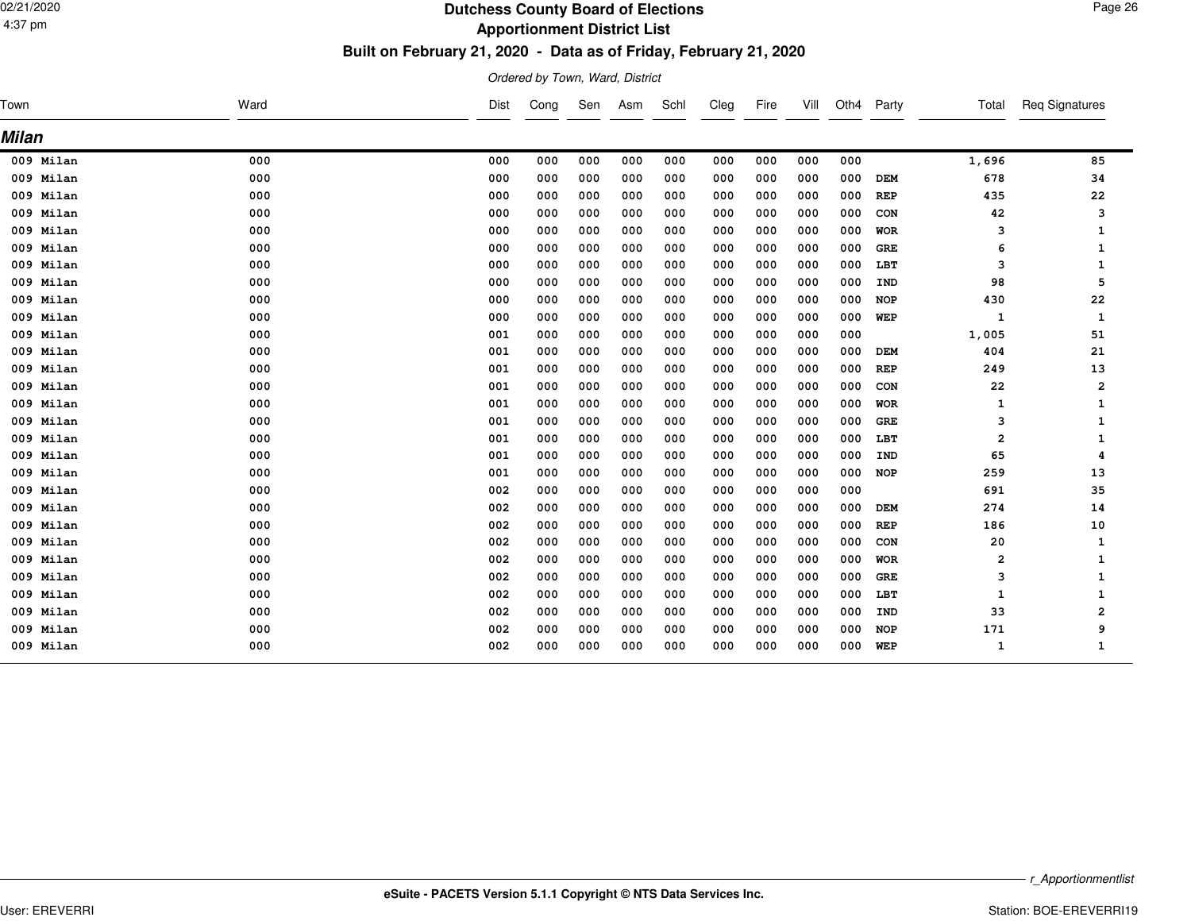# Dutchess County Board of Elections

## Apportionment District List

### Built on February 21, 2020 - Data as of Friday, February 21, 2020

*Ordered by Town, Ward, District*

## Milan

| Town | Ward | Dist | Cong | Sen | Asm | Schl | Cleg | Fire | Vill | Oth4 | Party | Total | Req Signatures |
|---|---|---|---|---|---|---|---|---|---|---|---|---|---|
| 009 Milan | 000 | 000 | 000 | 000 | 000 | 000 | 000 | 000 | 000 | 000 | | 1,696 | 85 |
| 009 Milan | 000 | 000 | 000 | 000 | 000 | 000 | 000 | 000 | 000 | 000 | DEM | 678 | 34 |
| 009 Milan | 000 | 000 | 000 | 000 | 000 | 000 | 000 | 000 | 000 | 000 | REP | 435 | 22 |
| 009 Milan | 000 | 000 | 000 | 000 | 000 | 000 | 000 | 000 | 000 | 000 | CON | 42 | 3 |
| 009 Milan | 000 | 000 | 000 | 000 | 000 | 000 | 000 | 000 | 000 | 000 | WOR | 3 | 1 |
| 009 Milan | 000 | 000 | 000 | 000 | 000 | 000 | 000 | 000 | 000 | 000 | GRE | 6 | 1 |
| 009 Milan | 000 | 000 | 000 | 000 | 000 | 000 | 000 | 000 | 000 | 000 | LBT | 3 | 1 |
| 009 Milan | 000 | 000 | 000 | 000 | 000 | 000 | 000 | 000 | 000 | 000 | IND | 98 | 5 |
| 009 Milan | 000 | 000 | 000 | 000 | 000 | 000 | 000 | 000 | 000 | 000 | NOP | 430 | 22 |
| 009 Milan | 000 | 000 | 000 | 000 | 000 | 000 | 000 | 000 | 000 | 000 | WEP | 1 | 1 |
| 009 Milan | 000 | 001 | 000 | 000 | 000 | 000 | 000 | 000 | 000 | 000 | | 1,005 | 51 |
| 009 Milan | 000 | 001 | 000 | 000 | 000 | 000 | 000 | 000 | 000 | 000 | DEM | 404 | 21 |
| 009 Milan | 000 | 001 | 000 | 000 | 000 | 000 | 000 | 000 | 000 | 000 | REP | 249 | 13 |
| 009 Milan | 000 | 001 | 000 | 000 | 000 | 000 | 000 | 000 | 000 | 000 | CON | 22 | 2 |
| 009 Milan | 000 | 001 | 000 | 000 | 000 | 000 | 000 | 000 | 000 | 000 | WOR | 1 | 1 |
| 009 Milan | 000 | 001 | 000 | 000 | 000 | 000 | 000 | 000 | 000 | 000 | GRE | 3 | 1 |
| 009 Milan | 000 | 001 | 000 | 000 | 000 | 000 | 000 | 000 | 000 | 000 | LBT | 2 | 1 |
| 009 Milan | 000 | 001 | 000 | 000 | 000 | 000 | 000 | 000 | 000 | 000 | IND | 65 | 4 |
| 009 Milan | 000 | 001 | 000 | 000 | 000 | 000 | 000 | 000 | 000 | 000 | NOP | 259 | 13 |
| 009 Milan | 000 | 002 | 000 | 000 | 000 | 000 | 000 | 000 | 000 | 000 | | 691 | 35 |
| 009 Milan | 000 | 002 | 000 | 000 | 000 | 000 | 000 | 000 | 000 | 000 | DEM | 274 | 14 |
| 009 Milan | 000 | 002 | 000 | 000 | 000 | 000 | 000 | 000 | 000 | 000 | REP | 186 | 10 |
| 009 Milan | 000 | 002 | 000 | 000 | 000 | 000 | 000 | 000 | 000 | 000 | CON | 20 | 1 |
| 009 Milan | 000 | 002 | 000 | 000 | 000 | 000 | 000 | 000 | 000 | 000 | WOR | 2 | 1 |
| 009 Milan | 000 | 002 | 000 | 000 | 000 | 000 | 000 | 000 | 000 | 000 | GRE | 3 | 1 |
| 009 Milan | 000 | 002 | 000 | 000 | 000 | 000 | 000 | 000 | 000 | 000 | LBT | 1 | 1 |
| 009 Milan | 000 | 002 | 000 | 000 | 000 | 000 | 000 | 000 | 000 | 000 | IND | 33 | 2 |
| 009 Milan | 000 | 002 | 000 | 000 | 000 | 000 | 000 | 000 | 000 | 000 | NOP | 171 | 9 |
| 009 Milan | 000 | 002 | 000 | 000 | 000 | 000 | 000 | 000 | 000 | 000 | WEP | 1 | 1 |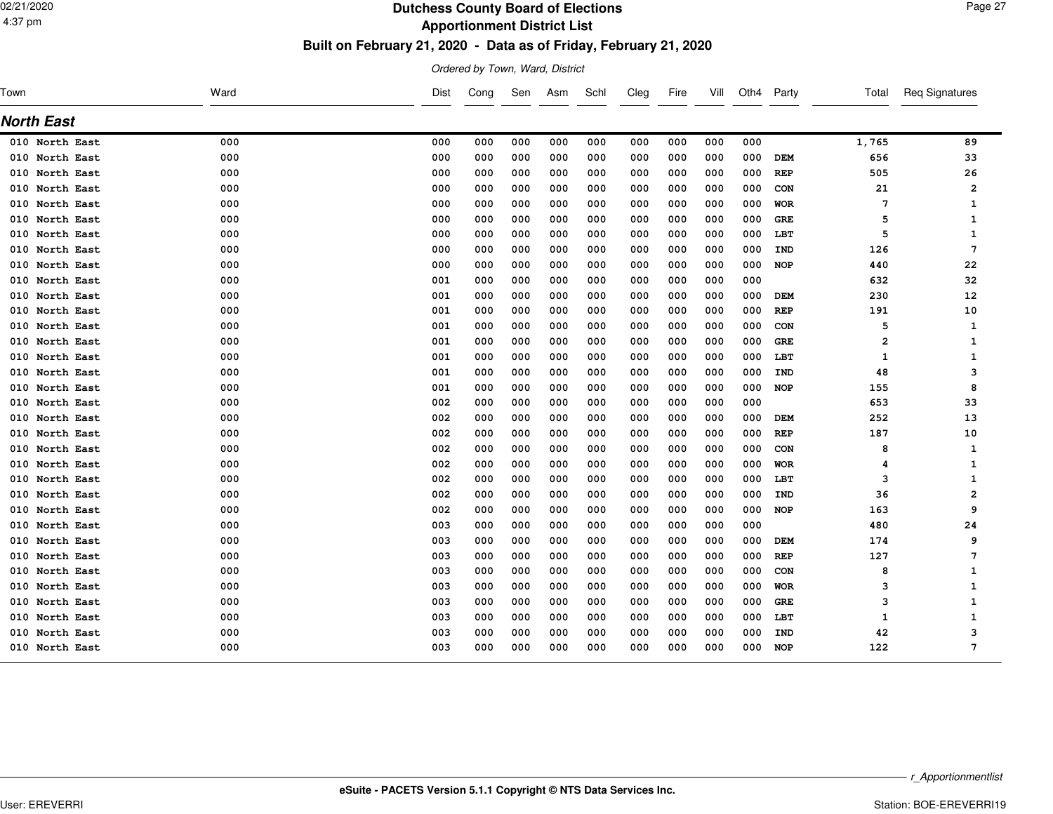# Dutchess County Board of Elections

## Apportionment District List

### Built on February 21, 2020 - Data as of Friday, February 21, 2020

*Ordered by Town, Ward, District*

## North East

| Town | Ward | Dist | Cong | Sen | Asm | Schl | Cleg | Fire | Vill | Oth4 | Party | Total | Req Signatures |
|---|---|---|---|---|---|---|---|---|---|---|---|---|---|
| 010 North East | 000 | 000 | 000 | 000 | 000 | 000 | 000 | 000 | 000 | 000 | | 1,765 | 89 |
| 010 North East | 000 | 000 | 000 | 000 | 000 | 000 | 000 | 000 | 000 | 000 | DEM | 656 | 33 |
| 010 North East | 000 | 000 | 000 | 000 | 000 | 000 | 000 | 000 | 000 | 000 | REP | 505 | 26 |
| 010 North East | 000 | 000 | 000 | 000 | 000 | 000 | 000 | 000 | 000 | 000 | CON | 21 | 2 |
| 010 North East | 000 | 000 | 000 | 000 | 000 | 000 | 000 | 000 | 000 | 000 | WOR | 7 | 1 |
| 010 North East | 000 | 000 | 000 | 000 | 000 | 000 | 000 | 000 | 000 | 000 | GRE | 5 | 1 |
| 010 North East | 000 | 000 | 000 | 000 | 000 | 000 | 000 | 000 | 000 | 000 | LBT | 5 | 1 |
| 010 North East | 000 | 000 | 000 | 000 | 000 | 000 | 000 | 000 | 000 | 000 | IND | 126 | 7 |
| 010 North East | 000 | 000 | 000 | 000 | 000 | 000 | 000 | 000 | 000 | 000 | NOP | 440 | 22 |
| 010 North East | 000 | 001 | 000 | 000 | 000 | 000 | 000 | 000 | 000 | 000 | | 632 | 32 |
| 010 North East | 000 | 001 | 000 | 000 | 000 | 000 | 000 | 000 | 000 | 000 | DEM | 230 | 12 |
| 010 North East | 000 | 001 | 000 | 000 | 000 | 000 | 000 | 000 | 000 | 000 | REP | 191 | 10 |
| 010 North East | 000 | 001 | 000 | 000 | 000 | 000 | 000 | 000 | 000 | 000 | CON | 5 | 1 |
| 010 North East | 000 | 001 | 000 | 000 | 000 | 000 | 000 | 000 | 000 | 000 | GRE | 2 | 1 |
| 010 North East | 000 | 001 | 000 | 000 | 000 | 000 | 000 | 000 | 000 | 000 | LBT | 1 | 1 |
| 010 North East | 000 | 001 | 000 | 000 | 000 | 000 | 000 | 000 | 000 | 000 | IND | 48 | 3 |
| 010 North East | 000 | 001 | 000 | 000 | 000 | 000 | 000 | 000 | 000 | 000 | NOP | 155 | 8 |
| 010 North East | 000 | 002 | 000 | 000 | 000 | 000 | 000 | 000 | 000 | 000 | | 653 | 33 |
| 010 North East | 000 | 002 | 000 | 000 | 000 | 000 | 000 | 000 | 000 | 000 | DEM | 252 | 13 |
| 010 North East | 000 | 002 | 000 | 000 | 000 | 000 | 000 | 000 | 000 | 000 | REP | 187 | 10 |
| 010 North East | 000 | 002 | 000 | 000 | 000 | 000 | 000 | 000 | 000 | 000 | CON | 8 | 1 |
| 010 North East | 000 | 002 | 000 | 000 | 000 | 000 | 000 | 000 | 000 | 000 | WOR | 4 | 1 |
| 010 North East | 000 | 002 | 000 | 000 | 000 | 000 | 000 | 000 | 000 | 000 | LBT | 3 | 1 |
| 010 North East | 000 | 002 | 000 | 000 | 000 | 000 | 000 | 000 | 000 | 000 | IND | 36 | 2 |
| 010 North East | 000 | 002 | 000 | 000 | 000 | 000 | 000 | 000 | 000 | 000 | NOP | 163 | 9 |
| 010 North East | 000 | 003 | 000 | 000 | 000 | 000 | 000 | 000 | 000 | 000 | | 480 | 24 |
| 010 North East | 000 | 003 | 000 | 000 | 000 | 000 | 000 | 000 | 000 | 000 | DEM | 174 | 9 |
| 010 North East | 000 | 003 | 000 | 000 | 000 | 000 | 000 | 000 | 000 | 000 | REP | 127 | 7 |
| 010 North East | 000 | 003 | 000 | 000 | 000 | 000 | 000 | 000 | 000 | 000 | CON | 8 | 1 |
| 010 North East | 000 | 003 | 000 | 000 | 000 | 000 | 000 | 000 | 000 | 000 | WOR | 3 | 1 |
| 010 North East | 000 | 003 | 000 | 000 | 000 | 000 | 000 | 000 | 000 | 000 | GRE | 3 | 1 |
| 010 North East | 000 | 003 | 000 | 000 | 000 | 000 | 000 | 000 | 000 | 000 | LBT | 1 | 1 |
| 010 North East | 000 | 003 | 000 | 000 | 000 | 000 | 000 | 000 | 000 | 000 | IND | 42 | 3 |
| 010 North East | 000 | 003 | 000 | 000 | 000 | 000 | 000 | 000 | 000 | 000 | NOP | 122 | 7 |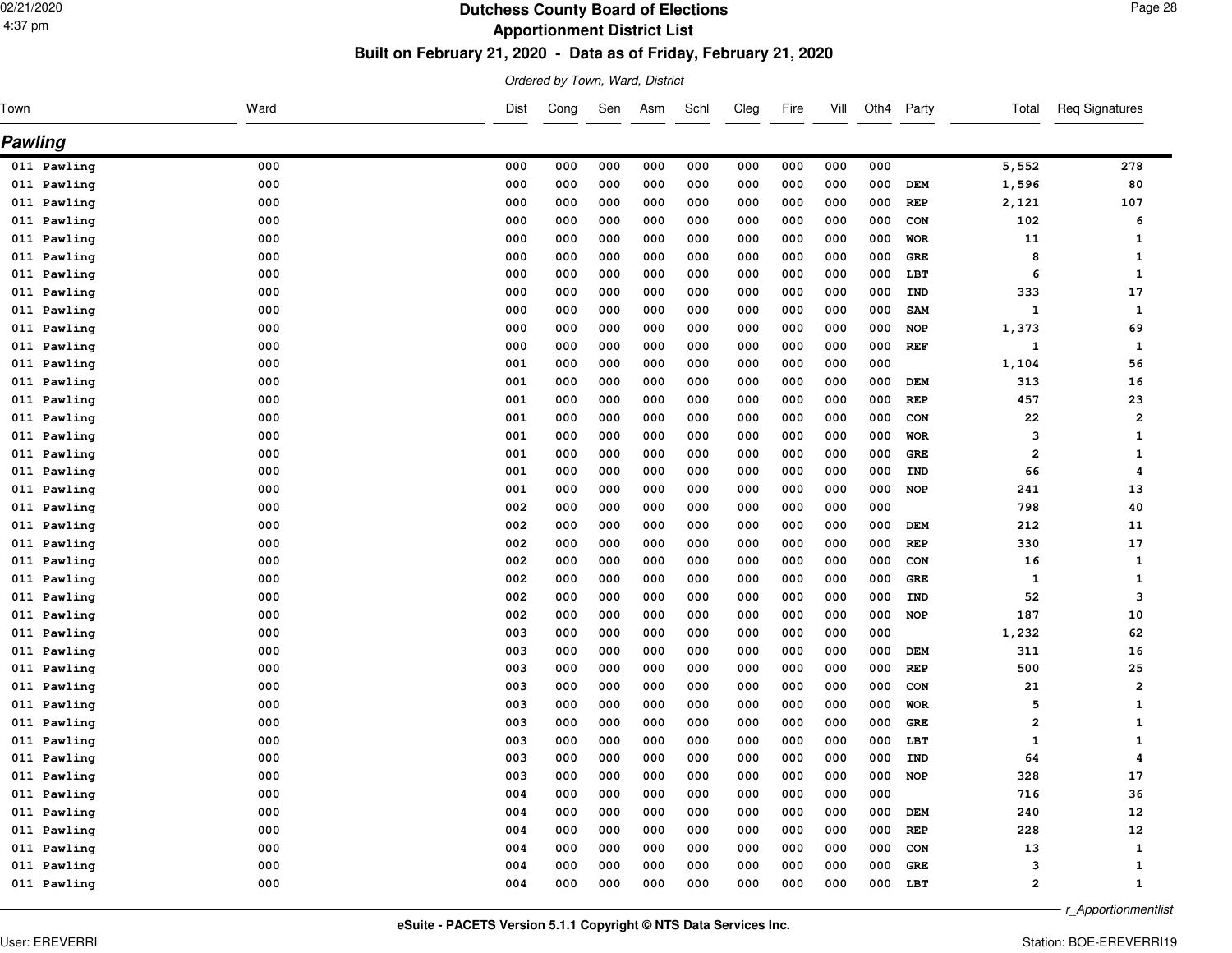# Dutchess County Board of Elections

## Apportionment District List

### Built on February 21, 2020 - Data as of Friday, February 21, 2020

*Ordered by Town, Ward, District*

## Pawling

| Town | Ward | Dist | Cong | Sen | Asm | Schl | Cleg | Fire | Vill | Oth4 | Party | Total | Req Signatures |
|---|---|---|---|---|---|---|---|---|---|---|---|---|---|
| 011 Pawling | 000 | 000 | 000 | 000 | 000 | 000 | 000 | 000 | 000 | 000 | | 5,552 | 278 |
| 011 Pawling | 000 | 000 | 000 | 000 | 000 | 000 | 000 | 000 | 000 | 000 | DEM | 1,596 | 80 |
| 011 Pawling | 000 | 000 | 000 | 000 | 000 | 000 | 000 | 000 | 000 | 000 | REP | 2,121 | 107 |
| 011 Pawling | 000 | 000 | 000 | 000 | 000 | 000 | 000 | 000 | 000 | 000 | CON | 102 | 6 |
| 011 Pawling | 000 | 000 | 000 | 000 | 000 | 000 | 000 | 000 | 000 | 000 | WOR | 11 | 1 |
| 011 Pawling | 000 | 000 | 000 | 000 | 000 | 000 | 000 | 000 | 000 | 000 | GRE | 8 | 1 |
| 011 Pawling | 000 | 000 | 000 | 000 | 000 | 000 | 000 | 000 | 000 | 000 | LBT | 6 | 1 |
| 011 Pawling | 000 | 000 | 000 | 000 | 000 | 000 | 000 | 000 | 000 | 000 | IND | 333 | 17 |
| 011 Pawling | 000 | 000 | 000 | 000 | 000 | 000 | 000 | 000 | 000 | 000 | SAM | 1 | 1 |
| 011 Pawling | 000 | 000 | 000 | 000 | 000 | 000 | 000 | 000 | 000 | 000 | NOP | 1,373 | 69 |
| 011 Pawling | 000 | 000 | 000 | 000 | 000 | 000 | 000 | 000 | 000 | 000 | REF | 1 | 1 |
| 011 Pawling | 000 | 001 | 000 | 000 | 000 | 000 | 000 | 000 | 000 | 000 | | 1,104 | 56 |
| 011 Pawling | 000 | 001 | 000 | 000 | 000 | 000 | 000 | 000 | 000 | 000 | DEM | 313 | 16 |
| 011 Pawling | 000 | 001 | 000 | 000 | 000 | 000 | 000 | 000 | 000 | 000 | REP | 457 | 23 |
| 011 Pawling | 000 | 001 | 000 | 000 | 000 | 000 | 000 | 000 | 000 | 000 | CON | 22 | 2 |
| 011 Pawling | 000 | 001 | 000 | 000 | 000 | 000 | 000 | 000 | 000 | 000 | WOR | 3 | 1 |
| 011 Pawling | 000 | 001 | 000 | 000 | 000 | 000 | 000 | 000 | 000 | 000 | GRE | 2 | 1 |
| 011 Pawling | 000 | 001 | 000 | 000 | 000 | 000 | 000 | 000 | 000 | 000 | IND | 66 | 4 |
| 011 Pawling | 000 | 001 | 000 | 000 | 000 | 000 | 000 | 000 | 000 | 000 | NOP | 241 | 13 |
| 011 Pawling | 000 | 002 | 000 | 000 | 000 | 000 | 000 | 000 | 000 | 000 | | 798 | 40 |
| 011 Pawling | 000 | 002 | 000 | 000 | 000 | 000 | 000 | 000 | 000 | 000 | DEM | 212 | 11 |
| 011 Pawling | 000 | 002 | 000 | 000 | 000 | 000 | 000 | 000 | 000 | 000 | REP | 330 | 17 |
| 011 Pawling | 000 | 002 | 000 | 000 | 000 | 000 | 000 | 000 | 000 | 000 | CON | 16 | 1 |
| 011 Pawling | 000 | 002 | 000 | 000 | 000 | 000 | 000 | 000 | 000 | 000 | GRE | 1 | 1 |
| 011 Pawling | 000 | 002 | 000 | 000 | 000 | 000 | 000 | 000 | 000 | 000 | IND | 52 | 3 |
| 011 Pawling | 000 | 002 | 000 | 000 | 000 | 000 | 000 | 000 | 000 | 000 | NOP | 187 | 10 |
| 011 Pawling | 000 | 003 | 000 | 000 | 000 | 000 | 000 | 000 | 000 | 000 | | 1,232 | 62 |
| 011 Pawling | 000 | 003 | 000 | 000 | 000 | 000 | 000 | 000 | 000 | 000 | DEM | 311 | 16 |
| 011 Pawling | 000 | 003 | 000 | 000 | 000 | 000 | 000 | 000 | 000 | 000 | REP | 500 | 25 |
| 011 Pawling | 000 | 003 | 000 | 000 | 000 | 000 | 000 | 000 | 000 | 000 | CON | 21 | 2 |
| 011 Pawling | 000 | 003 | 000 | 000 | 000 | 000 | 000 | 000 | 000 | 000 | WOR | 5 | 1 |
| 011 Pawling | 000 | 003 | 000 | 000 | 000 | 000 | 000 | 000 | 000 | 000 | GRE | 2 | 1 |
| 011 Pawling | 000 | 003 | 000 | 000 | 000 | 000 | 000 | 000 | 000 | 000 | LBT | 1 | 1 |
| 011 Pawling | 000 | 003 | 000 | 000 | 000 | 000 | 000 | 000 | 000 | 000 | IND | 64 | 4 |
| 011 Pawling | 000 | 003 | 000 | 000 | 000 | 000 | 000 | 000 | 000 | 000 | NOP | 328 | 17 |
| 011 Pawling | 000 | 004 | 000 | 000 | 000 | 000 | 000 | 000 | 000 | 000 | | 716 | 36 |
| 011 Pawling | 000 | 004 | 000 | 000 | 000 | 000 | 000 | 000 | 000 | 000 | DEM | 240 | 12 |
| 011 Pawling | 000 | 004 | 000 | 000 | 000 | 000 | 000 | 000 | 000 | 000 | REP | 228 | 12 |
| 011 Pawling | 000 | 004 | 000 | 000 | 000 | 000 | 000 | 000 | 000 | 000 | CON | 13 | 1 |
| 011 Pawling | 000 | 004 | 000 | 000 | 000 | 000 | 000 | 000 | 000 | 000 | GRE | 3 | 1 |
| 011 Pawling | 000 | 004 | 000 | 000 | 000 | 000 | 000 | 000 | 000 | 000 | LBT | 2 | 1 |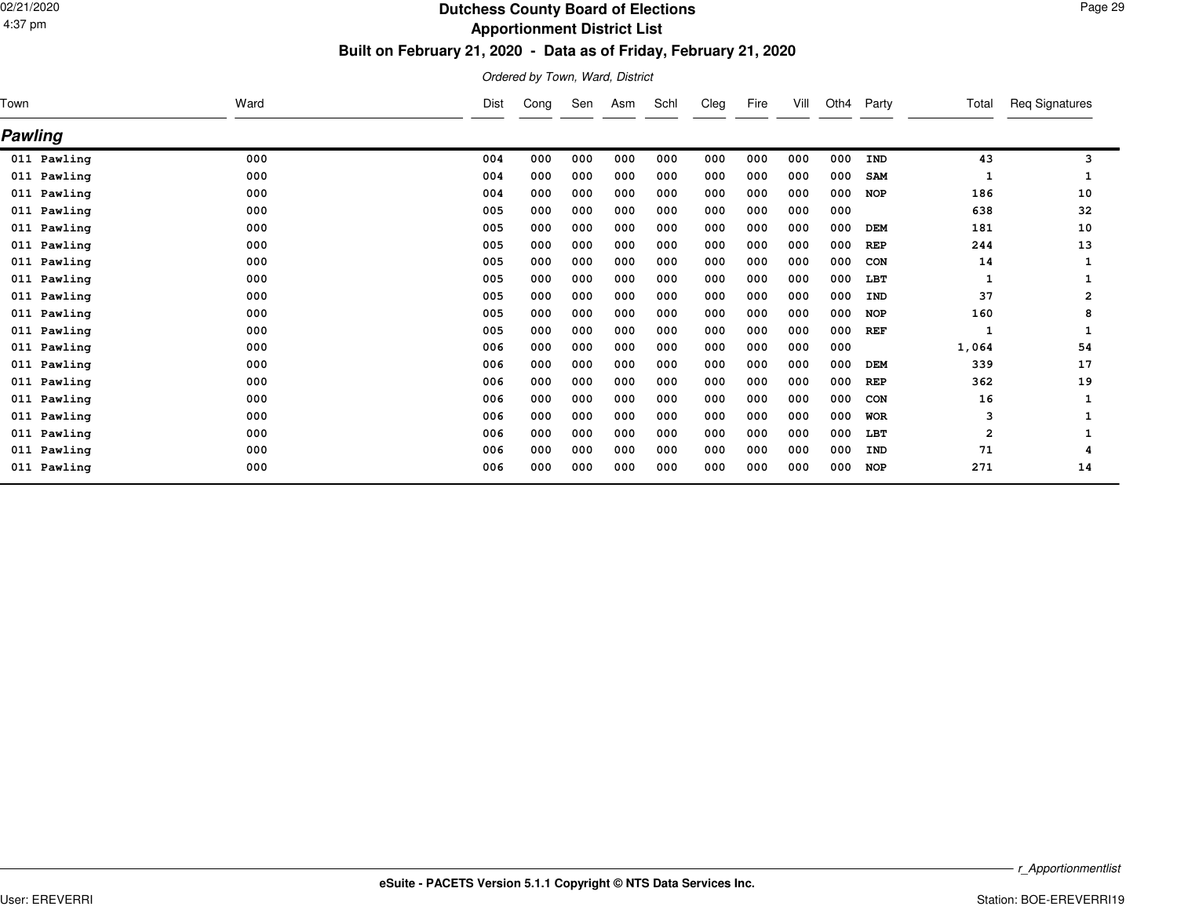# Dutchess County Board of Elections

## Apportionment District List

### Built on February 21, 2020 - Data as of Friday, February 21, 2020

*Ordered by Town, Ward, District*

## Pawling

| Town | Ward | Dist | Cong | Sen | Asm | Schl | Cleg | Fire | Vill | Oth4 | Party | Total | Req Signatures |
|---|---|---|---|---|---|---|---|---|---|---|---|---|---|
| 011 Pawling | 000 | 004 | 000 | 000 | 000 | 000 | 000 | 000 | 000 | 000 | IND | 43 | 3 |
| 011 Pawling | 000 | 004 | 000 | 000 | 000 | 000 | 000 | 000 | 000 | 000 | SAM | 1 | 1 |
| 011 Pawling | 000 | 004 | 000 | 000 | 000 | 000 | 000 | 000 | 000 | 000 | NOP | 186 | 10 |
| 011 Pawling | 000 | 005 | 000 | 000 | 000 | 000 | 000 | 000 | 000 | 000 | | 638 | 32 |
| 011 Pawling | 000 | 005 | 000 | 000 | 000 | 000 | 000 | 000 | 000 | 000 | DEM | 181 | 10 |
| 011 Pawling | 000 | 005 | 000 | 000 | 000 | 000 | 000 | 000 | 000 | 000 | REP | 244 | 13 |
| 011 Pawling | 000 | 005 | 000 | 000 | 000 | 000 | 000 | 000 | 000 | 000 | CON | 14 | 1 |
| 011 Pawling | 000 | 005 | 000 | 000 | 000 | 000 | 000 | 000 | 000 | 000 | LBT | 1 | 1 |
| 011 Pawling | 000 | 005 | 000 | 000 | 000 | 000 | 000 | 000 | 000 | 000 | IND | 37 | 2 |
| 011 Pawling | 000 | 005 | 000 | 000 | 000 | 000 | 000 | 000 | 000 | 000 | NOP | 160 | 8 |
| 011 Pawling | 000 | 005 | 000 | 000 | 000 | 000 | 000 | 000 | 000 | 000 | REF | 1 | 1 |
| 011 Pawling | 000 | 006 | 000 | 000 | 000 | 000 | 000 | 000 | 000 | 000 | | 1,064 | 54 |
| 011 Pawling | 000 | 006 | 000 | 000 | 000 | 000 | 000 | 000 | 000 | 000 | DEM | 339 | 17 |
| 011 Pawling | 000 | 006 | 000 | 000 | 000 | 000 | 000 | 000 | 000 | 000 | REP | 362 | 19 |
| 011 Pawling | 000 | 006 | 000 | 000 | 000 | 000 | 000 | 000 | 000 | 000 | CON | 16 | 1 |
| 011 Pawling | 000 | 006 | 000 | 000 | 000 | 000 | 000 | 000 | 000 | 000 | WOR | 3 | 1 |
| 011 Pawling | 000 | 006 | 000 | 000 | 000 | 000 | 000 | 000 | 000 | 000 | LBT | 2 | 1 |
| 011 Pawling | 000 | 006 | 000 | 000 | 000 | 000 | 000 | 000 | 000 | 000 | IND | 71 | 4 |
| 011 Pawling | 000 | 006 | 000 | 000 | 000 | 000 | 000 | 000 | 000 | 000 | NOP | 271 | 14 |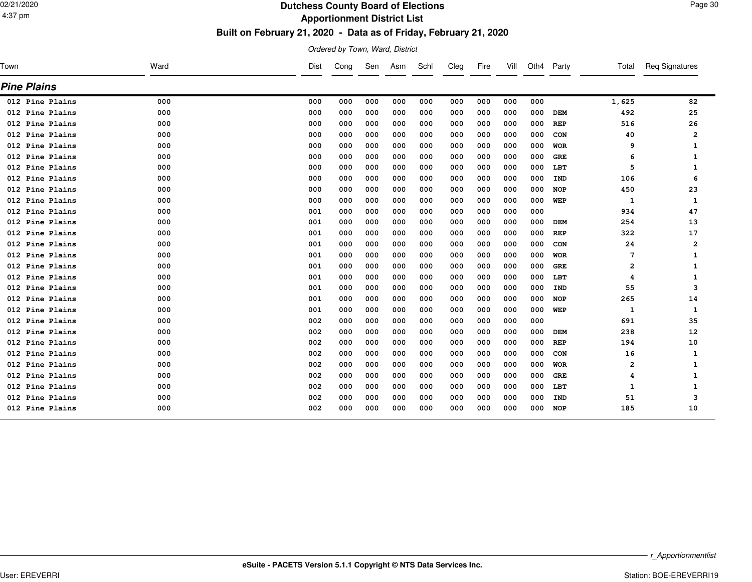# Dutchess County Board of Elections

## Apportionment District List

### Built on February 21, 2020 - Data as of Friday, February 21, 2020

*Ordered by Town, Ward, District*

## Pine Plains

| Town | Ward | Dist | Cong | Sen | Asm | Schl | Cleg | Fire | Vill | Oth4 | Party | Total | Req Signatures |
|---|---|---|---|---|---|---|---|---|---|---|---|---|---|
| 012 Pine Plains | 000 | 000 | 000 | 000 | 000 | 000 | 000 | 000 | 000 | 000 | | 1,625 | 82 |
| 012 Pine Plains | 000 | 000 | 000 | 000 | 000 | 000 | 000 | 000 | 000 | 000 | DEM | 492 | 25 |
| 012 Pine Plains | 000 | 000 | 000 | 000 | 000 | 000 | 000 | 000 | 000 | 000 | REP | 516 | 26 |
| 012 Pine Plains | 000 | 000 | 000 | 000 | 000 | 000 | 000 | 000 | 000 | 000 | CON | 40 | 2 |
| 012 Pine Plains | 000 | 000 | 000 | 000 | 000 | 000 | 000 | 000 | 000 | 000 | WOR | 9 | 1 |
| 012 Pine Plains | 000 | 000 | 000 | 000 | 000 | 000 | 000 | 000 | 000 | 000 | GRE | 6 | 1 |
| 012 Pine Plains | 000 | 000 | 000 | 000 | 000 | 000 | 000 | 000 | 000 | 000 | LBT | 5 | 1 |
| 012 Pine Plains | 000 | 000 | 000 | 000 | 000 | 000 | 000 | 000 | 000 | 000 | IND | 106 | 6 |
| 012 Pine Plains | 000 | 000 | 000 | 000 | 000 | 000 | 000 | 000 | 000 | 000 | NOP | 450 | 23 |
| 012 Pine Plains | 000 | 000 | 000 | 000 | 000 | 000 | 000 | 000 | 000 | 000 | WEP | 1 | 1 |
| 012 Pine Plains | 000 | 001 | 000 | 000 | 000 | 000 | 000 | 000 | 000 | 000 | | 934 | 47 |
| 012 Pine Plains | 000 | 001 | 000 | 000 | 000 | 000 | 000 | 000 | 000 | 000 | DEM | 254 | 13 |
| 012 Pine Plains | 000 | 001 | 000 | 000 | 000 | 000 | 000 | 000 | 000 | 000 | REP | 322 | 17 |
| 012 Pine Plains | 000 | 001 | 000 | 000 | 000 | 000 | 000 | 000 | 000 | 000 | CON | 24 | 2 |
| 012 Pine Plains | 000 | 001 | 000 | 000 | 000 | 000 | 000 | 000 | 000 | 000 | WOR | 7 | 1 |
| 012 Pine Plains | 000 | 001 | 000 | 000 | 000 | 000 | 000 | 000 | 000 | 000 | GRE | 2 | 1 |
| 012 Pine Plains | 000 | 001 | 000 | 000 | 000 | 000 | 000 | 000 | 000 | 000 | LBT | 4 | 1 |
| 012 Pine Plains | 000 | 001 | 000 | 000 | 000 | 000 | 000 | 000 | 000 | 000 | IND | 55 | 3 |
| 012 Pine Plains | 000 | 001 | 000 | 000 | 000 | 000 | 000 | 000 | 000 | 000 | NOP | 265 | 14 |
| 012 Pine Plains | 000 | 001 | 000 | 000 | 000 | 000 | 000 | 000 | 000 | 000 | WEP | 1 | 1 |
| 012 Pine Plains | 000 | 002 | 000 | 000 | 000 | 000 | 000 | 000 | 000 | 000 | | 691 | 35 |
| 012 Pine Plains | 000 | 002 | 000 | 000 | 000 | 000 | 000 | 000 | 000 | 000 | DEM | 238 | 12 |
| 012 Pine Plains | 000 | 002 | 000 | 000 | 000 | 000 | 000 | 000 | 000 | 000 | REP | 194 | 10 |
| 012 Pine Plains | 000 | 002 | 000 | 000 | 000 | 000 | 000 | 000 | 000 | 000 | CON | 16 | 1 |
| 012 Pine Plains | 000 | 002 | 000 | 000 | 000 | 000 | 000 | 000 | 000 | 000 | WOR | 2 | 1 |
| 012 Pine Plains | 000 | 002 | 000 | 000 | 000 | 000 | 000 | 000 | 000 | 000 | GRE | 4 | 1 |
| 012 Pine Plains | 000 | 002 | 000 | 000 | 000 | 000 | 000 | 000 | 000 | 000 | LBT | 1 | 1 |
| 012 Pine Plains | 000 | 002 | 000 | 000 | 000 | 000 | 000 | 000 | 000 | 000 | IND | 51 | 3 |
| 012 Pine Plains | 000 | 002 | 000 | 000 | 000 | 000 | 000 | 000 | 000 | 000 | NOP | 185 | 10 |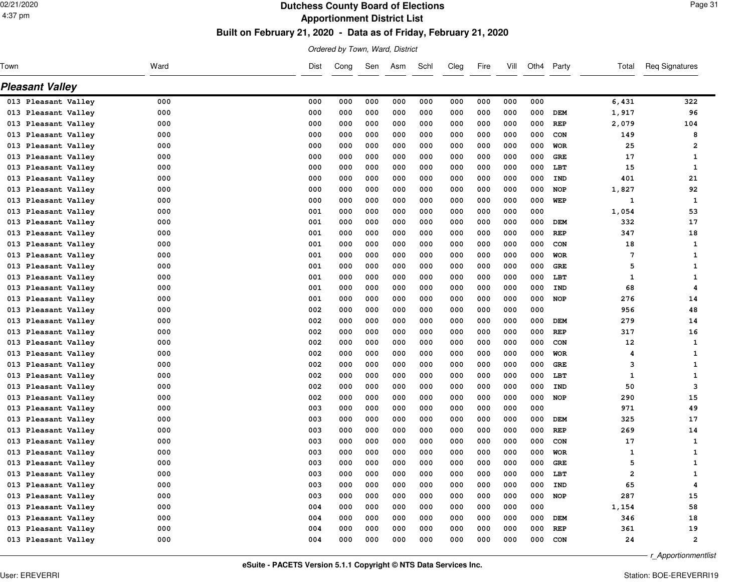# Dutchess County Board of Elections

## Apportionment District List

### Built on February 21, 2020 - Data as of Friday, February 21, 2020

*Ordered by Town, Ward, District*

## Pleasant Valley

| Town | Ward | Dist | Cong | Sen | Asm | Schl | Cleg | Fire | Vill | Oth4 | Party | Total | Req Signatures |
|---|---|---|---|---|---|---|---|---|---|---|---|---|---|
| 013 Pleasant Valley | 000 | 000 | 000 | 000 | 000 | 000 | 000 | 000 | 000 | 000 | | 6,431 | 322 |
| 013 Pleasant Valley | 000 | 000 | 000 | 000 | 000 | 000 | 000 | 000 | 000 | 000 | DEM | 1,917 | 96 |
| 013 Pleasant Valley | 000 | 000 | 000 | 000 | 000 | 000 | 000 | 000 | 000 | 000 | REP | 2,079 | 104 |
| 013 Pleasant Valley | 000 | 000 | 000 | 000 | 000 | 000 | 000 | 000 | 000 | 000 | CON | 149 | 8 |
| 013 Pleasant Valley | 000 | 000 | 000 | 000 | 000 | 000 | 000 | 000 | 000 | 000 | WOR | 25 | 2 |
| 013 Pleasant Valley | 000 | 000 | 000 | 000 | 000 | 000 | 000 | 000 | 000 | 000 | GRE | 17 | 1 |
| 013 Pleasant Valley | 000 | 000 | 000 | 000 | 000 | 000 | 000 | 000 | 000 | 000 | LBT | 15 | 1 |
| 013 Pleasant Valley | 000 | 000 | 000 | 000 | 000 | 000 | 000 | 000 | 000 | 000 | IND | 401 | 21 |
| 013 Pleasant Valley | 000 | 000 | 000 | 000 | 000 | 000 | 000 | 000 | 000 | 000 | NOP | 1,827 | 92 |
| 013 Pleasant Valley | 000 | 000 | 000 | 000 | 000 | 000 | 000 | 000 | 000 | 000 | WEP | 1 | 1 |
| 013 Pleasant Valley | 000 | 001 | 000 | 000 | 000 | 000 | 000 | 000 | 000 | 000 | | 1,054 | 53 |
| 013 Pleasant Valley | 000 | 001 | 000 | 000 | 000 | 000 | 000 | 000 | 000 | 000 | DEM | 332 | 17 |
| 013 Pleasant Valley | 000 | 001 | 000 | 000 | 000 | 000 | 000 | 000 | 000 | 000 | REP | 347 | 18 |
| 013 Pleasant Valley | 000 | 001 | 000 | 000 | 000 | 000 | 000 | 000 | 000 | 000 | CON | 18 | 1 |
| 013 Pleasant Valley | 000 | 001 | 000 | 000 | 000 | 000 | 000 | 000 | 000 | 000 | WOR | 7 | 1 |
| 013 Pleasant Valley | 000 | 001 | 000 | 000 | 000 | 000 | 000 | 000 | 000 | 000 | GRE | 5 | 1 |
| 013 Pleasant Valley | 000 | 001 | 000 | 000 | 000 | 000 | 000 | 000 | 000 | 000 | LBT | 1 | 1 |
| 013 Pleasant Valley | 000 | 001 | 000 | 000 | 000 | 000 | 000 | 000 | 000 | 000 | IND | 68 | 4 |
| 013 Pleasant Valley | 000 | 001 | 000 | 000 | 000 | 000 | 000 | 000 | 000 | 000 | NOP | 276 | 14 |
| 013 Pleasant Valley | 000 | 002 | 000 | 000 | 000 | 000 | 000 | 000 | 000 | 000 | | 956 | 48 |
| 013 Pleasant Valley | 000 | 002 | 000 | 000 | 000 | 000 | 000 | 000 | 000 | 000 | DEM | 279 | 14 |
| 013 Pleasant Valley | 000 | 002 | 000 | 000 | 000 | 000 | 000 | 000 | 000 | 000 | REP | 317 | 16 |
| 013 Pleasant Valley | 000 | 002 | 000 | 000 | 000 | 000 | 000 | 000 | 000 | 000 | CON | 12 | 1 |
| 013 Pleasant Valley | 000 | 002 | 000 | 000 | 000 | 000 | 000 | 000 | 000 | 000 | WOR | 4 | 1 |
| 013 Pleasant Valley | 000 | 002 | 000 | 000 | 000 | 000 | 000 | 000 | 000 | 000 | GRE | 3 | 1 |
| 013 Pleasant Valley | 000 | 002 | 000 | 000 | 000 | 000 | 000 | 000 | 000 | 000 | LBT | 1 | 1 |
| 013 Pleasant Valley | 000 | 002 | 000 | 000 | 000 | 000 | 000 | 000 | 000 | 000 | IND | 50 | 3 |
| 013 Pleasant Valley | 000 | 002 | 000 | 000 | 000 | 000 | 000 | 000 | 000 | 000 | NOP | 290 | 15 |
| 013 Pleasant Valley | 000 | 003 | 000 | 000 | 000 | 000 | 000 | 000 | 000 | 000 | | 971 | 49 |
| 013 Pleasant Valley | 000 | 003 | 000 | 000 | 000 | 000 | 000 | 000 | 000 | 000 | DEM | 325 | 17 |
| 013 Pleasant Valley | 000 | 003 | 000 | 000 | 000 | 000 | 000 | 000 | 000 | 000 | REP | 269 | 14 |
| 013 Pleasant Valley | 000 | 003 | 000 | 000 | 000 | 000 | 000 | 000 | 000 | 000 | CON | 17 | 1 |
| 013 Pleasant Valley | 000 | 003 | 000 | 000 | 000 | 000 | 000 | 000 | 000 | 000 | WOR | 1 | 1 |
| 013 Pleasant Valley | 000 | 003 | 000 | 000 | 000 | 000 | 000 | 000 | 000 | 000 | GRE | 5 | 1 |
| 013 Pleasant Valley | 000 | 003 | 000 | 000 | 000 | 000 | 000 | 000 | 000 | 000 | LBT | 2 | 1 |
| 013 Pleasant Valley | 000 | 003 | 000 | 000 | 000 | 000 | 000 | 000 | 000 | 000 | IND | 65 | 4 |
| 013 Pleasant Valley | 000 | 003 | 000 | 000 | 000 | 000 | 000 | 000 | 000 | 000 | NOP | 287 | 15 |
| 013 Pleasant Valley | 000 | 004 | 000 | 000 | 000 | 000 | 000 | 000 | 000 | 000 | | 1,154 | 58 |
| 013 Pleasant Valley | 000 | 004 | 000 | 000 | 000 | 000 | 000 | 000 | 000 | 000 | DEM | 346 | 18 |
| 013 Pleasant Valley | 000 | 004 | 000 | 000 | 000 | 000 | 000 | 000 | 000 | 000 | REP | 361 | 19 |
| 013 Pleasant Valley | 000 | 004 | 000 | 000 | 000 | 000 | 000 | 000 | 000 | 000 | CON | 24 | 2 |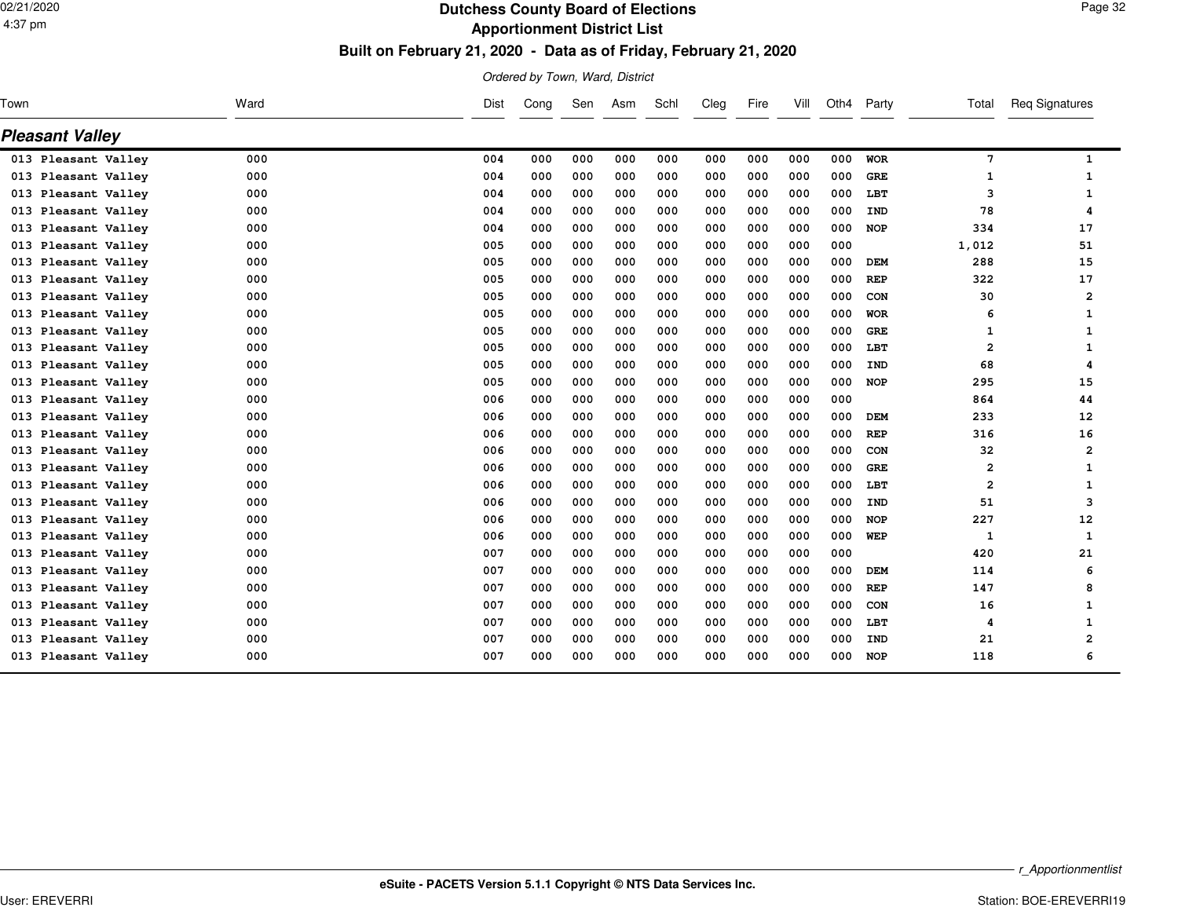# Dutchess County Board of Elections

## Apportionment District List

### Built on February 21, 2020 - Data as of Friday, February 21, 2020

*Ordered by Town, Ward, District*

## Pleasant Valley

| Town | Ward | Dist | Cong | Sen | Asm | Schl | Cleg | Fire | Vill | Oth4 | Party | Total | Req Signatures |
|---|---|---|---|---|---|---|---|---|---|---|---|---|---|
| 013 Pleasant Valley | 000 | 004 | 000 | 000 | 000 | 000 | 000 | 000 | 000 | 000 | WOR | 7 | 1 |
| 013 Pleasant Valley | 000 | 004 | 000 | 000 | 000 | 000 | 000 | 000 | 000 | 000 | GRE | 1 | 1 |
| 013 Pleasant Valley | 000 | 004 | 000 | 000 | 000 | 000 | 000 | 000 | 000 | 000 | LBT | 3 | 1 |
| 013 Pleasant Valley | 000 | 004 | 000 | 000 | 000 | 000 | 000 | 000 | 000 | 000 | IND | 78 | 4 |
| 013 Pleasant Valley | 000 | 004 | 000 | 000 | 000 | 000 | 000 | 000 | 000 | 000 | NOP | 334 | 17 |
| 013 Pleasant Valley | 000 | 005 | 000 | 000 | 000 | 000 | 000 | 000 | 000 | 000 | | 1,012 | 51 |
| 013 Pleasant Valley | 000 | 005 | 000 | 000 | 000 | 000 | 000 | 000 | 000 | 000 | DEM | 288 | 15 |
| 013 Pleasant Valley | 000 | 005 | 000 | 000 | 000 | 000 | 000 | 000 | 000 | 000 | REP | 322 | 17 |
| 013 Pleasant Valley | 000 | 005 | 000 | 000 | 000 | 000 | 000 | 000 | 000 | 000 | CON | 30 | 2 |
| 013 Pleasant Valley | 000 | 005 | 000 | 000 | 000 | 000 | 000 | 000 | 000 | 000 | WOR | 6 | 1 |
| 013 Pleasant Valley | 000 | 005 | 000 | 000 | 000 | 000 | 000 | 000 | 000 | 000 | GRE | 1 | 1 |
| 013 Pleasant Valley | 000 | 005 | 000 | 000 | 000 | 000 | 000 | 000 | 000 | 000 | LBT | 2 | 1 |
| 013 Pleasant Valley | 000 | 005 | 000 | 000 | 000 | 000 | 000 | 000 | 000 | 000 | IND | 68 | 4 |
| 013 Pleasant Valley | 000 | 005 | 000 | 000 | 000 | 000 | 000 | 000 | 000 | 000 | NOP | 295 | 15 |
| 013 Pleasant Valley | 000 | 006 | 000 | 000 | 000 | 000 | 000 | 000 | 000 | 000 | | 864 | 44 |
| 013 Pleasant Valley | 000 | 006 | 000 | 000 | 000 | 000 | 000 | 000 | 000 | 000 | DEM | 233 | 12 |
| 013 Pleasant Valley | 000 | 006 | 000 | 000 | 000 | 000 | 000 | 000 | 000 | 000 | REP | 316 | 16 |
| 013 Pleasant Valley | 000 | 006 | 000 | 000 | 000 | 000 | 000 | 000 | 000 | 000 | CON | 32 | 2 |
| 013 Pleasant Valley | 000 | 006 | 000 | 000 | 000 | 000 | 000 | 000 | 000 | 000 | GRE | 2 | 1 |
| 013 Pleasant Valley | 000 | 006 | 000 | 000 | 000 | 000 | 000 | 000 | 000 | 000 | LBT | 2 | 1 |
| 013 Pleasant Valley | 000 | 006 | 000 | 000 | 000 | 000 | 000 | 000 | 000 | 000 | IND | 51 | 3 |
| 013 Pleasant Valley | 000 | 006 | 000 | 000 | 000 | 000 | 000 | 000 | 000 | 000 | NOP | 227 | 12 |
| 013 Pleasant Valley | 000 | 006 | 000 | 000 | 000 | 000 | 000 | 000 | 000 | 000 | WEP | 1 | 1 |
| 013 Pleasant Valley | 000 | 007 | 000 | 000 | 000 | 000 | 000 | 000 | 000 | 000 | | 420 | 21 |
| 013 Pleasant Valley | 000 | 007 | 000 | 000 | 000 | 000 | 000 | 000 | 000 | 000 | DEM | 114 | 6 |
| 013 Pleasant Valley | 000 | 007 | 000 | 000 | 000 | 000 | 000 | 000 | 000 | 000 | REP | 147 | 8 |
| 013 Pleasant Valley | 000 | 007 | 000 | 000 | 000 | 000 | 000 | 000 | 000 | 000 | CON | 16 | 1 |
| 013 Pleasant Valley | 000 | 007 | 000 | 000 | 000 | 000 | 000 | 000 | 000 | 000 | LBT | 4 | 1 |
| 013 Pleasant Valley | 000 | 007 | 000 | 000 | 000 | 000 | 000 | 000 | 000 | 000 | IND | 21 | 2 |
| 013 Pleasant Valley | 000 | 007 | 000 | 000 | 000 | 000 | 000 | 000 | 000 | 000 | NOP | 118 | 6 |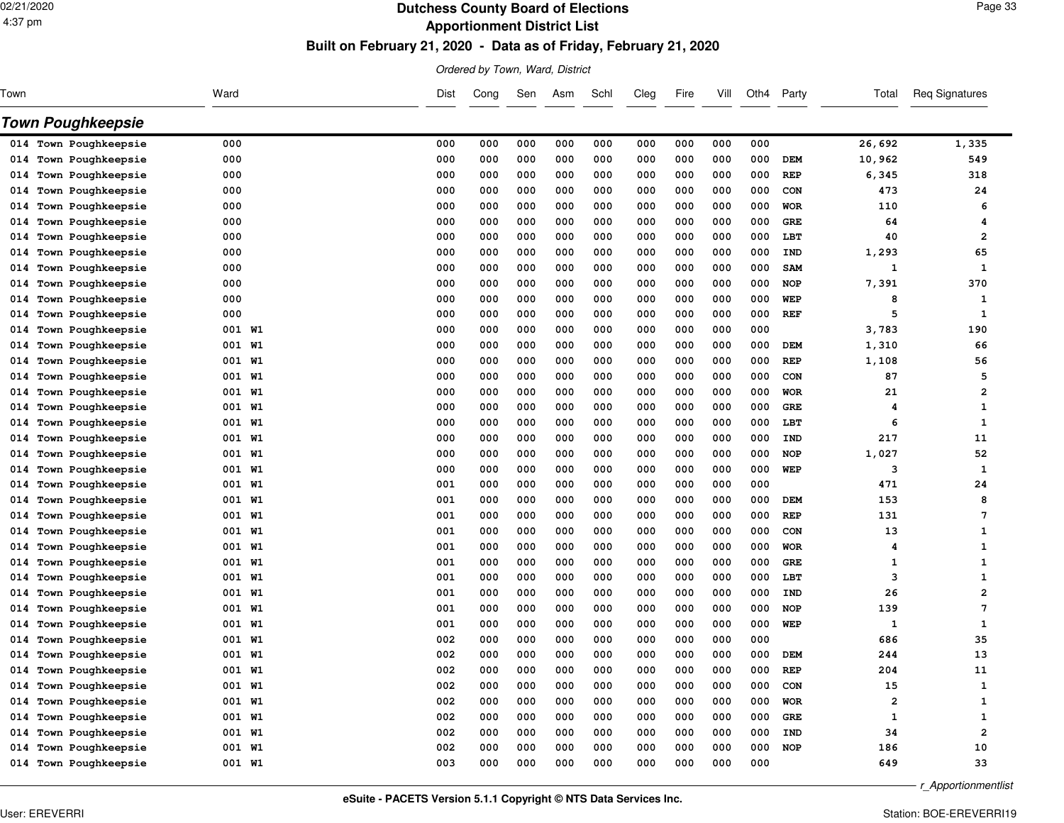# Dutchess County Board of Elections

## Apportionment District List

### Built on February 21, 2020 - Data as of Friday, February 21, 2020

*Ordered by Town, Ward, District*

## Town Poughkeepsie

| Town | Ward | Dist | Cong | Sen | Asm | Schl | Cleg | Fire | Vill | Oth4 | Party | Total | Req Signatures |
|---|---|---|---|---|---|---|---|---|---|---|---|---|---|
| 014 Town Poughkeepsie | 000 | 000 | 000 | 000 | 000 | 000 | 000 | 000 | 000 | 000 | | 26,692 | 1,335 |
| 014 Town Poughkeepsie | 000 | 000 | 000 | 000 | 000 | 000 | 000 | 000 | 000 | 000 | DEM | 10,962 | 549 |
| 014 Town Poughkeepsie | 000 | 000 | 000 | 000 | 000 | 000 | 000 | 000 | 000 | 000 | REP | 6,345 | 318 |
| 014 Town Poughkeepsie | 000 | 000 | 000 | 000 | 000 | 000 | 000 | 000 | 000 | 000 | CON | 473 | 24 |
| 014 Town Poughkeepsie | 000 | 000 | 000 | 000 | 000 | 000 | 000 | 000 | 000 | 000 | WOR | 110 | 6 |
| 014 Town Poughkeepsie | 000 | 000 | 000 | 000 | 000 | 000 | 000 | 000 | 000 | 000 | GRE | 64 | 4 |
| 014 Town Poughkeepsie | 000 | 000 | 000 | 000 | 000 | 000 | 000 | 000 | 000 | 000 | LBT | 40 | 2 |
| 014 Town Poughkeepsie | 000 | 000 | 000 | 000 | 000 | 000 | 000 | 000 | 000 | 000 | IND | 1,293 | 65 |
| 014 Town Poughkeepsie | 000 | 000 | 000 | 000 | 000 | 000 | 000 | 000 | 000 | 000 | SAM | 1 | 1 |
| 014 Town Poughkeepsie | 000 | 000 | 000 | 000 | 000 | 000 | 000 | 000 | 000 | 000 | NOP | 7,391 | 370 |
| 014 Town Poughkeepsie | 000 | 000 | 000 | 000 | 000 | 000 | 000 | 000 | 000 | 000 | WEP | 8 | 1 |
| 014 Town Poughkeepsie | 000 | 000 | 000 | 000 | 000 | 000 | 000 | 000 | 000 | 000 | REF | 5 | 1 |
| 014 Town Poughkeepsie | 001 W1 | 000 | 000 | 000 | 000 | 000 | 000 | 000 | 000 | 000 | | 3,783 | 190 |
| 014 Town Poughkeepsie | 001 W1 | 000 | 000 | 000 | 000 | 000 | 000 | 000 | 000 | 000 | DEM | 1,310 | 66 |
| 014 Town Poughkeepsie | 001 W1 | 000 | 000 | 000 | 000 | 000 | 000 | 000 | 000 | 000 | REP | 1,108 | 56 |
| 014 Town Poughkeepsie | 001 W1 | 000 | 000 | 000 | 000 | 000 | 000 | 000 | 000 | 000 | CON | 87 | 5 |
| 014 Town Poughkeepsie | 001 W1 | 000 | 000 | 000 | 000 | 000 | 000 | 000 | 000 | 000 | WOR | 21 | 2 |
| 014 Town Poughkeepsie | 001 W1 | 000 | 000 | 000 | 000 | 000 | 000 | 000 | 000 | 000 | GRE | 4 | 1 |
| 014 Town Poughkeepsie | 001 W1 | 000 | 000 | 000 | 000 | 000 | 000 | 000 | 000 | 000 | LBT | 6 | 1 |
| 014 Town Poughkeepsie | 001 W1 | 000 | 000 | 000 | 000 | 000 | 000 | 000 | 000 | 000 | IND | 217 | 11 |
| 014 Town Poughkeepsie | 001 W1 | 000 | 000 | 000 | 000 | 000 | 000 | 000 | 000 | 000 | NOP | 1,027 | 52 |
| 014 Town Poughkeepsie | 001 W1 | 000 | 000 | 000 | 000 | 000 | 000 | 000 | 000 | 000 | WEP | 3 | 1 |
| 014 Town Poughkeepsie | 001 W1 | 001 | 000 | 000 | 000 | 000 | 000 | 000 | 000 | 000 | | 471 | 24 |
| 014 Town Poughkeepsie | 001 W1 | 001 | 000 | 000 | 000 | 000 | 000 | 000 | 000 | 000 | DEM | 153 | 8 |
| 014 Town Poughkeepsie | 001 W1 | 001 | 000 | 000 | 000 | 000 | 000 | 000 | 000 | 000 | REP | 131 | 7 |
| 014 Town Poughkeepsie | 001 W1 | 001 | 000 | 000 | 000 | 000 | 000 | 000 | 000 | 000 | CON | 13 | 1 |
| 014 Town Poughkeepsie | 001 W1 | 001 | 000 | 000 | 000 | 000 | 000 | 000 | 000 | 000 | WOR | 4 | 1 |
| 014 Town Poughkeepsie | 001 W1 | 001 | 000 | 000 | 000 | 000 | 000 | 000 | 000 | 000 | GRE | 1 | 1 |
| 014 Town Poughkeepsie | 001 W1 | 001 | 000 | 000 | 000 | 000 | 000 | 000 | 000 | 000 | LBT | 3 | 1 |
| 014 Town Poughkeepsie | 001 W1 | 001 | 000 | 000 | 000 | 000 | 000 | 000 | 000 | 000 | IND | 26 | 2 |
| 014 Town Poughkeepsie | 001 W1 | 001 | 000 | 000 | 000 | 000 | 000 | 000 | 000 | 000 | NOP | 139 | 7 |
| 014 Town Poughkeepsie | 001 W1 | 001 | 000 | 000 | 000 | 000 | 000 | 000 | 000 | 000 | WEP | 1 | 1 |
| 014 Town Poughkeepsie | 001 W1 | 002 | 000 | 000 | 000 | 000 | 000 | 000 | 000 | 000 | | 686 | 35 |
| 014 Town Poughkeepsie | 001 W1 | 002 | 000 | 000 | 000 | 000 | 000 | 000 | 000 | 000 | DEM | 244 | 13 |
| 014 Town Poughkeepsie | 001 W1 | 002 | 000 | 000 | 000 | 000 | 000 | 000 | 000 | 000 | REP | 204 | 11 |
| 014 Town Poughkeepsie | 001 W1 | 002 | 000 | 000 | 000 | 000 | 000 | 000 | 000 | 000 | CON | 15 | 1 |
| 014 Town Poughkeepsie | 001 W1 | 002 | 000 | 000 | 000 | 000 | 000 | 000 | 000 | 000 | WOR | 2 | 1 |
| 014 Town Poughkeepsie | 001 W1 | 002 | 000 | 000 | 000 | 000 | 000 | 000 | 000 | 000 | GRE | 1 | 1 |
| 014 Town Poughkeepsie | 001 W1 | 002 | 000 | 000 | 000 | 000 | 000 | 000 | 000 | 000 | IND | 34 | 2 |
| 014 Town Poughkeepsie | 001 W1 | 002 | 000 | 000 | 000 | 000 | 000 | 000 | 000 | 000 | NOP | 186 | 10 |
| 014 Town Poughkeepsie | 001 W1 | 003 | 000 | 000 | 000 | 000 | 000 | 000 | 000 | 000 | | 649 | 33 |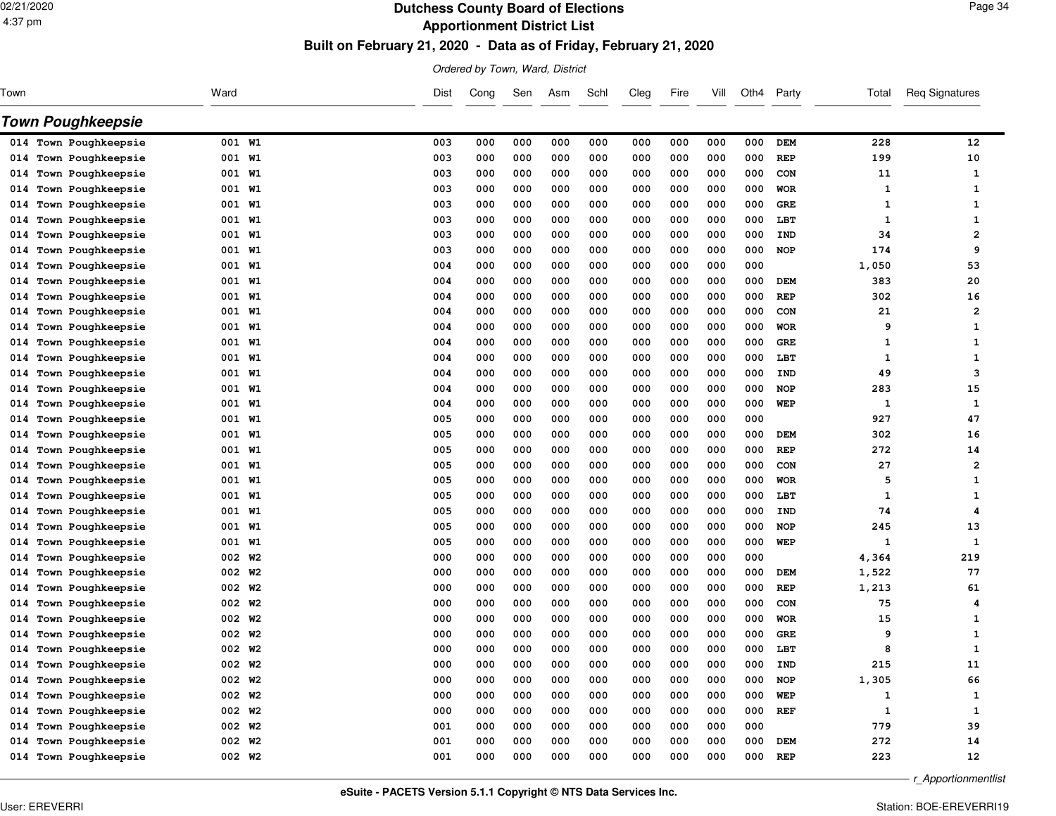# Dutchess County Board of Elections
## Apportionment District List
### Built on February 21, 2020 - Data as of Friday, February 21, 2020

*Ordered by Town, Ward, District*

## Town Poughkeepsie

| Town | Ward | Dist | Cong | Sen | Asm | Schl | Cleg | Fire | Vill | Oth4 | Party | Total | Req Signatures |
|---|---|---|---|---|---|---|---|---|---|---|---|---|---|
| 014 Town Poughkeepsie | 001 W1 | 003 | 000 | 000 | 000 | 000 | 000 | 000 | 000 | 000 | DEM | 228 | 12 |
| 014 Town Poughkeepsie | 001 W1 | 003 | 000 | 000 | 000 | 000 | 000 | 000 | 000 | 000 | REP | 199 | 10 |
| 014 Town Poughkeepsie | 001 W1 | 003 | 000 | 000 | 000 | 000 | 000 | 000 | 000 | 000 | CON | 11 | 1 |
| 014 Town Poughkeepsie | 001 W1 | 003 | 000 | 000 | 000 | 000 | 000 | 000 | 000 | 000 | WOR | 1 | 1 |
| 014 Town Poughkeepsie | 001 W1 | 003 | 000 | 000 | 000 | 000 | 000 | 000 | 000 | 000 | GRE | 1 | 1 |
| 014 Town Poughkeepsie | 001 W1 | 003 | 000 | 000 | 000 | 000 | 000 | 000 | 000 | 000 | LBT | 1 | 1 |
| 014 Town Poughkeepsie | 001 W1 | 003 | 000 | 000 | 000 | 000 | 000 | 000 | 000 | 000 | IND | 34 | 2 |
| 014 Town Poughkeepsie | 001 W1 | 003 | 000 | 000 | 000 | 000 | 000 | 000 | 000 | 000 | NOP | 174 | 9 |
| 014 Town Poughkeepsie | 001 W1 | 004 | 000 | 000 | 000 | 000 | 000 | 000 | 000 | 000 | | 1,050 | 53 |
| 014 Town Poughkeepsie | 001 W1 | 004 | 000 | 000 | 000 | 000 | 000 | 000 | 000 | 000 | DEM | 383 | 20 |
| 014 Town Poughkeepsie | 001 W1 | 004 | 000 | 000 | 000 | 000 | 000 | 000 | 000 | 000 | REP | 302 | 16 |
| 014 Town Poughkeepsie | 001 W1 | 004 | 000 | 000 | 000 | 000 | 000 | 000 | 000 | 000 | CON | 21 | 2 |
| 014 Town Poughkeepsie | 001 W1 | 004 | 000 | 000 | 000 | 000 | 000 | 000 | 000 | 000 | WOR | 9 | 1 |
| 014 Town Poughkeepsie | 001 W1 | 004 | 000 | 000 | 000 | 000 | 000 | 000 | 000 | 000 | GRE | 1 | 1 |
| 014 Town Poughkeepsie | 001 W1 | 004 | 000 | 000 | 000 | 000 | 000 | 000 | 000 | 000 | LBT | 1 | 1 |
| 014 Town Poughkeepsie | 001 W1 | 004 | 000 | 000 | 000 | 000 | 000 | 000 | 000 | 000 | IND | 49 | 3 |
| 014 Town Poughkeepsie | 001 W1 | 004 | 000 | 000 | 000 | 000 | 000 | 000 | 000 | 000 | NOP | 283 | 15 |
| 014 Town Poughkeepsie | 001 W1 | 004 | 000 | 000 | 000 | 000 | 000 | 000 | 000 | 000 | WEP | 1 | 1 |
| 014 Town Poughkeepsie | 001 W1 | 005 | 000 | 000 | 000 | 000 | 000 | 000 | 000 | 000 | | 927 | 47 |
| 014 Town Poughkeepsie | 001 W1 | 005 | 000 | 000 | 000 | 000 | 000 | 000 | 000 | 000 | DEM | 302 | 16 |
| 014 Town Poughkeepsie | 001 W1 | 005 | 000 | 000 | 000 | 000 | 000 | 000 | 000 | 000 | REP | 272 | 14 |
| 014 Town Poughkeepsie | 001 W1 | 005 | 000 | 000 | 000 | 000 | 000 | 000 | 000 | 000 | CON | 27 | 2 |
| 014 Town Poughkeepsie | 001 W1 | 005 | 000 | 000 | 000 | 000 | 000 | 000 | 000 | 000 | WOR | 5 | 1 |
| 014 Town Poughkeepsie | 001 W1 | 005 | 000 | 000 | 000 | 000 | 000 | 000 | 000 | 000 | LBT | 1 | 1 |
| 014 Town Poughkeepsie | 001 W1 | 005 | 000 | 000 | 000 | 000 | 000 | 000 | 000 | 000 | IND | 74 | 4 |
| 014 Town Poughkeepsie | 001 W1 | 005 | 000 | 000 | 000 | 000 | 000 | 000 | 000 | 000 | NOP | 245 | 13 |
| 014 Town Poughkeepsie | 001 W1 | 005 | 000 | 000 | 000 | 000 | 000 | 000 | 000 | 000 | WEP | 1 | 1 |
| 014 Town Poughkeepsie | 002 W2 | 000 | 000 | 000 | 000 | 000 | 000 | 000 | 000 | 000 | | 4,364 | 219 |
| 014 Town Poughkeepsie | 002 W2 | 000 | 000 | 000 | 000 | 000 | 000 | 000 | 000 | 000 | DEM | 1,522 | 77 |
| 014 Town Poughkeepsie | 002 W2 | 000 | 000 | 000 | 000 | 000 | 000 | 000 | 000 | 000 | REP | 1,213 | 61 |
| 014 Town Poughkeepsie | 002 W2 | 000 | 000 | 000 | 000 | 000 | 000 | 000 | 000 | 000 | CON | 75 | 4 |
| 014 Town Poughkeepsie | 002 W2 | 000 | 000 | 000 | 000 | 000 | 000 | 000 | 000 | 000 | WOR | 15 | 1 |
| 014 Town Poughkeepsie | 002 W2 | 000 | 000 | 000 | 000 | 000 | 000 | 000 | 000 | 000 | GRE | 9 | 1 |
| 014 Town Poughkeepsie | 002 W2 | 000 | 000 | 000 | 000 | 000 | 000 | 000 | 000 | 000 | LBT | 8 | 1 |
| 014 Town Poughkeepsie | 002 W2 | 000 | 000 | 000 | 000 | 000 | 000 | 000 | 000 | 000 | IND | 215 | 11 |
| 014 Town Poughkeepsie | 002 W2 | 000 | 000 | 000 | 000 | 000 | 000 | 000 | 000 | 000 | NOP | 1,305 | 66 |
| 014 Town Poughkeepsie | 002 W2 | 000 | 000 | 000 | 000 | 000 | 000 | 000 | 000 | 000 | WEP | 1 | 1 |
| 014 Town Poughkeepsie | 002 W2 | 000 | 000 | 000 | 000 | 000 | 000 | 000 | 000 | 000 | REF | 1 | 1 |
| 014 Town Poughkeepsie | 002 W2 | 001 | 000 | 000 | 000 | 000 | 000 | 000 | 000 | 000 | | 779 | 39 |
| 014 Town Poughkeepsie | 002 W2 | 001 | 000 | 000 | 000 | 000 | 000 | 000 | 000 | 000 | DEM | 272 | 14 |
| 014 Town Poughkeepsie | 002 W2 | 001 | 000 | 000 | 000 | 000 | 000 | 000 | 000 | 000 | REP | 223 | 12 |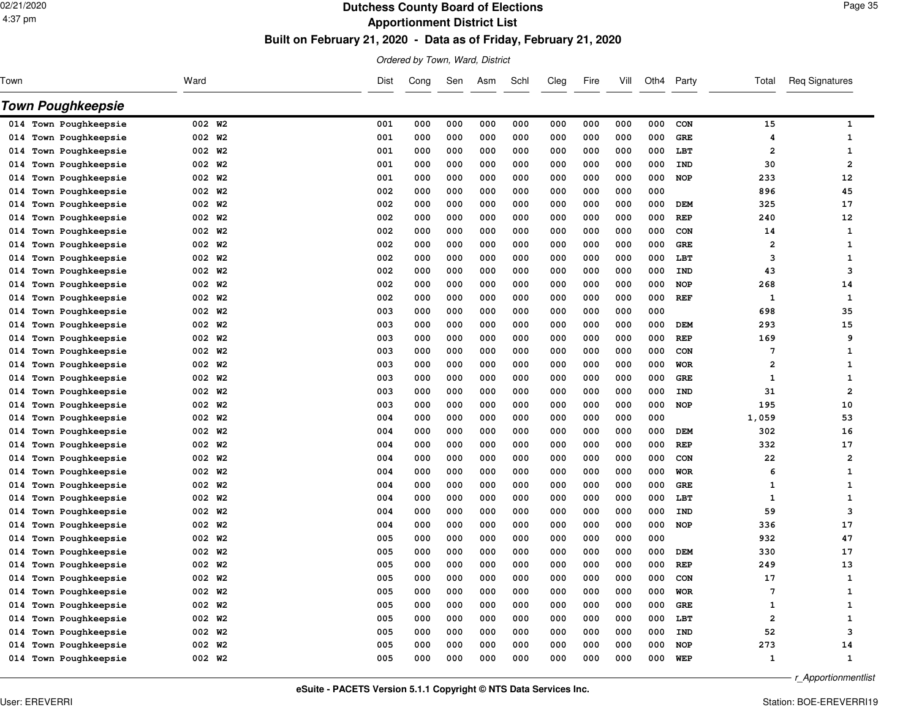# Dutchess County Board of Elections
## Apportionment District List
### Built on February 21, 2020 - Data as of Friday, February 21, 2020

*Ordered by Town, Ward, District*

## Town Poughkeepsie

| Town | Ward | Dist | Cong | Sen | Asm | Schl | Cleg | Fire | Vill | Oth4 | Party | Total | Req Signatures |
|---|---|---|---|---|---|---|---|---|---|---|---|---|---|
| 014 Town Poughkeepsie | 002 W2 | 001 | 000 | 000 | 000 | 000 | 000 | 000 | 000 | 000 | CON | 15 | 1 |
| 014 Town Poughkeepsie | 002 W2 | 001 | 000 | 000 | 000 | 000 | 000 | 000 | 000 | 000 | GRE | 4 | 1 |
| 014 Town Poughkeepsie | 002 W2 | 001 | 000 | 000 | 000 | 000 | 000 | 000 | 000 | 000 | LBT | 2 | 1 |
| 014 Town Poughkeepsie | 002 W2 | 001 | 000 | 000 | 000 | 000 | 000 | 000 | 000 | 000 | IND | 30 | 2 |
| 014 Town Poughkeepsie | 002 W2 | 001 | 000 | 000 | 000 | 000 | 000 | 000 | 000 | 000 | NOP | 233 | 12 |
| 014 Town Poughkeepsie | 002 W2 | 002 | 000 | 000 | 000 | 000 | 000 | 000 | 000 | 000 | | 896 | 45 |
| 014 Town Poughkeepsie | 002 W2 | 002 | 000 | 000 | 000 | 000 | 000 | 000 | 000 | 000 | DEM | 325 | 17 |
| 014 Town Poughkeepsie | 002 W2 | 002 | 000 | 000 | 000 | 000 | 000 | 000 | 000 | 000 | REP | 240 | 12 |
| 014 Town Poughkeepsie | 002 W2 | 002 | 000 | 000 | 000 | 000 | 000 | 000 | 000 | 000 | CON | 14 | 1 |
| 014 Town Poughkeepsie | 002 W2 | 002 | 000 | 000 | 000 | 000 | 000 | 000 | 000 | 000 | GRE | 2 | 1 |
| 014 Town Poughkeepsie | 002 W2 | 002 | 000 | 000 | 000 | 000 | 000 | 000 | 000 | 000 | LBT | 3 | 1 |
| 014 Town Poughkeepsie | 002 W2 | 002 | 000 | 000 | 000 | 000 | 000 | 000 | 000 | 000 | IND | 43 | 3 |
| 014 Town Poughkeepsie | 002 W2 | 002 | 000 | 000 | 000 | 000 | 000 | 000 | 000 | 000 | NOP | 268 | 14 |
| 014 Town Poughkeepsie | 002 W2 | 002 | 000 | 000 | 000 | 000 | 000 | 000 | 000 | 000 | REF | 1 | 1 |
| 014 Town Poughkeepsie | 002 W2 | 003 | 000 | 000 | 000 | 000 | 000 | 000 | 000 | 000 | | 698 | 35 |
| 014 Town Poughkeepsie | 002 W2 | 003 | 000 | 000 | 000 | 000 | 000 | 000 | 000 | 000 | DEM | 293 | 15 |
| 014 Town Poughkeepsie | 002 W2 | 003 | 000 | 000 | 000 | 000 | 000 | 000 | 000 | 000 | REP | 169 | 9 |
| 014 Town Poughkeepsie | 002 W2 | 003 | 000 | 000 | 000 | 000 | 000 | 000 | 000 | 000 | CON | 7 | 1 |
| 014 Town Poughkeepsie | 002 W2 | 003 | 000 | 000 | 000 | 000 | 000 | 000 | 000 | 000 | WOR | 2 | 1 |
| 014 Town Poughkeepsie | 002 W2 | 003 | 000 | 000 | 000 | 000 | 000 | 000 | 000 | 000 | GRE | 1 | 1 |
| 014 Town Poughkeepsie | 002 W2 | 003 | 000 | 000 | 000 | 000 | 000 | 000 | 000 | 000 | IND | 31 | 2 |
| 014 Town Poughkeepsie | 002 W2 | 003 | 000 | 000 | 000 | 000 | 000 | 000 | 000 | 000 | NOP | 195 | 10 |
| 014 Town Poughkeepsie | 002 W2 | 004 | 000 | 000 | 000 | 000 | 000 | 000 | 000 | 000 | | 1,059 | 53 |
| 014 Town Poughkeepsie | 002 W2 | 004 | 000 | 000 | 000 | 000 | 000 | 000 | 000 | 000 | DEM | 302 | 16 |
| 014 Town Poughkeepsie | 002 W2 | 004 | 000 | 000 | 000 | 000 | 000 | 000 | 000 | 000 | REP | 332 | 17 |
| 014 Town Poughkeepsie | 002 W2 | 004 | 000 | 000 | 000 | 000 | 000 | 000 | 000 | 000 | CON | 22 | 2 |
| 014 Town Poughkeepsie | 002 W2 | 004 | 000 | 000 | 000 | 000 | 000 | 000 | 000 | 000 | WOR | 6 | 1 |
| 014 Town Poughkeepsie | 002 W2 | 004 | 000 | 000 | 000 | 000 | 000 | 000 | 000 | 000 | GRE | 1 | 1 |
| 014 Town Poughkeepsie | 002 W2 | 004 | 000 | 000 | 000 | 000 | 000 | 000 | 000 | 000 | LBT | 1 | 1 |
| 014 Town Poughkeepsie | 002 W2 | 004 | 000 | 000 | 000 | 000 | 000 | 000 | 000 | 000 | IND | 59 | 3 |
| 014 Town Poughkeepsie | 002 W2 | 004 | 000 | 000 | 000 | 000 | 000 | 000 | 000 | 000 | NOP | 336 | 17 |
| 014 Town Poughkeepsie | 002 W2 | 005 | 000 | 000 | 000 | 000 | 000 | 000 | 000 | 000 | | 932 | 47 |
| 014 Town Poughkeepsie | 002 W2 | 005 | 000 | 000 | 000 | 000 | 000 | 000 | 000 | 000 | DEM | 330 | 17 |
| 014 Town Poughkeepsie | 002 W2 | 005 | 000 | 000 | 000 | 000 | 000 | 000 | 000 | 000 | REP | 249 | 13 |
| 014 Town Poughkeepsie | 002 W2 | 005 | 000 | 000 | 000 | 000 | 000 | 000 | 000 | 000 | CON | 17 | 1 |
| 014 Town Poughkeepsie | 002 W2 | 005 | 000 | 000 | 000 | 000 | 000 | 000 | 000 | 000 | WOR | 7 | 1 |
| 014 Town Poughkeepsie | 002 W2 | 005 | 000 | 000 | 000 | 000 | 000 | 000 | 000 | 000 | GRE | 1 | 1 |
| 014 Town Poughkeepsie | 002 W2 | 005 | 000 | 000 | 000 | 000 | 000 | 000 | 000 | 000 | LBT | 2 | 1 |
| 014 Town Poughkeepsie | 002 W2 | 005 | 000 | 000 | 000 | 000 | 000 | 000 | 000 | 000 | IND | 52 | 3 |
| 014 Town Poughkeepsie | 002 W2 | 005 | 000 | 000 | 000 | 000 | 000 | 000 | 000 | 000 | NOP | 273 | 14 |
| 014 Town Poughkeepsie | 002 W2 | 005 | 000 | 000 | 000 | 000 | 000 | 000 | 000 | 000 | WEP | 1 | 1 |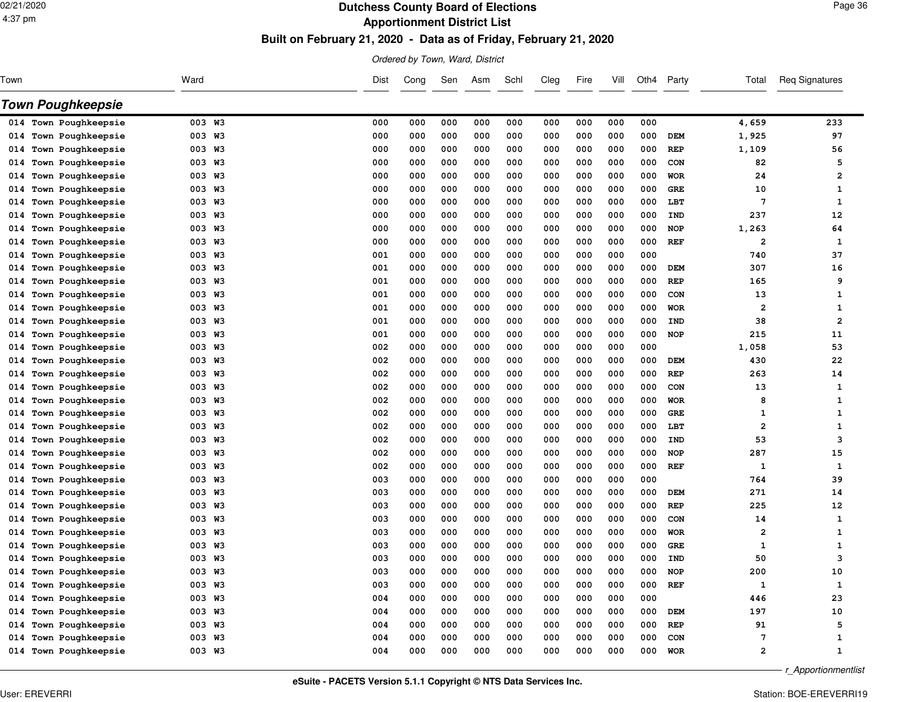# Dutchess County Board of Elections

## Apportionment District List

### Built on February 21, 2020 - Data as of Friday, February 21, 2020

*Ordered by Town, Ward, District*

## Town Poughkeepsie

| Town | Ward | Dist | Cong | Sen | Asm | Schl | Cleg | Fire | Vill | Oth4 | Party | Total | Req Signatures |
|---|---|---|---|---|---|---|---|---|---|---|---|---|---|
| 014 Town Poughkeepsie | 003 W3 | 000 | 000 | 000 | 000 | 000 | 000 | 000 | 000 | 000 | | 4,659 | 233 |
| 014 Town Poughkeepsie | 003 W3 | 000 | 000 | 000 | 000 | 000 | 000 | 000 | 000 | 000 | DEM | 1,925 | 97 |
| 014 Town Poughkeepsie | 003 W3 | 000 | 000 | 000 | 000 | 000 | 000 | 000 | 000 | 000 | REP | 1,109 | 56 |
| 014 Town Poughkeepsie | 003 W3 | 000 | 000 | 000 | 000 | 000 | 000 | 000 | 000 | 000 | CON | 82 | 5 |
| 014 Town Poughkeepsie | 003 W3 | 000 | 000 | 000 | 000 | 000 | 000 | 000 | 000 | 000 | WOR | 24 | 2 |
| 014 Town Poughkeepsie | 003 W3 | 000 | 000 | 000 | 000 | 000 | 000 | 000 | 000 | 000 | GRE | 10 | 1 |
| 014 Town Poughkeepsie | 003 W3 | 000 | 000 | 000 | 000 | 000 | 000 | 000 | 000 | 000 | LBT | 7 | 1 |
| 014 Town Poughkeepsie | 003 W3 | 000 | 000 | 000 | 000 | 000 | 000 | 000 | 000 | 000 | IND | 237 | 12 |
| 014 Town Poughkeepsie | 003 W3 | 000 | 000 | 000 | 000 | 000 | 000 | 000 | 000 | 000 | NOP | 1,263 | 64 |
| 014 Town Poughkeepsie | 003 W3 | 000 | 000 | 000 | 000 | 000 | 000 | 000 | 000 | 000 | REF | 2 | 1 |
| 014 Town Poughkeepsie | 003 W3 | 001 | 000 | 000 | 000 | 000 | 000 | 000 | 000 | 000 | | 740 | 37 |
| 014 Town Poughkeepsie | 003 W3 | 001 | 000 | 000 | 000 | 000 | 000 | 000 | 000 | 000 | DEM | 307 | 16 |
| 014 Town Poughkeepsie | 003 W3 | 001 | 000 | 000 | 000 | 000 | 000 | 000 | 000 | 000 | REP | 165 | 9 |
| 014 Town Poughkeepsie | 003 W3 | 001 | 000 | 000 | 000 | 000 | 000 | 000 | 000 | 000 | CON | 13 | 1 |
| 014 Town Poughkeepsie | 003 W3 | 001 | 000 | 000 | 000 | 000 | 000 | 000 | 000 | 000 | WOR | 2 | 1 |
| 014 Town Poughkeepsie | 003 W3 | 001 | 000 | 000 | 000 | 000 | 000 | 000 | 000 | 000 | IND | 38 | 2 |
| 014 Town Poughkeepsie | 003 W3 | 001 | 000 | 000 | 000 | 000 | 000 | 000 | 000 | 000 | NOP | 215 | 11 |
| 014 Town Poughkeepsie | 003 W3 | 002 | 000 | 000 | 000 | 000 | 000 | 000 | 000 | 000 | | 1,058 | 53 |
| 014 Town Poughkeepsie | 003 W3 | 002 | 000 | 000 | 000 | 000 | 000 | 000 | 000 | 000 | DEM | 430 | 22 |
| 014 Town Poughkeepsie | 003 W3 | 002 | 000 | 000 | 000 | 000 | 000 | 000 | 000 | 000 | REP | 263 | 14 |
| 014 Town Poughkeepsie | 003 W3 | 002 | 000 | 000 | 000 | 000 | 000 | 000 | 000 | 000 | CON | 13 | 1 |
| 014 Town Poughkeepsie | 003 W3 | 002 | 000 | 000 | 000 | 000 | 000 | 000 | 000 | 000 | WOR | 8 | 1 |
| 014 Town Poughkeepsie | 003 W3 | 002 | 000 | 000 | 000 | 000 | 000 | 000 | 000 | 000 | GRE | 1 | 1 |
| 014 Town Poughkeepsie | 003 W3 | 002 | 000 | 000 | 000 | 000 | 000 | 000 | 000 | 000 | LBT | 2 | 1 |
| 014 Town Poughkeepsie | 003 W3 | 002 | 000 | 000 | 000 | 000 | 000 | 000 | 000 | 000 | IND | 53 | 3 |
| 014 Town Poughkeepsie | 003 W3 | 002 | 000 | 000 | 000 | 000 | 000 | 000 | 000 | 000 | NOP | 287 | 15 |
| 014 Town Poughkeepsie | 003 W3 | 002 | 000 | 000 | 000 | 000 | 000 | 000 | 000 | 000 | REF | 1 | 1 |
| 014 Town Poughkeepsie | 003 W3 | 003 | 000 | 000 | 000 | 000 | 000 | 000 | 000 | 000 | | 764 | 39 |
| 014 Town Poughkeepsie | 003 W3 | 003 | 000 | 000 | 000 | 000 | 000 | 000 | 000 | 000 | DEM | 271 | 14 |
| 014 Town Poughkeepsie | 003 W3 | 003 | 000 | 000 | 000 | 000 | 000 | 000 | 000 | 000 | REP | 225 | 12 |
| 014 Town Poughkeepsie | 003 W3 | 003 | 000 | 000 | 000 | 000 | 000 | 000 | 000 | 000 | CON | 14 | 1 |
| 014 Town Poughkeepsie | 003 W3 | 003 | 000 | 000 | 000 | 000 | 000 | 000 | 000 | 000 | WOR | 2 | 1 |
| 014 Town Poughkeepsie | 003 W3 | 003 | 000 | 000 | 000 | 000 | 000 | 000 | 000 | 000 | GRE | 1 | 1 |
| 014 Town Poughkeepsie | 003 W3 | 003 | 000 | 000 | 000 | 000 | 000 | 000 | 000 | 000 | IND | 50 | 3 |
| 014 Town Poughkeepsie | 003 W3 | 003 | 000 | 000 | 000 | 000 | 000 | 000 | 000 | 000 | NOP | 200 | 10 |
| 014 Town Poughkeepsie | 003 W3 | 003 | 000 | 000 | 000 | 000 | 000 | 000 | 000 | 000 | REF | 1 | 1 |
| 014 Town Poughkeepsie | 003 W3 | 004 | 000 | 000 | 000 | 000 | 000 | 000 | 000 | 000 | | 446 | 23 |
| 014 Town Poughkeepsie | 003 W3 | 004 | 000 | 000 | 000 | 000 | 000 | 000 | 000 | 000 | DEM | 197 | 10 |
| 014 Town Poughkeepsie | 003 W3 | 004 | 000 | 000 | 000 | 000 | 000 | 000 | 000 | 000 | REP | 91 | 5 |
| 014 Town Poughkeepsie | 003 W3 | 004 | 000 | 000 | 000 | 000 | 000 | 000 | 000 | 000 | CON | 7 | 1 |
| 014 Town Poughkeepsie | 003 W3 | 004 | 000 | 000 | 000 | 000 | 000 | 000 | 000 | 000 | WOR | 2 | 1 |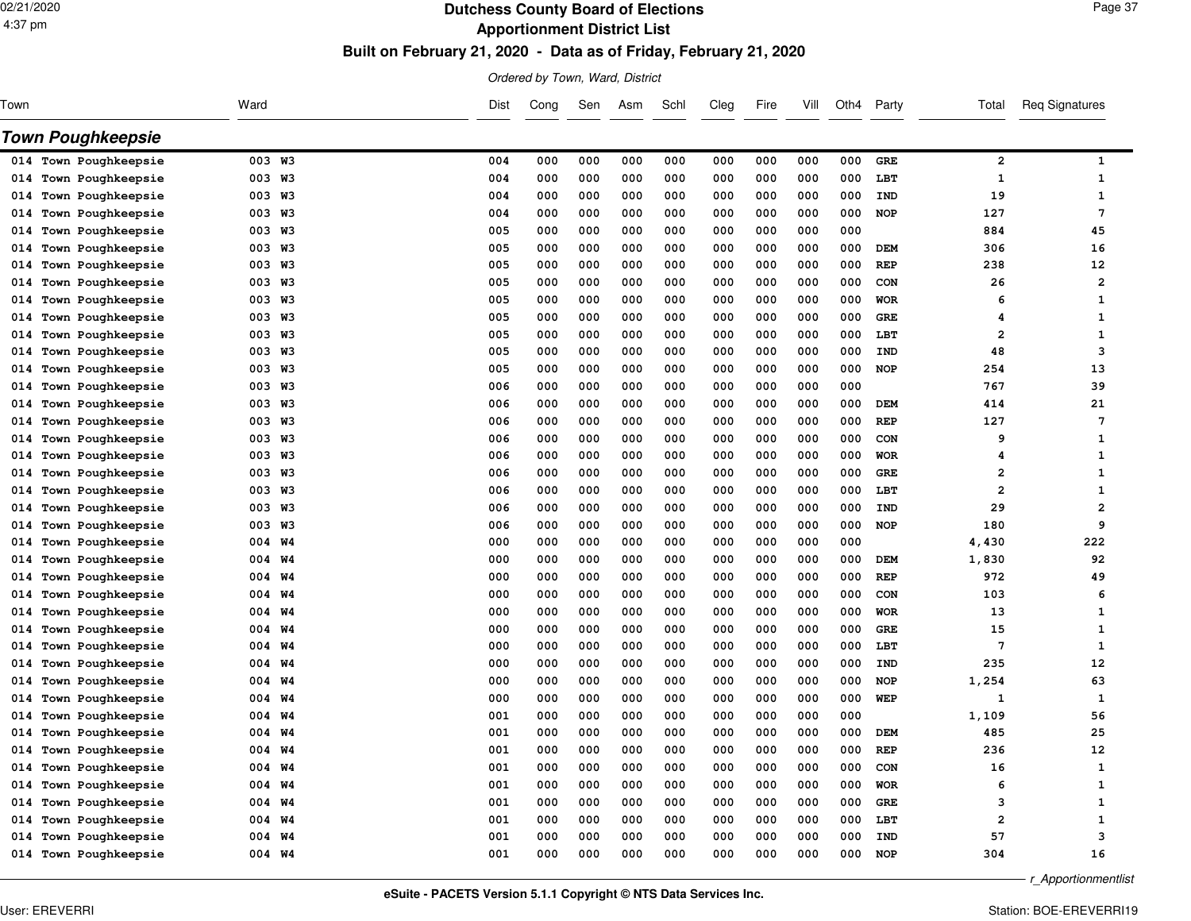# Dutchess County Board of Elections
## Apportionment District List
### Built on February 21, 2020 - Data as of Friday, February 21, 2020

*Ordered by Town, Ward, District*

## Town Poughkeepsie

| Town | Ward | Dist | Cong | Sen | Asm | Schl | Cleg | Fire | Vill | Oth4 | Party | Total | Req Signatures |
|---|---|---|---|---|---|---|---|---|---|---|---|---|---|
| 014 Town Poughkeepsie | 003 W3 | 004 | 000 | 000 | 000 | 000 | 000 | 000 | 000 | 000 | GRE | 2 | 1 |
| 014 Town Poughkeepsie | 003 W3 | 004 | 000 | 000 | 000 | 000 | 000 | 000 | 000 | 000 | LBT | 1 | 1 |
| 014 Town Poughkeepsie | 003 W3 | 004 | 000 | 000 | 000 | 000 | 000 | 000 | 000 | 000 | IND | 19 | 1 |
| 014 Town Poughkeepsie | 003 W3 | 004 | 000 | 000 | 000 | 000 | 000 | 000 | 000 | 000 | NOP | 127 | 7 |
| 014 Town Poughkeepsie | 003 W3 | 005 | 000 | 000 | 000 | 000 | 000 | 000 | 000 | 000 | | 884 | 45 |
| 014 Town Poughkeepsie | 003 W3 | 005 | 000 | 000 | 000 | 000 | 000 | 000 | 000 | 000 | DEM | 306 | 16 |
| 014 Town Poughkeepsie | 003 W3 | 005 | 000 | 000 | 000 | 000 | 000 | 000 | 000 | 000 | REP | 238 | 12 |
| 014 Town Poughkeepsie | 003 W3 | 005 | 000 | 000 | 000 | 000 | 000 | 000 | 000 | 000 | CON | 26 | 2 |
| 014 Town Poughkeepsie | 003 W3 | 005 | 000 | 000 | 000 | 000 | 000 | 000 | 000 | 000 | WOR | 6 | 1 |
| 014 Town Poughkeepsie | 003 W3 | 005 | 000 | 000 | 000 | 000 | 000 | 000 | 000 | 000 | GRE | 4 | 1 |
| 014 Town Poughkeepsie | 003 W3 | 005 | 000 | 000 | 000 | 000 | 000 | 000 | 000 | 000 | LBT | 2 | 1 |
| 014 Town Poughkeepsie | 003 W3 | 005 | 000 | 000 | 000 | 000 | 000 | 000 | 000 | 000 | IND | 48 | 3 |
| 014 Town Poughkeepsie | 003 W3 | 005 | 000 | 000 | 000 | 000 | 000 | 000 | 000 | 000 | NOP | 254 | 13 |
| 014 Town Poughkeepsie | 003 W3 | 006 | 000 | 000 | 000 | 000 | 000 | 000 | 000 | 000 | | 767 | 39 |
| 014 Town Poughkeepsie | 003 W3 | 006 | 000 | 000 | 000 | 000 | 000 | 000 | 000 | 000 | DEM | 414 | 21 |
| 014 Town Poughkeepsie | 003 W3 | 006 | 000 | 000 | 000 | 000 | 000 | 000 | 000 | 000 | REP | 127 | 7 |
| 014 Town Poughkeepsie | 003 W3 | 006 | 000 | 000 | 000 | 000 | 000 | 000 | 000 | 000 | CON | 9 | 1 |
| 014 Town Poughkeepsie | 003 W3 | 006 | 000 | 000 | 000 | 000 | 000 | 000 | 000 | 000 | WOR | 4 | 1 |
| 014 Town Poughkeepsie | 003 W3 | 006 | 000 | 000 | 000 | 000 | 000 | 000 | 000 | 000 | GRE | 2 | 1 |
| 014 Town Poughkeepsie | 003 W3 | 006 | 000 | 000 | 000 | 000 | 000 | 000 | 000 | 000 | LBT | 2 | 1 |
| 014 Town Poughkeepsie | 003 W3 | 006 | 000 | 000 | 000 | 000 | 000 | 000 | 000 | 000 | IND | 29 | 2 |
| 014 Town Poughkeepsie | 003 W3 | 006 | 000 | 000 | 000 | 000 | 000 | 000 | 000 | 000 | NOP | 180 | 9 |
| 014 Town Poughkeepsie | 004 W4 | 000 | 000 | 000 | 000 | 000 | 000 | 000 | 000 | 000 | | 4,430 | 222 |
| 014 Town Poughkeepsie | 004 W4 | 000 | 000 | 000 | 000 | 000 | 000 | 000 | 000 | 000 | DEM | 1,830 | 92 |
| 014 Town Poughkeepsie | 004 W4 | 000 | 000 | 000 | 000 | 000 | 000 | 000 | 000 | 000 | REP | 972 | 49 |
| 014 Town Poughkeepsie | 004 W4 | 000 | 000 | 000 | 000 | 000 | 000 | 000 | 000 | 000 | CON | 103 | 6 |
| 014 Town Poughkeepsie | 004 W4 | 000 | 000 | 000 | 000 | 000 | 000 | 000 | 000 | 000 | WOR | 13 | 1 |
| 014 Town Poughkeepsie | 004 W4 | 000 | 000 | 000 | 000 | 000 | 000 | 000 | 000 | 000 | GRE | 15 | 1 |
| 014 Town Poughkeepsie | 004 W4 | 000 | 000 | 000 | 000 | 000 | 000 | 000 | 000 | 000 | LBT | 7 | 1 |
| 014 Town Poughkeepsie | 004 W4 | 000 | 000 | 000 | 000 | 000 | 000 | 000 | 000 | 000 | IND | 235 | 12 |
| 014 Town Poughkeepsie | 004 W4 | 000 | 000 | 000 | 000 | 000 | 000 | 000 | 000 | 000 | NOP | 1,254 | 63 |
| 014 Town Poughkeepsie | 004 W4 | 000 | 000 | 000 | 000 | 000 | 000 | 000 | 000 | 000 | WEP | 1 | 1 |
| 014 Town Poughkeepsie | 004 W4 | 001 | 000 | 000 | 000 | 000 | 000 | 000 | 000 | 000 | | 1,109 | 56 |
| 014 Town Poughkeepsie | 004 W4 | 001 | 000 | 000 | 000 | 000 | 000 | 000 | 000 | 000 | DEM | 485 | 25 |
| 014 Town Poughkeepsie | 004 W4 | 001 | 000 | 000 | 000 | 000 | 000 | 000 | 000 | 000 | REP | 236 | 12 |
| 014 Town Poughkeepsie | 004 W4 | 001 | 000 | 000 | 000 | 000 | 000 | 000 | 000 | 000 | CON | 16 | 1 |
| 014 Town Poughkeepsie | 004 W4 | 001 | 000 | 000 | 000 | 000 | 000 | 000 | 000 | 000 | WOR | 6 | 1 |
| 014 Town Poughkeepsie | 004 W4 | 001 | 000 | 000 | 000 | 000 | 000 | 000 | 000 | 000 | GRE | 3 | 1 |
| 014 Town Poughkeepsie | 004 W4 | 001 | 000 | 000 | 000 | 000 | 000 | 000 | 000 | 000 | LBT | 2 | 1 |
| 014 Town Poughkeepsie | 004 W4 | 001 | 000 | 000 | 000 | 000 | 000 | 000 | 000 | 000 | IND | 57 | 3 |
| 014 Town Poughkeepsie | 004 W4 | 001 | 000 | 000 | 000 | 000 | 000 | 000 | 000 | 000 | NOP | 304 | 16 |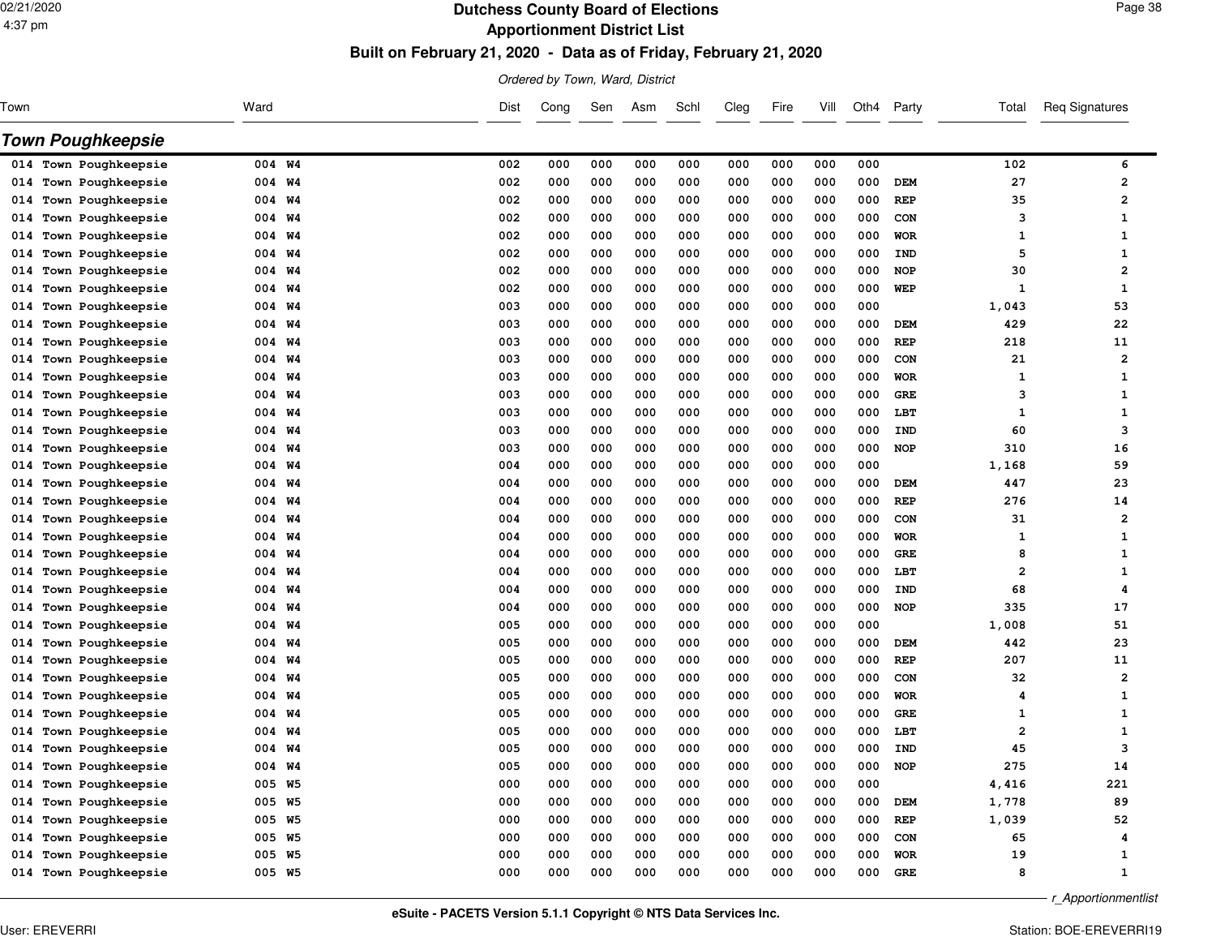# Dutchess County Board of Elections
## Apportionment District List
### Built on February 21, 2020 - Data as of Friday, February 21, 2020

*Ordered by Town, Ward, District*

## Town Poughkeepsie

| Town | Ward | Dist | Cong | Sen | Asm | Schl | Cleg | Fire | Vill | Oth4 | Party | Total | Req Signatures |
|---|---|---|---|---|---|---|---|---|---|---|---|---|---|
| 014 Town Poughkeepsie | 004 W4 | 002 | 000 | 000 | 000 | 000 | 000 | 000 | 000 | 000 | | 102 | 6 |
| 014 Town Poughkeepsie | 004 W4 | 002 | 000 | 000 | 000 | 000 | 000 | 000 | 000 | 000 | DEM | 27 | 2 |
| 014 Town Poughkeepsie | 004 W4 | 002 | 000 | 000 | 000 | 000 | 000 | 000 | 000 | 000 | REP | 35 | 2 |
| 014 Town Poughkeepsie | 004 W4 | 002 | 000 | 000 | 000 | 000 | 000 | 000 | 000 | 000 | CON | 3 | 1 |
| 014 Town Poughkeepsie | 004 W4 | 002 | 000 | 000 | 000 | 000 | 000 | 000 | 000 | 000 | WOR | 1 | 1 |
| 014 Town Poughkeepsie | 004 W4 | 002 | 000 | 000 | 000 | 000 | 000 | 000 | 000 | 000 | IND | 5 | 1 |
| 014 Town Poughkeepsie | 004 W4 | 002 | 000 | 000 | 000 | 000 | 000 | 000 | 000 | 000 | NOP | 30 | 2 |
| 014 Town Poughkeepsie | 004 W4 | 002 | 000 | 000 | 000 | 000 | 000 | 000 | 000 | 000 | WEP | 1 | 1 |
| 014 Town Poughkeepsie | 004 W4 | 003 | 000 | 000 | 000 | 000 | 000 | 000 | 000 | 000 | | 1,043 | 53 |
| 014 Town Poughkeepsie | 004 W4 | 003 | 000 | 000 | 000 | 000 | 000 | 000 | 000 | 000 | DEM | 429 | 22 |
| 014 Town Poughkeepsie | 004 W4 | 003 | 000 | 000 | 000 | 000 | 000 | 000 | 000 | 000 | REP | 218 | 11 |
| 014 Town Poughkeepsie | 004 W4 | 003 | 000 | 000 | 000 | 000 | 000 | 000 | 000 | 000 | CON | 21 | 2 |
| 014 Town Poughkeepsie | 004 W4 | 003 | 000 | 000 | 000 | 000 | 000 | 000 | 000 | 000 | WOR | 1 | 1 |
| 014 Town Poughkeepsie | 004 W4 | 003 | 000 | 000 | 000 | 000 | 000 | 000 | 000 | 000 | GRE | 3 | 1 |
| 014 Town Poughkeepsie | 004 W4 | 003 | 000 | 000 | 000 | 000 | 000 | 000 | 000 | 000 | LBT | 1 | 1 |
| 014 Town Poughkeepsie | 004 W4 | 003 | 000 | 000 | 000 | 000 | 000 | 000 | 000 | 000 | IND | 60 | 3 |
| 014 Town Poughkeepsie | 004 W4 | 003 | 000 | 000 | 000 | 000 | 000 | 000 | 000 | 000 | NOP | 310 | 16 |
| 014 Town Poughkeepsie | 004 W4 | 004 | 000 | 000 | 000 | 000 | 000 | 000 | 000 | 000 | | 1,168 | 59 |
| 014 Town Poughkeepsie | 004 W4 | 004 | 000 | 000 | 000 | 000 | 000 | 000 | 000 | 000 | DEM | 447 | 23 |
| 014 Town Poughkeepsie | 004 W4 | 004 | 000 | 000 | 000 | 000 | 000 | 000 | 000 | 000 | REP | 276 | 14 |
| 014 Town Poughkeepsie | 004 W4 | 004 | 000 | 000 | 000 | 000 | 000 | 000 | 000 | 000 | CON | 31 | 2 |
| 014 Town Poughkeepsie | 004 W4 | 004 | 000 | 000 | 000 | 000 | 000 | 000 | 000 | 000 | WOR | 1 | 1 |
| 014 Town Poughkeepsie | 004 W4 | 004 | 000 | 000 | 000 | 000 | 000 | 000 | 000 | 000 | GRE | 8 | 1 |
| 014 Town Poughkeepsie | 004 W4 | 004 | 000 | 000 | 000 | 000 | 000 | 000 | 000 | 000 | LBT | 2 | 1 |
| 014 Town Poughkeepsie | 004 W4 | 004 | 000 | 000 | 000 | 000 | 000 | 000 | 000 | 000 | IND | 68 | 4 |
| 014 Town Poughkeepsie | 004 W4 | 004 | 000 | 000 | 000 | 000 | 000 | 000 | 000 | 000 | NOP | 335 | 17 |
| 014 Town Poughkeepsie | 004 W4 | 005 | 000 | 000 | 000 | 000 | 000 | 000 | 000 | 000 | | 1,008 | 51 |
| 014 Town Poughkeepsie | 004 W4 | 005 | 000 | 000 | 000 | 000 | 000 | 000 | 000 | 000 | DEM | 442 | 23 |
| 014 Town Poughkeepsie | 004 W4 | 005 | 000 | 000 | 000 | 000 | 000 | 000 | 000 | 000 | REP | 207 | 11 |
| 014 Town Poughkeepsie | 004 W4 | 005 | 000 | 000 | 000 | 000 | 000 | 000 | 000 | 000 | CON | 32 | 2 |
| 014 Town Poughkeepsie | 004 W4 | 005 | 000 | 000 | 000 | 000 | 000 | 000 | 000 | 000 | WOR | 4 | 1 |
| 014 Town Poughkeepsie | 004 W4 | 005 | 000 | 000 | 000 | 000 | 000 | 000 | 000 | 000 | GRE | 1 | 1 |
| 014 Town Poughkeepsie | 004 W4 | 005 | 000 | 000 | 000 | 000 | 000 | 000 | 000 | 000 | LBT | 2 | 1 |
| 014 Town Poughkeepsie | 004 W4 | 005 | 000 | 000 | 000 | 000 | 000 | 000 | 000 | 000 | IND | 45 | 3 |
| 014 Town Poughkeepsie | 004 W4 | 005 | 000 | 000 | 000 | 000 | 000 | 000 | 000 | 000 | NOP | 275 | 14 |
| 014 Town Poughkeepsie | 005 W5 | 000 | 000 | 000 | 000 | 000 | 000 | 000 | 000 | 000 | | 4,416 | 221 |
| 014 Town Poughkeepsie | 005 W5 | 000 | 000 | 000 | 000 | 000 | 000 | 000 | 000 | 000 | DEM | 1,778 | 89 |
| 014 Town Poughkeepsie | 005 W5 | 000 | 000 | 000 | 000 | 000 | 000 | 000 | 000 | 000 | REP | 1,039 | 52 |
| 014 Town Poughkeepsie | 005 W5 | 000 | 000 | 000 | 000 | 000 | 000 | 000 | 000 | 000 | CON | 65 | 4 |
| 014 Town Poughkeepsie | 005 W5 | 000 | 000 | 000 | 000 | 000 | 000 | 000 | 000 | 000 | WOR | 19 | 1 |
| 014 Town Poughkeepsie | 005 W5 | 000 | 000 | 000 | 000 | 000 | 000 | 000 | 000 | 000 | GRE | 8 | 1 |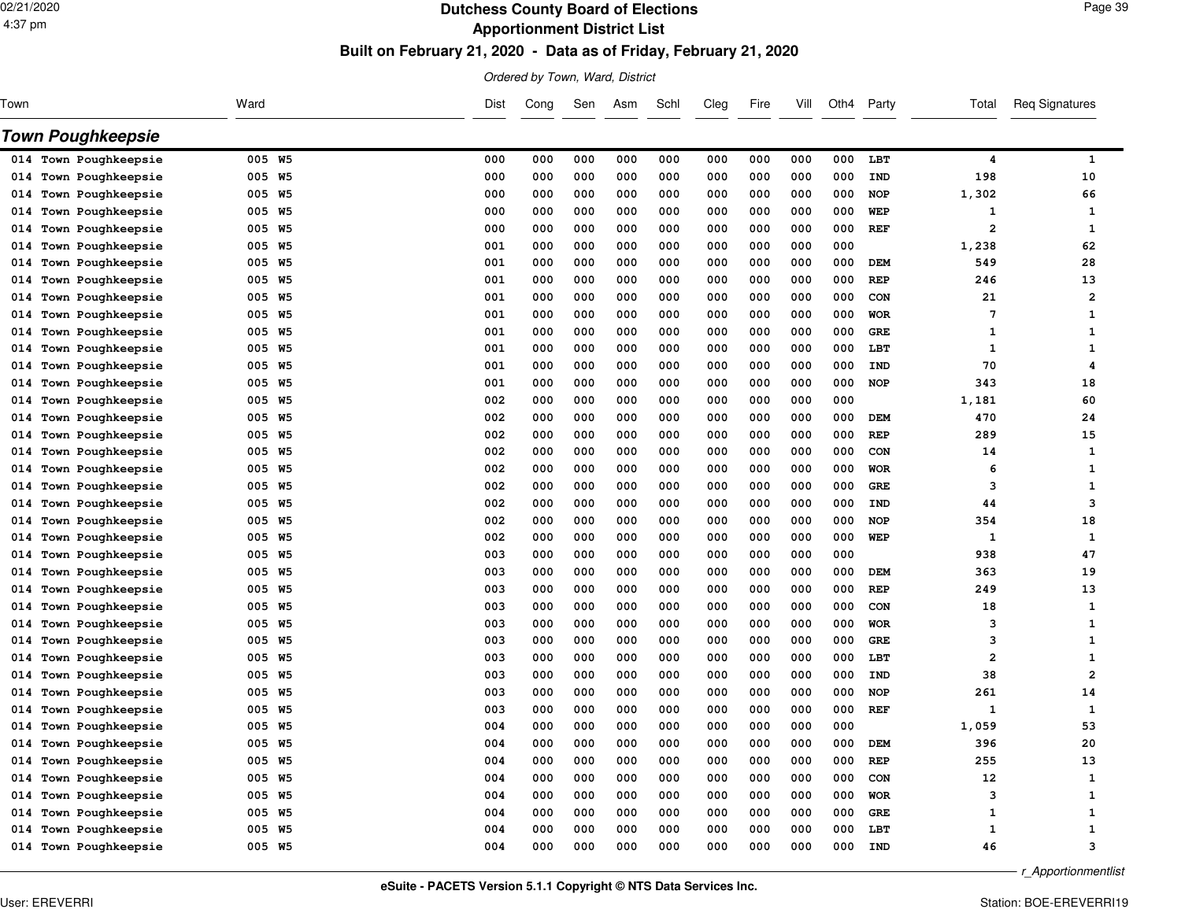# Dutchess County Board of Elections

## Apportionment District List

### Built on February 21, 2020 - Data as of Friday, February 21, 2020

*Ordered by Town, Ward, District*

## Town Poughkeepsie

| Town | Ward | Dist | Cong | Sen | Asm | Schl | Cleg | Fire | Vill | Oth4 | Party | Total | Req Signatures |
|---|---|---|---|---|---|---|---|---|---|---|---|---|---|
| 014 Town Poughkeepsie | 005 W5 | 000 | 000 | 000 | 000 | 000 | 000 | 000 | 000 | 000 | LBT | 4 | 1 |
| 014 Town Poughkeepsie | 005 W5 | 000 | 000 | 000 | 000 | 000 | 000 | 000 | 000 | 000 | IND | 198 | 10 |
| 014 Town Poughkeepsie | 005 W5 | 000 | 000 | 000 | 000 | 000 | 000 | 000 | 000 | 000 | NOP | 1,302 | 66 |
| 014 Town Poughkeepsie | 005 W5 | 000 | 000 | 000 | 000 | 000 | 000 | 000 | 000 | 000 | WEP | 1 | 1 |
| 014 Town Poughkeepsie | 005 W5 | 000 | 000 | 000 | 000 | 000 | 000 | 000 | 000 | 000 | REF | 2 | 1 |
| 014 Town Poughkeepsie | 005 W5 | 001 | 000 | 000 | 000 | 000 | 000 | 000 | 000 | 000 | | 1,238 | 62 |
| 014 Town Poughkeepsie | 005 W5 | 001 | 000 | 000 | 000 | 000 | 000 | 000 | 000 | 000 | DEM | 549 | 28 |
| 014 Town Poughkeepsie | 005 W5 | 001 | 000 | 000 | 000 | 000 | 000 | 000 | 000 | 000 | REP | 246 | 13 |
| 014 Town Poughkeepsie | 005 W5 | 001 | 000 | 000 | 000 | 000 | 000 | 000 | 000 | 000 | CON | 21 | 2 |
| 014 Town Poughkeepsie | 005 W5 | 001 | 000 | 000 | 000 | 000 | 000 | 000 | 000 | 000 | WOR | 7 | 1 |
| 014 Town Poughkeepsie | 005 W5 | 001 | 000 | 000 | 000 | 000 | 000 | 000 | 000 | 000 | GRE | 1 | 1 |
| 014 Town Poughkeepsie | 005 W5 | 001 | 000 | 000 | 000 | 000 | 000 | 000 | 000 | 000 | LBT | 1 | 1 |
| 014 Town Poughkeepsie | 005 W5 | 001 | 000 | 000 | 000 | 000 | 000 | 000 | 000 | 000 | IND | 70 | 4 |
| 014 Town Poughkeepsie | 005 W5 | 001 | 000 | 000 | 000 | 000 | 000 | 000 | 000 | 000 | NOP | 343 | 18 |
| 014 Town Poughkeepsie | 005 W5 | 002 | 000 | 000 | 000 | 000 | 000 | 000 | 000 | 000 | | 1,181 | 60 |
| 014 Town Poughkeepsie | 005 W5 | 002 | 000 | 000 | 000 | 000 | 000 | 000 | 000 | 000 | DEM | 470 | 24 |
| 014 Town Poughkeepsie | 005 W5 | 002 | 000 | 000 | 000 | 000 | 000 | 000 | 000 | 000 | REP | 289 | 15 |
| 014 Town Poughkeepsie | 005 W5 | 002 | 000 | 000 | 000 | 000 | 000 | 000 | 000 | 000 | CON | 14 | 1 |
| 014 Town Poughkeepsie | 005 W5 | 002 | 000 | 000 | 000 | 000 | 000 | 000 | 000 | 000 | WOR | 6 | 1 |
| 014 Town Poughkeepsie | 005 W5 | 002 | 000 | 000 | 000 | 000 | 000 | 000 | 000 | 000 | GRE | 3 | 1 |
| 014 Town Poughkeepsie | 005 W5 | 002 | 000 | 000 | 000 | 000 | 000 | 000 | 000 | 000 | IND | 44 | 3 |
| 014 Town Poughkeepsie | 005 W5 | 002 | 000 | 000 | 000 | 000 | 000 | 000 | 000 | 000 | NOP | 354 | 18 |
| 014 Town Poughkeepsie | 005 W5 | 002 | 000 | 000 | 000 | 000 | 000 | 000 | 000 | 000 | WEP | 1 | 1 |
| 014 Town Poughkeepsie | 005 W5 | 003 | 000 | 000 | 000 | 000 | 000 | 000 | 000 | 000 | | 938 | 47 |
| 014 Town Poughkeepsie | 005 W5 | 003 | 000 | 000 | 000 | 000 | 000 | 000 | 000 | 000 | DEM | 363 | 19 |
| 014 Town Poughkeepsie | 005 W5 | 003 | 000 | 000 | 000 | 000 | 000 | 000 | 000 | 000 | REP | 249 | 13 |
| 014 Town Poughkeepsie | 005 W5 | 003 | 000 | 000 | 000 | 000 | 000 | 000 | 000 | 000 | CON | 18 | 1 |
| 014 Town Poughkeepsie | 005 W5 | 003 | 000 | 000 | 000 | 000 | 000 | 000 | 000 | 000 | WOR | 3 | 1 |
| 014 Town Poughkeepsie | 005 W5 | 003 | 000 | 000 | 000 | 000 | 000 | 000 | 000 | 000 | GRE | 3 | 1 |
| 014 Town Poughkeepsie | 005 W5 | 003 | 000 | 000 | 000 | 000 | 000 | 000 | 000 | 000 | LBT | 2 | 1 |
| 014 Town Poughkeepsie | 005 W5 | 003 | 000 | 000 | 000 | 000 | 000 | 000 | 000 | 000 | IND | 38 | 2 |
| 014 Town Poughkeepsie | 005 W5 | 003 | 000 | 000 | 000 | 000 | 000 | 000 | 000 | 000 | NOP | 261 | 14 |
| 014 Town Poughkeepsie | 005 W5 | 003 | 000 | 000 | 000 | 000 | 000 | 000 | 000 | 000 | REF | 1 | 1 |
| 014 Town Poughkeepsie | 005 W5 | 004 | 000 | 000 | 000 | 000 | 000 | 000 | 000 | 000 | | 1,059 | 53 |
| 014 Town Poughkeepsie | 005 W5 | 004 | 000 | 000 | 000 | 000 | 000 | 000 | 000 | 000 | DEM | 396 | 20 |
| 014 Town Poughkeepsie | 005 W5 | 004 | 000 | 000 | 000 | 000 | 000 | 000 | 000 | 000 | REP | 255 | 13 |
| 014 Town Poughkeepsie | 005 W5 | 004 | 000 | 000 | 000 | 000 | 000 | 000 | 000 | 000 | CON | 12 | 1 |
| 014 Town Poughkeepsie | 005 W5 | 004 | 000 | 000 | 000 | 000 | 000 | 000 | 000 | 000 | WOR | 3 | 1 |
| 014 Town Poughkeepsie | 005 W5 | 004 | 000 | 000 | 000 | 000 | 000 | 000 | 000 | 000 | GRE | 1 | 1 |
| 014 Town Poughkeepsie | 005 W5 | 004 | 000 | 000 | 000 | 000 | 000 | 000 | 000 | 000 | LBT | 1 | 1 |
| 014 Town Poughkeepsie | 005 W5 | 004 | 000 | 000 | 000 | 000 | 000 | 000 | 000 | 000 | IND | 46 | 3 |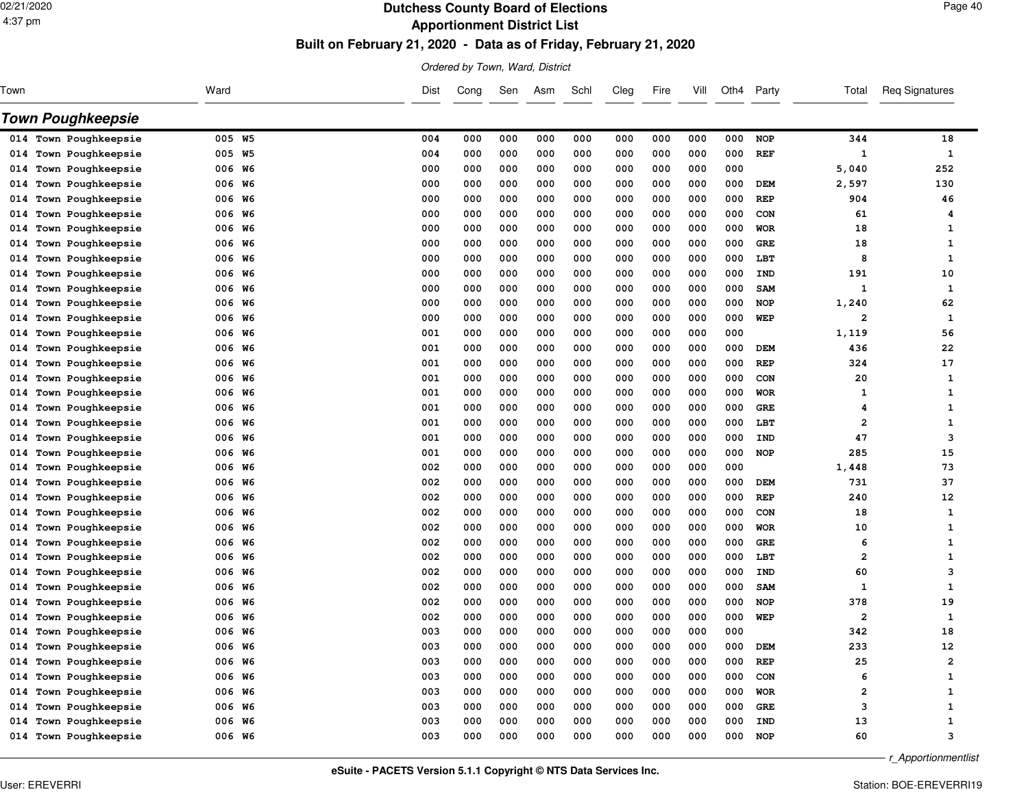# Dutchess County Board of Elections
## Apportionment District List
### Built on February 21, 2020 - Data as of Friday, February 21, 2020

*Ordered by Town, Ward, District*

## Town Poughkeepsie

| Town | Ward | Dist | Cong | Sen | Asm | Schl | Cleg | Fire | Vill | Oth4 | Party | Total | Req Signatures |
|---|---|---|---|---|---|---|---|---|---|---|---|---|---|
| 014 Town Poughkeepsie | 005 W5 | 004 | 000 | 000 | 000 | 000 | 000 | 000 | 000 | 000 | NOP | 344 | 18 |
| 014 Town Poughkeepsie | 005 W5 | 004 | 000 | 000 | 000 | 000 | 000 | 000 | 000 | 000 | REF | 1 | 1 |
| 014 Town Poughkeepsie | 006 W6 | 000 | 000 | 000 | 000 | 000 | 000 | 000 | 000 | 000 | | 5,040 | 252 |
| 014 Town Poughkeepsie | 006 W6 | 000 | 000 | 000 | 000 | 000 | 000 | 000 | 000 | 000 | DEM | 2,597 | 130 |
| 014 Town Poughkeepsie | 006 W6 | 000 | 000 | 000 | 000 | 000 | 000 | 000 | 000 | 000 | REP | 904 | 46 |
| 014 Town Poughkeepsie | 006 W6 | 000 | 000 | 000 | 000 | 000 | 000 | 000 | 000 | 000 | CON | 61 | 4 |
| 014 Town Poughkeepsie | 006 W6 | 000 | 000 | 000 | 000 | 000 | 000 | 000 | 000 | 000 | WOR | 18 | 1 |
| 014 Town Poughkeepsie | 006 W6 | 000 | 000 | 000 | 000 | 000 | 000 | 000 | 000 | 000 | GRE | 18 | 1 |
| 014 Town Poughkeepsie | 006 W6 | 000 | 000 | 000 | 000 | 000 | 000 | 000 | 000 | 000 | LBT | 8 | 1 |
| 014 Town Poughkeepsie | 006 W6 | 000 | 000 | 000 | 000 | 000 | 000 | 000 | 000 | 000 | IND | 191 | 10 |
| 014 Town Poughkeepsie | 006 W6 | 000 | 000 | 000 | 000 | 000 | 000 | 000 | 000 | 000 | SAM | 1 | 1 |
| 014 Town Poughkeepsie | 006 W6 | 000 | 000 | 000 | 000 | 000 | 000 | 000 | 000 | 000 | NOP | 1,240 | 62 |
| 014 Town Poughkeepsie | 006 W6 | 000 | 000 | 000 | 000 | 000 | 000 | 000 | 000 | 000 | WEP | 2 | 1 |
| 014 Town Poughkeepsie | 006 W6 | 001 | 000 | 000 | 000 | 000 | 000 | 000 | 000 | 000 | | 1,119 | 56 |
| 014 Town Poughkeepsie | 006 W6 | 001 | 000 | 000 | 000 | 000 | 000 | 000 | 000 | 000 | DEM | 436 | 22 |
| 014 Town Poughkeepsie | 006 W6 | 001 | 000 | 000 | 000 | 000 | 000 | 000 | 000 | 000 | REP | 324 | 17 |
| 014 Town Poughkeepsie | 006 W6 | 001 | 000 | 000 | 000 | 000 | 000 | 000 | 000 | 000 | CON | 20 | 1 |
| 014 Town Poughkeepsie | 006 W6 | 001 | 000 | 000 | 000 | 000 | 000 | 000 | 000 | 000 | WOR | 1 | 1 |
| 014 Town Poughkeepsie | 006 W6 | 001 | 000 | 000 | 000 | 000 | 000 | 000 | 000 | 000 | GRE | 4 | 1 |
| 014 Town Poughkeepsie | 006 W6 | 001 | 000 | 000 | 000 | 000 | 000 | 000 | 000 | 000 | LBT | 2 | 1 |
| 014 Town Poughkeepsie | 006 W6 | 001 | 000 | 000 | 000 | 000 | 000 | 000 | 000 | 000 | IND | 47 | 3 |
| 014 Town Poughkeepsie | 006 W6 | 001 | 000 | 000 | 000 | 000 | 000 | 000 | 000 | 000 | NOP | 285 | 15 |
| 014 Town Poughkeepsie | 006 W6 | 002 | 000 | 000 | 000 | 000 | 000 | 000 | 000 | 000 | | 1,448 | 73 |
| 014 Town Poughkeepsie | 006 W6 | 002 | 000 | 000 | 000 | 000 | 000 | 000 | 000 | 000 | DEM | 731 | 37 |
| 014 Town Poughkeepsie | 006 W6 | 002 | 000 | 000 | 000 | 000 | 000 | 000 | 000 | 000 | REP | 240 | 12 |
| 014 Town Poughkeepsie | 006 W6 | 002 | 000 | 000 | 000 | 000 | 000 | 000 | 000 | 000 | CON | 18 | 1 |
| 014 Town Poughkeepsie | 006 W6 | 002 | 000 | 000 | 000 | 000 | 000 | 000 | 000 | 000 | WOR | 10 | 1 |
| 014 Town Poughkeepsie | 006 W6 | 002 | 000 | 000 | 000 | 000 | 000 | 000 | 000 | 000 | GRE | 6 | 1 |
| 014 Town Poughkeepsie | 006 W6 | 002 | 000 | 000 | 000 | 000 | 000 | 000 | 000 | 000 | LBT | 2 | 1 |
| 014 Town Poughkeepsie | 006 W6 | 002 | 000 | 000 | 000 | 000 | 000 | 000 | 000 | 000 | IND | 60 | 3 |
| 014 Town Poughkeepsie | 006 W6 | 002 | 000 | 000 | 000 | 000 | 000 | 000 | 000 | 000 | SAM | 1 | 1 |
| 014 Town Poughkeepsie | 006 W6 | 002 | 000 | 000 | 000 | 000 | 000 | 000 | 000 | 000 | NOP | 378 | 19 |
| 014 Town Poughkeepsie | 006 W6 | 002 | 000 | 000 | 000 | 000 | 000 | 000 | 000 | 000 | WEP | 2 | 1 |
| 014 Town Poughkeepsie | 006 W6 | 003 | 000 | 000 | 000 | 000 | 000 | 000 | 000 | 000 | | 342 | 18 |
| 014 Town Poughkeepsie | 006 W6 | 003 | 000 | 000 | 000 | 000 | 000 | 000 | 000 | 000 | DEM | 233 | 12 |
| 014 Town Poughkeepsie | 006 W6 | 003 | 000 | 000 | 000 | 000 | 000 | 000 | 000 | 000 | REP | 25 | 2 |
| 014 Town Poughkeepsie | 006 W6 | 003 | 000 | 000 | 000 | 000 | 000 | 000 | 000 | 000 | CON | 6 | 1 |
| 014 Town Poughkeepsie | 006 W6 | 003 | 000 | 000 | 000 | 000 | 000 | 000 | 000 | 000 | WOR | 2 | 1 |
| 014 Town Poughkeepsie | 006 W6 | 003 | 000 | 000 | 000 | 000 | 000 | 000 | 000 | 000 | GRE | 3 | 1 |
| 014 Town Poughkeepsie | 006 W6 | 003 | 000 | 000 | 000 | 000 | 000 | 000 | 000 | 000 | IND | 13 | 1 |
| 014 Town Poughkeepsie | 006 W6 | 003 | 000 | 000 | 000 | 000 | 000 | 000 | 000 | 000 | NOP | 60 | 3 |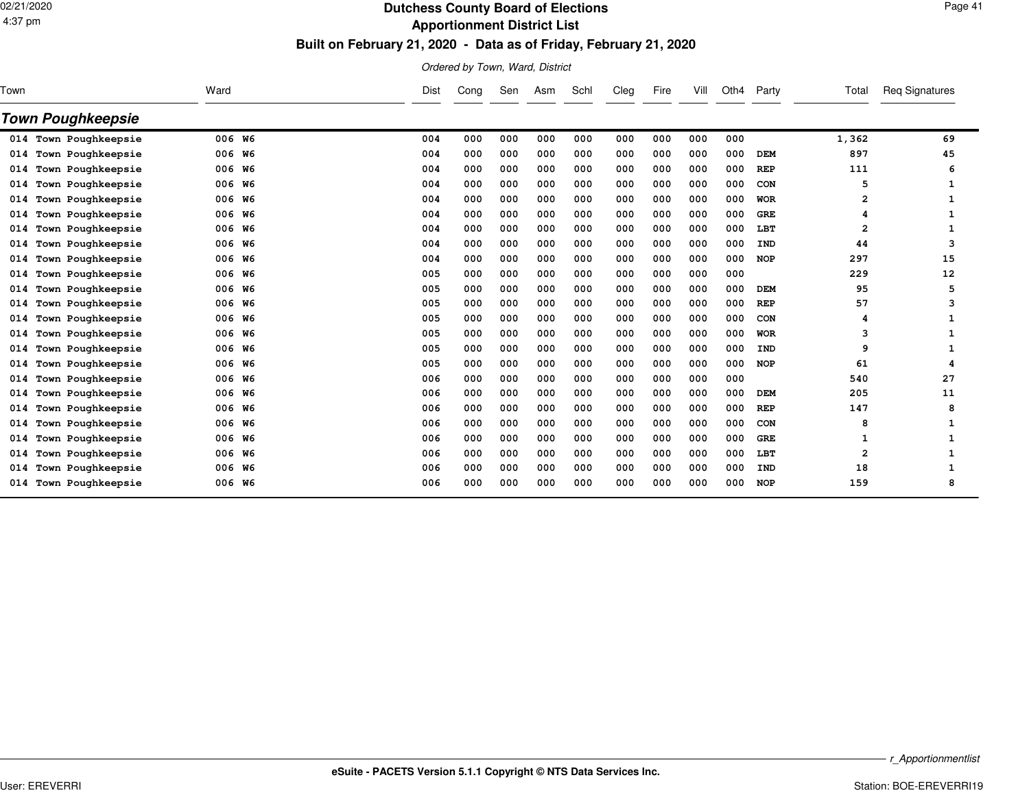# Dutchess County Board of Elections

## Apportionment District List

### Built on February 21, 2020 - Data as of Friday, February 21, 2020

*Ordered by Town, Ward, District*

## Town Poughkeepsie

| Town | Ward | Dist | Cong | Sen | Asm | Schl | Cleg | Fire | Vill | Oth4 | Party | Total | Req Signatures |
|---|---|---|---|---|---|---|---|---|---|---|---|---|---|
| 014 Town Poughkeepsie | 006 W6 | 004 | 000 | 000 | 000 | 000 | 000 | 000 | 000 | 000 | | 1,362 | 69 |
| 014 Town Poughkeepsie | 006 W6 | 004 | 000 | 000 | 000 | 000 | 000 | 000 | 000 | 000 | DEM | 897 | 45 |
| 014 Town Poughkeepsie | 006 W6 | 004 | 000 | 000 | 000 | 000 | 000 | 000 | 000 | 000 | REP | 111 | 6 |
| 014 Town Poughkeepsie | 006 W6 | 004 | 000 | 000 | 000 | 000 | 000 | 000 | 000 | 000 | CON | 5 | 1 |
| 014 Town Poughkeepsie | 006 W6 | 004 | 000 | 000 | 000 | 000 | 000 | 000 | 000 | 000 | WOR | 2 | 1 |
| 014 Town Poughkeepsie | 006 W6 | 004 | 000 | 000 | 000 | 000 | 000 | 000 | 000 | 000 | GRE | 4 | 1 |
| 014 Town Poughkeepsie | 006 W6 | 004 | 000 | 000 | 000 | 000 | 000 | 000 | 000 | 000 | LBT | 2 | 1 |
| 014 Town Poughkeepsie | 006 W6 | 004 | 000 | 000 | 000 | 000 | 000 | 000 | 000 | 000 | IND | 44 | 3 |
| 014 Town Poughkeepsie | 006 W6 | 004 | 000 | 000 | 000 | 000 | 000 | 000 | 000 | 000 | NOP | 297 | 15 |
| 014 Town Poughkeepsie | 006 W6 | 005 | 000 | 000 | 000 | 000 | 000 | 000 | 000 | 000 | | 229 | 12 |
| 014 Town Poughkeepsie | 006 W6 | 005 | 000 | 000 | 000 | 000 | 000 | 000 | 000 | 000 | DEM | 95 | 5 |
| 014 Town Poughkeepsie | 006 W6 | 005 | 000 | 000 | 000 | 000 | 000 | 000 | 000 | 000 | REP | 57 | 3 |
| 014 Town Poughkeepsie | 006 W6 | 005 | 000 | 000 | 000 | 000 | 000 | 000 | 000 | 000 | CON | 4 | 1 |
| 014 Town Poughkeepsie | 006 W6 | 005 | 000 | 000 | 000 | 000 | 000 | 000 | 000 | 000 | WOR | 3 | 1 |
| 014 Town Poughkeepsie | 006 W6 | 005 | 000 | 000 | 000 | 000 | 000 | 000 | 000 | 000 | IND | 9 | 1 |
| 014 Town Poughkeepsie | 006 W6 | 005 | 000 | 000 | 000 | 000 | 000 | 000 | 000 | 000 | NOP | 61 | 4 |
| 014 Town Poughkeepsie | 006 W6 | 006 | 000 | 000 | 000 | 000 | 000 | 000 | 000 | 000 | | 540 | 27 |
| 014 Town Poughkeepsie | 006 W6 | 006 | 000 | 000 | 000 | 000 | 000 | 000 | 000 | 000 | DEM | 205 | 11 |
| 014 Town Poughkeepsie | 006 W6 | 006 | 000 | 000 | 000 | 000 | 000 | 000 | 000 | 000 | REP | 147 | 8 |
| 014 Town Poughkeepsie | 006 W6 | 006 | 000 | 000 | 000 | 000 | 000 | 000 | 000 | 000 | CON | 8 | 1 |
| 014 Town Poughkeepsie | 006 W6 | 006 | 000 | 000 | 000 | 000 | 000 | 000 | 000 | 000 | GRE | 1 | 1 |
| 014 Town Poughkeepsie | 006 W6 | 006 | 000 | 000 | 000 | 000 | 000 | 000 | 000 | 000 | LBT | 2 | 1 |
| 014 Town Poughkeepsie | 006 W6 | 006 | 000 | 000 | 000 | 000 | 000 | 000 | 000 | 000 | IND | 18 | 1 |
| 014 Town Poughkeepsie | 006 W6 | 006 | 000 | 000 | 000 | 000 | 000 | 000 | 000 | 000 | NOP | 159 | 8 |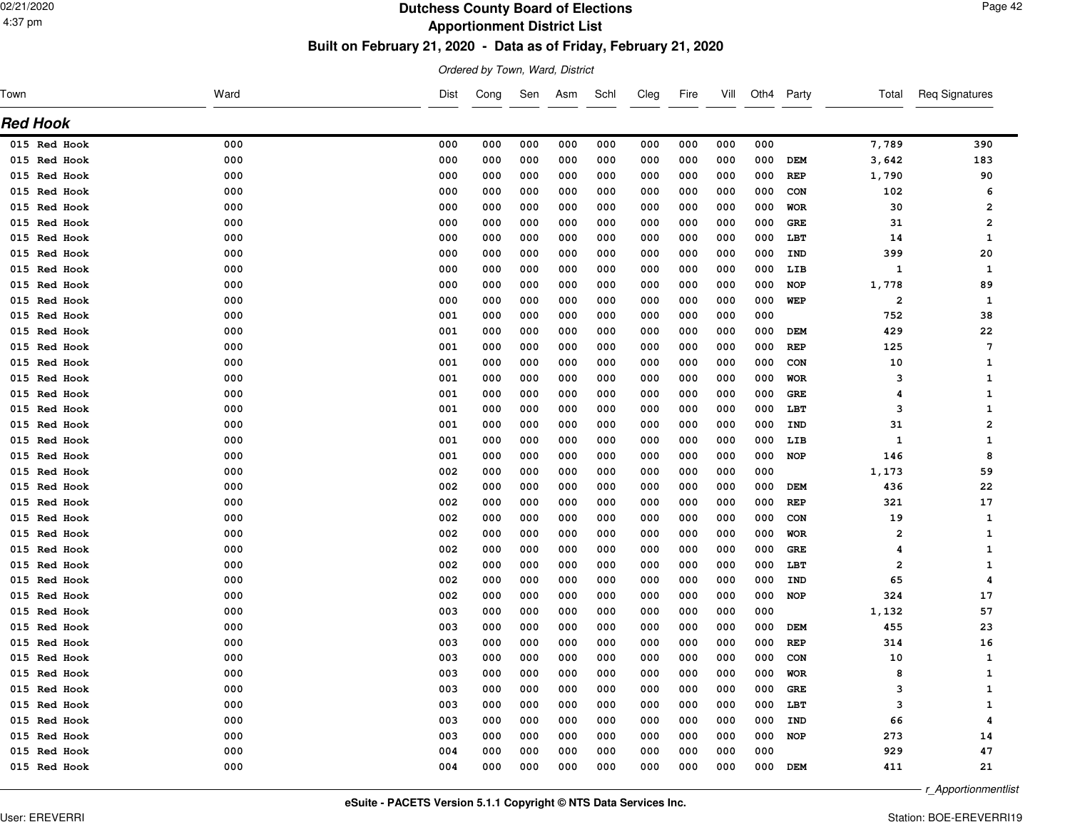# Dutchess County Board of Elections

## Apportionment District List

### Built on February 21, 2020 - Data as of Friday, February 21, 2020

*Ordered by Town, Ward, District*

## Red Hook

| Town | Ward | Dist | Cong | Sen | Asm | Schl | Cleg | Fire | Vill | Oth4 | Party | Total | Req Signatures |
|---|---|---|---|---|---|---|---|---|---|---|---|---|---|
| 015 Red Hook | 000 | 000 | 000 | 000 | 000 | 000 | 000 | 000 | 000 | 000 | | 7,789 | 390 |
| 015 Red Hook | 000 | 000 | 000 | 000 | 000 | 000 | 000 | 000 | 000 | 000 | DEM | 3,642 | 183 |
| 015 Red Hook | 000 | 000 | 000 | 000 | 000 | 000 | 000 | 000 | 000 | 000 | REP | 1,790 | 90 |
| 015 Red Hook | 000 | 000 | 000 | 000 | 000 | 000 | 000 | 000 | 000 | 000 | CON | 102 | 6 |
| 015 Red Hook | 000 | 000 | 000 | 000 | 000 | 000 | 000 | 000 | 000 | 000 | WOR | 30 | 2 |
| 015 Red Hook | 000 | 000 | 000 | 000 | 000 | 000 | 000 | 000 | 000 | 000 | GRE | 31 | 2 |
| 015 Red Hook | 000 | 000 | 000 | 000 | 000 | 000 | 000 | 000 | 000 | 000 | LBT | 14 | 1 |
| 015 Red Hook | 000 | 000 | 000 | 000 | 000 | 000 | 000 | 000 | 000 | 000 | IND | 399 | 20 |
| 015 Red Hook | 000 | 000 | 000 | 000 | 000 | 000 | 000 | 000 | 000 | 000 | LIB | 1 | 1 |
| 015 Red Hook | 000 | 000 | 000 | 000 | 000 | 000 | 000 | 000 | 000 | 000 | NOP | 1,778 | 89 |
| 015 Red Hook | 000 | 000 | 000 | 000 | 000 | 000 | 000 | 000 | 000 | 000 | WEP | 2 | 1 |
| 015 Red Hook | 000 | 001 | 000 | 000 | 000 | 000 | 000 | 000 | 000 | 000 | | 752 | 38 |
| 015 Red Hook | 000 | 001 | 000 | 000 | 000 | 000 | 000 | 000 | 000 | 000 | DEM | 429 | 22 |
| 015 Red Hook | 000 | 001 | 000 | 000 | 000 | 000 | 000 | 000 | 000 | 000 | REP | 125 | 7 |
| 015 Red Hook | 000 | 001 | 000 | 000 | 000 | 000 | 000 | 000 | 000 | 000 | CON | 10 | 1 |
| 015 Red Hook | 000 | 001 | 000 | 000 | 000 | 000 | 000 | 000 | 000 | 000 | WOR | 3 | 1 |
| 015 Red Hook | 000 | 001 | 000 | 000 | 000 | 000 | 000 | 000 | 000 | 000 | GRE | 4 | 1 |
| 015 Red Hook | 000 | 001 | 000 | 000 | 000 | 000 | 000 | 000 | 000 | 000 | LBT | 3 | 1 |
| 015 Red Hook | 000 | 001 | 000 | 000 | 000 | 000 | 000 | 000 | 000 | 000 | IND | 31 | 2 |
| 015 Red Hook | 000 | 001 | 000 | 000 | 000 | 000 | 000 | 000 | 000 | 000 | LIB | 1 | 1 |
| 015 Red Hook | 000 | 001 | 000 | 000 | 000 | 000 | 000 | 000 | 000 | 000 | NOP | 146 | 8 |
| 015 Red Hook | 000 | 002 | 000 | 000 | 000 | 000 | 000 | 000 | 000 | 000 | | 1,173 | 59 |
| 015 Red Hook | 000 | 002 | 000 | 000 | 000 | 000 | 000 | 000 | 000 | 000 | DEM | 436 | 22 |
| 015 Red Hook | 000 | 002 | 000 | 000 | 000 | 000 | 000 | 000 | 000 | 000 | REP | 321 | 17 |
| 015 Red Hook | 000 | 002 | 000 | 000 | 000 | 000 | 000 | 000 | 000 | 000 | CON | 19 | 1 |
| 015 Red Hook | 000 | 002 | 000 | 000 | 000 | 000 | 000 | 000 | 000 | 000 | WOR | 2 | 1 |
| 015 Red Hook | 000 | 002 | 000 | 000 | 000 | 000 | 000 | 000 | 000 | 000 | GRE | 4 | 1 |
| 015 Red Hook | 000 | 002 | 000 | 000 | 000 | 000 | 000 | 000 | 000 | 000 | LBT | 2 | 1 |
| 015 Red Hook | 000 | 002 | 000 | 000 | 000 | 000 | 000 | 000 | 000 | 000 | IND | 65 | 4 |
| 015 Red Hook | 000 | 002 | 000 | 000 | 000 | 000 | 000 | 000 | 000 | 000 | NOP | 324 | 17 |
| 015 Red Hook | 000 | 003 | 000 | 000 | 000 | 000 | 000 | 000 | 000 | 000 | | 1,132 | 57 |
| 015 Red Hook | 000 | 003 | 000 | 000 | 000 | 000 | 000 | 000 | 000 | 000 | DEM | 455 | 23 |
| 015 Red Hook | 000 | 003 | 000 | 000 | 000 | 000 | 000 | 000 | 000 | 000 | REP | 314 | 16 |
| 015 Red Hook | 000 | 003 | 000 | 000 | 000 | 000 | 000 | 000 | 000 | 000 | CON | 10 | 1 |
| 015 Red Hook | 000 | 003 | 000 | 000 | 000 | 000 | 000 | 000 | 000 | 000 | WOR | 8 | 1 |
| 015 Red Hook | 000 | 003 | 000 | 000 | 000 | 000 | 000 | 000 | 000 | 000 | GRE | 3 | 1 |
| 015 Red Hook | 000 | 003 | 000 | 000 | 000 | 000 | 000 | 000 | 000 | 000 | LBT | 3 | 1 |
| 015 Red Hook | 000 | 003 | 000 | 000 | 000 | 000 | 000 | 000 | 000 | 000 | IND | 66 | 4 |
| 015 Red Hook | 000 | 003 | 000 | 000 | 000 | 000 | 000 | 000 | 000 | 000 | NOP | 273 | 14 |
| 015 Red Hook | 000 | 004 | 000 | 000 | 000 | 000 | 000 | 000 | 000 | 000 | | 929 | 47 |
| 015 Red Hook | 000 | 004 | 000 | 000 | 000 | 000 | 000 | 000 | 000 | 000 | DEM | 411 | 21 |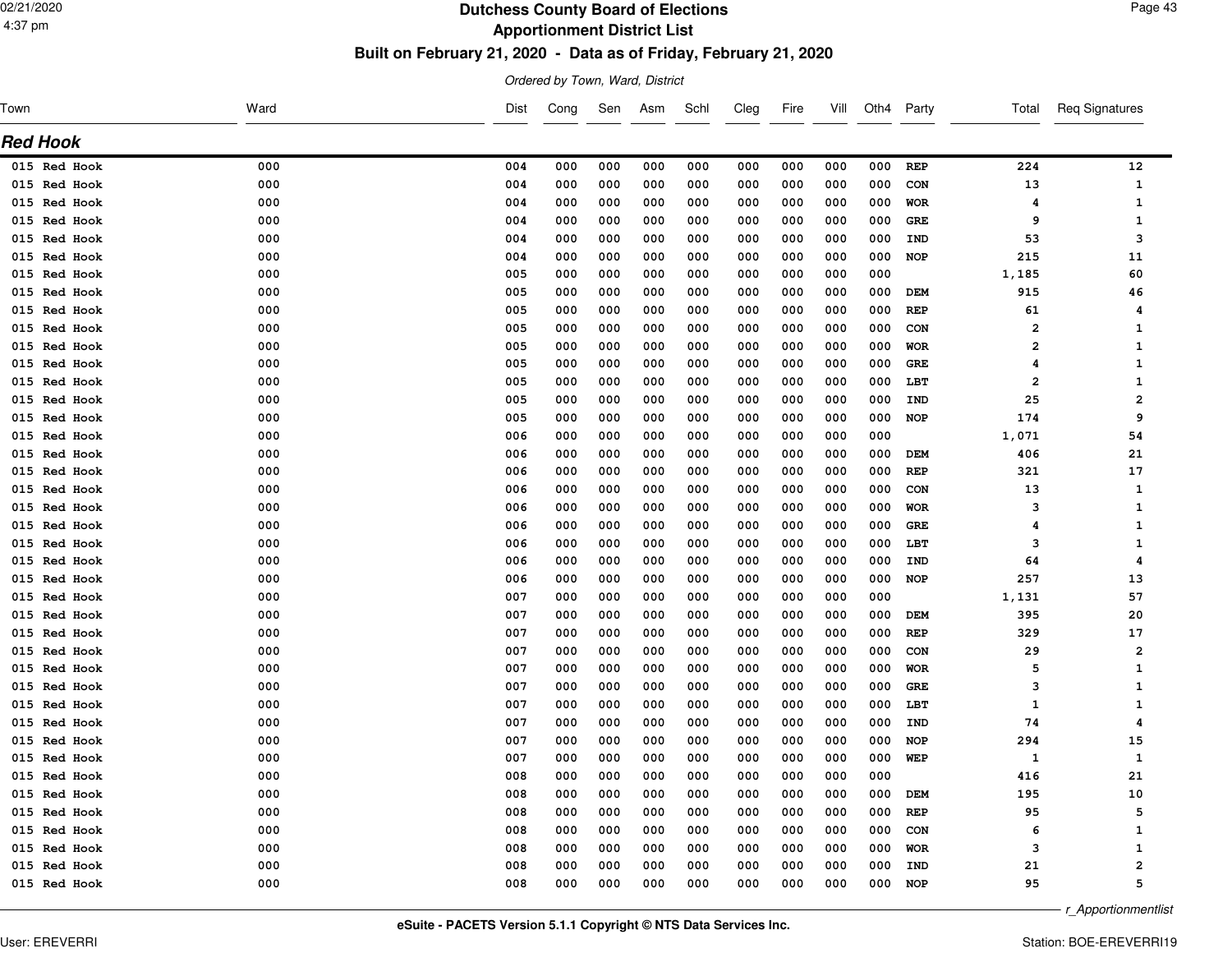# Dutchess County Board of Elections

## Apportionment District List

### Built on February 21, 2020 - Data as of Friday, February 21, 2020

*Ordered by Town, Ward, District*

## Red Hook

| Town | Ward | Dist | Cong | Sen | Asm | Schl | Cleg | Fire | Vill | Oth4 | Party | Total | Req Signatures |
|---|---|---|---|---|---|---|---|---|---|---|---|---|---|
| 015 Red Hook | 000 | 004 | 000 | 000 | 000 | 000 | 000 | 000 | 000 | 000 | REP | 224 | 12 |
| 015 Red Hook | 000 | 004 | 000 | 000 | 000 | 000 | 000 | 000 | 000 | 000 | CON | 13 | 1 |
| 015 Red Hook | 000 | 004 | 000 | 000 | 000 | 000 | 000 | 000 | 000 | 000 | WOR | 4 | 1 |
| 015 Red Hook | 000 | 004 | 000 | 000 | 000 | 000 | 000 | 000 | 000 | 000 | GRE | 9 | 1 |
| 015 Red Hook | 000 | 004 | 000 | 000 | 000 | 000 | 000 | 000 | 000 | 000 | IND | 53 | 3 |
| 015 Red Hook | 000 | 004 | 000 | 000 | 000 | 000 | 000 | 000 | 000 | 000 | NOP | 215 | 11 |
| 015 Red Hook | 000 | 005 | 000 | 000 | 000 | 000 | 000 | 000 | 000 | 000 | | 1,185 | 60 |
| 015 Red Hook | 000 | 005 | 000 | 000 | 000 | 000 | 000 | 000 | 000 | 000 | DEM | 915 | 46 |
| 015 Red Hook | 000 | 005 | 000 | 000 | 000 | 000 | 000 | 000 | 000 | 000 | REP | 61 | 4 |
| 015 Red Hook | 000 | 005 | 000 | 000 | 000 | 000 | 000 | 000 | 000 | 000 | CON | 2 | 1 |
| 015 Red Hook | 000 | 005 | 000 | 000 | 000 | 000 | 000 | 000 | 000 | 000 | WOR | 2 | 1 |
| 015 Red Hook | 000 | 005 | 000 | 000 | 000 | 000 | 000 | 000 | 000 | 000 | GRE | 4 | 1 |
| 015 Red Hook | 000 | 005 | 000 | 000 | 000 | 000 | 000 | 000 | 000 | 000 | LBT | 2 | 1 |
| 015 Red Hook | 000 | 005 | 000 | 000 | 000 | 000 | 000 | 000 | 000 | 000 | IND | 25 | 2 |
| 015 Red Hook | 000 | 005 | 000 | 000 | 000 | 000 | 000 | 000 | 000 | 000 | NOP | 174 | 9 |
| 015 Red Hook | 000 | 006 | 000 | 000 | 000 | 000 | 000 | 000 | 000 | 000 | | 1,071 | 54 |
| 015 Red Hook | 000 | 006 | 000 | 000 | 000 | 000 | 000 | 000 | 000 | 000 | DEM | 406 | 21 |
| 015 Red Hook | 000 | 006 | 000 | 000 | 000 | 000 | 000 | 000 | 000 | 000 | REP | 321 | 17 |
| 015 Red Hook | 000 | 006 | 000 | 000 | 000 | 000 | 000 | 000 | 000 | 000 | CON | 13 | 1 |
| 015 Red Hook | 000 | 006 | 000 | 000 | 000 | 000 | 000 | 000 | 000 | 000 | WOR | 3 | 1 |
| 015 Red Hook | 000 | 006 | 000 | 000 | 000 | 000 | 000 | 000 | 000 | 000 | GRE | 4 | 1 |
| 015 Red Hook | 000 | 006 | 000 | 000 | 000 | 000 | 000 | 000 | 000 | 000 | LBT | 3 | 1 |
| 015 Red Hook | 000 | 006 | 000 | 000 | 000 | 000 | 000 | 000 | 000 | 000 | IND | 64 | 4 |
| 015 Red Hook | 000 | 006 | 000 | 000 | 000 | 000 | 000 | 000 | 000 | 000 | NOP | 257 | 13 |
| 015 Red Hook | 000 | 007 | 000 | 000 | 000 | 000 | 000 | 000 | 000 | 000 | | 1,131 | 57 |
| 015 Red Hook | 000 | 007 | 000 | 000 | 000 | 000 | 000 | 000 | 000 | 000 | DEM | 395 | 20 |
| 015 Red Hook | 000 | 007 | 000 | 000 | 000 | 000 | 000 | 000 | 000 | 000 | REP | 329 | 17 |
| 015 Red Hook | 000 | 007 | 000 | 000 | 000 | 000 | 000 | 000 | 000 | 000 | CON | 29 | 2 |
| 015 Red Hook | 000 | 007 | 000 | 000 | 000 | 000 | 000 | 000 | 000 | 000 | WOR | 5 | 1 |
| 015 Red Hook | 000 | 007 | 000 | 000 | 000 | 000 | 000 | 000 | 000 | 000 | GRE | 3 | 1 |
| 015 Red Hook | 000 | 007 | 000 | 000 | 000 | 000 | 000 | 000 | 000 | 000 | LBT | 1 | 1 |
| 015 Red Hook | 000 | 007 | 000 | 000 | 000 | 000 | 000 | 000 | 000 | 000 | IND | 74 | 4 |
| 015 Red Hook | 000 | 007 | 000 | 000 | 000 | 000 | 000 | 000 | 000 | 000 | NOP | 294 | 15 |
| 015 Red Hook | 000 | 007 | 000 | 000 | 000 | 000 | 000 | 000 | 000 | 000 | WEP | 1 | 1 |
| 015 Red Hook | 000 | 008 | 000 | 000 | 000 | 000 | 000 | 000 | 000 | 000 | | 416 | 21 |
| 015 Red Hook | 000 | 008 | 000 | 000 | 000 | 000 | 000 | 000 | 000 | 000 | DEM | 195 | 10 |
| 015 Red Hook | 000 | 008 | 000 | 000 | 000 | 000 | 000 | 000 | 000 | 000 | REP | 95 | 5 |
| 015 Red Hook | 000 | 008 | 000 | 000 | 000 | 000 | 000 | 000 | 000 | 000 | CON | 6 | 1 |
| 015 Red Hook | 000 | 008 | 000 | 000 | 000 | 000 | 000 | 000 | 000 | 000 | WOR | 3 | 1 |
| 015 Red Hook | 000 | 008 | 000 | 000 | 000 | 000 | 000 | 000 | 000 | 000 | IND | 21 | 2 |
| 015 Red Hook | 000 | 008 | 000 | 000 | 000 | 000 | 000 | 000 | 000 | 000 | NOP | 95 | 5 |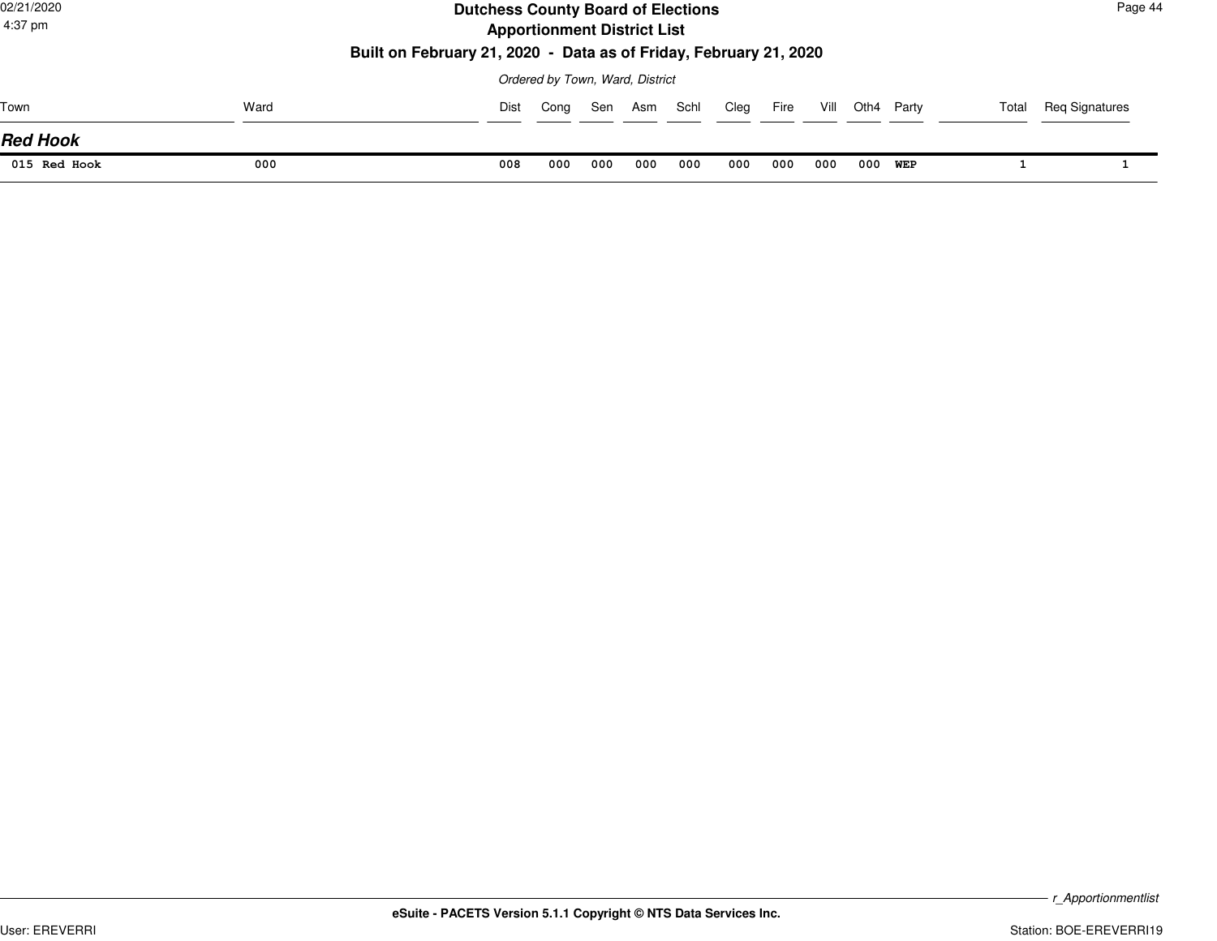# Dutchess County Board of Elections

## Apportionment District List

**Built on February 21, 2020 - Data as of Friday, February 21, 2020**

*Ordered by Town, Ward, District*

| Town | Ward | Dist | Cong | Sen | Asm | Schl | Cleg | Fire | Vill | Oth4 | Party | Total | Req Signatures |
|---|---|---|---|---|---|---|---|---|---|---|---|---|---|
| ***Red Hook*** | | | | | | | | | | | | | |
| 015 Red Hook | 000 | 008 | 000 | 000 | 000 | 000 | 000 | 000 | 000 | 000 | WEP | 1 | 1 |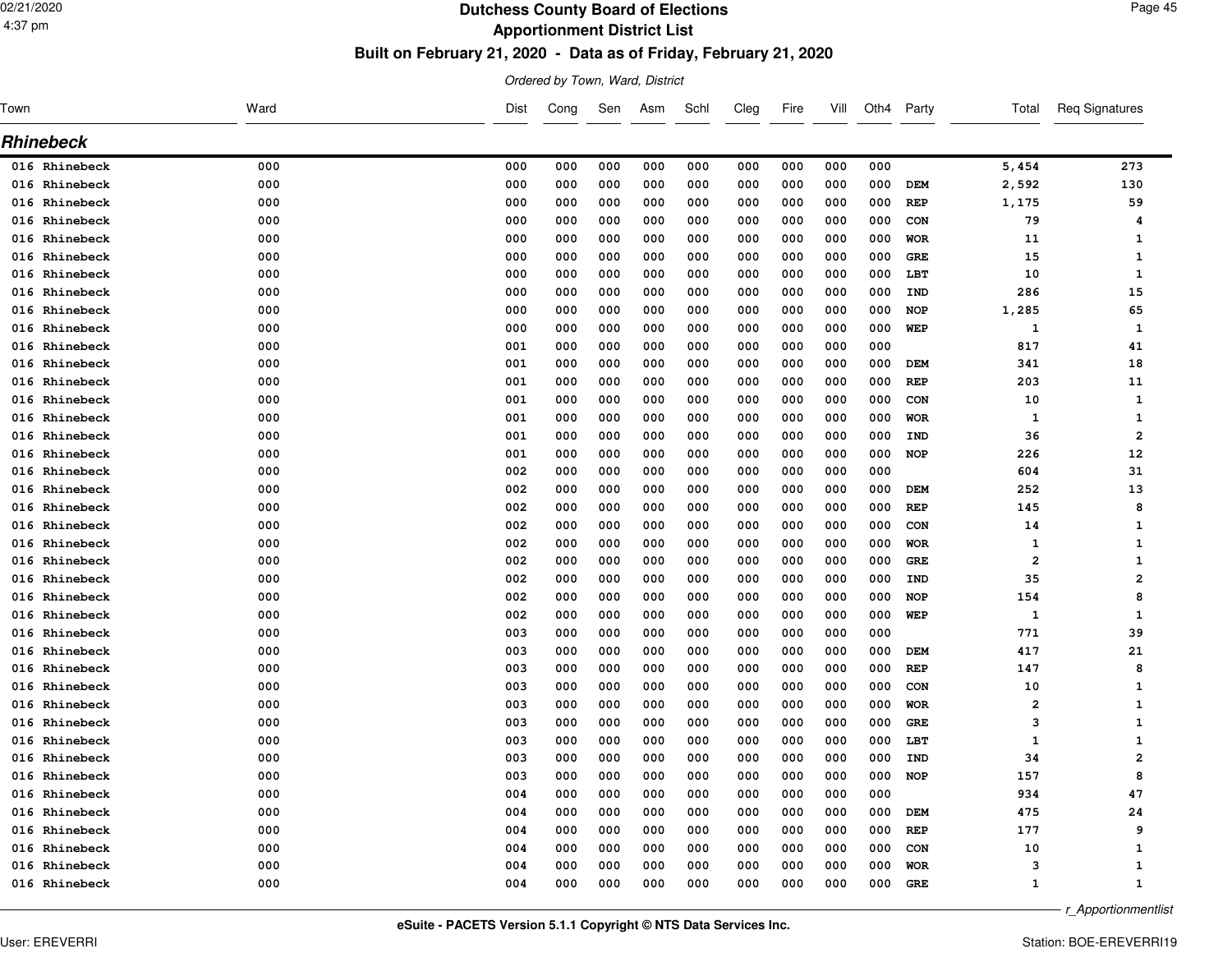# Dutchess County Board of Elections

## Apportionment District List

### Built on February 21, 2020 - Data as of Friday, February 21, 2020

*Ordered by Town, Ward, District*

## Rhinebeck

| Town | Ward | Dist | Cong | Sen | Asm | Schl | Cleg | Fire | Vill | Oth4 | Party | Total | Req Signatures |
|---|---|---|---|---|---|---|---|---|---|---|---|---|---|
| 016 Rhinebeck | 000 | 000 | 000 | 000 | 000 | 000 | 000 | 000 | 000 | 000 | | 5,454 | 273 |
| 016 Rhinebeck | 000 | 000 | 000 | 000 | 000 | 000 | 000 | 000 | 000 | 000 | DEM | 2,592 | 130 |
| 016 Rhinebeck | 000 | 000 | 000 | 000 | 000 | 000 | 000 | 000 | 000 | 000 | REP | 1,175 | 59 |
| 016 Rhinebeck | 000 | 000 | 000 | 000 | 000 | 000 | 000 | 000 | 000 | 000 | CON | 79 | 4 |
| 016 Rhinebeck | 000 | 000 | 000 | 000 | 000 | 000 | 000 | 000 | 000 | 000 | WOR | 11 | 1 |
| 016 Rhinebeck | 000 | 000 | 000 | 000 | 000 | 000 | 000 | 000 | 000 | 000 | GRE | 15 | 1 |
| 016 Rhinebeck | 000 | 000 | 000 | 000 | 000 | 000 | 000 | 000 | 000 | 000 | LBT | 10 | 1 |
| 016 Rhinebeck | 000 | 000 | 000 | 000 | 000 | 000 | 000 | 000 | 000 | 000 | IND | 286 | 15 |
| 016 Rhinebeck | 000 | 000 | 000 | 000 | 000 | 000 | 000 | 000 | 000 | 000 | NOP | 1,285 | 65 |
| 016 Rhinebeck | 000 | 000 | 000 | 000 | 000 | 000 | 000 | 000 | 000 | 000 | WEP | 1 | 1 |
| 016 Rhinebeck | 000 | 001 | 000 | 000 | 000 | 000 | 000 | 000 | 000 | 000 | | 817 | 41 |
| 016 Rhinebeck | 000 | 001 | 000 | 000 | 000 | 000 | 000 | 000 | 000 | 000 | DEM | 341 | 18 |
| 016 Rhinebeck | 000 | 001 | 000 | 000 | 000 | 000 | 000 | 000 | 000 | 000 | REP | 203 | 11 |
| 016 Rhinebeck | 000 | 001 | 000 | 000 | 000 | 000 | 000 | 000 | 000 | 000 | CON | 10 | 1 |
| 016 Rhinebeck | 000 | 001 | 000 | 000 | 000 | 000 | 000 | 000 | 000 | 000 | WOR | 1 | 1 |
| 016 Rhinebeck | 000 | 001 | 000 | 000 | 000 | 000 | 000 | 000 | 000 | 000 | IND | 36 | 2 |
| 016 Rhinebeck | 000 | 001 | 000 | 000 | 000 | 000 | 000 | 000 | 000 | 000 | NOP | 226 | 12 |
| 016 Rhinebeck | 000 | 002 | 000 | 000 | 000 | 000 | 000 | 000 | 000 | 000 | | 604 | 31 |
| 016 Rhinebeck | 000 | 002 | 000 | 000 | 000 | 000 | 000 | 000 | 000 | 000 | DEM | 252 | 13 |
| 016 Rhinebeck | 000 | 002 | 000 | 000 | 000 | 000 | 000 | 000 | 000 | 000 | REP | 145 | 8 |
| 016 Rhinebeck | 000 | 002 | 000 | 000 | 000 | 000 | 000 | 000 | 000 | 000 | CON | 14 | 1 |
| 016 Rhinebeck | 000 | 002 | 000 | 000 | 000 | 000 | 000 | 000 | 000 | 000 | WOR | 1 | 1 |
| 016 Rhinebeck | 000 | 002 | 000 | 000 | 000 | 000 | 000 | 000 | 000 | 000 | GRE | 2 | 1 |
| 016 Rhinebeck | 000 | 002 | 000 | 000 | 000 | 000 | 000 | 000 | 000 | 000 | IND | 35 | 2 |
| 016 Rhinebeck | 000 | 002 | 000 | 000 | 000 | 000 | 000 | 000 | 000 | 000 | NOP | 154 | 8 |
| 016 Rhinebeck | 000 | 002 | 000 | 000 | 000 | 000 | 000 | 000 | 000 | 000 | WEP | 1 | 1 |
| 016 Rhinebeck | 000 | 003 | 000 | 000 | 000 | 000 | 000 | 000 | 000 | 000 | | 771 | 39 |
| 016 Rhinebeck | 000 | 003 | 000 | 000 | 000 | 000 | 000 | 000 | 000 | 000 | DEM | 417 | 21 |
| 016 Rhinebeck | 000 | 003 | 000 | 000 | 000 | 000 | 000 | 000 | 000 | 000 | REP | 147 | 8 |
| 016 Rhinebeck | 000 | 003 | 000 | 000 | 000 | 000 | 000 | 000 | 000 | 000 | CON | 10 | 1 |
| 016 Rhinebeck | 000 | 003 | 000 | 000 | 000 | 000 | 000 | 000 | 000 | 000 | WOR | 2 | 1 |
| 016 Rhinebeck | 000 | 003 | 000 | 000 | 000 | 000 | 000 | 000 | 000 | 000 | GRE | 3 | 1 |
| 016 Rhinebeck | 000 | 003 | 000 | 000 | 000 | 000 | 000 | 000 | 000 | 000 | LBT | 1 | 1 |
| 016 Rhinebeck | 000 | 003 | 000 | 000 | 000 | 000 | 000 | 000 | 000 | 000 | IND | 34 | 2 |
| 016 Rhinebeck | 000 | 003 | 000 | 000 | 000 | 000 | 000 | 000 | 000 | 000 | NOP | 157 | 8 |
| 016 Rhinebeck | 000 | 004 | 000 | 000 | 000 | 000 | 000 | 000 | 000 | 000 | | 934 | 47 |
| 016 Rhinebeck | 000 | 004 | 000 | 000 | 000 | 000 | 000 | 000 | 000 | 000 | DEM | 475 | 24 |
| 016 Rhinebeck | 000 | 004 | 000 | 000 | 000 | 000 | 000 | 000 | 000 | 000 | REP | 177 | 9 |
| 016 Rhinebeck | 000 | 004 | 000 | 000 | 000 | 000 | 000 | 000 | 000 | 000 | CON | 10 | 1 |
| 016 Rhinebeck | 000 | 004 | 000 | 000 | 000 | 000 | 000 | 000 | 000 | 000 | WOR | 3 | 1 |
| 016 Rhinebeck | 000 | 004 | 000 | 000 | 000 | 000 | 000 | 000 | 000 | 000 | GRE | 1 | 1 |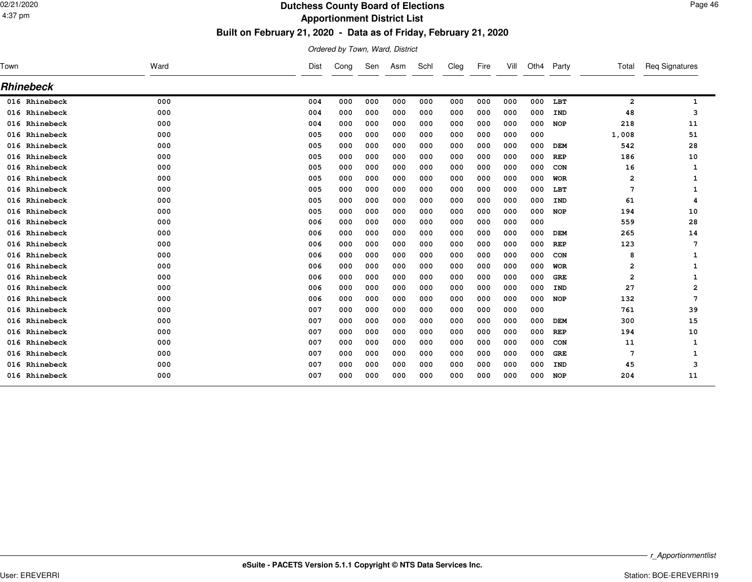# Dutchess County Board of Elections
## Apportionment District List
### Built on February 21, 2020 - Data as of Friday, February 21, 2020

*Ordered by Town, Ward, District*

## Rhinebeck

| Town | Ward | Dist | Cong | Sen | Asm | Schl | Cleg | Fire | Vill | Oth4 | Party | Total | Req Signatures |
|---|---|---|---|---|---|---|---|---|---|---|---|---|---|
| 016 Rhinebeck | 000 | 004 | 000 | 000 | 000 | 000 | 000 | 000 | 000 | 000 | LBT | 2 | 1 |
| 016 Rhinebeck | 000 | 004 | 000 | 000 | 000 | 000 | 000 | 000 | 000 | 000 | IND | 48 | 3 |
| 016 Rhinebeck | 000 | 004 | 000 | 000 | 000 | 000 | 000 | 000 | 000 | 000 | NOP | 218 | 11 |
| 016 Rhinebeck | 000 | 005 | 000 | 000 | 000 | 000 | 000 | 000 | 000 | 000 | | 1,008 | 51 |
| 016 Rhinebeck | 000 | 005 | 000 | 000 | 000 | 000 | 000 | 000 | 000 | 000 | DEM | 542 | 28 |
| 016 Rhinebeck | 000 | 005 | 000 | 000 | 000 | 000 | 000 | 000 | 000 | 000 | REP | 186 | 10 |
| 016 Rhinebeck | 000 | 005 | 000 | 000 | 000 | 000 | 000 | 000 | 000 | 000 | CON | 16 | 1 |
| 016 Rhinebeck | 000 | 005 | 000 | 000 | 000 | 000 | 000 | 000 | 000 | 000 | WOR | 2 | 1 |
| 016 Rhinebeck | 000 | 005 | 000 | 000 | 000 | 000 | 000 | 000 | 000 | 000 | LBT | 7 | 1 |
| 016 Rhinebeck | 000 | 005 | 000 | 000 | 000 | 000 | 000 | 000 | 000 | 000 | IND | 61 | 4 |
| 016 Rhinebeck | 000 | 005 | 000 | 000 | 000 | 000 | 000 | 000 | 000 | 000 | NOP | 194 | 10 |
| 016 Rhinebeck | 000 | 006 | 000 | 000 | 000 | 000 | 000 | 000 | 000 | 000 | | 559 | 28 |
| 016 Rhinebeck | 000 | 006 | 000 | 000 | 000 | 000 | 000 | 000 | 000 | 000 | DEM | 265 | 14 |
| 016 Rhinebeck | 000 | 006 | 000 | 000 | 000 | 000 | 000 | 000 | 000 | 000 | REP | 123 | 7 |
| 016 Rhinebeck | 000 | 006 | 000 | 000 | 000 | 000 | 000 | 000 | 000 | 000 | CON | 8 | 1 |
| 016 Rhinebeck | 000 | 006 | 000 | 000 | 000 | 000 | 000 | 000 | 000 | 000 | WOR | 2 | 1 |
| 016 Rhinebeck | 000 | 006 | 000 | 000 | 000 | 000 | 000 | 000 | 000 | 000 | GRE | 2 | 1 |
| 016 Rhinebeck | 000 | 006 | 000 | 000 | 000 | 000 | 000 | 000 | 000 | 000 | IND | 27 | 2 |
| 016 Rhinebeck | 000 | 006 | 000 | 000 | 000 | 000 | 000 | 000 | 000 | 000 | NOP | 132 | 7 |
| 016 Rhinebeck | 000 | 007 | 000 | 000 | 000 | 000 | 000 | 000 | 000 | 000 | | 761 | 39 |
| 016 Rhinebeck | 000 | 007 | 000 | 000 | 000 | 000 | 000 | 000 | 000 | 000 | DEM | 300 | 15 |
| 016 Rhinebeck | 000 | 007 | 000 | 000 | 000 | 000 | 000 | 000 | 000 | 000 | REP | 194 | 10 |
| 016 Rhinebeck | 000 | 007 | 000 | 000 | 000 | 000 | 000 | 000 | 000 | 000 | CON | 11 | 1 |
| 016 Rhinebeck | 000 | 007 | 000 | 000 | 000 | 000 | 000 | 000 | 000 | 000 | GRE | 7 | 1 |
| 016 Rhinebeck | 000 | 007 | 000 | 000 | 000 | 000 | 000 | 000 | 000 | 000 | IND | 45 | 3 |
| 016 Rhinebeck | 000 | 007 | 000 | 000 | 000 | 000 | 000 | 000 | 000 | 000 | NOP | 204 | 11 |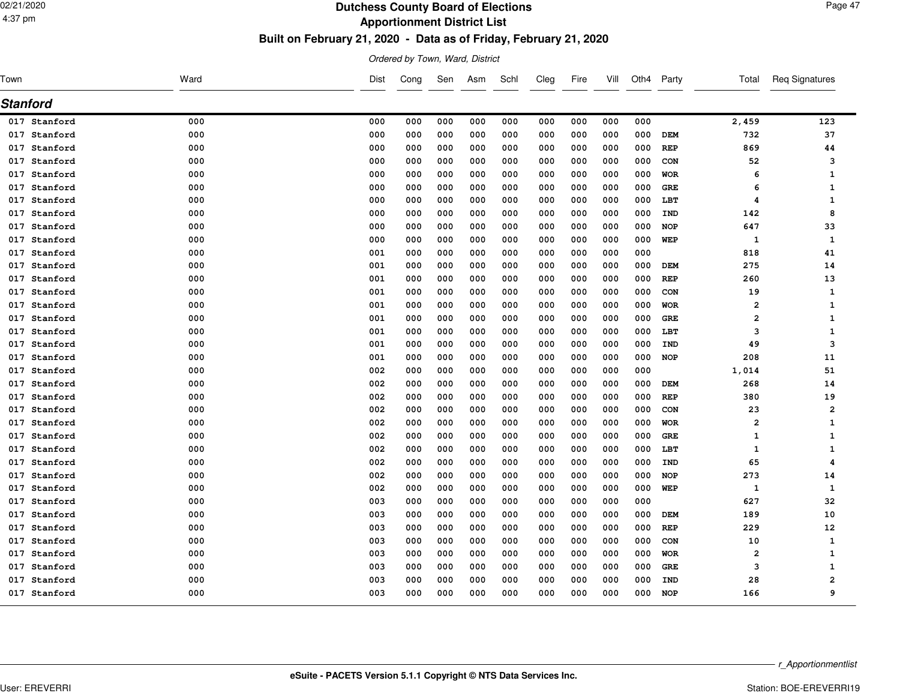# Dutchess County Board of Elections

## Apportionment District List

### Built on February 21, 2020 - Data as of Friday, February 21, 2020

*Ordered by Town, Ward, District*

## Stanford

| Town | Ward | Dist | Cong | Sen | Asm | Schl | Cleg | Fire | Vill | Oth4 | Party | Total | Req Signatures |
|---|---|---|---|---|---|---|---|---|---|---|---|---|---|
| 017 Stanford | 000 | 000 | 000 | 000 | 000 | 000 | 000 | 000 | 000 | 000 | | 2,459 | 123 |
| 017 Stanford | 000 | 000 | 000 | 000 | 000 | 000 | 000 | 000 | 000 | 000 | DEM | 732 | 37 |
| 017 Stanford | 000 | 000 | 000 | 000 | 000 | 000 | 000 | 000 | 000 | 000 | REP | 869 | 44 |
| 017 Stanford | 000 | 000 | 000 | 000 | 000 | 000 | 000 | 000 | 000 | 000 | CON | 52 | 3 |
| 017 Stanford | 000 | 000 | 000 | 000 | 000 | 000 | 000 | 000 | 000 | 000 | WOR | 6 | 1 |
| 017 Stanford | 000 | 000 | 000 | 000 | 000 | 000 | 000 | 000 | 000 | 000 | GRE | 6 | 1 |
| 017 Stanford | 000 | 000 | 000 | 000 | 000 | 000 | 000 | 000 | 000 | 000 | LBT | 4 | 1 |
| 017 Stanford | 000 | 000 | 000 | 000 | 000 | 000 | 000 | 000 | 000 | 000 | IND | 142 | 8 |
| 017 Stanford | 000 | 000 | 000 | 000 | 000 | 000 | 000 | 000 | 000 | 000 | NOP | 647 | 33 |
| 017 Stanford | 000 | 000 | 000 | 000 | 000 | 000 | 000 | 000 | 000 | 000 | WEP | 1 | 1 |
| 017 Stanford | 000 | 001 | 000 | 000 | 000 | 000 | 000 | 000 | 000 | 000 | | 818 | 41 |
| 017 Stanford | 000 | 001 | 000 | 000 | 000 | 000 | 000 | 000 | 000 | 000 | DEM | 275 | 14 |
| 017 Stanford | 000 | 001 | 000 | 000 | 000 | 000 | 000 | 000 | 000 | 000 | REP | 260 | 13 |
| 017 Stanford | 000 | 001 | 000 | 000 | 000 | 000 | 000 | 000 | 000 | 000 | CON | 19 | 1 |
| 017 Stanford | 000 | 001 | 000 | 000 | 000 | 000 | 000 | 000 | 000 | 000 | WOR | 2 | 1 |
| 017 Stanford | 000 | 001 | 000 | 000 | 000 | 000 | 000 | 000 | 000 | 000 | GRE | 2 | 1 |
| 017 Stanford | 000 | 001 | 000 | 000 | 000 | 000 | 000 | 000 | 000 | 000 | LBT | 3 | 1 |
| 017 Stanford | 000 | 001 | 000 | 000 | 000 | 000 | 000 | 000 | 000 | 000 | IND | 49 | 3 |
| 017 Stanford | 000 | 001 | 000 | 000 | 000 | 000 | 000 | 000 | 000 | 000 | NOP | 208 | 11 |
| 017 Stanford | 000 | 002 | 000 | 000 | 000 | 000 | 000 | 000 | 000 | 000 | | 1,014 | 51 |
| 017 Stanford | 000 | 002 | 000 | 000 | 000 | 000 | 000 | 000 | 000 | 000 | DEM | 268 | 14 |
| 017 Stanford | 000 | 002 | 000 | 000 | 000 | 000 | 000 | 000 | 000 | 000 | REP | 380 | 19 |
| 017 Stanford | 000 | 002 | 000 | 000 | 000 | 000 | 000 | 000 | 000 | 000 | CON | 23 | 2 |
| 017 Stanford | 000 | 002 | 000 | 000 | 000 | 000 | 000 | 000 | 000 | 000 | WOR | 2 | 1 |
| 017 Stanford | 000 | 002 | 000 | 000 | 000 | 000 | 000 | 000 | 000 | 000 | GRE | 1 | 1 |
| 017 Stanford | 000 | 002 | 000 | 000 | 000 | 000 | 000 | 000 | 000 | 000 | LBT | 1 | 1 |
| 017 Stanford | 000 | 002 | 000 | 000 | 000 | 000 | 000 | 000 | 000 | 000 | IND | 65 | 4 |
| 017 Stanford | 000 | 002 | 000 | 000 | 000 | 000 | 000 | 000 | 000 | 000 | NOP | 273 | 14 |
| 017 Stanford | 000 | 002 | 000 | 000 | 000 | 000 | 000 | 000 | 000 | 000 | WEP | 1 | 1 |
| 017 Stanford | 000 | 003 | 000 | 000 | 000 | 000 | 000 | 000 | 000 | 000 | | 627 | 32 |
| 017 Stanford | 000 | 003 | 000 | 000 | 000 | 000 | 000 | 000 | 000 | 000 | DEM | 189 | 10 |
| 017 Stanford | 000 | 003 | 000 | 000 | 000 | 000 | 000 | 000 | 000 | 000 | REP | 229 | 12 |
| 017 Stanford | 000 | 003 | 000 | 000 | 000 | 000 | 000 | 000 | 000 | 000 | CON | 10 | 1 |
| 017 Stanford | 000 | 003 | 000 | 000 | 000 | 000 | 000 | 000 | 000 | 000 | WOR | 2 | 1 |
| 017 Stanford | 000 | 003 | 000 | 000 | 000 | 000 | 000 | 000 | 000 | 000 | GRE | 3 | 1 |
| 017 Stanford | 000 | 003 | 000 | 000 | 000 | 000 | 000 | 000 | 000 | 000 | IND | 28 | 2 |
| 017 Stanford | 000 | 003 | 000 | 000 | 000 | 000 | 000 | 000 | 000 | 000 | NOP | 166 | 9 |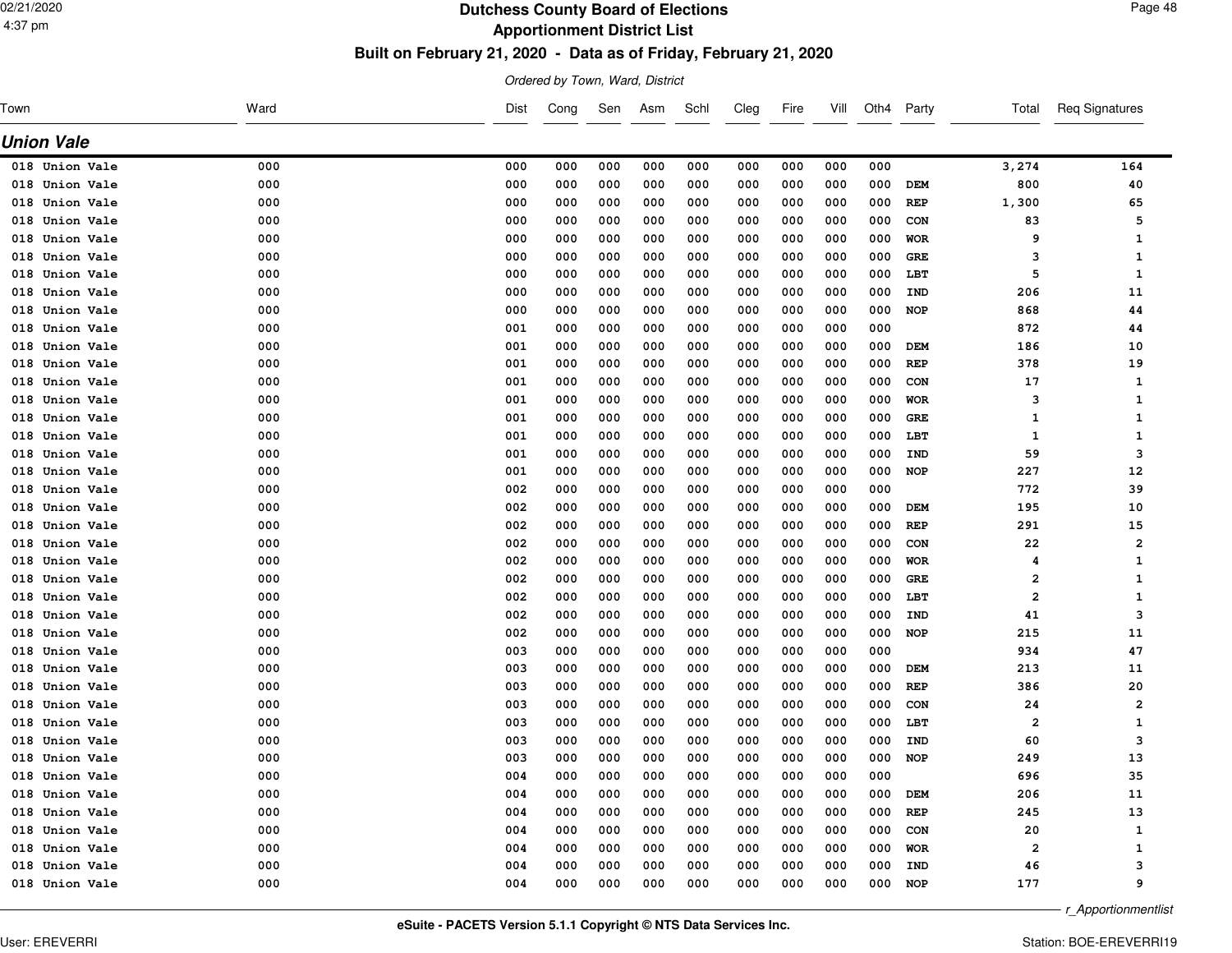# Dutchess County Board of Elections

## Apportionment District List

### Built on February 21, 2020 - Data as of Friday, February 21, 2020

*Ordered by Town, Ward, District*

## *Union Vale*

| Town | Ward | Dist | Cong | Sen | Asm | Schl | Cleg | Fire | Vill | Oth4 | Party | Total | Req Signatures |
|---|---|---|---|---|---|---|---|---|---|---|---|---|---|
| 018 Union Vale | 000 | 000 | 000 | 000 | 000 | 000 | 000 | 000 | 000 | 000 | | 3,274 | 164 |
| 018 Union Vale | 000 | 000 | 000 | 000 | 000 | 000 | 000 | 000 | 000 | 000 | DEM | 800 | 40 |
| 018 Union Vale | 000 | 000 | 000 | 000 | 000 | 000 | 000 | 000 | 000 | 000 | REP | 1,300 | 65 |
| 018 Union Vale | 000 | 000 | 000 | 000 | 000 | 000 | 000 | 000 | 000 | 000 | CON | 83 | 5 |
| 018 Union Vale | 000 | 000 | 000 | 000 | 000 | 000 | 000 | 000 | 000 | 000 | WOR | 9 | 1 |
| 018 Union Vale | 000 | 000 | 000 | 000 | 000 | 000 | 000 | 000 | 000 | 000 | GRE | 3 | 1 |
| 018 Union Vale | 000 | 000 | 000 | 000 | 000 | 000 | 000 | 000 | 000 | 000 | LBT | 5 | 1 |
| 018 Union Vale | 000 | 000 | 000 | 000 | 000 | 000 | 000 | 000 | 000 | 000 | IND | 206 | 11 |
| 018 Union Vale | 000 | 000 | 000 | 000 | 000 | 000 | 000 | 000 | 000 | 000 | NOP | 868 | 44 |
| 018 Union Vale | 000 | 001 | 000 | 000 | 000 | 000 | 000 | 000 | 000 | 000 | | 872 | 44 |
| 018 Union Vale | 000 | 001 | 000 | 000 | 000 | 000 | 000 | 000 | 000 | 000 | DEM | 186 | 10 |
| 018 Union Vale | 000 | 001 | 000 | 000 | 000 | 000 | 000 | 000 | 000 | 000 | REP | 378 | 19 |
| 018 Union Vale | 000 | 001 | 000 | 000 | 000 | 000 | 000 | 000 | 000 | 000 | CON | 17 | 1 |
| 018 Union Vale | 000 | 001 | 000 | 000 | 000 | 000 | 000 | 000 | 000 | 000 | WOR | 3 | 1 |
| 018 Union Vale | 000 | 001 | 000 | 000 | 000 | 000 | 000 | 000 | 000 | 000 | GRE | 1 | 1 |
| 018 Union Vale | 000 | 001 | 000 | 000 | 000 | 000 | 000 | 000 | 000 | 000 | LBT | 1 | 1 |
| 018 Union Vale | 000 | 001 | 000 | 000 | 000 | 000 | 000 | 000 | 000 | 000 | IND | 59 | 3 |
| 018 Union Vale | 000 | 001 | 000 | 000 | 000 | 000 | 000 | 000 | 000 | 000 | NOP | 227 | 12 |
| 018 Union Vale | 000 | 002 | 000 | 000 | 000 | 000 | 000 | 000 | 000 | 000 | | 772 | 39 |
| 018 Union Vale | 000 | 002 | 000 | 000 | 000 | 000 | 000 | 000 | 000 | 000 | DEM | 195 | 10 |
| 018 Union Vale | 000 | 002 | 000 | 000 | 000 | 000 | 000 | 000 | 000 | 000 | REP | 291 | 15 |
| 018 Union Vale | 000 | 002 | 000 | 000 | 000 | 000 | 000 | 000 | 000 | 000 | CON | 22 | 2 |
| 018 Union Vale | 000 | 002 | 000 | 000 | 000 | 000 | 000 | 000 | 000 | 000 | WOR | 4 | 1 |
| 018 Union Vale | 000 | 002 | 000 | 000 | 000 | 000 | 000 | 000 | 000 | 000 | GRE | 2 | 1 |
| 018 Union Vale | 000 | 002 | 000 | 000 | 000 | 000 | 000 | 000 | 000 | 000 | LBT | 2 | 1 |
| 018 Union Vale | 000 | 002 | 000 | 000 | 000 | 000 | 000 | 000 | 000 | 000 | IND | 41 | 3 |
| 018 Union Vale | 000 | 002 | 000 | 000 | 000 | 000 | 000 | 000 | 000 | 000 | NOP | 215 | 11 |
| 018 Union Vale | 000 | 003 | 000 | 000 | 000 | 000 | 000 | 000 | 000 | 000 | | 934 | 47 |
| 018 Union Vale | 000 | 003 | 000 | 000 | 000 | 000 | 000 | 000 | 000 | 000 | DEM | 213 | 11 |
| 018 Union Vale | 000 | 003 | 000 | 000 | 000 | 000 | 000 | 000 | 000 | 000 | REP | 386 | 20 |
| 018 Union Vale | 000 | 003 | 000 | 000 | 000 | 000 | 000 | 000 | 000 | 000 | CON | 24 | 2 |
| 018 Union Vale | 000 | 003 | 000 | 000 | 000 | 000 | 000 | 000 | 000 | 000 | LBT | 2 | 1 |
| 018 Union Vale | 000 | 003 | 000 | 000 | 000 | 000 | 000 | 000 | 000 | 000 | IND | 60 | 3 |
| 018 Union Vale | 000 | 003 | 000 | 000 | 000 | 000 | 000 | 000 | 000 | 000 | NOP | 249 | 13 |
| 018 Union Vale | 000 | 004 | 000 | 000 | 000 | 000 | 000 | 000 | 000 | 000 | | 696 | 35 |
| 018 Union Vale | 000 | 004 | 000 | 000 | 000 | 000 | 000 | 000 | 000 | 000 | DEM | 206 | 11 |
| 018 Union Vale | 000 | 004 | 000 | 000 | 000 | 000 | 000 | 000 | 000 | 000 | REP | 245 | 13 |
| 018 Union Vale | 000 | 004 | 000 | 000 | 000 | 000 | 000 | 000 | 000 | 000 | CON | 20 | 1 |
| 018 Union Vale | 000 | 004 | 000 | 000 | 000 | 000 | 000 | 000 | 000 | 000 | WOR | 2 | 1 |
| 018 Union Vale | 000 | 004 | 000 | 000 | 000 | 000 | 000 | 000 | 000 | 000 | IND | 46 | 3 |
| 018 Union Vale | 000 | 004 | 000 | 000 | 000 | 000 | 000 | 000 | 000 | 000 | NOP | 177 | 9 |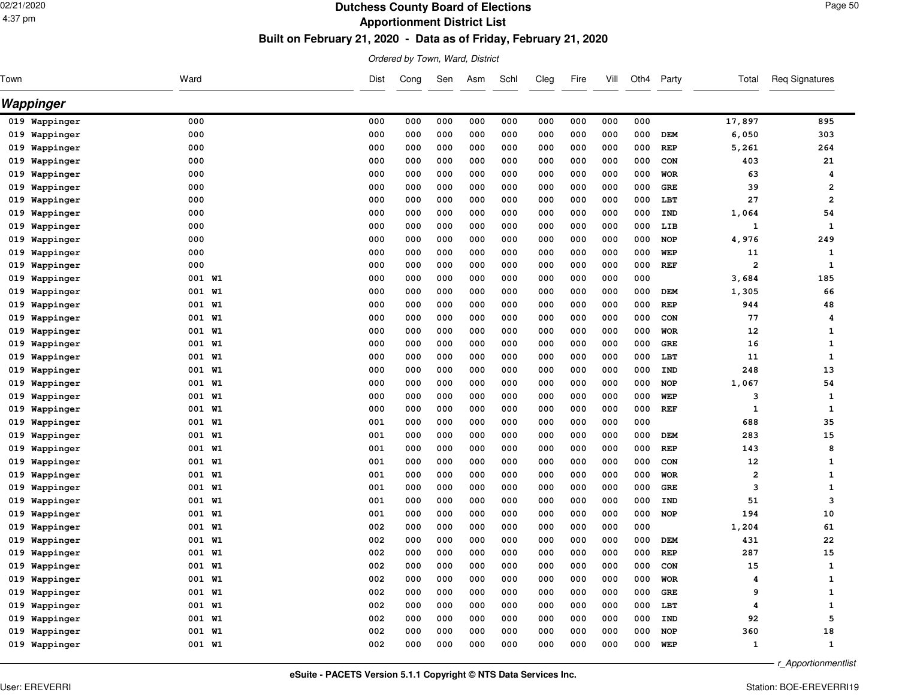# Dutchess County Board of Elections

## Apportionment District List

### Built on February 21, 2020 - Data as of Friday, February 21, 2020

*Ordered by Town, Ward, District*

## Wappinger

| Town | Ward | Dist | Cong | Sen | Asm | Schl | Cleg | Fire | Vill | Oth4 | Party | Total | Req Signatures |
|---|---|---|---|---|---|---|---|---|---|---|---|---|---|
| 019 Wappinger | 000 | 000 | 000 | 000 | 000 | 000 | 000 | 000 | 000 | 000 | | 17,897 | 895 |
| 019 Wappinger | 000 | 000 | 000 | 000 | 000 | 000 | 000 | 000 | 000 | 000 | DEM | 6,050 | 303 |
| 019 Wappinger | 000 | 000 | 000 | 000 | 000 | 000 | 000 | 000 | 000 | 000 | REP | 5,261 | 264 |
| 019 Wappinger | 000 | 000 | 000 | 000 | 000 | 000 | 000 | 000 | 000 | 000 | CON | 403 | 21 |
| 019 Wappinger | 000 | 000 | 000 | 000 | 000 | 000 | 000 | 000 | 000 | 000 | WOR | 63 | 4 |
| 019 Wappinger | 000 | 000 | 000 | 000 | 000 | 000 | 000 | 000 | 000 | 000 | GRE | 39 | 2 |
| 019 Wappinger | 000 | 000 | 000 | 000 | 000 | 000 | 000 | 000 | 000 | 000 | LBT | 27 | 2 |
| 019 Wappinger | 000 | 000 | 000 | 000 | 000 | 000 | 000 | 000 | 000 | 000 | IND | 1,064 | 54 |
| 019 Wappinger | 000 | 000 | 000 | 000 | 000 | 000 | 000 | 000 | 000 | 000 | LIB | 1 | 1 |
| 019 Wappinger | 000 | 000 | 000 | 000 | 000 | 000 | 000 | 000 | 000 | 000 | NOP | 4,976 | 249 |
| 019 Wappinger | 000 | 000 | 000 | 000 | 000 | 000 | 000 | 000 | 000 | 000 | WEP | 11 | 1 |
| 019 Wappinger | 000 | 000 | 000 | 000 | 000 | 000 | 000 | 000 | 000 | 000 | REF | 2 | 1 |
| 019 Wappinger | 001 W1 | 000 | 000 | 000 | 000 | 000 | 000 | 000 | 000 | 000 | | 3,684 | 185 |
| 019 Wappinger | 001 W1 | 000 | 000 | 000 | 000 | 000 | 000 | 000 | 000 | 000 | DEM | 1,305 | 66 |
| 019 Wappinger | 001 W1 | 000 | 000 | 000 | 000 | 000 | 000 | 000 | 000 | 000 | REP | 944 | 48 |
| 019 Wappinger | 001 W1 | 000 | 000 | 000 | 000 | 000 | 000 | 000 | 000 | 000 | CON | 77 | 4 |
| 019 Wappinger | 001 W1 | 000 | 000 | 000 | 000 | 000 | 000 | 000 | 000 | 000 | WOR | 12 | 1 |
| 019 Wappinger | 001 W1 | 000 | 000 | 000 | 000 | 000 | 000 | 000 | 000 | 000 | GRE | 16 | 1 |
| 019 Wappinger | 001 W1 | 000 | 000 | 000 | 000 | 000 | 000 | 000 | 000 | 000 | LBT | 11 | 1 |
| 019 Wappinger | 001 W1 | 000 | 000 | 000 | 000 | 000 | 000 | 000 | 000 | 000 | IND | 248 | 13 |
| 019 Wappinger | 001 W1 | 000 | 000 | 000 | 000 | 000 | 000 | 000 | 000 | 000 | NOP | 1,067 | 54 |
| 019 Wappinger | 001 W1 | 000 | 000 | 000 | 000 | 000 | 000 | 000 | 000 | 000 | WEP | 3 | 1 |
| 019 Wappinger | 001 W1 | 000 | 000 | 000 | 000 | 000 | 000 | 000 | 000 | 000 | REF | 1 | 1 |
| 019 Wappinger | 001 W1 | 001 | 000 | 000 | 000 | 000 | 000 | 000 | 000 | 000 | | 688 | 35 |
| 019 Wappinger | 001 W1 | 001 | 000 | 000 | 000 | 000 | 000 | 000 | 000 | 000 | DEM | 283 | 15 |
| 019 Wappinger | 001 W1 | 001 | 000 | 000 | 000 | 000 | 000 | 000 | 000 | 000 | REP | 143 | 8 |
| 019 Wappinger | 001 W1 | 001 | 000 | 000 | 000 | 000 | 000 | 000 | 000 | 000 | CON | 12 | 1 |
| 019 Wappinger | 001 W1 | 001 | 000 | 000 | 000 | 000 | 000 | 000 | 000 | 000 | WOR | 2 | 1 |
| 019 Wappinger | 001 W1 | 001 | 000 | 000 | 000 | 000 | 000 | 000 | 000 | 000 | GRE | 3 | 1 |
| 019 Wappinger | 001 W1 | 001 | 000 | 000 | 000 | 000 | 000 | 000 | 000 | 000 | IND | 51 | 3 |
| 019 Wappinger | 001 W1 | 001 | 000 | 000 | 000 | 000 | 000 | 000 | 000 | 000 | NOP | 194 | 10 |
| 019 Wappinger | 001 W1 | 002 | 000 | 000 | 000 | 000 | 000 | 000 | 000 | 000 | | 1,204 | 61 |
| 019 Wappinger | 001 W1 | 002 | 000 | 000 | 000 | 000 | 000 | 000 | 000 | 000 | DEM | 431 | 22 |
| 019 Wappinger | 001 W1 | 002 | 000 | 000 | 000 | 000 | 000 | 000 | 000 | 000 | REP | 287 | 15 |
| 019 Wappinger | 001 W1 | 002 | 000 | 000 | 000 | 000 | 000 | 000 | 000 | 000 | CON | 15 | 1 |
| 019 Wappinger | 001 W1 | 002 | 000 | 000 | 000 | 000 | 000 | 000 | 000 | 000 | WOR | 4 | 1 |
| 019 Wappinger | 001 W1 | 002 | 000 | 000 | 000 | 000 | 000 | 000 | 000 | 000 | GRE | 9 | 1 |
| 019 Wappinger | 001 W1 | 002 | 000 | 000 | 000 | 000 | 000 | 000 | 000 | 000 | LBT | 4 | 1 |
| 019 Wappinger | 001 W1 | 002 | 000 | 000 | 000 | 000 | 000 | 000 | 000 | 000 | IND | 92 | 5 |
| 019 Wappinger | 001 W1 | 002 | 000 | 000 | 000 | 000 | 000 | 000 | 000 | 000 | NOP | 360 | 18 |
| 019 Wappinger | 001 W1 | 002 | 000 | 000 | 000 | 000 | 000 | 000 | 000 | 000 | WEP | 1 | 1 |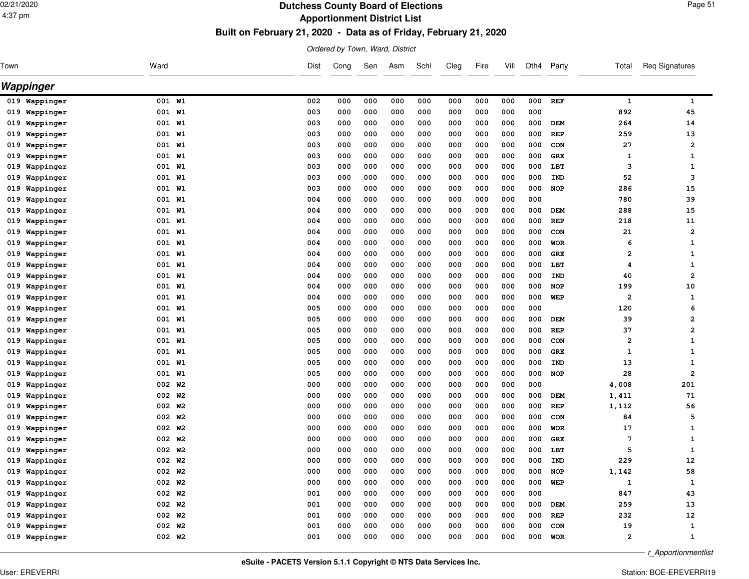# Dutchess County Board of Elections

## Apportionment District List

### Built on February 21, 2020 - Data as of Friday, February 21, 2020

*Ordered by Town, Ward, District*

## Wappinger

| Town | Ward | Dist | Cong | Sen | Asm | Schl | Cleg | Fire | Vill | Oth4 | Party | Total | Req Signatures |
|---|---|---|---|---|---|---|---|---|---|---|---|---|---|
| 019 Wappinger | 001 W1 | 002 | 000 | 000 | 000 | 000 | 000 | 000 | 000 | 000 | REF | 1 | 1 |
| 019 Wappinger | 001 W1 | 003 | 000 | 000 | 000 | 000 | 000 | 000 | 000 | 000 | | 892 | 45 |
| 019 Wappinger | 001 W1 | 003 | 000 | 000 | 000 | 000 | 000 | 000 | 000 | 000 | DEM | 264 | 14 |
| 019 Wappinger | 001 W1 | 003 | 000 | 000 | 000 | 000 | 000 | 000 | 000 | 000 | REP | 259 | 13 |
| 019 Wappinger | 001 W1 | 003 | 000 | 000 | 000 | 000 | 000 | 000 | 000 | 000 | CON | 27 | 2 |
| 019 Wappinger | 001 W1 | 003 | 000 | 000 | 000 | 000 | 000 | 000 | 000 | 000 | GRE | 1 | 1 |
| 019 Wappinger | 001 W1 | 003 | 000 | 000 | 000 | 000 | 000 | 000 | 000 | 000 | LBT | 3 | 1 |
| 019 Wappinger | 001 W1 | 003 | 000 | 000 | 000 | 000 | 000 | 000 | 000 | 000 | IND | 52 | 3 |
| 019 Wappinger | 001 W1 | 003 | 000 | 000 | 000 | 000 | 000 | 000 | 000 | 000 | NOP | 286 | 15 |
| 019 Wappinger | 001 W1 | 004 | 000 | 000 | 000 | 000 | 000 | 000 | 000 | 000 | | 780 | 39 |
| 019 Wappinger | 001 W1 | 004 | 000 | 000 | 000 | 000 | 000 | 000 | 000 | 000 | DEM | 288 | 15 |
| 019 Wappinger | 001 W1 | 004 | 000 | 000 | 000 | 000 | 000 | 000 | 000 | 000 | REP | 218 | 11 |
| 019 Wappinger | 001 W1 | 004 | 000 | 000 | 000 | 000 | 000 | 000 | 000 | 000 | CON | 21 | 2 |
| 019 Wappinger | 001 W1 | 004 | 000 | 000 | 000 | 000 | 000 | 000 | 000 | 000 | WOR | 6 | 1 |
| 019 Wappinger | 001 W1 | 004 | 000 | 000 | 000 | 000 | 000 | 000 | 000 | 000 | GRE | 2 | 1 |
| 019 Wappinger | 001 W1 | 004 | 000 | 000 | 000 | 000 | 000 | 000 | 000 | 000 | LBT | 4 | 1 |
| 019 Wappinger | 001 W1 | 004 | 000 | 000 | 000 | 000 | 000 | 000 | 000 | 000 | IND | 40 | 2 |
| 019 Wappinger | 001 W1 | 004 | 000 | 000 | 000 | 000 | 000 | 000 | 000 | 000 | NOP | 199 | 10 |
| 019 Wappinger | 001 W1 | 004 | 000 | 000 | 000 | 000 | 000 | 000 | 000 | 000 | WEP | 2 | 1 |
| 019 Wappinger | 001 W1 | 005 | 000 | 000 | 000 | 000 | 000 | 000 | 000 | 000 | | 120 | 6 |
| 019 Wappinger | 001 W1 | 005 | 000 | 000 | 000 | 000 | 000 | 000 | 000 | 000 | DEM | 39 | 2 |
| 019 Wappinger | 001 W1 | 005 | 000 | 000 | 000 | 000 | 000 | 000 | 000 | 000 | REP | 37 | 2 |
| 019 Wappinger | 001 W1 | 005 | 000 | 000 | 000 | 000 | 000 | 000 | 000 | 000 | CON | 2 | 1 |
| 019 Wappinger | 001 W1 | 005 | 000 | 000 | 000 | 000 | 000 | 000 | 000 | 000 | GRE | 1 | 1 |
| 019 Wappinger | 001 W1 | 005 | 000 | 000 | 000 | 000 | 000 | 000 | 000 | 000 | IND | 13 | 1 |
| 019 Wappinger | 001 W1 | 005 | 000 | 000 | 000 | 000 | 000 | 000 | 000 | 000 | NOP | 28 | 2 |
| 019 Wappinger | 002 W2 | 000 | 000 | 000 | 000 | 000 | 000 | 000 | 000 | 000 | | 4,008 | 201 |
| 019 Wappinger | 002 W2 | 000 | 000 | 000 | 000 | 000 | 000 | 000 | 000 | 000 | DEM | 1,411 | 71 |
| 019 Wappinger | 002 W2 | 000 | 000 | 000 | 000 | 000 | 000 | 000 | 000 | 000 | REP | 1,112 | 56 |
| 019 Wappinger | 002 W2 | 000 | 000 | 000 | 000 | 000 | 000 | 000 | 000 | 000 | CON | 84 | 5 |
| 019 Wappinger | 002 W2 | 000 | 000 | 000 | 000 | 000 | 000 | 000 | 000 | 000 | WOR | 17 | 1 |
| 019 Wappinger | 002 W2 | 000 | 000 | 000 | 000 | 000 | 000 | 000 | 000 | 000 | GRE | 7 | 1 |
| 019 Wappinger | 002 W2 | 000 | 000 | 000 | 000 | 000 | 000 | 000 | 000 | 000 | LBT | 5 | 1 |
| 019 Wappinger | 002 W2 | 000 | 000 | 000 | 000 | 000 | 000 | 000 | 000 | 000 | IND | 229 | 12 |
| 019 Wappinger | 002 W2 | 000 | 000 | 000 | 000 | 000 | 000 | 000 | 000 | 000 | NOP | 1,142 | 58 |
| 019 Wappinger | 002 W2 | 000 | 000 | 000 | 000 | 000 | 000 | 000 | 000 | 000 | WEP | 1 | 1 |
| 019 Wappinger | 002 W2 | 001 | 000 | 000 | 000 | 000 | 000 | 000 | 000 | 000 | | 847 | 43 |
| 019 Wappinger | 002 W2 | 001 | 000 | 000 | 000 | 000 | 000 | 000 | 000 | 000 | DEM | 259 | 13 |
| 019 Wappinger | 002 W2 | 001 | 000 | 000 | 000 | 000 | 000 | 000 | 000 | 000 | REP | 232 | 12 |
| 019 Wappinger | 002 W2 | 001 | 000 | 000 | 000 | 000 | 000 | 000 | 000 | 000 | CON | 19 | 1 |
| 019 Wappinger | 002 W2 | 001 | 000 | 000 | 000 | 000 | 000 | 000 | 000 | 000 | WOR | 2 | 1 |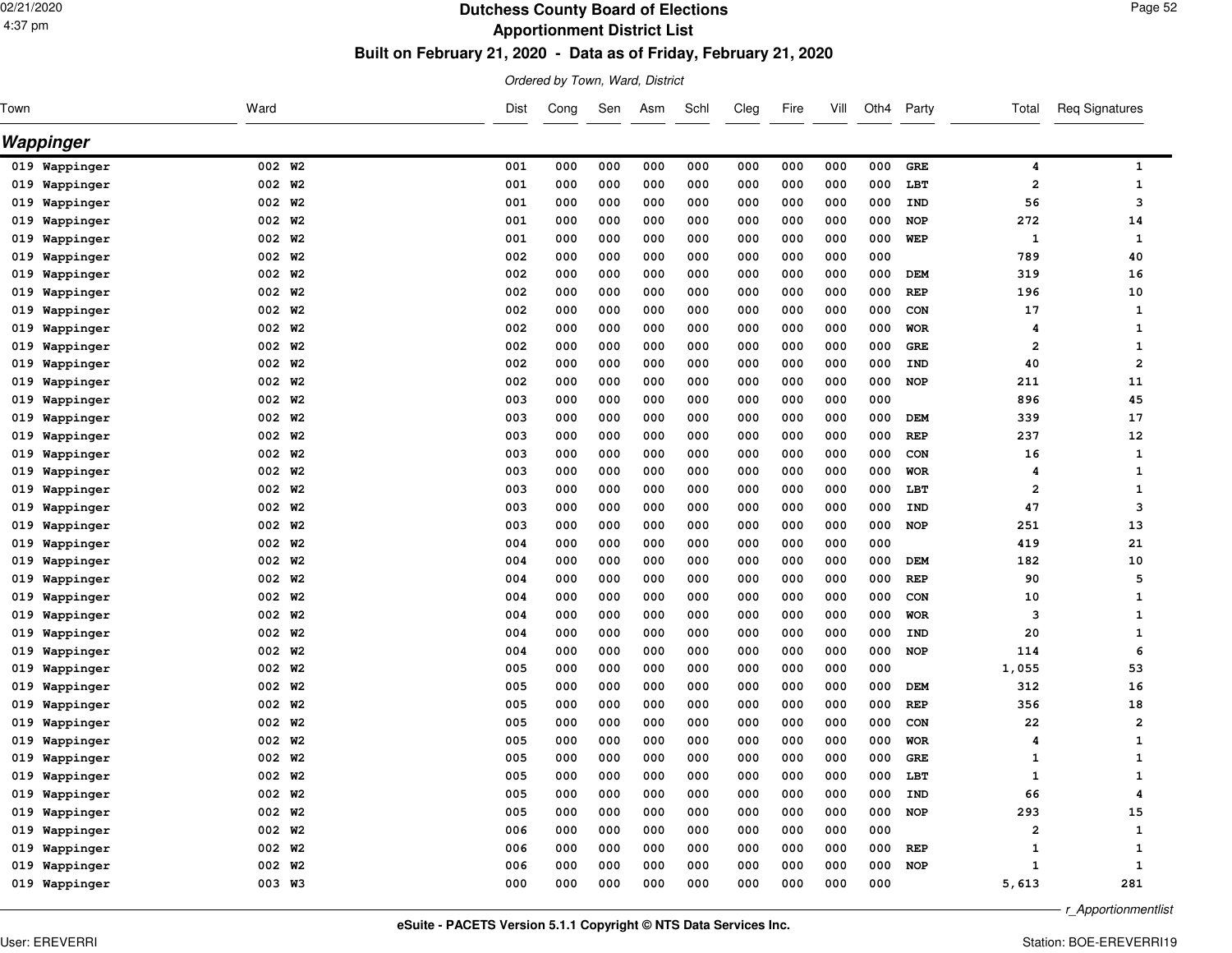# Dutchess County Board of Elections

## Apportionment District List

### Built on February 21, 2020 - Data as of Friday, February 21, 2020

*Ordered by Town, Ward, District*

## Wappinger

| Town | Ward | Dist | Cong | Sen | Asm | Schl | Cleg | Fire | Vill | Oth4 | Party | Total | Req Signatures |
|---|---|---|---|---|---|---|---|---|---|---|---|---|---|
| 019 Wappinger | 002 W2 | 001 | 000 | 000 | 000 | 000 | 000 | 000 | 000 | 000 | GRE | 4 | 1 |
| 019 Wappinger | 002 W2 | 001 | 000 | 000 | 000 | 000 | 000 | 000 | 000 | 000 | LBT | 2 | 1 |
| 019 Wappinger | 002 W2 | 001 | 000 | 000 | 000 | 000 | 000 | 000 | 000 | 000 | IND | 56 | 3 |
| 019 Wappinger | 002 W2 | 001 | 000 | 000 | 000 | 000 | 000 | 000 | 000 | 000 | NOP | 272 | 14 |
| 019 Wappinger | 002 W2 | 001 | 000 | 000 | 000 | 000 | 000 | 000 | 000 | 000 | WEP | 1 | 1 |
| 019 Wappinger | 002 W2 | 002 | 000 | 000 | 000 | 000 | 000 | 000 | 000 | 000 | | 789 | 40 |
| 019 Wappinger | 002 W2 | 002 | 000 | 000 | 000 | 000 | 000 | 000 | 000 | 000 | DEM | 319 | 16 |
| 019 Wappinger | 002 W2 | 002 | 000 | 000 | 000 | 000 | 000 | 000 | 000 | 000 | REP | 196 | 10 |
| 019 Wappinger | 002 W2 | 002 | 000 | 000 | 000 | 000 | 000 | 000 | 000 | 000 | CON | 17 | 1 |
| 019 Wappinger | 002 W2 | 002 | 000 | 000 | 000 | 000 | 000 | 000 | 000 | 000 | WOR | 4 | 1 |
| 019 Wappinger | 002 W2 | 002 | 000 | 000 | 000 | 000 | 000 | 000 | 000 | 000 | GRE | 2 | 1 |
| 019 Wappinger | 002 W2 | 002 | 000 | 000 | 000 | 000 | 000 | 000 | 000 | 000 | IND | 40 | 2 |
| 019 Wappinger | 002 W2 | 002 | 000 | 000 | 000 | 000 | 000 | 000 | 000 | 000 | NOP | 211 | 11 |
| 019 Wappinger | 002 W2 | 003 | 000 | 000 | 000 | 000 | 000 | 000 | 000 | 000 | | 896 | 45 |
| 019 Wappinger | 002 W2 | 003 | 000 | 000 | 000 | 000 | 000 | 000 | 000 | 000 | DEM | 339 | 17 |
| 019 Wappinger | 002 W2 | 003 | 000 | 000 | 000 | 000 | 000 | 000 | 000 | 000 | REP | 237 | 12 |
| 019 Wappinger | 002 W2 | 003 | 000 | 000 | 000 | 000 | 000 | 000 | 000 | 000 | CON | 16 | 1 |
| 019 Wappinger | 002 W2 | 003 | 000 | 000 | 000 | 000 | 000 | 000 | 000 | 000 | WOR | 4 | 1 |
| 019 Wappinger | 002 W2 | 003 | 000 | 000 | 000 | 000 | 000 | 000 | 000 | 000 | LBT | 2 | 1 |
| 019 Wappinger | 002 W2 | 003 | 000 | 000 | 000 | 000 | 000 | 000 | 000 | 000 | IND | 47 | 3 |
| 019 Wappinger | 002 W2 | 003 | 000 | 000 | 000 | 000 | 000 | 000 | 000 | 000 | NOP | 251 | 13 |
| 019 Wappinger | 002 W2 | 004 | 000 | 000 | 000 | 000 | 000 | 000 | 000 | 000 | | 419 | 21 |
| 019 Wappinger | 002 W2 | 004 | 000 | 000 | 000 | 000 | 000 | 000 | 000 | 000 | DEM | 182 | 10 |
| 019 Wappinger | 002 W2 | 004 | 000 | 000 | 000 | 000 | 000 | 000 | 000 | 000 | REP | 90 | 5 |
| 019 Wappinger | 002 W2 | 004 | 000 | 000 | 000 | 000 | 000 | 000 | 000 | 000 | CON | 10 | 1 |
| 019 Wappinger | 002 W2 | 004 | 000 | 000 | 000 | 000 | 000 | 000 | 000 | 000 | WOR | 3 | 1 |
| 019 Wappinger | 002 W2 | 004 | 000 | 000 | 000 | 000 | 000 | 000 | 000 | 000 | IND | 20 | 1 |
| 019 Wappinger | 002 W2 | 004 | 000 | 000 | 000 | 000 | 000 | 000 | 000 | 000 | NOP | 114 | 6 |
| 019 Wappinger | 002 W2 | 005 | 000 | 000 | 000 | 000 | 000 | 000 | 000 | 000 | | 1,055 | 53 |
| 019 Wappinger | 002 W2 | 005 | 000 | 000 | 000 | 000 | 000 | 000 | 000 | 000 | DEM | 312 | 16 |
| 019 Wappinger | 002 W2 | 005 | 000 | 000 | 000 | 000 | 000 | 000 | 000 | 000 | REP | 356 | 18 |
| 019 Wappinger | 002 W2 | 005 | 000 | 000 | 000 | 000 | 000 | 000 | 000 | 000 | CON | 22 | 2 |
| 019 Wappinger | 002 W2 | 005 | 000 | 000 | 000 | 000 | 000 | 000 | 000 | 000 | WOR | 4 | 1 |
| 019 Wappinger | 002 W2 | 005 | 000 | 000 | 000 | 000 | 000 | 000 | 000 | 000 | GRE | 1 | 1 |
| 019 Wappinger | 002 W2 | 005 | 000 | 000 | 000 | 000 | 000 | 000 | 000 | 000 | LBT | 1 | 1 |
| 019 Wappinger | 002 W2 | 005 | 000 | 000 | 000 | 000 | 000 | 000 | 000 | 000 | IND | 66 | 4 |
| 019 Wappinger | 002 W2 | 005 | 000 | 000 | 000 | 000 | 000 | 000 | 000 | 000 | NOP | 293 | 15 |
| 019 Wappinger | 002 W2 | 006 | 000 | 000 | 000 | 000 | 000 | 000 | 000 | 000 | | 2 | 1 |
| 019 Wappinger | 002 W2 | 006 | 000 | 000 | 000 | 000 | 000 | 000 | 000 | 000 | REP | 1 | 1 |
| 019 Wappinger | 002 W2 | 006 | 000 | 000 | 000 | 000 | 000 | 000 | 000 | 000 | NOP | 1 | 1 |
| 019 Wappinger | 003 W3 | 000 | 000 | 000 | 000 | 000 | 000 | 000 | 000 | 000 | | 5,613 | 281 |

eSuite - PACETS Version 5.1.1 Copyright © NTS Data Services Inc.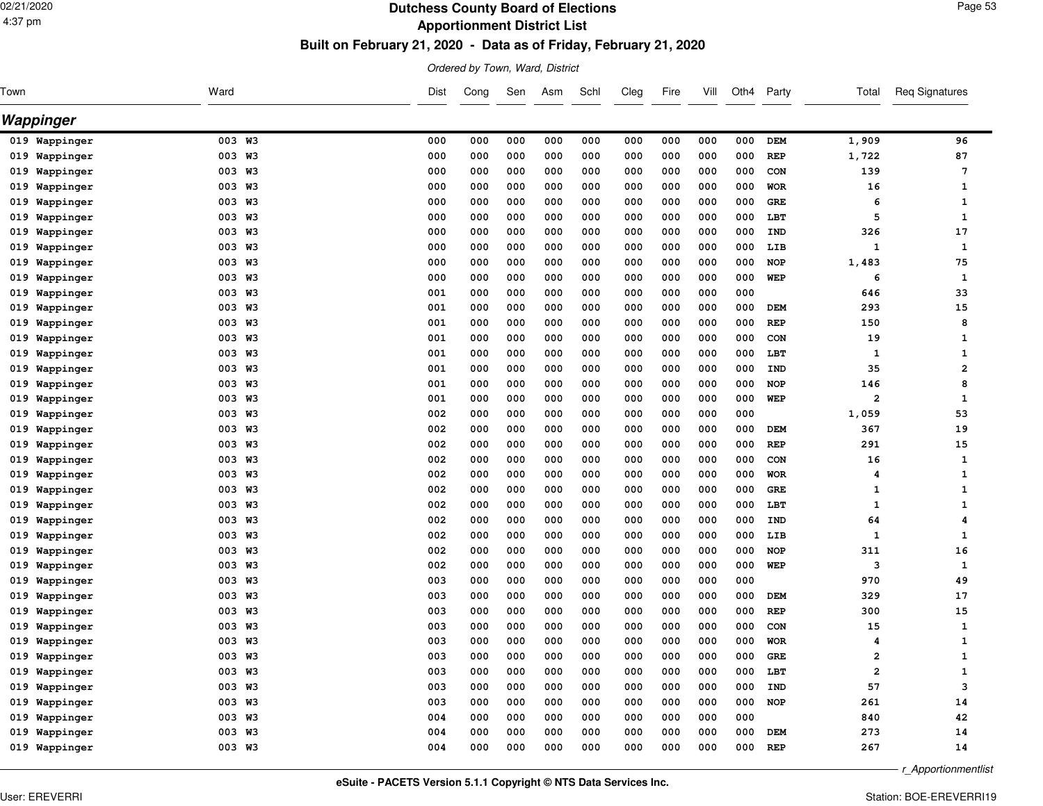# Dutchess County Board of Elections

## Apportionment District List

### Built on February 21, 2020 - Data as of Friday, February 21, 2020

*Ordered by Town, Ward, District*

## Wappinger

| Town | Ward | Dist | Cong | Sen | Asm | Schl | Cleg | Fire | Vill | Oth4 | Party | Total | Req Signatures |
|---|---|---|---|---|---|---|---|---|---|---|---|---|---|
| 019 Wappinger | 003 W3 | 000 | 000 | 000 | 000 | 000 | 000 | 000 | 000 | 000 | DEM | 1,909 | 96 |
| 019 Wappinger | 003 W3 | 000 | 000 | 000 | 000 | 000 | 000 | 000 | 000 | 000 | REP | 1,722 | 87 |
| 019 Wappinger | 003 W3 | 000 | 000 | 000 | 000 | 000 | 000 | 000 | 000 | 000 | CON | 139 | 7 |
| 019 Wappinger | 003 W3 | 000 | 000 | 000 | 000 | 000 | 000 | 000 | 000 | 000 | WOR | 16 | 1 |
| 019 Wappinger | 003 W3 | 000 | 000 | 000 | 000 | 000 | 000 | 000 | 000 | 000 | GRE | 6 | 1 |
| 019 Wappinger | 003 W3 | 000 | 000 | 000 | 000 | 000 | 000 | 000 | 000 | 000 | LBT | 5 | 1 |
| 019 Wappinger | 003 W3 | 000 | 000 | 000 | 000 | 000 | 000 | 000 | 000 | 000 | IND | 326 | 17 |
| 019 Wappinger | 003 W3 | 000 | 000 | 000 | 000 | 000 | 000 | 000 | 000 | 000 | LIB | 1 | 1 |
| 019 Wappinger | 003 W3 | 000 | 000 | 000 | 000 | 000 | 000 | 000 | 000 | 000 | NOP | 1,483 | 75 |
| 019 Wappinger | 003 W3 | 000 | 000 | 000 | 000 | 000 | 000 | 000 | 000 | 000 | WEP | 6 | 1 |
| 019 Wappinger | 003 W3 | 001 | 000 | 000 | 000 | 000 | 000 | 000 | 000 | 000 | | 646 | 33 |
| 019 Wappinger | 003 W3 | 001 | 000 | 000 | 000 | 000 | 000 | 000 | 000 | 000 | DEM | 293 | 15 |
| 019 Wappinger | 003 W3 | 001 | 000 | 000 | 000 | 000 | 000 | 000 | 000 | 000 | REP | 150 | 8 |
| 019 Wappinger | 003 W3 | 001 | 000 | 000 | 000 | 000 | 000 | 000 | 000 | 000 | CON | 19 | 1 |
| 019 Wappinger | 003 W3 | 001 | 000 | 000 | 000 | 000 | 000 | 000 | 000 | 000 | LBT | 1 | 1 |
| 019 Wappinger | 003 W3 | 001 | 000 | 000 | 000 | 000 | 000 | 000 | 000 | 000 | IND | 35 | 2 |
| 019 Wappinger | 003 W3 | 001 | 000 | 000 | 000 | 000 | 000 | 000 | 000 | 000 | NOP | 146 | 8 |
| 019 Wappinger | 003 W3 | 001 | 000 | 000 | 000 | 000 | 000 | 000 | 000 | 000 | WEP | 2 | 1 |
| 019 Wappinger | 003 W3 | 002 | 000 | 000 | 000 | 000 | 000 | 000 | 000 | 000 | | 1,059 | 53 |
| 019 Wappinger | 003 W3 | 002 | 000 | 000 | 000 | 000 | 000 | 000 | 000 | 000 | DEM | 367 | 19 |
| 019 Wappinger | 003 W3 | 002 | 000 | 000 | 000 | 000 | 000 | 000 | 000 | 000 | REP | 291 | 15 |
| 019 Wappinger | 003 W3 | 002 | 000 | 000 | 000 | 000 | 000 | 000 | 000 | 000 | CON | 16 | 1 |
| 019 Wappinger | 003 W3 | 002 | 000 | 000 | 000 | 000 | 000 | 000 | 000 | 000 | WOR | 4 | 1 |
| 019 Wappinger | 003 W3 | 002 | 000 | 000 | 000 | 000 | 000 | 000 | 000 | 000 | GRE | 1 | 1 |
| 019 Wappinger | 003 W3 | 002 | 000 | 000 | 000 | 000 | 000 | 000 | 000 | 000 | LBT | 1 | 1 |
| 019 Wappinger | 003 W3 | 002 | 000 | 000 | 000 | 000 | 000 | 000 | 000 | 000 | IND | 64 | 4 |
| 019 Wappinger | 003 W3 | 002 | 000 | 000 | 000 | 000 | 000 | 000 | 000 | 000 | LIB | 1 | 1 |
| 019 Wappinger | 003 W3 | 002 | 000 | 000 | 000 | 000 | 000 | 000 | 000 | 000 | NOP | 311 | 16 |
| 019 Wappinger | 003 W3 | 002 | 000 | 000 | 000 | 000 | 000 | 000 | 000 | 000 | WEP | 3 | 1 |
| 019 Wappinger | 003 W3 | 003 | 000 | 000 | 000 | 000 | 000 | 000 | 000 | 000 | | 970 | 49 |
| 019 Wappinger | 003 W3 | 003 | 000 | 000 | 000 | 000 | 000 | 000 | 000 | 000 | DEM | 329 | 17 |
| 019 Wappinger | 003 W3 | 003 | 000 | 000 | 000 | 000 | 000 | 000 | 000 | 000 | REP | 300 | 15 |
| 019 Wappinger | 003 W3 | 003 | 000 | 000 | 000 | 000 | 000 | 000 | 000 | 000 | CON | 15 | 1 |
| 019 Wappinger | 003 W3 | 003 | 000 | 000 | 000 | 000 | 000 | 000 | 000 | 000 | WOR | 4 | 1 |
| 019 Wappinger | 003 W3 | 003 | 000 | 000 | 000 | 000 | 000 | 000 | 000 | 000 | GRE | 2 | 1 |
| 019 Wappinger | 003 W3 | 003 | 000 | 000 | 000 | 000 | 000 | 000 | 000 | 000 | LBT | 2 | 1 |
| 019 Wappinger | 003 W3 | 003 | 000 | 000 | 000 | 000 | 000 | 000 | 000 | 000 | IND | 57 | 3 |
| 019 Wappinger | 003 W3 | 003 | 000 | 000 | 000 | 000 | 000 | 000 | 000 | 000 | NOP | 261 | 14 |
| 019 Wappinger | 003 W3 | 004 | 000 | 000 | 000 | 000 | 000 | 000 | 000 | 000 | | 840 | 42 |
| 019 Wappinger | 003 W3 | 004 | 000 | 000 | 000 | 000 | 000 | 000 | 000 | 000 | DEM | 273 | 14 |
| 019 Wappinger | 003 W3 | 004 | 000 | 000 | 000 | 000 | 000 | 000 | 000 | 000 | REP | 267 | 14 |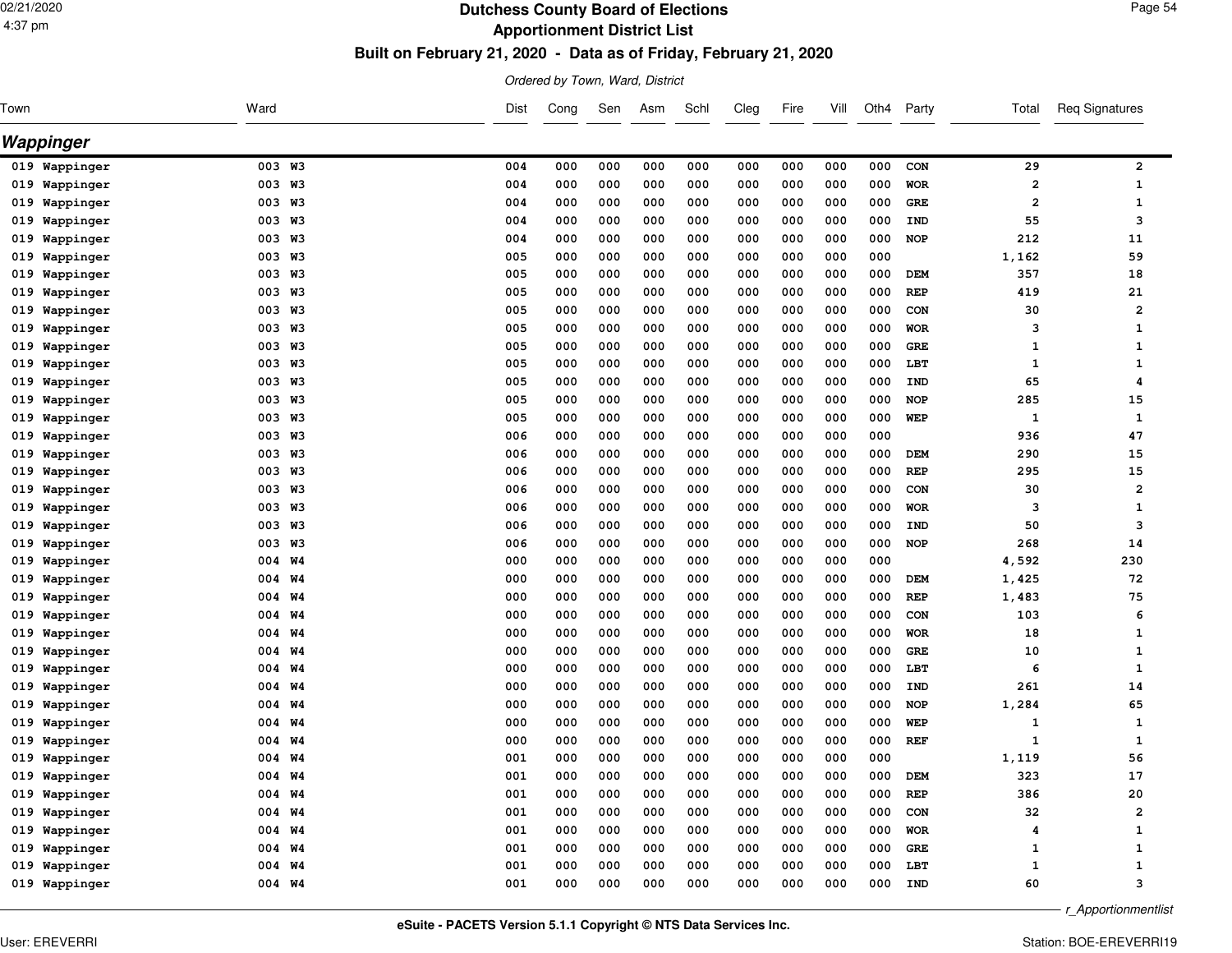# Dutchess County Board of Elections

## Apportionment District List

### Built on February 21, 2020 - Data as of Friday, February 21, 2020

*Ordered by Town, Ward, District*

## Wappinger

| Town | Ward | Dist | Cong | Sen | Asm | Schl | Cleg | Fire | Vill | Oth4 | Party | Total | Req Signatures |
|---|---|---|---|---|---|---|---|---|---|---|---|---|---|
| 019 Wappinger | 003 W3 | 004 | 000 | 000 | 000 | 000 | 000 | 000 | 000 | 000 | CON | 29 | 2 |
| 019 Wappinger | 003 W3 | 004 | 000 | 000 | 000 | 000 | 000 | 000 | 000 | 000 | WOR | 2 | 1 |
| 019 Wappinger | 003 W3 | 004 | 000 | 000 | 000 | 000 | 000 | 000 | 000 | 000 | GRE | 2 | 1 |
| 019 Wappinger | 003 W3 | 004 | 000 | 000 | 000 | 000 | 000 | 000 | 000 | 000 | IND | 55 | 3 |
| 019 Wappinger | 003 W3 | 004 | 000 | 000 | 000 | 000 | 000 | 000 | 000 | 000 | NOP | 212 | 11 |
| 019 Wappinger | 003 W3 | 005 | 000 | 000 | 000 | 000 | 000 | 000 | 000 | 000 | | 1,162 | 59 |
| 019 Wappinger | 003 W3 | 005 | 000 | 000 | 000 | 000 | 000 | 000 | 000 | 000 | DEM | 357 | 18 |
| 019 Wappinger | 003 W3 | 005 | 000 | 000 | 000 | 000 | 000 | 000 | 000 | 000 | REP | 419 | 21 |
| 019 Wappinger | 003 W3 | 005 | 000 | 000 | 000 | 000 | 000 | 000 | 000 | 000 | CON | 30 | 2 |
| 019 Wappinger | 003 W3 | 005 | 000 | 000 | 000 | 000 | 000 | 000 | 000 | 000 | WOR | 3 | 1 |
| 019 Wappinger | 003 W3 | 005 | 000 | 000 | 000 | 000 | 000 | 000 | 000 | 000 | GRE | 1 | 1 |
| 019 Wappinger | 003 W3 | 005 | 000 | 000 | 000 | 000 | 000 | 000 | 000 | 000 | LBT | 1 | 1 |
| 019 Wappinger | 003 W3 | 005 | 000 | 000 | 000 | 000 | 000 | 000 | 000 | 000 | IND | 65 | 4 |
| 019 Wappinger | 003 W3 | 005 | 000 | 000 | 000 | 000 | 000 | 000 | 000 | 000 | NOP | 285 | 15 |
| 019 Wappinger | 003 W3 | 005 | 000 | 000 | 000 | 000 | 000 | 000 | 000 | 000 | WEP | 1 | 1 |
| 019 Wappinger | 003 W3 | 006 | 000 | 000 | 000 | 000 | 000 | 000 | 000 | 000 | | 936 | 47 |
| 019 Wappinger | 003 W3 | 006 | 000 | 000 | 000 | 000 | 000 | 000 | 000 | 000 | DEM | 290 | 15 |
| 019 Wappinger | 003 W3 | 006 | 000 | 000 | 000 | 000 | 000 | 000 | 000 | 000 | REP | 295 | 15 |
| 019 Wappinger | 003 W3 | 006 | 000 | 000 | 000 | 000 | 000 | 000 | 000 | 000 | CON | 30 | 2 |
| 019 Wappinger | 003 W3 | 006 | 000 | 000 | 000 | 000 | 000 | 000 | 000 | 000 | WOR | 3 | 1 |
| 019 Wappinger | 003 W3 | 006 | 000 | 000 | 000 | 000 | 000 | 000 | 000 | 000 | IND | 50 | 3 |
| 019 Wappinger | 003 W3 | 006 | 000 | 000 | 000 | 000 | 000 | 000 | 000 | 000 | NOP | 268 | 14 |
| 019 Wappinger | 004 W4 | 000 | 000 | 000 | 000 | 000 | 000 | 000 | 000 | 000 | | 4,592 | 230 |
| 019 Wappinger | 004 W4 | 000 | 000 | 000 | 000 | 000 | 000 | 000 | 000 | 000 | DEM | 1,425 | 72 |
| 019 Wappinger | 004 W4 | 000 | 000 | 000 | 000 | 000 | 000 | 000 | 000 | 000 | REP | 1,483 | 75 |
| 019 Wappinger | 004 W4 | 000 | 000 | 000 | 000 | 000 | 000 | 000 | 000 | 000 | CON | 103 | 6 |
| 019 Wappinger | 004 W4 | 000 | 000 | 000 | 000 | 000 | 000 | 000 | 000 | 000 | WOR | 18 | 1 |
| 019 Wappinger | 004 W4 | 000 | 000 | 000 | 000 | 000 | 000 | 000 | 000 | 000 | GRE | 10 | 1 |
| 019 Wappinger | 004 W4 | 000 | 000 | 000 | 000 | 000 | 000 | 000 | 000 | 000 | LBT | 6 | 1 |
| 019 Wappinger | 004 W4 | 000 | 000 | 000 | 000 | 000 | 000 | 000 | 000 | 000 | IND | 261 | 14 |
| 019 Wappinger | 004 W4 | 000 | 000 | 000 | 000 | 000 | 000 | 000 | 000 | 000 | NOP | 1,284 | 65 |
| 019 Wappinger | 004 W4 | 000 | 000 | 000 | 000 | 000 | 000 | 000 | 000 | 000 | WEP | 1 | 1 |
| 019 Wappinger | 004 W4 | 000 | 000 | 000 | 000 | 000 | 000 | 000 | 000 | 000 | REF | 1 | 1 |
| 019 Wappinger | 004 W4 | 001 | 000 | 000 | 000 | 000 | 000 | 000 | 000 | 000 | | 1,119 | 56 |
| 019 Wappinger | 004 W4 | 001 | 000 | 000 | 000 | 000 | 000 | 000 | 000 | 000 | DEM | 323 | 17 |
| 019 Wappinger | 004 W4 | 001 | 000 | 000 | 000 | 000 | 000 | 000 | 000 | 000 | REP | 386 | 20 |
| 019 Wappinger | 004 W4 | 001 | 000 | 000 | 000 | 000 | 000 | 000 | 000 | 000 | CON | 32 | 2 |
| 019 Wappinger | 004 W4 | 001 | 000 | 000 | 000 | 000 | 000 | 000 | 000 | 000 | WOR | 4 | 1 |
| 019 Wappinger | 004 W4 | 001 | 000 | 000 | 000 | 000 | 000 | 000 | 000 | 000 | GRE | 1 | 1 |
| 019 Wappinger | 004 W4 | 001 | 000 | 000 | 000 | 000 | 000 | 000 | 000 | 000 | LBT | 1 | 1 |
| 019 Wappinger | 004 W4 | 001 | 000 | 000 | 000 | 000 | 000 | 000 | 000 | 000 | IND | 60 | 3 |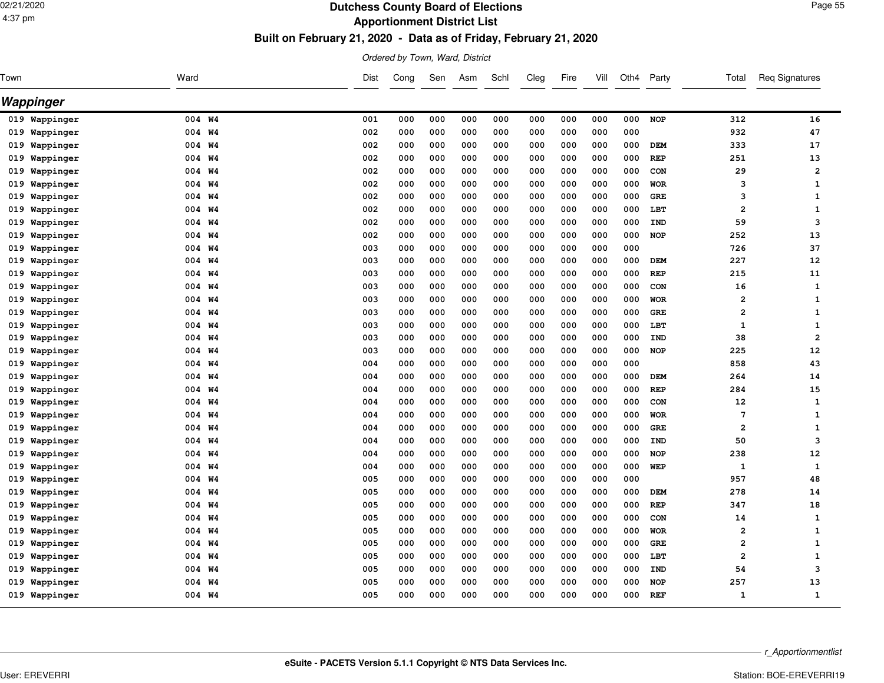# Dutchess County Board of Elections
## Apportionment District List
### Built on February 21, 2020 - Data as of Friday, February 21, 2020

*Ordered by Town, Ward, District*

## Wappinger

| Town | Ward | Dist | Cong | Sen | Asm | Schl | Cleg | Fire | Vill | Oth4 | Party | Total | Req Signatures |
|---|---|---|---|---|---|---|---|---|---|---|---|---|---|
| 019 Wappinger | 004 W4 | 001 | 000 | 000 | 000 | 000 | 000 | 000 | 000 | 000 | NOP | 312 | 16 |
| 019 Wappinger | 004 W4 | 002 | 000 | 000 | 000 | 000 | 000 | 000 | 000 | 000 | | 932 | 47 |
| 019 Wappinger | 004 W4 | 002 | 000 | 000 | 000 | 000 | 000 | 000 | 000 | 000 | DEM | 333 | 17 |
| 019 Wappinger | 004 W4 | 002 | 000 | 000 | 000 | 000 | 000 | 000 | 000 | 000 | REP | 251 | 13 |
| 019 Wappinger | 004 W4 | 002 | 000 | 000 | 000 | 000 | 000 | 000 | 000 | 000 | CON | 29 | 2 |
| 019 Wappinger | 004 W4 | 002 | 000 | 000 | 000 | 000 | 000 | 000 | 000 | 000 | WOR | 3 | 1 |
| 019 Wappinger | 004 W4 | 002 | 000 | 000 | 000 | 000 | 000 | 000 | 000 | 000 | GRE | 3 | 1 |
| 019 Wappinger | 004 W4 | 002 | 000 | 000 | 000 | 000 | 000 | 000 | 000 | 000 | LBT | 2 | 1 |
| 019 Wappinger | 004 W4 | 002 | 000 | 000 | 000 | 000 | 000 | 000 | 000 | 000 | IND | 59 | 3 |
| 019 Wappinger | 004 W4 | 002 | 000 | 000 | 000 | 000 | 000 | 000 | 000 | 000 | NOP | 252 | 13 |
| 019 Wappinger | 004 W4 | 003 | 000 | 000 | 000 | 000 | 000 | 000 | 000 | 000 | | 726 | 37 |
| 019 Wappinger | 004 W4 | 003 | 000 | 000 | 000 | 000 | 000 | 000 | 000 | 000 | DEM | 227 | 12 |
| 019 Wappinger | 004 W4 | 003 | 000 | 000 | 000 | 000 | 000 | 000 | 000 | 000 | REP | 215 | 11 |
| 019 Wappinger | 004 W4 | 003 | 000 | 000 | 000 | 000 | 000 | 000 | 000 | 000 | CON | 16 | 1 |
| 019 Wappinger | 004 W4 | 003 | 000 | 000 | 000 | 000 | 000 | 000 | 000 | 000 | WOR | 2 | 1 |
| 019 Wappinger | 004 W4 | 003 | 000 | 000 | 000 | 000 | 000 | 000 | 000 | 000 | GRE | 2 | 1 |
| 019 Wappinger | 004 W4 | 003 | 000 | 000 | 000 | 000 | 000 | 000 | 000 | 000 | LBT | 1 | 1 |
| 019 Wappinger | 004 W4 | 003 | 000 | 000 | 000 | 000 | 000 | 000 | 000 | 000 | IND | 38 | 2 |
| 019 Wappinger | 004 W4 | 003 | 000 | 000 | 000 | 000 | 000 | 000 | 000 | 000 | NOP | 225 | 12 |
| 019 Wappinger | 004 W4 | 004 | 000 | 000 | 000 | 000 | 000 | 000 | 000 | 000 | | 858 | 43 |
| 019 Wappinger | 004 W4 | 004 | 000 | 000 | 000 | 000 | 000 | 000 | 000 | 000 | DEM | 264 | 14 |
| 019 Wappinger | 004 W4 | 004 | 000 | 000 | 000 | 000 | 000 | 000 | 000 | 000 | REP | 284 | 15 |
| 019 Wappinger | 004 W4 | 004 | 000 | 000 | 000 | 000 | 000 | 000 | 000 | 000 | CON | 12 | 1 |
| 019 Wappinger | 004 W4 | 004 | 000 | 000 | 000 | 000 | 000 | 000 | 000 | 000 | WOR | 7 | 1 |
| 019 Wappinger | 004 W4 | 004 | 000 | 000 | 000 | 000 | 000 | 000 | 000 | 000 | GRE | 2 | 1 |
| 019 Wappinger | 004 W4 | 004 | 000 | 000 | 000 | 000 | 000 | 000 | 000 | 000 | IND | 50 | 3 |
| 019 Wappinger | 004 W4 | 004 | 000 | 000 | 000 | 000 | 000 | 000 | 000 | 000 | NOP | 238 | 12 |
| 019 Wappinger | 004 W4 | 004 | 000 | 000 | 000 | 000 | 000 | 000 | 000 | 000 | WEP | 1 | 1 |
| 019 Wappinger | 004 W4 | 005 | 000 | 000 | 000 | 000 | 000 | 000 | 000 | 000 | | 957 | 48 |
| 019 Wappinger | 004 W4 | 005 | 000 | 000 | 000 | 000 | 000 | 000 | 000 | 000 | DEM | 278 | 14 |
| 019 Wappinger | 004 W4 | 005 | 000 | 000 | 000 | 000 | 000 | 000 | 000 | 000 | REP | 347 | 18 |
| 019 Wappinger | 004 W4 | 005 | 000 | 000 | 000 | 000 | 000 | 000 | 000 | 000 | CON | 14 | 1 |
| 019 Wappinger | 004 W4 | 005 | 000 | 000 | 000 | 000 | 000 | 000 | 000 | 000 | WOR | 2 | 1 |
| 019 Wappinger | 004 W4 | 005 | 000 | 000 | 000 | 000 | 000 | 000 | 000 | 000 | GRE | 2 | 1 |
| 019 Wappinger | 004 W4 | 005 | 000 | 000 | 000 | 000 | 000 | 000 | 000 | 000 | LBT | 2 | 1 |
| 019 Wappinger | 004 W4 | 005 | 000 | 000 | 000 | 000 | 000 | 000 | 000 | 000 | IND | 54 | 3 |
| 019 Wappinger | 004 W4 | 005 | 000 | 000 | 000 | 000 | 000 | 000 | 000 | 000 | NOP | 257 | 13 |
| 019 Wappinger | 004 W4 | 005 | 000 | 000 | 000 | 000 | 000 | 000 | 000 | 000 | REF | 1 | 1 |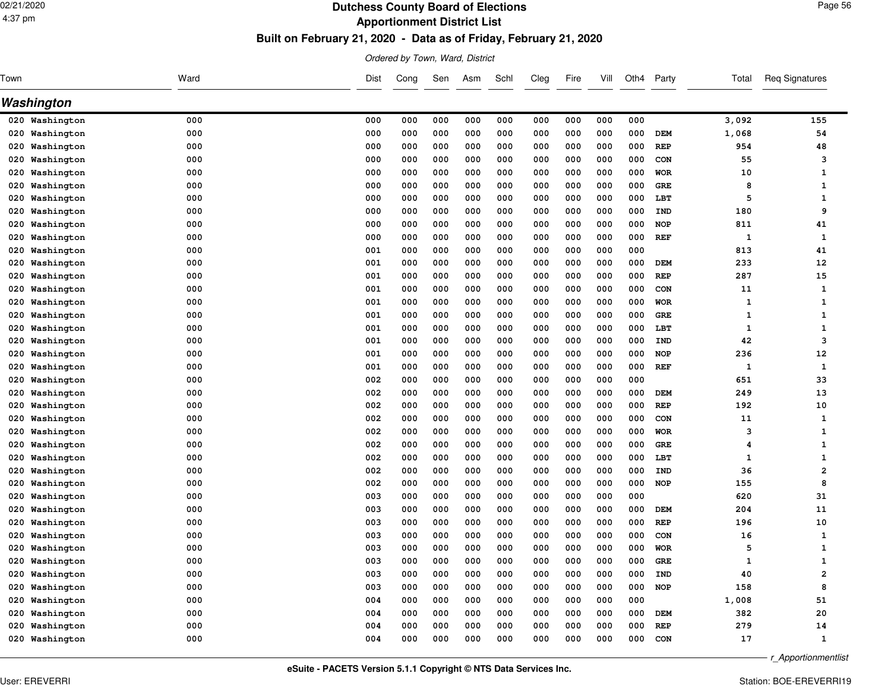# Dutchess County Board of Elections

## Apportionment District List

### Built on February 21, 2020 - Data as of Friday, February 21, 2020

*Ordered by Town, Ward, District*

## Washington

| Town | Ward | Dist | Cong | Sen | Asm | Schl | Cleg | Fire | Vill | Oth4 | Party | Total | Req Signatures |
|---|---|---|---|---|---|---|---|---|---|---|---|---|---|
| 020 Washington | 000 | 000 | 000 | 000 | 000 | 000 | 000 | 000 | 000 | 000 | | 3,092 | 155 |
| 020 Washington | 000 | 000 | 000 | 000 | 000 | 000 | 000 | 000 | 000 | 000 | DEM | 1,068 | 54 |
| 020 Washington | 000 | 000 | 000 | 000 | 000 | 000 | 000 | 000 | 000 | 000 | REP | 954 | 48 |
| 020 Washington | 000 | 000 | 000 | 000 | 000 | 000 | 000 | 000 | 000 | 000 | CON | 55 | 3 |
| 020 Washington | 000 | 000 | 000 | 000 | 000 | 000 | 000 | 000 | 000 | 000 | WOR | 10 | 1 |
| 020 Washington | 000 | 000 | 000 | 000 | 000 | 000 | 000 | 000 | 000 | 000 | GRE | 8 | 1 |
| 020 Washington | 000 | 000 | 000 | 000 | 000 | 000 | 000 | 000 | 000 | 000 | LBT | 5 | 1 |
| 020 Washington | 000 | 000 | 000 | 000 | 000 | 000 | 000 | 000 | 000 | 000 | IND | 180 | 9 |
| 020 Washington | 000 | 000 | 000 | 000 | 000 | 000 | 000 | 000 | 000 | 000 | NOP | 811 | 41 |
| 020 Washington | 000 | 000 | 000 | 000 | 000 | 000 | 000 | 000 | 000 | 000 | REF | 1 | 1 |
| 020 Washington | 000 | 001 | 000 | 000 | 000 | 000 | 000 | 000 | 000 | 000 | | 813 | 41 |
| 020 Washington | 000 | 001 | 000 | 000 | 000 | 000 | 000 | 000 | 000 | 000 | DEM | 233 | 12 |
| 020 Washington | 000 | 001 | 000 | 000 | 000 | 000 | 000 | 000 | 000 | 000 | REP | 287 | 15 |
| 020 Washington | 000 | 001 | 000 | 000 | 000 | 000 | 000 | 000 | 000 | 000 | CON | 11 | 1 |
| 020 Washington | 000 | 001 | 000 | 000 | 000 | 000 | 000 | 000 | 000 | 000 | WOR | 1 | 1 |
| 020 Washington | 000 | 001 | 000 | 000 | 000 | 000 | 000 | 000 | 000 | 000 | GRE | 1 | 1 |
| 020 Washington | 000 | 001 | 000 | 000 | 000 | 000 | 000 | 000 | 000 | 000 | LBT | 1 | 1 |
| 020 Washington | 000 | 001 | 000 | 000 | 000 | 000 | 000 | 000 | 000 | 000 | IND | 42 | 3 |
| 020 Washington | 000 | 001 | 000 | 000 | 000 | 000 | 000 | 000 | 000 | 000 | NOP | 236 | 12 |
| 020 Washington | 000 | 001 | 000 | 000 | 000 | 000 | 000 | 000 | 000 | 000 | REF | 1 | 1 |
| 020 Washington | 000 | 002 | 000 | 000 | 000 | 000 | 000 | 000 | 000 | 000 | | 651 | 33 |
| 020 Washington | 000 | 002 | 000 | 000 | 000 | 000 | 000 | 000 | 000 | 000 | DEM | 249 | 13 |
| 020 Washington | 000 | 002 | 000 | 000 | 000 | 000 | 000 | 000 | 000 | 000 | REP | 192 | 10 |
| 020 Washington | 000 | 002 | 000 | 000 | 000 | 000 | 000 | 000 | 000 | 000 | CON | 11 | 1 |
| 020 Washington | 000 | 002 | 000 | 000 | 000 | 000 | 000 | 000 | 000 | 000 | WOR | 3 | 1 |
| 020 Washington | 000 | 002 | 000 | 000 | 000 | 000 | 000 | 000 | 000 | 000 | GRE | 4 | 1 |
| 020 Washington | 000 | 002 | 000 | 000 | 000 | 000 | 000 | 000 | 000 | 000 | LBT | 1 | 1 |
| 020 Washington | 000 | 002 | 000 | 000 | 000 | 000 | 000 | 000 | 000 | 000 | IND | 36 | 2 |
| 020 Washington | 000 | 002 | 000 | 000 | 000 | 000 | 000 | 000 | 000 | 000 | NOP | 155 | 8 |
| 020 Washington | 000 | 003 | 000 | 000 | 000 | 000 | 000 | 000 | 000 | 000 | | 620 | 31 |
| 020 Washington | 000 | 003 | 000 | 000 | 000 | 000 | 000 | 000 | 000 | 000 | DEM | 204 | 11 |
| 020 Washington | 000 | 003 | 000 | 000 | 000 | 000 | 000 | 000 | 000 | 000 | REP | 196 | 10 |
| 020 Washington | 000 | 003 | 000 | 000 | 000 | 000 | 000 | 000 | 000 | 000 | CON | 16 | 1 |
| 020 Washington | 000 | 003 | 000 | 000 | 000 | 000 | 000 | 000 | 000 | 000 | WOR | 5 | 1 |
| 020 Washington | 000 | 003 | 000 | 000 | 000 | 000 | 000 | 000 | 000 | 000 | GRE | 1 | 1 |
| 020 Washington | 000 | 003 | 000 | 000 | 000 | 000 | 000 | 000 | 000 | 000 | IND | 40 | 2 |
| 020 Washington | 000 | 003 | 000 | 000 | 000 | 000 | 000 | 000 | 000 | 000 | NOP | 158 | 8 |
| 020 Washington | 000 | 004 | 000 | 000 | 000 | 000 | 000 | 000 | 000 | 000 | | 1,008 | 51 |
| 020 Washington | 000 | 004 | 000 | 000 | 000 | 000 | 000 | 000 | 000 | 000 | DEM | 382 | 20 |
| 020 Washington | 000 | 004 | 000 | 000 | 000 | 000 | 000 | 000 | 000 | 000 | REP | 279 | 14 |
| 020 Washington | 000 | 004 | 000 | 000 | 000 | 000 | 000 | 000 | 000 | 000 | CON | 17 | 1 |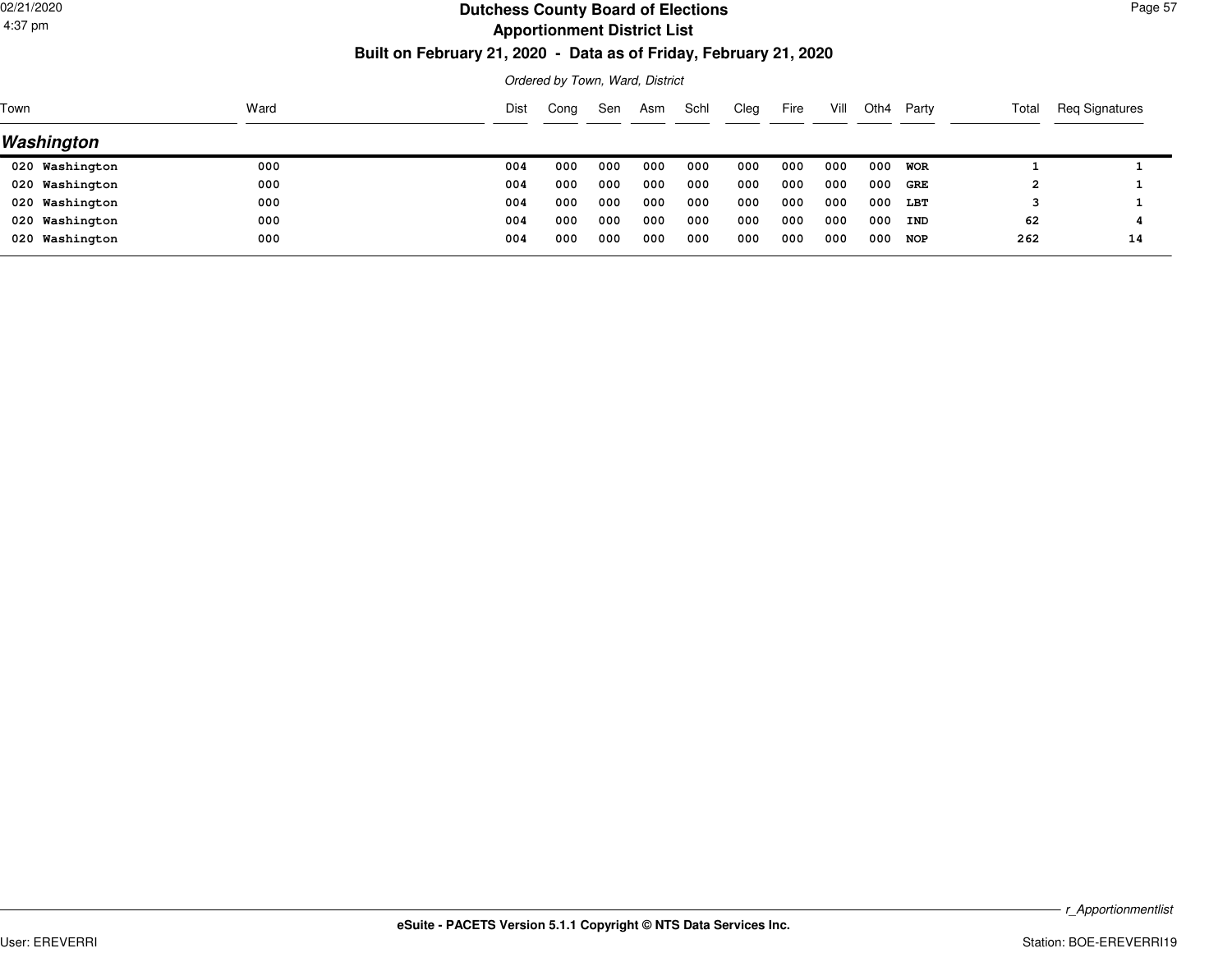# Dutchess County Board of Elections

## Apportionment District List

### Built on February 21, 2020 - Data as of Friday, February 21, 2020

*Ordered by Town, Ward, District*

| Town | Ward | Dist | Cong | Sen | Asm | Schl | Cleg | Fire | Vill | Oth4 | Party | Total | Req Signatures |
|---|---|---|---|---|---|---|---|---|---|---|---|---|---|
| ***Washington*** | | | | | | | | | | | | | |
| 020 Washington | 000 | 004 | 000 | 000 | 000 | 000 | 000 | 000 | 000 | 000 | WOR | 1 | 1 |
| 020 Washington | 000 | 004 | 000 | 000 | 000 | 000 | 000 | 000 | 000 | 000 | GRE | 2 | 1 |
| 020 Washington | 000 | 004 | 000 | 000 | 000 | 000 | 000 | 000 | 000 | 000 | LBT | 3 | 1 |
| 020 Washington | 000 | 004 | 000 | 000 | 000 | 000 | 000 | 000 | 000 | 000 | IND | 62 | 4 |
| 020 Washington | 000 | 004 | 000 | 000 | 000 | 000 | 000 | 000 | 000 | 000 | NOP | 262 | 14 |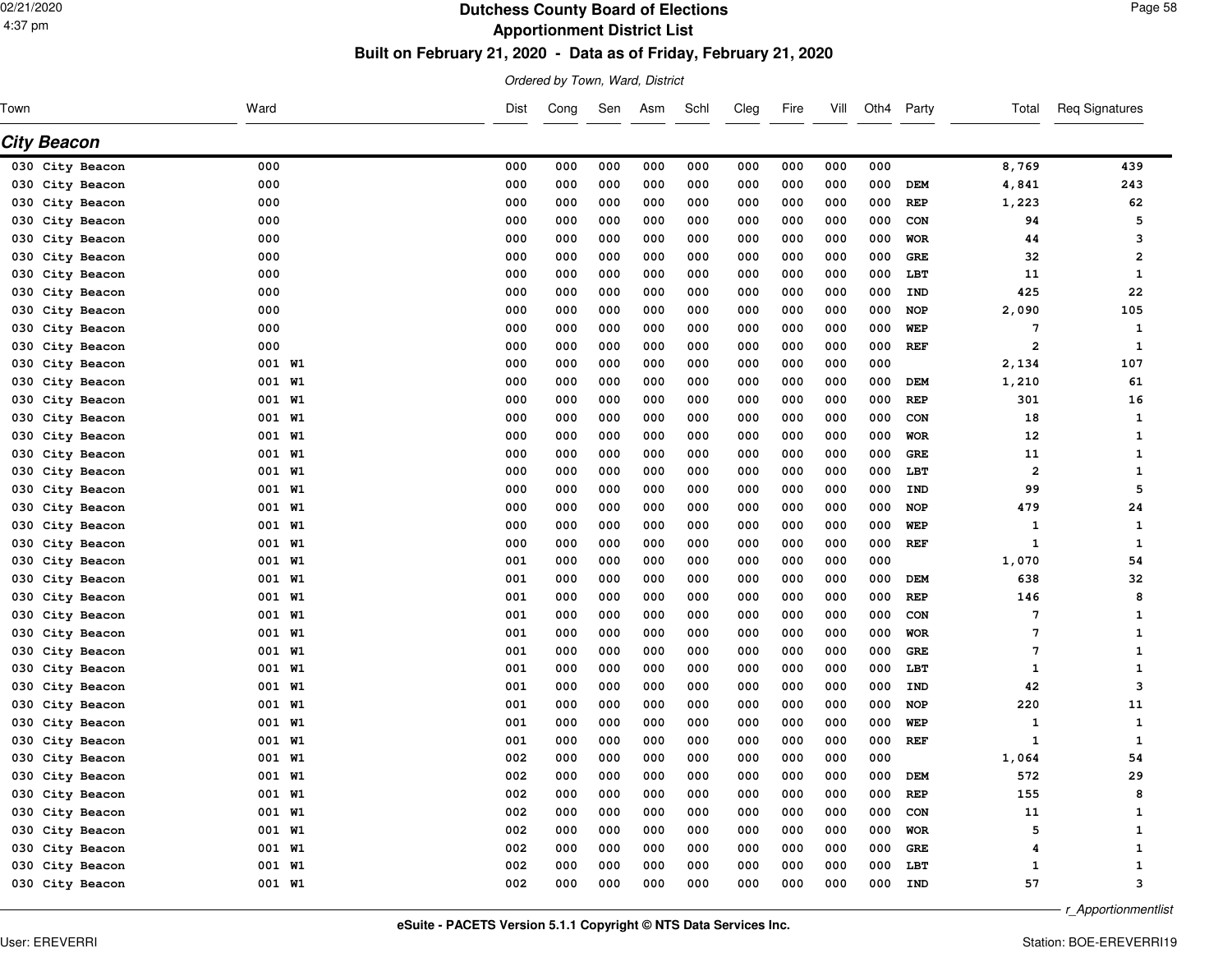# Dutchess County Board of Elections

## Apportionment District List

### Built on February 21, 2020 - Data as of Friday, February 21, 2020

*Ordered by Town, Ward, District*

## City Beacon

| Town | Ward | Dist | Cong | Sen | Asm | Schl | Cleg | Fire | Vill | Oth4 | Party | Total | Req Signatures |
|---|---|---|---|---|---|---|---|---|---|---|---|---|---|
| 030 City Beacon | 000 | 000 | 000 | 000 | 000 | 000 | 000 | 000 | 000 | 000 | | 8,769 | 439 |
| 030 City Beacon | 000 | 000 | 000 | 000 | 000 | 000 | 000 | 000 | 000 | 000 | DEM | 4,841 | 243 |
| 030 City Beacon | 000 | 000 | 000 | 000 | 000 | 000 | 000 | 000 | 000 | 000 | REP | 1,223 | 62 |
| 030 City Beacon | 000 | 000 | 000 | 000 | 000 | 000 | 000 | 000 | 000 | 000 | CON | 94 | 5 |
| 030 City Beacon | 000 | 000 | 000 | 000 | 000 | 000 | 000 | 000 | 000 | 000 | WOR | 44 | 3 |
| 030 City Beacon | 000 | 000 | 000 | 000 | 000 | 000 | 000 | 000 | 000 | 000 | GRE | 32 | 2 |
| 030 City Beacon | 000 | 000 | 000 | 000 | 000 | 000 | 000 | 000 | 000 | 000 | LBT | 11 | 1 |
| 030 City Beacon | 000 | 000 | 000 | 000 | 000 | 000 | 000 | 000 | 000 | 000 | IND | 425 | 22 |
| 030 City Beacon | 000 | 000 | 000 | 000 | 000 | 000 | 000 | 000 | 000 | 000 | NOP | 2,090 | 105 |
| 030 City Beacon | 000 | 000 | 000 | 000 | 000 | 000 | 000 | 000 | 000 | 000 | WEP | 7 | 1 |
| 030 City Beacon | 000 | 000 | 000 | 000 | 000 | 000 | 000 | 000 | 000 | 000 | REF | 2 | 1 |
| 030 City Beacon | 001 W1 | 000 | 000 | 000 | 000 | 000 | 000 | 000 | 000 | 000 | | 2,134 | 107 |
| 030 City Beacon | 001 W1 | 000 | 000 | 000 | 000 | 000 | 000 | 000 | 000 | 000 | DEM | 1,210 | 61 |
| 030 City Beacon | 001 W1 | 000 | 000 | 000 | 000 | 000 | 000 | 000 | 000 | 000 | REP | 301 | 16 |
| 030 City Beacon | 001 W1 | 000 | 000 | 000 | 000 | 000 | 000 | 000 | 000 | 000 | CON | 18 | 1 |
| 030 City Beacon | 001 W1 | 000 | 000 | 000 | 000 | 000 | 000 | 000 | 000 | 000 | WOR | 12 | 1 |
| 030 City Beacon | 001 W1 | 000 | 000 | 000 | 000 | 000 | 000 | 000 | 000 | 000 | GRE | 11 | 1 |
| 030 City Beacon | 001 W1 | 000 | 000 | 000 | 000 | 000 | 000 | 000 | 000 | 000 | LBT | 2 | 1 |
| 030 City Beacon | 001 W1 | 000 | 000 | 000 | 000 | 000 | 000 | 000 | 000 | 000 | IND | 99 | 5 |
| 030 City Beacon | 001 W1 | 000 | 000 | 000 | 000 | 000 | 000 | 000 | 000 | 000 | NOP | 479 | 24 |
| 030 City Beacon | 001 W1 | 000 | 000 | 000 | 000 | 000 | 000 | 000 | 000 | 000 | WEP | 1 | 1 |
| 030 City Beacon | 001 W1 | 000 | 000 | 000 | 000 | 000 | 000 | 000 | 000 | 000 | REF | 1 | 1 |
| 030 City Beacon | 001 W1 | 001 | 000 | 000 | 000 | 000 | 000 | 000 | 000 | 000 | | 1,070 | 54 |
| 030 City Beacon | 001 W1 | 001 | 000 | 000 | 000 | 000 | 000 | 000 | 000 | 000 | DEM | 638 | 32 |
| 030 City Beacon | 001 W1 | 001 | 000 | 000 | 000 | 000 | 000 | 000 | 000 | 000 | REP | 146 | 8 |
| 030 City Beacon | 001 W1 | 001 | 000 | 000 | 000 | 000 | 000 | 000 | 000 | 000 | CON | 7 | 1 |
| 030 City Beacon | 001 W1 | 001 | 000 | 000 | 000 | 000 | 000 | 000 | 000 | 000 | WOR | 7 | 1 |
| 030 City Beacon | 001 W1 | 001 | 000 | 000 | 000 | 000 | 000 | 000 | 000 | 000 | GRE | 7 | 1 |
| 030 City Beacon | 001 W1 | 001 | 000 | 000 | 000 | 000 | 000 | 000 | 000 | 000 | LBT | 1 | 1 |
| 030 City Beacon | 001 W1 | 001 | 000 | 000 | 000 | 000 | 000 | 000 | 000 | 000 | IND | 42 | 3 |
| 030 City Beacon | 001 W1 | 001 | 000 | 000 | 000 | 000 | 000 | 000 | 000 | 000 | NOP | 220 | 11 |
| 030 City Beacon | 001 W1 | 001 | 000 | 000 | 000 | 000 | 000 | 000 | 000 | 000 | WEP | 1 | 1 |
| 030 City Beacon | 001 W1 | 001 | 000 | 000 | 000 | 000 | 000 | 000 | 000 | 000 | REF | 1 | 1 |
| 030 City Beacon | 001 W1 | 002 | 000 | 000 | 000 | 000 | 000 | 000 | 000 | 000 | | 1,064 | 54 |
| 030 City Beacon | 001 W1 | 002 | 000 | 000 | 000 | 000 | 000 | 000 | 000 | 000 | DEM | 572 | 29 |
| 030 City Beacon | 001 W1 | 002 | 000 | 000 | 000 | 000 | 000 | 000 | 000 | 000 | REP | 155 | 8 |
| 030 City Beacon | 001 W1 | 002 | 000 | 000 | 000 | 000 | 000 | 000 | 000 | 000 | CON | 11 | 1 |
| 030 City Beacon | 001 W1 | 002 | 000 | 000 | 000 | 000 | 000 | 000 | 000 | 000 | WOR | 5 | 1 |
| 030 City Beacon | 001 W1 | 002 | 000 | 000 | 000 | 000 | 000 | 000 | 000 | 000 | GRE | 4 | 1 |
| 030 City Beacon | 001 W1 | 002 | 000 | 000 | 000 | 000 | 000 | 000 | 000 | 000 | LBT | 1 | 1 |
| 030 City Beacon | 001 W1 | 002 | 000 | 000 | 000 | 000 | 000 | 000 | 000 | 000 | IND | 57 | 3 |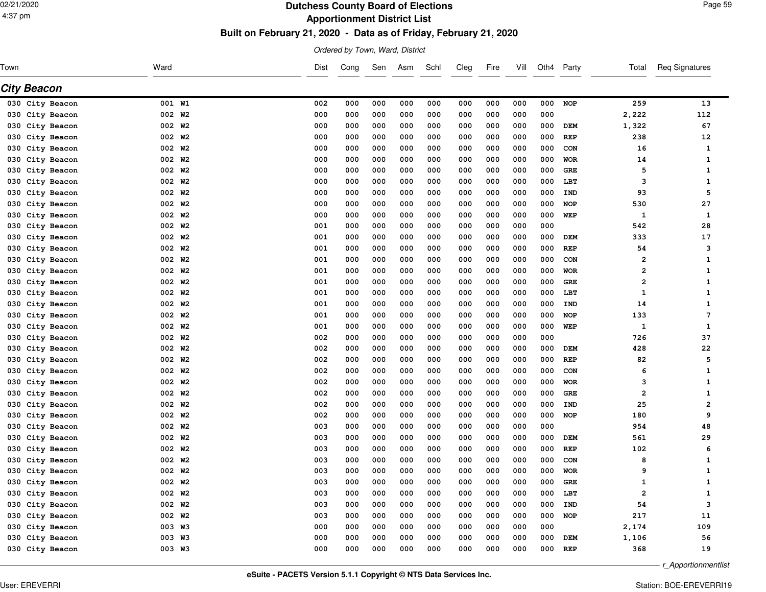# Dutchess County Board of Elections

## Apportionment District List

### Built on February 21, 2020 - Data as of Friday, February 21, 2020

*Ordered by Town, Ward, District*

## City Beacon

| Town | Ward | Dist | Cong | Sen | Asm | Schl | Cleg | Fire | Vill | Oth4 | Party | Total | Req Signatures |
|---|---|---|---|---|---|---|---|---|---|---|---|---|---|
| 030 City Beacon | 001 W1 | 002 | 000 | 000 | 000 | 000 | 000 | 000 | 000 | 000 | NOP | 259 | 13 |
| 030 City Beacon | 002 W2 | 000 | 000 | 000 | 000 | 000 | 000 | 000 | 000 | 000 | | 2,222 | 112 |
| 030 City Beacon | 002 W2 | 000 | 000 | 000 | 000 | 000 | 000 | 000 | 000 | 000 | DEM | 1,322 | 67 |
| 030 City Beacon | 002 W2 | 000 | 000 | 000 | 000 | 000 | 000 | 000 | 000 | 000 | REP | 238 | 12 |
| 030 City Beacon | 002 W2 | 000 | 000 | 000 | 000 | 000 | 000 | 000 | 000 | 000 | CON | 16 | 1 |
| 030 City Beacon | 002 W2 | 000 | 000 | 000 | 000 | 000 | 000 | 000 | 000 | 000 | WOR | 14 | 1 |
| 030 City Beacon | 002 W2 | 000 | 000 | 000 | 000 | 000 | 000 | 000 | 000 | 000 | GRE | 5 | 1 |
| 030 City Beacon | 002 W2 | 000 | 000 | 000 | 000 | 000 | 000 | 000 | 000 | 000 | LBT | 3 | 1 |
| 030 City Beacon | 002 W2 | 000 | 000 | 000 | 000 | 000 | 000 | 000 | 000 | 000 | IND | 93 | 5 |
| 030 City Beacon | 002 W2 | 000 | 000 | 000 | 000 | 000 | 000 | 000 | 000 | 000 | NOP | 530 | 27 |
| 030 City Beacon | 002 W2 | 000 | 000 | 000 | 000 | 000 | 000 | 000 | 000 | 000 | WEP | 1 | 1 |
| 030 City Beacon | 002 W2 | 001 | 000 | 000 | 000 | 000 | 000 | 000 | 000 | 000 | | 542 | 28 |
| 030 City Beacon | 002 W2 | 001 | 000 | 000 | 000 | 000 | 000 | 000 | 000 | 000 | DEM | 333 | 17 |
| 030 City Beacon | 002 W2 | 001 | 000 | 000 | 000 | 000 | 000 | 000 | 000 | 000 | REP | 54 | 3 |
| 030 City Beacon | 002 W2 | 001 | 000 | 000 | 000 | 000 | 000 | 000 | 000 | 000 | CON | 2 | 1 |
| 030 City Beacon | 002 W2 | 001 | 000 | 000 | 000 | 000 | 000 | 000 | 000 | 000 | WOR | 2 | 1 |
| 030 City Beacon | 002 W2 | 001 | 000 | 000 | 000 | 000 | 000 | 000 | 000 | 000 | GRE | 2 | 1 |
| 030 City Beacon | 002 W2 | 001 | 000 | 000 | 000 | 000 | 000 | 000 | 000 | 000 | LBT | 1 | 1 |
| 030 City Beacon | 002 W2 | 001 | 000 | 000 | 000 | 000 | 000 | 000 | 000 | 000 | IND | 14 | 1 |
| 030 City Beacon | 002 W2 | 001 | 000 | 000 | 000 | 000 | 000 | 000 | 000 | 000 | NOP | 133 | 7 |
| 030 City Beacon | 002 W2 | 001 | 000 | 000 | 000 | 000 | 000 | 000 | 000 | 000 | WEP | 1 | 1 |
| 030 City Beacon | 002 W2 | 002 | 000 | 000 | 000 | 000 | 000 | 000 | 000 | 000 | | 726 | 37 |
| 030 City Beacon | 002 W2 | 002 | 000 | 000 | 000 | 000 | 000 | 000 | 000 | 000 | DEM | 428 | 22 |
| 030 City Beacon | 002 W2 | 002 | 000 | 000 | 000 | 000 | 000 | 000 | 000 | 000 | REP | 82 | 5 |
| 030 City Beacon | 002 W2 | 002 | 000 | 000 | 000 | 000 | 000 | 000 | 000 | 000 | CON | 6 | 1 |
| 030 City Beacon | 002 W2 | 002 | 000 | 000 | 000 | 000 | 000 | 000 | 000 | 000 | WOR | 3 | 1 |
| 030 City Beacon | 002 W2 | 002 | 000 | 000 | 000 | 000 | 000 | 000 | 000 | 000 | GRE | 2 | 1 |
| 030 City Beacon | 002 W2 | 002 | 000 | 000 | 000 | 000 | 000 | 000 | 000 | 000 | IND | 25 | 2 |
| 030 City Beacon | 002 W2 | 002 | 000 | 000 | 000 | 000 | 000 | 000 | 000 | 000 | NOP | 180 | 9 |
| 030 City Beacon | 002 W2 | 003 | 000 | 000 | 000 | 000 | 000 | 000 | 000 | 000 | | 954 | 48 |
| 030 City Beacon | 002 W2 | 003 | 000 | 000 | 000 | 000 | 000 | 000 | 000 | 000 | DEM | 561 | 29 |
| 030 City Beacon | 002 W2 | 003 | 000 | 000 | 000 | 000 | 000 | 000 | 000 | 000 | REP | 102 | 6 |
| 030 City Beacon | 002 W2 | 003 | 000 | 000 | 000 | 000 | 000 | 000 | 000 | 000 | CON | 8 | 1 |
| 030 City Beacon | 002 W2 | 003 | 000 | 000 | 000 | 000 | 000 | 000 | 000 | 000 | WOR | 9 | 1 |
| 030 City Beacon | 002 W2 | 003 | 000 | 000 | 000 | 000 | 000 | 000 | 000 | 000 | GRE | 1 | 1 |
| 030 City Beacon | 002 W2 | 003 | 000 | 000 | 000 | 000 | 000 | 000 | 000 | 000 | LBT | 2 | 1 |
| 030 City Beacon | 002 W2 | 003 | 000 | 000 | 000 | 000 | 000 | 000 | 000 | 000 | IND | 54 | 3 |
| 030 City Beacon | 002 W2 | 003 | 000 | 000 | 000 | 000 | 000 | 000 | 000 | 000 | NOP | 217 | 11 |
| 030 City Beacon | 003 W3 | 000 | 000 | 000 | 000 | 000 | 000 | 000 | 000 | 000 | | 2,174 | 109 |
| 030 City Beacon | 003 W3 | 000 | 000 | 000 | 000 | 000 | 000 | 000 | 000 | 000 | DEM | 1,106 | 56 |
| 030 City Beacon | 003 W3 | 000 | 000 | 000 | 000 | 000 | 000 | 000 | 000 | 000 | REP | 368 | 19 |

r_Apportionmentlist

eSuite - PACETS Version 5.1.1 Copyright © NTS Data Services Inc.

User: EREVERRI

Station: BOE-EREVERRI19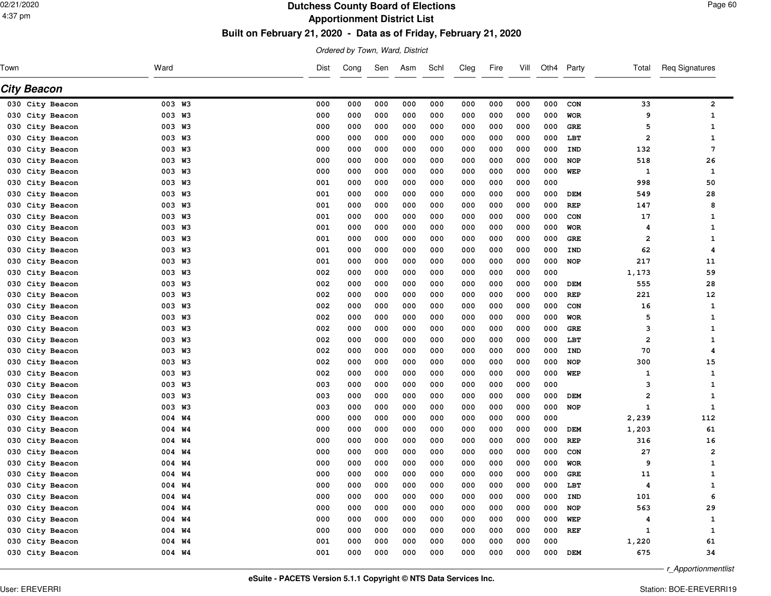# Dutchess County Board of Elections

## Apportionment District List

### Built on February 21, 2020 - Data as of Friday, February 21, 2020

*Ordered by Town, Ward, District*

## City Beacon

| Town | Ward | Dist | Cong | Sen | Asm | Schl | Cleg | Fire | Vill | Oth4 | Party | Total | Req Signatures |
|---|---|---|---|---|---|---|---|---|---|---|---|---|---|
| 030 City Beacon | 003 W3 | 000 | 000 | 000 | 000 | 000 | 000 | 000 | 000 | 000 | CON | 33 | 2 |
| 030 City Beacon | 003 W3 | 000 | 000 | 000 | 000 | 000 | 000 | 000 | 000 | 000 | WOR | 9 | 1 |
| 030 City Beacon | 003 W3 | 000 | 000 | 000 | 000 | 000 | 000 | 000 | 000 | 000 | GRE | 5 | 1 |
| 030 City Beacon | 003 W3 | 000 | 000 | 000 | 000 | 000 | 000 | 000 | 000 | 000 | LBT | 2 | 1 |
| 030 City Beacon | 003 W3 | 000 | 000 | 000 | 000 | 000 | 000 | 000 | 000 | 000 | IND | 132 | 7 |
| 030 City Beacon | 003 W3 | 000 | 000 | 000 | 000 | 000 | 000 | 000 | 000 | 000 | NOP | 518 | 26 |
| 030 City Beacon | 003 W3 | 000 | 000 | 000 | 000 | 000 | 000 | 000 | 000 | 000 | WEP | 1 | 1 |
| 030 City Beacon | 003 W3 | 001 | 000 | 000 | 000 | 000 | 000 | 000 | 000 | 000 | | 998 | 50 |
| 030 City Beacon | 003 W3 | 001 | 000 | 000 | 000 | 000 | 000 | 000 | 000 | 000 | DEM | 549 | 28 |
| 030 City Beacon | 003 W3 | 001 | 000 | 000 | 000 | 000 | 000 | 000 | 000 | 000 | REP | 147 | 8 |
| 030 City Beacon | 003 W3 | 001 | 000 | 000 | 000 | 000 | 000 | 000 | 000 | 000 | CON | 17 | 1 |
| 030 City Beacon | 003 W3 | 001 | 000 | 000 | 000 | 000 | 000 | 000 | 000 | 000 | WOR | 4 | 1 |
| 030 City Beacon | 003 W3 | 001 | 000 | 000 | 000 | 000 | 000 | 000 | 000 | 000 | GRE | 2 | 1 |
| 030 City Beacon | 003 W3 | 001 | 000 | 000 | 000 | 000 | 000 | 000 | 000 | 000 | IND | 62 | 4 |
| 030 City Beacon | 003 W3 | 001 | 000 | 000 | 000 | 000 | 000 | 000 | 000 | 000 | NOP | 217 | 11 |
| 030 City Beacon | 003 W3 | 002 | 000 | 000 | 000 | 000 | 000 | 000 | 000 | 000 | | 1,173 | 59 |
| 030 City Beacon | 003 W3 | 002 | 000 | 000 | 000 | 000 | 000 | 000 | 000 | 000 | DEM | 555 | 28 |
| 030 City Beacon | 003 W3 | 002 | 000 | 000 | 000 | 000 | 000 | 000 | 000 | 000 | REP | 221 | 12 |
| 030 City Beacon | 003 W3 | 002 | 000 | 000 | 000 | 000 | 000 | 000 | 000 | 000 | CON | 16 | 1 |
| 030 City Beacon | 003 W3 | 002 | 000 | 000 | 000 | 000 | 000 | 000 | 000 | 000 | WOR | 5 | 1 |
| 030 City Beacon | 003 W3 | 002 | 000 | 000 | 000 | 000 | 000 | 000 | 000 | 000 | GRE | 3 | 1 |
| 030 City Beacon | 003 W3 | 002 | 000 | 000 | 000 | 000 | 000 | 000 | 000 | 000 | LBT | 2 | 1 |
| 030 City Beacon | 003 W3 | 002 | 000 | 000 | 000 | 000 | 000 | 000 | 000 | 000 | IND | 70 | 4 |
| 030 City Beacon | 003 W3 | 002 | 000 | 000 | 000 | 000 | 000 | 000 | 000 | 000 | NOP | 300 | 15 |
| 030 City Beacon | 003 W3 | 002 | 000 | 000 | 000 | 000 | 000 | 000 | 000 | 000 | WEP | 1 | 1 |
| 030 City Beacon | 003 W3 | 003 | 000 | 000 | 000 | 000 | 000 | 000 | 000 | 000 | | 3 | 1 |
| 030 City Beacon | 003 W3 | 003 | 000 | 000 | 000 | 000 | 000 | 000 | 000 | 000 | DEM | 2 | 1 |
| 030 City Beacon | 003 W3 | 003 | 000 | 000 | 000 | 000 | 000 | 000 | 000 | 000 | NOP | 1 | 1 |
| 030 City Beacon | 004 W4 | 000 | 000 | 000 | 000 | 000 | 000 | 000 | 000 | 000 | | 2,239 | 112 |
| 030 City Beacon | 004 W4 | 000 | 000 | 000 | 000 | 000 | 000 | 000 | 000 | 000 | DEM | 1,203 | 61 |
| 030 City Beacon | 004 W4 | 000 | 000 | 000 | 000 | 000 | 000 | 000 | 000 | 000 | REP | 316 | 16 |
| 030 City Beacon | 004 W4 | 000 | 000 | 000 | 000 | 000 | 000 | 000 | 000 | 000 | CON | 27 | 2 |
| 030 City Beacon | 004 W4 | 000 | 000 | 000 | 000 | 000 | 000 | 000 | 000 | 000 | WOR | 9 | 1 |
| 030 City Beacon | 004 W4 | 000 | 000 | 000 | 000 | 000 | 000 | 000 | 000 | 000 | GRE | 11 | 1 |
| 030 City Beacon | 004 W4 | 000 | 000 | 000 | 000 | 000 | 000 | 000 | 000 | 000 | LBT | 4 | 1 |
| 030 City Beacon | 004 W4 | 000 | 000 | 000 | 000 | 000 | 000 | 000 | 000 | 000 | IND | 101 | 6 |
| 030 City Beacon | 004 W4 | 000 | 000 | 000 | 000 | 000 | 000 | 000 | 000 | 000 | NOP | 563 | 29 |
| 030 City Beacon | 004 W4 | 000 | 000 | 000 | 000 | 000 | 000 | 000 | 000 | 000 | WEP | 4 | 1 |
| 030 City Beacon | 004 W4 | 000 | 000 | 000 | 000 | 000 | 000 | 000 | 000 | 000 | REF | 1 | 1 |
| 030 City Beacon | 004 W4 | 001 | 000 | 000 | 000 | 000 | 000 | 000 | 000 | 000 | | 1,220 | 61 |
| 030 City Beacon | 004 W4 | 001 | 000 | 000 | 000 | 000 | 000 | 000 | 000 | 000 | DEM | 675 | 34 |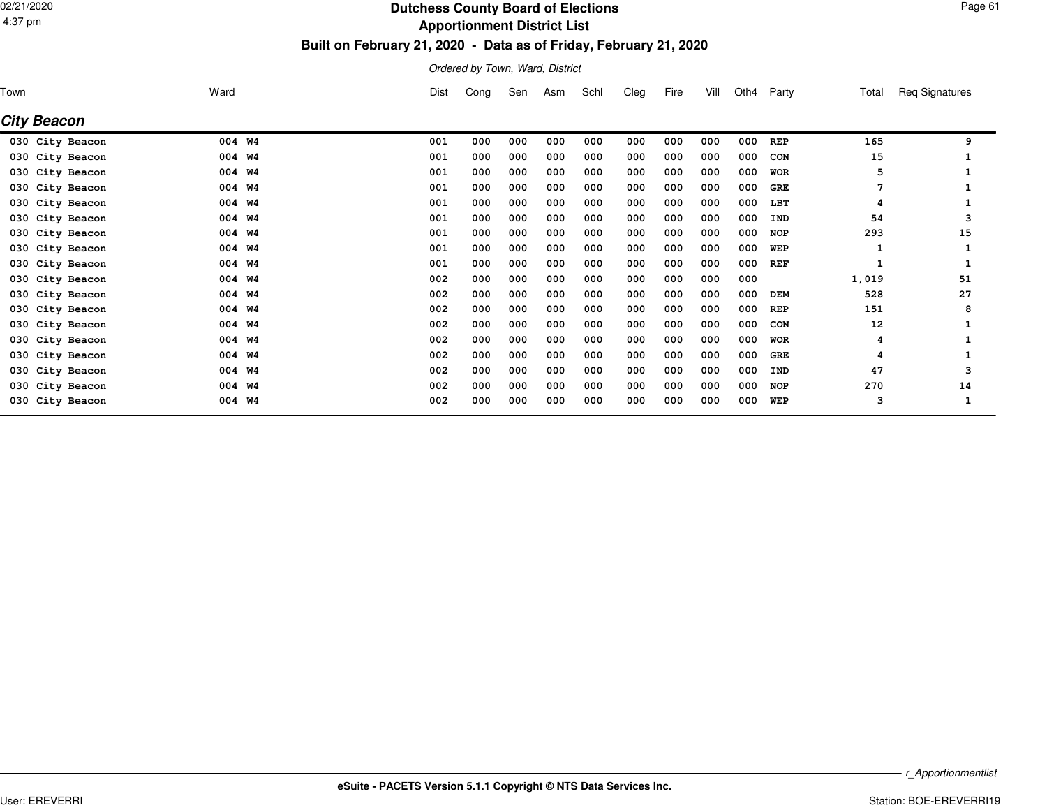# Dutchess County Board of Elections
## Apportionment District List
### Built on February 21, 2020 - Data as of Friday, February 21, 2020

*Ordered by Town, Ward, District*

## City Beacon

| Town | Ward | Dist | Cong | Sen | Asm | Schl | Cleg | Fire | Vill | Oth4 | Party | Total | Req Signatures |
|---|---|---|---|---|---|---|---|---|---|---|---|---|---|
| 030 City Beacon | 004 W4 | 001 | 000 | 000 | 000 | 000 | 000 | 000 | 000 | 000 | REP | 165 | 9 |
| 030 City Beacon | 004 W4 | 001 | 000 | 000 | 000 | 000 | 000 | 000 | 000 | 000 | CON | 15 | 1 |
| 030 City Beacon | 004 W4 | 001 | 000 | 000 | 000 | 000 | 000 | 000 | 000 | 000 | WOR | 5 | 1 |
| 030 City Beacon | 004 W4 | 001 | 000 | 000 | 000 | 000 | 000 | 000 | 000 | 000 | GRE | 7 | 1 |
| 030 City Beacon | 004 W4 | 001 | 000 | 000 | 000 | 000 | 000 | 000 | 000 | 000 | LBT | 4 | 1 |
| 030 City Beacon | 004 W4 | 001 | 000 | 000 | 000 | 000 | 000 | 000 | 000 | 000 | IND | 54 | 3 |
| 030 City Beacon | 004 W4 | 001 | 000 | 000 | 000 | 000 | 000 | 000 | 000 | 000 | NOP | 293 | 15 |
| 030 City Beacon | 004 W4 | 001 | 000 | 000 | 000 | 000 | 000 | 000 | 000 | 000 | WEP | 1 | 1 |
| 030 City Beacon | 004 W4 | 001 | 000 | 000 | 000 | 000 | 000 | 000 | 000 | 000 | REF | 1 | 1 |
| 030 City Beacon | 004 W4 | 002 | 000 | 000 | 000 | 000 | 000 | 000 | 000 | 000 | | 1,019 | 51 |
| 030 City Beacon | 004 W4 | 002 | 000 | 000 | 000 | 000 | 000 | 000 | 000 | 000 | DEM | 528 | 27 |
| 030 City Beacon | 004 W4 | 002 | 000 | 000 | 000 | 000 | 000 | 000 | 000 | 000 | REP | 151 | 8 |
| 030 City Beacon | 004 W4 | 002 | 000 | 000 | 000 | 000 | 000 | 000 | 000 | 000 | CON | 12 | 1 |
| 030 City Beacon | 004 W4 | 002 | 000 | 000 | 000 | 000 | 000 | 000 | 000 | 000 | WOR | 4 | 1 |
| 030 City Beacon | 004 W4 | 002 | 000 | 000 | 000 | 000 | 000 | 000 | 000 | 000 | GRE | 4 | 1 |
| 030 City Beacon | 004 W4 | 002 | 000 | 000 | 000 | 000 | 000 | 000 | 000 | 000 | IND | 47 | 3 |
| 030 City Beacon | 004 W4 | 002 | 000 | 000 | 000 | 000 | 000 | 000 | 000 | 000 | NOP | 270 | 14 |
| 030 City Beacon | 004 W4 | 002 | 000 | 000 | 000 | 000 | 000 | 000 | 000 | 000 | WEP | 3 | 1 |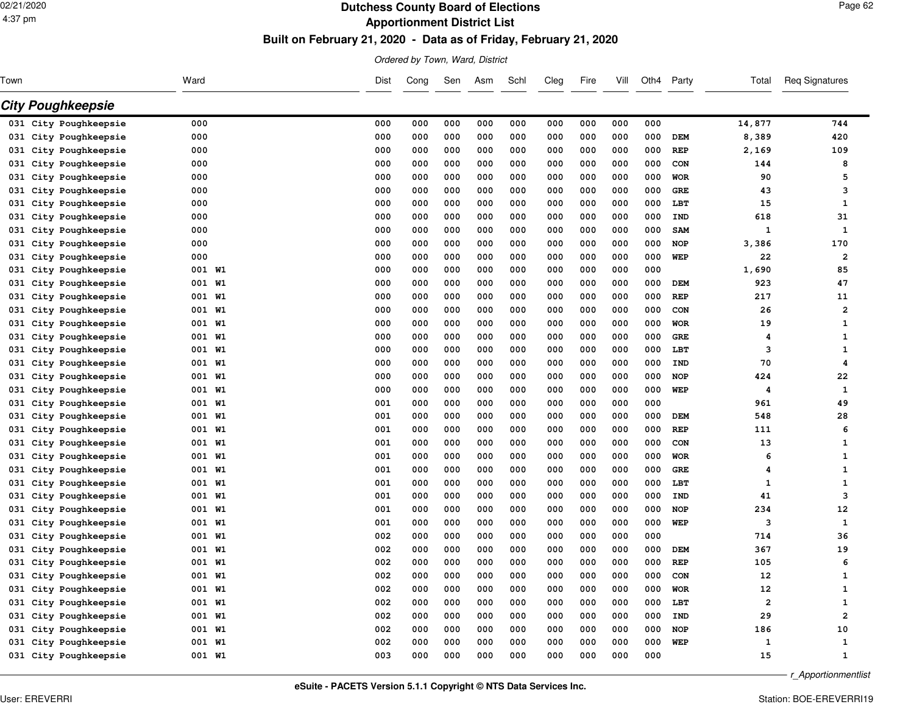# Dutchess County Board of Elections

## Apportionment District List

### Built on February 21, 2020 - Data as of Friday, February 21, 2020

*Ordered by Town, Ward, District*

## City Poughkeepsie

| Town | Ward | Dist | Cong | Sen | Asm | Schl | Cleg | Fire | Vill | Oth4 | Party | Total | Req Signatures |
|---|---|---|---|---|---|---|---|---|---|---|---|---|---|
| 031 City Poughkeepsie | 000 | 000 | 000 | 000 | 000 | 000 | 000 | 000 | 000 | 000 | | 14,877 | 744 |
| 031 City Poughkeepsie | 000 | 000 | 000 | 000 | 000 | 000 | 000 | 000 | 000 | 000 | DEM | 8,389 | 420 |
| 031 City Poughkeepsie | 000 | 000 | 000 | 000 | 000 | 000 | 000 | 000 | 000 | 000 | REP | 2,169 | 109 |
| 031 City Poughkeepsie | 000 | 000 | 000 | 000 | 000 | 000 | 000 | 000 | 000 | 000 | CON | 144 | 8 |
| 031 City Poughkeepsie | 000 | 000 | 000 | 000 | 000 | 000 | 000 | 000 | 000 | 000 | WOR | 90 | 5 |
| 031 City Poughkeepsie | 000 | 000 | 000 | 000 | 000 | 000 | 000 | 000 | 000 | 000 | GRE | 43 | 3 |
| 031 City Poughkeepsie | 000 | 000 | 000 | 000 | 000 | 000 | 000 | 000 | 000 | 000 | LBT | 15 | 1 |
| 031 City Poughkeepsie | 000 | 000 | 000 | 000 | 000 | 000 | 000 | 000 | 000 | 000 | IND | 618 | 31 |
| 031 City Poughkeepsie | 000 | 000 | 000 | 000 | 000 | 000 | 000 | 000 | 000 | 000 | SAM | 1 | 1 |
| 031 City Poughkeepsie | 000 | 000 | 000 | 000 | 000 | 000 | 000 | 000 | 000 | 000 | NOP | 3,386 | 170 |
| 031 City Poughkeepsie | 000 | 000 | 000 | 000 | 000 | 000 | 000 | 000 | 000 | 000 | WEP | 22 | 2 |
| 031 City Poughkeepsie | 001 W1 | 000 | 000 | 000 | 000 | 000 | 000 | 000 | 000 | 000 | | 1,690 | 85 |
| 031 City Poughkeepsie | 001 W1 | 000 | 000 | 000 | 000 | 000 | 000 | 000 | 000 | 000 | DEM | 923 | 47 |
| 031 City Poughkeepsie | 001 W1 | 000 | 000 | 000 | 000 | 000 | 000 | 000 | 000 | 000 | REP | 217 | 11 |
| 031 City Poughkeepsie | 001 W1 | 000 | 000 | 000 | 000 | 000 | 000 | 000 | 000 | 000 | CON | 26 | 2 |
| 031 City Poughkeepsie | 001 W1 | 000 | 000 | 000 | 000 | 000 | 000 | 000 | 000 | 000 | WOR | 19 | 1 |
| 031 City Poughkeepsie | 001 W1 | 000 | 000 | 000 | 000 | 000 | 000 | 000 | 000 | 000 | GRE | 4 | 1 |
| 031 City Poughkeepsie | 001 W1 | 000 | 000 | 000 | 000 | 000 | 000 | 000 | 000 | 000 | LBT | 3 | 1 |
| 031 City Poughkeepsie | 001 W1 | 000 | 000 | 000 | 000 | 000 | 000 | 000 | 000 | 000 | IND | 70 | 4 |
| 031 City Poughkeepsie | 001 W1 | 000 | 000 | 000 | 000 | 000 | 000 | 000 | 000 | 000 | NOP | 424 | 22 |
| 031 City Poughkeepsie | 001 W1 | 000 | 000 | 000 | 000 | 000 | 000 | 000 | 000 | 000 | WEP | 4 | 1 |
| 031 City Poughkeepsie | 001 W1 | 001 | 000 | 000 | 000 | 000 | 000 | 000 | 000 | 000 | | 961 | 49 |
| 031 City Poughkeepsie | 001 W1 | 001 | 000 | 000 | 000 | 000 | 000 | 000 | 000 | 000 | DEM | 548 | 28 |
| 031 City Poughkeepsie | 001 W1 | 001 | 000 | 000 | 000 | 000 | 000 | 000 | 000 | 000 | REP | 111 | 6 |
| 031 City Poughkeepsie | 001 W1 | 001 | 000 | 000 | 000 | 000 | 000 | 000 | 000 | 000 | CON | 13 | 1 |
| 031 City Poughkeepsie | 001 W1 | 001 | 000 | 000 | 000 | 000 | 000 | 000 | 000 | 000 | WOR | 6 | 1 |
| 031 City Poughkeepsie | 001 W1 | 001 | 000 | 000 | 000 | 000 | 000 | 000 | 000 | 000 | GRE | 4 | 1 |
| 031 City Poughkeepsie | 001 W1 | 001 | 000 | 000 | 000 | 000 | 000 | 000 | 000 | 000 | LBT | 1 | 1 |
| 031 City Poughkeepsie | 001 W1 | 001 | 000 | 000 | 000 | 000 | 000 | 000 | 000 | 000 | IND | 41 | 3 |
| 031 City Poughkeepsie | 001 W1 | 001 | 000 | 000 | 000 | 000 | 000 | 000 | 000 | 000 | NOP | 234 | 12 |
| 031 City Poughkeepsie | 001 W1 | 001 | 000 | 000 | 000 | 000 | 000 | 000 | 000 | 000 | WEP | 3 | 1 |
| 031 City Poughkeepsie | 001 W1 | 002 | 000 | 000 | 000 | 000 | 000 | 000 | 000 | 000 | | 714 | 36 |
| 031 City Poughkeepsie | 001 W1 | 002 | 000 | 000 | 000 | 000 | 000 | 000 | 000 | 000 | DEM | 367 | 19 |
| 031 City Poughkeepsie | 001 W1 | 002 | 000 | 000 | 000 | 000 | 000 | 000 | 000 | 000 | REP | 105 | 6 |
| 031 City Poughkeepsie | 001 W1 | 002 | 000 | 000 | 000 | 000 | 000 | 000 | 000 | 000 | CON | 12 | 1 |
| 031 City Poughkeepsie | 001 W1 | 002 | 000 | 000 | 000 | 000 | 000 | 000 | 000 | 000 | WOR | 12 | 1 |
| 031 City Poughkeepsie | 001 W1 | 002 | 000 | 000 | 000 | 000 | 000 | 000 | 000 | 000 | LBT | 2 | 1 |
| 031 City Poughkeepsie | 001 W1 | 002 | 000 | 000 | 000 | 000 | 000 | 000 | 000 | 000 | IND | 29 | 2 |
| 031 City Poughkeepsie | 001 W1 | 002 | 000 | 000 | 000 | 000 | 000 | 000 | 000 | 000 | NOP | 186 | 10 |
| 031 City Poughkeepsie | 001 W1 | 002 | 000 | 000 | 000 | 000 | 000 | 000 | 000 | 000 | WEP | 1 | 1 |
| 031 City Poughkeepsie | 001 W1 | 003 | 000 | 000 | 000 | 000 | 000 | 000 | 000 | 000 | | 15 | 1 |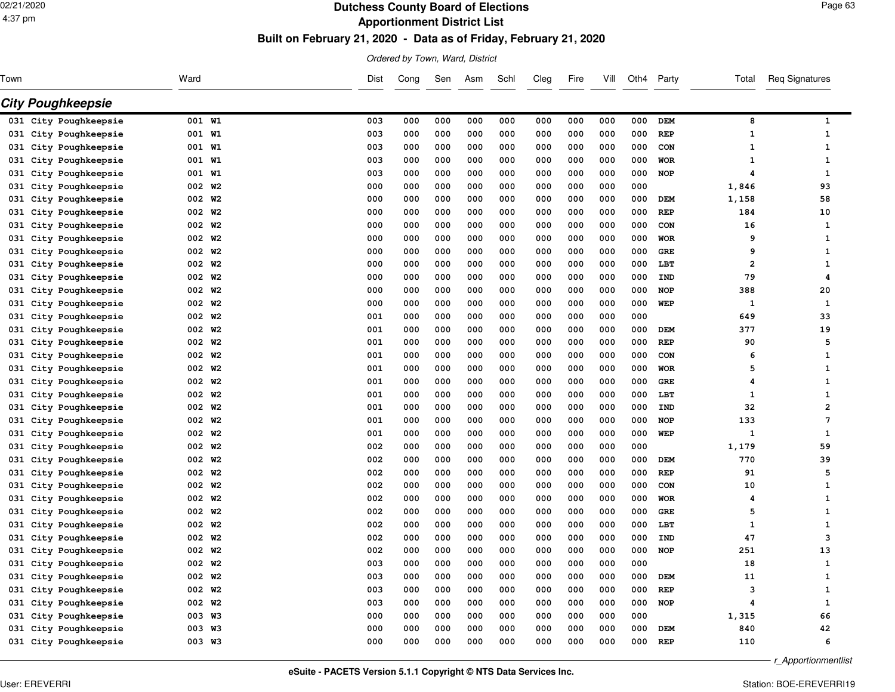# Dutchess County Board of Elections

## Apportionment District List

### Built on February 21, 2020 - Data as of Friday, February 21, 2020

*Ordered by Town, Ward, District*

## City Poughkeepsie

| Town | Ward | Dist | Cong | Sen | Asm | Schl | Cleg | Fire | Vill | Oth4 | Party | Total | Req Signatures |
|---|---|---|---|---|---|---|---|---|---|---|---|---|---|
| 031 City Poughkeepsie | 001 W1 | 003 | 000 | 000 | 000 | 000 | 000 | 000 | 000 | 000 | DEM | 8 | 1 |
| 031 City Poughkeepsie | 001 W1 | 003 | 000 | 000 | 000 | 000 | 000 | 000 | 000 | 000 | REP | 1 | 1 |
| 031 City Poughkeepsie | 001 W1 | 003 | 000 | 000 | 000 | 000 | 000 | 000 | 000 | 000 | CON | 1 | 1 |
| 031 City Poughkeepsie | 001 W1 | 003 | 000 | 000 | 000 | 000 | 000 | 000 | 000 | 000 | WOR | 1 | 1 |
| 031 City Poughkeepsie | 001 W1 | 003 | 000 | 000 | 000 | 000 | 000 | 000 | 000 | 000 | NOP | 4 | 1 |
| 031 City Poughkeepsie | 002 W2 | 000 | 000 | 000 | 000 | 000 | 000 | 000 | 000 | 000 | | 1,846 | 93 |
| 031 City Poughkeepsie | 002 W2 | 000 | 000 | 000 | 000 | 000 | 000 | 000 | 000 | 000 | DEM | 1,158 | 58 |
| 031 City Poughkeepsie | 002 W2 | 000 | 000 | 000 | 000 | 000 | 000 | 000 | 000 | 000 | REP | 184 | 10 |
| 031 City Poughkeepsie | 002 W2 | 000 | 000 | 000 | 000 | 000 | 000 | 000 | 000 | 000 | CON | 16 | 1 |
| 031 City Poughkeepsie | 002 W2 | 000 | 000 | 000 | 000 | 000 | 000 | 000 | 000 | 000 | WOR | 9 | 1 |
| 031 City Poughkeepsie | 002 W2 | 000 | 000 | 000 | 000 | 000 | 000 | 000 | 000 | 000 | GRE | 9 | 1 |
| 031 City Poughkeepsie | 002 W2 | 000 | 000 | 000 | 000 | 000 | 000 | 000 | 000 | 000 | LBT | 2 | 1 |
| 031 City Poughkeepsie | 002 W2 | 000 | 000 | 000 | 000 | 000 | 000 | 000 | 000 | 000 | IND | 79 | 4 |
| 031 City Poughkeepsie | 002 W2 | 000 | 000 | 000 | 000 | 000 | 000 | 000 | 000 | 000 | NOP | 388 | 20 |
| 031 City Poughkeepsie | 002 W2 | 000 | 000 | 000 | 000 | 000 | 000 | 000 | 000 | 000 | WEP | 1 | 1 |
| 031 City Poughkeepsie | 002 W2 | 001 | 000 | 000 | 000 | 000 | 000 | 000 | 000 | 000 | | 649 | 33 |
| 031 City Poughkeepsie | 002 W2 | 001 | 000 | 000 | 000 | 000 | 000 | 000 | 000 | 000 | DEM | 377 | 19 |
| 031 City Poughkeepsie | 002 W2 | 001 | 000 | 000 | 000 | 000 | 000 | 000 | 000 | 000 | REP | 90 | 5 |
| 031 City Poughkeepsie | 002 W2 | 001 | 000 | 000 | 000 | 000 | 000 | 000 | 000 | 000 | CON | 6 | 1 |
| 031 City Poughkeepsie | 002 W2 | 001 | 000 | 000 | 000 | 000 | 000 | 000 | 000 | 000 | WOR | 5 | 1 |
| 031 City Poughkeepsie | 002 W2 | 001 | 000 | 000 | 000 | 000 | 000 | 000 | 000 | 000 | GRE | 4 | 1 |
| 031 City Poughkeepsie | 002 W2 | 001 | 000 | 000 | 000 | 000 | 000 | 000 | 000 | 000 | LBT | 1 | 1 |
| 031 City Poughkeepsie | 002 W2 | 001 | 000 | 000 | 000 | 000 | 000 | 000 | 000 | 000 | IND | 32 | 2 |
| 031 City Poughkeepsie | 002 W2 | 001 | 000 | 000 | 000 | 000 | 000 | 000 | 000 | 000 | NOP | 133 | 7 |
| 031 City Poughkeepsie | 002 W2 | 001 | 000 | 000 | 000 | 000 | 000 | 000 | 000 | 000 | WEP | 1 | 1 |
| 031 City Poughkeepsie | 002 W2 | 002 | 000 | 000 | 000 | 000 | 000 | 000 | 000 | 000 | | 1,179 | 59 |
| 031 City Poughkeepsie | 002 W2 | 002 | 000 | 000 | 000 | 000 | 000 | 000 | 000 | 000 | DEM | 770 | 39 |
| 031 City Poughkeepsie | 002 W2 | 002 | 000 | 000 | 000 | 000 | 000 | 000 | 000 | 000 | REP | 91 | 5 |
| 031 City Poughkeepsie | 002 W2 | 002 | 000 | 000 | 000 | 000 | 000 | 000 | 000 | 000 | CON | 10 | 1 |
| 031 City Poughkeepsie | 002 W2 | 002 | 000 | 000 | 000 | 000 | 000 | 000 | 000 | 000 | WOR | 4 | 1 |
| 031 City Poughkeepsie | 002 W2 | 002 | 000 | 000 | 000 | 000 | 000 | 000 | 000 | 000 | GRE | 5 | 1 |
| 031 City Poughkeepsie | 002 W2 | 002 | 000 | 000 | 000 | 000 | 000 | 000 | 000 | 000 | LBT | 1 | 1 |
| 031 City Poughkeepsie | 002 W2 | 002 | 000 | 000 | 000 | 000 | 000 | 000 | 000 | 000 | IND | 47 | 3 |
| 031 City Poughkeepsie | 002 W2 | 002 | 000 | 000 | 000 | 000 | 000 | 000 | 000 | 000 | NOP | 251 | 13 |
| 031 City Poughkeepsie | 002 W2 | 003 | 000 | 000 | 000 | 000 | 000 | 000 | 000 | 000 | | 18 | 1 |
| 031 City Poughkeepsie | 002 W2 | 003 | 000 | 000 | 000 | 000 | 000 | 000 | 000 | 000 | DEM | 11 | 1 |
| 031 City Poughkeepsie | 002 W2 | 003 | 000 | 000 | 000 | 000 | 000 | 000 | 000 | 000 | REP | 3 | 1 |
| 031 City Poughkeepsie | 002 W2 | 003 | 000 | 000 | 000 | 000 | 000 | 000 | 000 | 000 | NOP | 4 | 1 |
| 031 City Poughkeepsie | 003 W3 | 000 | 000 | 000 | 000 | 000 | 000 | 000 | 000 | 000 | | 1,315 | 66 |
| 031 City Poughkeepsie | 003 W3 | 000 | 000 | 000 | 000 | 000 | 000 | 000 | 000 | 000 | DEM | 840 | 42 |
| 031 City Poughkeepsie | 003 W3 | 000 | 000 | 000 | 000 | 000 | 000 | 000 | 000 | 000 | REP | 110 | 6 |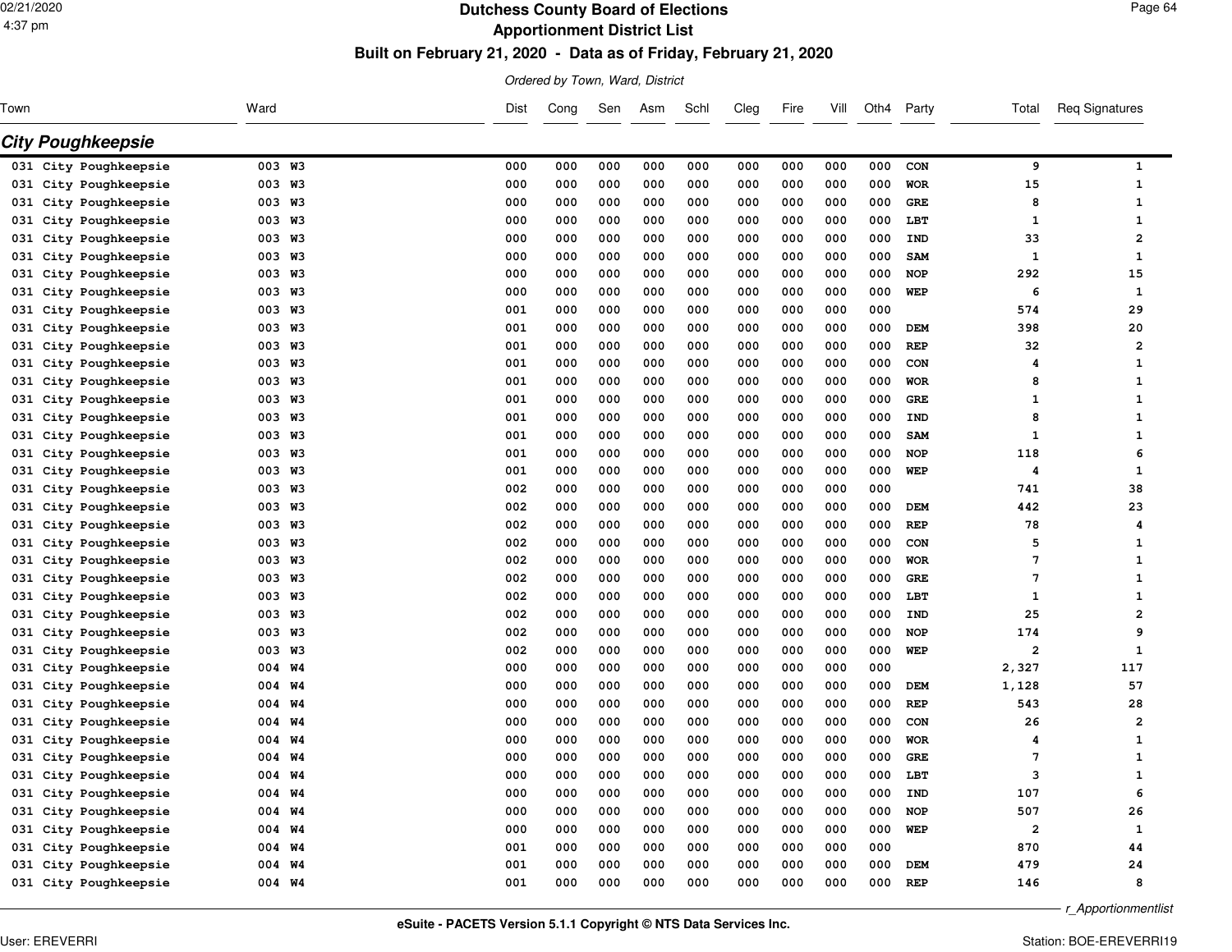# Dutchess County Board of Elections

## Apportionment District List

### Built on February 21, 2020 - Data as of Friday, February 21, 2020

*Ordered by Town, Ward, District*

## City Poughkeepsie

| Town | Ward | Dist | Cong | Sen | Asm | Schl | Cleg | Fire | Vill | Oth4 | Party | Total | Req Signatures |
|---|---|---|---|---|---|---|---|---|---|---|---|---|---|
| 031 City Poughkeepsie | 003 W3 | 000 | 000 | 000 | 000 | 000 | 000 | 000 | 000 | 000 | CON | 9 | 1 |
| 031 City Poughkeepsie | 003 W3 | 000 | 000 | 000 | 000 | 000 | 000 | 000 | 000 | 000 | WOR | 15 | 1 |
| 031 City Poughkeepsie | 003 W3 | 000 | 000 | 000 | 000 | 000 | 000 | 000 | 000 | 000 | GRE | 8 | 1 |
| 031 City Poughkeepsie | 003 W3 | 000 | 000 | 000 | 000 | 000 | 000 | 000 | 000 | 000 | LBT | 1 | 1 |
| 031 City Poughkeepsie | 003 W3 | 000 | 000 | 000 | 000 | 000 | 000 | 000 | 000 | 000 | IND | 33 | 2 |
| 031 City Poughkeepsie | 003 W3 | 000 | 000 | 000 | 000 | 000 | 000 | 000 | 000 | 000 | SAM | 1 | 1 |
| 031 City Poughkeepsie | 003 W3 | 000 | 000 | 000 | 000 | 000 | 000 | 000 | 000 | 000 | NOP | 292 | 15 |
| 031 City Poughkeepsie | 003 W3 | 000 | 000 | 000 | 000 | 000 | 000 | 000 | 000 | 000 | WEP | 6 | 1 |
| 031 City Poughkeepsie | 003 W3 | 001 | 000 | 000 | 000 | 000 | 000 | 000 | 000 | 000 | | 574 | 29 |
| 031 City Poughkeepsie | 003 W3 | 001 | 000 | 000 | 000 | 000 | 000 | 000 | 000 | 000 | DEM | 398 | 20 |
| 031 City Poughkeepsie | 003 W3 | 001 | 000 | 000 | 000 | 000 | 000 | 000 | 000 | 000 | REP | 32 | 2 |
| 031 City Poughkeepsie | 003 W3 | 001 | 000 | 000 | 000 | 000 | 000 | 000 | 000 | 000 | CON | 4 | 1 |
| 031 City Poughkeepsie | 003 W3 | 001 | 000 | 000 | 000 | 000 | 000 | 000 | 000 | 000 | WOR | 8 | 1 |
| 031 City Poughkeepsie | 003 W3 | 001 | 000 | 000 | 000 | 000 | 000 | 000 | 000 | 000 | GRE | 1 | 1 |
| 031 City Poughkeepsie | 003 W3 | 001 | 000 | 000 | 000 | 000 | 000 | 000 | 000 | 000 | IND | 8 | 1 |
| 031 City Poughkeepsie | 003 W3 | 001 | 000 | 000 | 000 | 000 | 000 | 000 | 000 | 000 | SAM | 1 | 1 |
| 031 City Poughkeepsie | 003 W3 | 001 | 000 | 000 | 000 | 000 | 000 | 000 | 000 | 000 | NOP | 118 | 6 |
| 031 City Poughkeepsie | 003 W3 | 001 | 000 | 000 | 000 | 000 | 000 | 000 | 000 | 000 | WEP | 4 | 1 |
| 031 City Poughkeepsie | 003 W3 | 002 | 000 | 000 | 000 | 000 | 000 | 000 | 000 | 000 | | 741 | 38 |
| 031 City Poughkeepsie | 003 W3 | 002 | 000 | 000 | 000 | 000 | 000 | 000 | 000 | 000 | DEM | 442 | 23 |
| 031 City Poughkeepsie | 003 W3 | 002 | 000 | 000 | 000 | 000 | 000 | 000 | 000 | 000 | REP | 78 | 4 |
| 031 City Poughkeepsie | 003 W3 | 002 | 000 | 000 | 000 | 000 | 000 | 000 | 000 | 000 | CON | 5 | 1 |
| 031 City Poughkeepsie | 003 W3 | 002 | 000 | 000 | 000 | 000 | 000 | 000 | 000 | 000 | WOR | 7 | 1 |
| 031 City Poughkeepsie | 003 W3 | 002 | 000 | 000 | 000 | 000 | 000 | 000 | 000 | 000 | GRE | 7 | 1 |
| 031 City Poughkeepsie | 003 W3 | 002 | 000 | 000 | 000 | 000 | 000 | 000 | 000 | 000 | LBT | 1 | 1 |
| 031 City Poughkeepsie | 003 W3 | 002 | 000 | 000 | 000 | 000 | 000 | 000 | 000 | 000 | IND | 25 | 2 |
| 031 City Poughkeepsie | 003 W3 | 002 | 000 | 000 | 000 | 000 | 000 | 000 | 000 | 000 | NOP | 174 | 9 |
| 031 City Poughkeepsie | 003 W3 | 002 | 000 | 000 | 000 | 000 | 000 | 000 | 000 | 000 | WEP | 2 | 1 |
| 031 City Poughkeepsie | 004 W4 | 000 | 000 | 000 | 000 | 000 | 000 | 000 | 000 | 000 | | 2,327 | 117 |
| 031 City Poughkeepsie | 004 W4 | 000 | 000 | 000 | 000 | 000 | 000 | 000 | 000 | 000 | DEM | 1,128 | 57 |
| 031 City Poughkeepsie | 004 W4 | 000 | 000 | 000 | 000 | 000 | 000 | 000 | 000 | 000 | REP | 543 | 28 |
| 031 City Poughkeepsie | 004 W4 | 000 | 000 | 000 | 000 | 000 | 000 | 000 | 000 | 000 | CON | 26 | 2 |
| 031 City Poughkeepsie | 004 W4 | 000 | 000 | 000 | 000 | 000 | 000 | 000 | 000 | 000 | WOR | 4 | 1 |
| 031 City Poughkeepsie | 004 W4 | 000 | 000 | 000 | 000 | 000 | 000 | 000 | 000 | 000 | GRE | 7 | 1 |
| 031 City Poughkeepsie | 004 W4 | 000 | 000 | 000 | 000 | 000 | 000 | 000 | 000 | 000 | LBT | 3 | 1 |
| 031 City Poughkeepsie | 004 W4 | 000 | 000 | 000 | 000 | 000 | 000 | 000 | 000 | 000 | IND | 107 | 6 |
| 031 City Poughkeepsie | 004 W4 | 000 | 000 | 000 | 000 | 000 | 000 | 000 | 000 | 000 | NOP | 507 | 26 |
| 031 City Poughkeepsie | 004 W4 | 000 | 000 | 000 | 000 | 000 | 000 | 000 | 000 | 000 | WEP | 2 | 1 |
| 031 City Poughkeepsie | 004 W4 | 001 | 000 | 000 | 000 | 000 | 000 | 000 | 000 | 000 | | 870 | 44 |
| 031 City Poughkeepsie | 004 W4 | 001 | 000 | 000 | 000 | 000 | 000 | 000 | 000 | 000 | DEM | 479 | 24 |
| 031 City Poughkeepsie | 004 W4 | 001 | 000 | 000 | 000 | 000 | 000 | 000 | 000 | 000 | REP | 146 | 8 |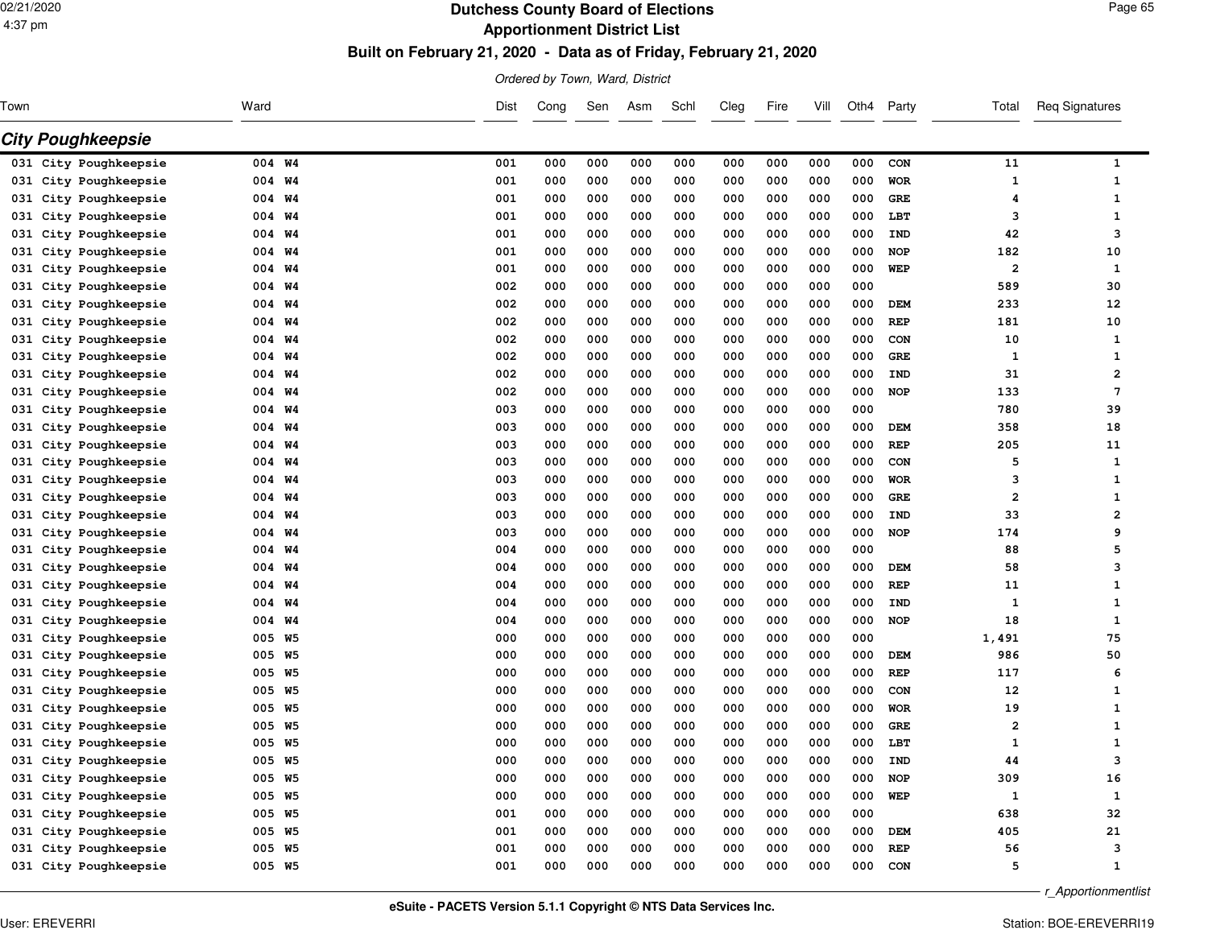# Dutchess County Board of Elections

## Apportionment District List

### Built on February 21, 2020 - Data as of Friday, February 21, 2020

*Ordered by Town, Ward, District*

## City Poughkeepsie

| Town | Ward | Dist | Cong | Sen | Asm | Schl | Cleg | Fire | Vill | Oth4 | Party | Total | Req Signatures |
|---|---|---|---|---|---|---|---|---|---|---|---|---|---|
| 031 City Poughkeepsie | 004 W4 | 001 | 000 | 000 | 000 | 000 | 000 | 000 | 000 | 000 | CON | 11 | 1 |
| 031 City Poughkeepsie | 004 W4 | 001 | 000 | 000 | 000 | 000 | 000 | 000 | 000 | 000 | WOR | 1 | 1 |
| 031 City Poughkeepsie | 004 W4 | 001 | 000 | 000 | 000 | 000 | 000 | 000 | 000 | 000 | GRE | 4 | 1 |
| 031 City Poughkeepsie | 004 W4 | 001 | 000 | 000 | 000 | 000 | 000 | 000 | 000 | 000 | LBT | 3 | 1 |
| 031 City Poughkeepsie | 004 W4 | 001 | 000 | 000 | 000 | 000 | 000 | 000 | 000 | 000 | IND | 42 | 3 |
| 031 City Poughkeepsie | 004 W4 | 001 | 000 | 000 | 000 | 000 | 000 | 000 | 000 | 000 | NOP | 182 | 10 |
| 031 City Poughkeepsie | 004 W4 | 001 | 000 | 000 | 000 | 000 | 000 | 000 | 000 | 000 | WEP | 2 | 1 |
| 031 City Poughkeepsie | 004 W4 | 002 | 000 | 000 | 000 | 000 | 000 | 000 | 000 | 000 | | 589 | 30 |
| 031 City Poughkeepsie | 004 W4 | 002 | 000 | 000 | 000 | 000 | 000 | 000 | 000 | 000 | DEM | 233 | 12 |
| 031 City Poughkeepsie | 004 W4 | 002 | 000 | 000 | 000 | 000 | 000 | 000 | 000 | 000 | REP | 181 | 10 |
| 031 City Poughkeepsie | 004 W4 | 002 | 000 | 000 | 000 | 000 | 000 | 000 | 000 | 000 | CON | 10 | 1 |
| 031 City Poughkeepsie | 004 W4 | 002 | 000 | 000 | 000 | 000 | 000 | 000 | 000 | 000 | GRE | 1 | 1 |
| 031 City Poughkeepsie | 004 W4 | 002 | 000 | 000 | 000 | 000 | 000 | 000 | 000 | 000 | IND | 31 | 2 |
| 031 City Poughkeepsie | 004 W4 | 002 | 000 | 000 | 000 | 000 | 000 | 000 | 000 | 000 | NOP | 133 | 7 |
| 031 City Poughkeepsie | 004 W4 | 003 | 000 | 000 | 000 | 000 | 000 | 000 | 000 | 000 | | 780 | 39 |
| 031 City Poughkeepsie | 004 W4 | 003 | 000 | 000 | 000 | 000 | 000 | 000 | 000 | 000 | DEM | 358 | 18 |
| 031 City Poughkeepsie | 004 W4 | 003 | 000 | 000 | 000 | 000 | 000 | 000 | 000 | 000 | REP | 205 | 11 |
| 031 City Poughkeepsie | 004 W4 | 003 | 000 | 000 | 000 | 000 | 000 | 000 | 000 | 000 | CON | 5 | 1 |
| 031 City Poughkeepsie | 004 W4 | 003 | 000 | 000 | 000 | 000 | 000 | 000 | 000 | 000 | WOR | 3 | 1 |
| 031 City Poughkeepsie | 004 W4 | 003 | 000 | 000 | 000 | 000 | 000 | 000 | 000 | 000 | GRE | 2 | 1 |
| 031 City Poughkeepsie | 004 W4 | 003 | 000 | 000 | 000 | 000 | 000 | 000 | 000 | 000 | IND | 33 | 2 |
| 031 City Poughkeepsie | 004 W4 | 003 | 000 | 000 | 000 | 000 | 000 | 000 | 000 | 000 | NOP | 174 | 9 |
| 031 City Poughkeepsie | 004 W4 | 004 | 000 | 000 | 000 | 000 | 000 | 000 | 000 | 000 | | 88 | 5 |
| 031 City Poughkeepsie | 004 W4 | 004 | 000 | 000 | 000 | 000 | 000 | 000 | 000 | 000 | DEM | 58 | 3 |
| 031 City Poughkeepsie | 004 W4 | 004 | 000 | 000 | 000 | 000 | 000 | 000 | 000 | 000 | REP | 11 | 1 |
| 031 City Poughkeepsie | 004 W4 | 004 | 000 | 000 | 000 | 000 | 000 | 000 | 000 | 000 | IND | 1 | 1 |
| 031 City Poughkeepsie | 004 W4 | 004 | 000 | 000 | 000 | 000 | 000 | 000 | 000 | 000 | NOP | 18 | 1 |
| 031 City Poughkeepsie | 005 W5 | 000 | 000 | 000 | 000 | 000 | 000 | 000 | 000 | 000 | | 1,491 | 75 |
| 031 City Poughkeepsie | 005 W5 | 000 | 000 | 000 | 000 | 000 | 000 | 000 | 000 | 000 | DEM | 986 | 50 |
| 031 City Poughkeepsie | 005 W5 | 000 | 000 | 000 | 000 | 000 | 000 | 000 | 000 | 000 | REP | 117 | 6 |
| 031 City Poughkeepsie | 005 W5 | 000 | 000 | 000 | 000 | 000 | 000 | 000 | 000 | 000 | CON | 12 | 1 |
| 031 City Poughkeepsie | 005 W5 | 000 | 000 | 000 | 000 | 000 | 000 | 000 | 000 | 000 | WOR | 19 | 1 |
| 031 City Poughkeepsie | 005 W5 | 000 | 000 | 000 | 000 | 000 | 000 | 000 | 000 | 000 | GRE | 2 | 1 |
| 031 City Poughkeepsie | 005 W5 | 000 | 000 | 000 | 000 | 000 | 000 | 000 | 000 | 000 | LBT | 1 | 1 |
| 031 City Poughkeepsie | 005 W5 | 000 | 000 | 000 | 000 | 000 | 000 | 000 | 000 | 000 | IND | 44 | 3 |
| 031 City Poughkeepsie | 005 W5 | 000 | 000 | 000 | 000 | 000 | 000 | 000 | 000 | 000 | NOP | 309 | 16 |
| 031 City Poughkeepsie | 005 W5 | 000 | 000 | 000 | 000 | 000 | 000 | 000 | 000 | 000 | WEP | 1 | 1 |
| 031 City Poughkeepsie | 005 W5 | 001 | 000 | 000 | 000 | 000 | 000 | 000 | 000 | 000 | | 638 | 32 |
| 031 City Poughkeepsie | 005 W5 | 001 | 000 | 000 | 000 | 000 | 000 | 000 | 000 | 000 | DEM | 405 | 21 |
| 031 City Poughkeepsie | 005 W5 | 001 | 000 | 000 | 000 | 000 | 000 | 000 | 000 | 000 | REP | 56 | 3 |
| 031 City Poughkeepsie | 005 W5 | 001 | 000 | 000 | 000 | 000 | 000 | 000 | 000 | 000 | CON | 5 | 1 |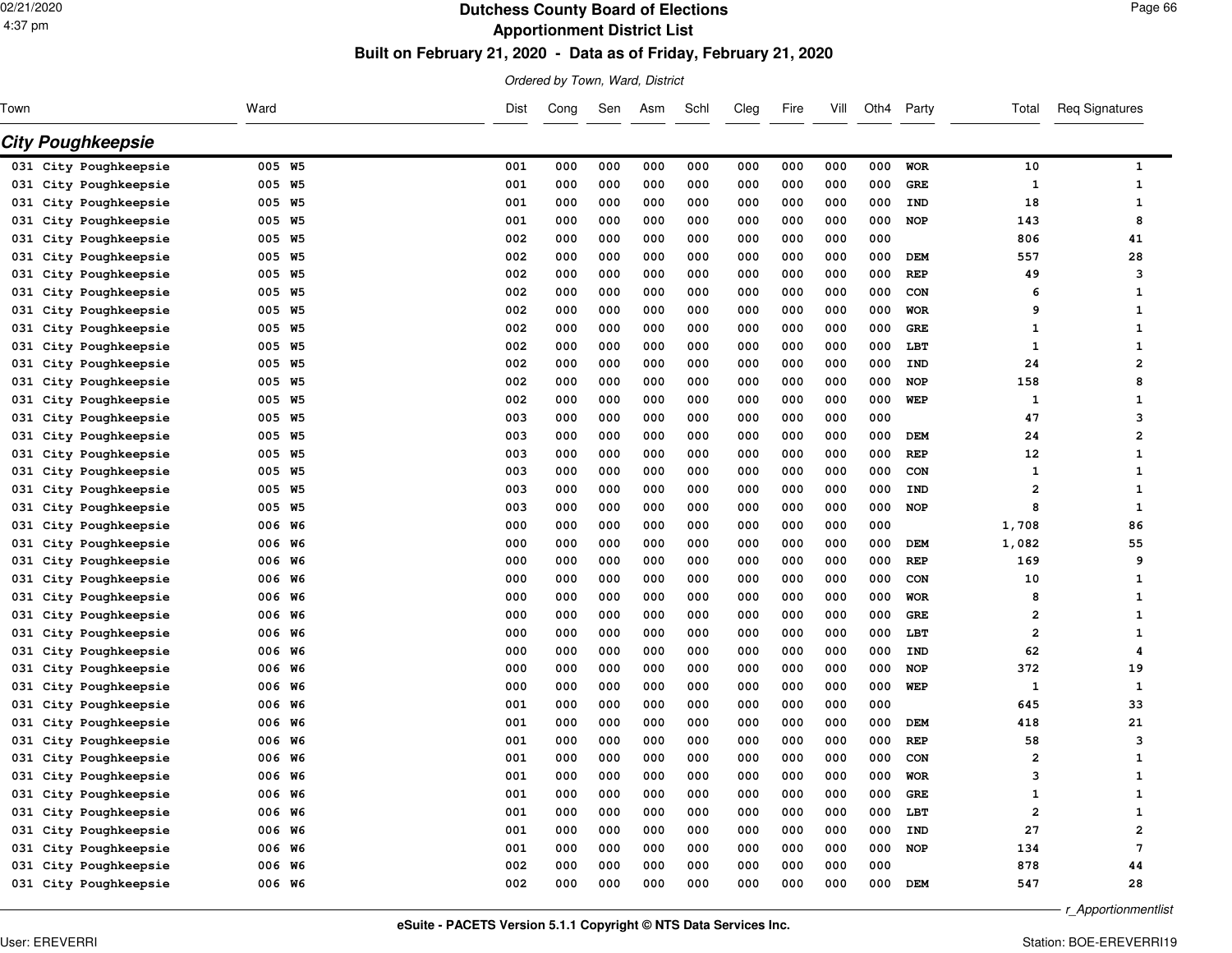# Dutchess County Board of Elections

## Apportionment District List

### Built on February 21, 2020 - Data as of Friday, February 21, 2020

*Ordered by Town, Ward, District*

## City Poughkeepsie

| Town | Ward | Dist | Cong | Sen | Asm | Schl | Cleg | Fire | Vill | Oth4 | Party | Total | Req Signatures |
|---|---|---|---|---|---|---|---|---|---|---|---|---|---|
| 031 City Poughkeepsie | 005 W5 | 001 | 000 | 000 | 000 | 000 | 000 | 000 | 000 | 000 | WOR | 10 | 1 |
| 031 City Poughkeepsie | 005 W5 | 001 | 000 | 000 | 000 | 000 | 000 | 000 | 000 | 000 | GRE | 1 | 1 |
| 031 City Poughkeepsie | 005 W5 | 001 | 000 | 000 | 000 | 000 | 000 | 000 | 000 | 000 | IND | 18 | 1 |
| 031 City Poughkeepsie | 005 W5 | 001 | 000 | 000 | 000 | 000 | 000 | 000 | 000 | 000 | NOP | 143 | 8 |
| 031 City Poughkeepsie | 005 W5 | 002 | 000 | 000 | 000 | 000 | 000 | 000 | 000 | 000 | | 806 | 41 |
| 031 City Poughkeepsie | 005 W5 | 002 | 000 | 000 | 000 | 000 | 000 | 000 | 000 | 000 | DEM | 557 | 28 |
| 031 City Poughkeepsie | 005 W5 | 002 | 000 | 000 | 000 | 000 | 000 | 000 | 000 | 000 | REP | 49 | 3 |
| 031 City Poughkeepsie | 005 W5 | 002 | 000 | 000 | 000 | 000 | 000 | 000 | 000 | 000 | CON | 6 | 1 |
| 031 City Poughkeepsie | 005 W5 | 002 | 000 | 000 | 000 | 000 | 000 | 000 | 000 | 000 | WOR | 9 | 1 |
| 031 City Poughkeepsie | 005 W5 | 002 | 000 | 000 | 000 | 000 | 000 | 000 | 000 | 000 | GRE | 1 | 1 |
| 031 City Poughkeepsie | 005 W5 | 002 | 000 | 000 | 000 | 000 | 000 | 000 | 000 | 000 | LBT | 1 | 1 |
| 031 City Poughkeepsie | 005 W5 | 002 | 000 | 000 | 000 | 000 | 000 | 000 | 000 | 000 | IND | 24 | 2 |
| 031 City Poughkeepsie | 005 W5 | 002 | 000 | 000 | 000 | 000 | 000 | 000 | 000 | 000 | NOP | 158 | 8 |
| 031 City Poughkeepsie | 005 W5 | 002 | 000 | 000 | 000 | 000 | 000 | 000 | 000 | 000 | WEP | 1 | 1 |
| 031 City Poughkeepsie | 005 W5 | 003 | 000 | 000 | 000 | 000 | 000 | 000 | 000 | 000 | | 47 | 3 |
| 031 City Poughkeepsie | 005 W5 | 003 | 000 | 000 | 000 | 000 | 000 | 000 | 000 | 000 | DEM | 24 | 2 |
| 031 City Poughkeepsie | 005 W5 | 003 | 000 | 000 | 000 | 000 | 000 | 000 | 000 | 000 | REP | 12 | 1 |
| 031 City Poughkeepsie | 005 W5 | 003 | 000 | 000 | 000 | 000 | 000 | 000 | 000 | 000 | CON | 1 | 1 |
| 031 City Poughkeepsie | 005 W5 | 003 | 000 | 000 | 000 | 000 | 000 | 000 | 000 | 000 | IND | 2 | 1 |
| 031 City Poughkeepsie | 005 W5 | 003 | 000 | 000 | 000 | 000 | 000 | 000 | 000 | 000 | NOP | 8 | 1 |
| 031 City Poughkeepsie | 006 W6 | 000 | 000 | 000 | 000 | 000 | 000 | 000 | 000 | 000 | | 1,708 | 86 |
| 031 City Poughkeepsie | 006 W6 | 000 | 000 | 000 | 000 | 000 | 000 | 000 | 000 | 000 | DEM | 1,082 | 55 |
| 031 City Poughkeepsie | 006 W6 | 000 | 000 | 000 | 000 | 000 | 000 | 000 | 000 | 000 | REP | 169 | 9 |
| 031 City Poughkeepsie | 006 W6 | 000 | 000 | 000 | 000 | 000 | 000 | 000 | 000 | 000 | CON | 10 | 1 |
| 031 City Poughkeepsie | 006 W6 | 000 | 000 | 000 | 000 | 000 | 000 | 000 | 000 | 000 | WOR | 8 | 1 |
| 031 City Poughkeepsie | 006 W6 | 000 | 000 | 000 | 000 | 000 | 000 | 000 | 000 | 000 | GRE | 2 | 1 |
| 031 City Poughkeepsie | 006 W6 | 000 | 000 | 000 | 000 | 000 | 000 | 000 | 000 | 000 | LBT | 2 | 1 |
| 031 City Poughkeepsie | 006 W6 | 000 | 000 | 000 | 000 | 000 | 000 | 000 | 000 | 000 | IND | 62 | 4 |
| 031 City Poughkeepsie | 006 W6 | 000 | 000 | 000 | 000 | 000 | 000 | 000 | 000 | 000 | NOP | 372 | 19 |
| 031 City Poughkeepsie | 006 W6 | 000 | 000 | 000 | 000 | 000 | 000 | 000 | 000 | 000 | WEP | 1 | 1 |
| 031 City Poughkeepsie | 006 W6 | 001 | 000 | 000 | 000 | 000 | 000 | 000 | 000 | 000 | | 645 | 33 |
| 031 City Poughkeepsie | 006 W6 | 001 | 000 | 000 | 000 | 000 | 000 | 000 | 000 | 000 | DEM | 418 | 21 |
| 031 City Poughkeepsie | 006 W6 | 001 | 000 | 000 | 000 | 000 | 000 | 000 | 000 | 000 | REP | 58 | 3 |
| 031 City Poughkeepsie | 006 W6 | 001 | 000 | 000 | 000 | 000 | 000 | 000 | 000 | 000 | CON | 2 | 1 |
| 031 City Poughkeepsie | 006 W6 | 001 | 000 | 000 | 000 | 000 | 000 | 000 | 000 | 000 | WOR | 3 | 1 |
| 031 City Poughkeepsie | 006 W6 | 001 | 000 | 000 | 000 | 000 | 000 | 000 | 000 | 000 | GRE | 1 | 1 |
| 031 City Poughkeepsie | 006 W6 | 001 | 000 | 000 | 000 | 000 | 000 | 000 | 000 | 000 | LBT | 2 | 1 |
| 031 City Poughkeepsie | 006 W6 | 001 | 000 | 000 | 000 | 000 | 000 | 000 | 000 | 000 | IND | 27 | 2 |
| 031 City Poughkeepsie | 006 W6 | 001 | 000 | 000 | 000 | 000 | 000 | 000 | 000 | 000 | NOP | 134 | 7 |
| 031 City Poughkeepsie | 006 W6 | 002 | 000 | 000 | 000 | 000 | 000 | 000 | 000 | 000 | | 878 | 44 |
| 031 City Poughkeepsie | 006 W6 | 002 | 000 | 000 | 000 | 000 | 000 | 000 | 000 | 000 | DEM | 547 | 28 |

eSuite - PACETS Version 5.1.1 Copyright © NTS Data Services Inc.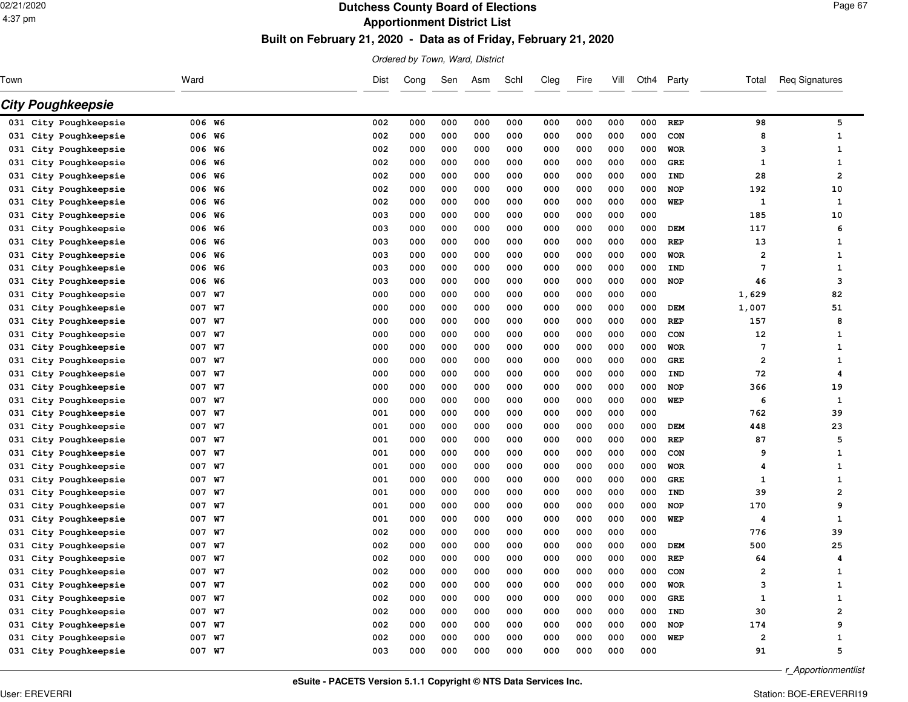# Dutchess County Board of Elections
## Apportionment District List
### Built on February 21, 2020 - Data as of Friday, February 21, 2020

*Ordered by Town, Ward, District*

## City Poughkeepsie

| Town | Ward | Dist | Cong | Sen | Asm | Schl | Cleg | Fire | Vill | Oth4 | Party | Total | Req Signatures |
|---|---|---|---|---|---|---|---|---|---|---|---|---|---|
| 031 City Poughkeepsie | 006 W6 | 002 | 000 | 000 | 000 | 000 | 000 | 000 | 000 | 000 | REP | 98 | 5 |
| 031 City Poughkeepsie | 006 W6 | 002 | 000 | 000 | 000 | 000 | 000 | 000 | 000 | 000 | CON | 8 | 1 |
| 031 City Poughkeepsie | 006 W6 | 002 | 000 | 000 | 000 | 000 | 000 | 000 | 000 | 000 | WOR | 3 | 1 |
| 031 City Poughkeepsie | 006 W6 | 002 | 000 | 000 | 000 | 000 | 000 | 000 | 000 | 000 | GRE | 1 | 1 |
| 031 City Poughkeepsie | 006 W6 | 002 | 000 | 000 | 000 | 000 | 000 | 000 | 000 | 000 | IND | 28 | 2 |
| 031 City Poughkeepsie | 006 W6 | 002 | 000 | 000 | 000 | 000 | 000 | 000 | 000 | 000 | NOP | 192 | 10 |
| 031 City Poughkeepsie | 006 W6 | 002 | 000 | 000 | 000 | 000 | 000 | 000 | 000 | 000 | WEP | 1 | 1 |
| 031 City Poughkeepsie | 006 W6 | 003 | 000 | 000 | 000 | 000 | 000 | 000 | 000 | 000 | | 185 | 10 |
| 031 City Poughkeepsie | 006 W6 | 003 | 000 | 000 | 000 | 000 | 000 | 000 | 000 | 000 | DEM | 117 | 6 |
| 031 City Poughkeepsie | 006 W6 | 003 | 000 | 000 | 000 | 000 | 000 | 000 | 000 | 000 | REP | 13 | 1 |
| 031 City Poughkeepsie | 006 W6 | 003 | 000 | 000 | 000 | 000 | 000 | 000 | 000 | 000 | WOR | 2 | 1 |
| 031 City Poughkeepsie | 006 W6 | 003 | 000 | 000 | 000 | 000 | 000 | 000 | 000 | 000 | IND | 7 | 1 |
| 031 City Poughkeepsie | 006 W6 | 003 | 000 | 000 | 000 | 000 | 000 | 000 | 000 | 000 | NOP | 46 | 3 |
| 031 City Poughkeepsie | 007 W7 | 000 | 000 | 000 | 000 | 000 | 000 | 000 | 000 | 000 | | 1,629 | 82 |
| 031 City Poughkeepsie | 007 W7 | 000 | 000 | 000 | 000 | 000 | 000 | 000 | 000 | 000 | DEM | 1,007 | 51 |
| 031 City Poughkeepsie | 007 W7 | 000 | 000 | 000 | 000 | 000 | 000 | 000 | 000 | 000 | REP | 157 | 8 |
| 031 City Poughkeepsie | 007 W7 | 000 | 000 | 000 | 000 | 000 | 000 | 000 | 000 | 000 | CON | 12 | 1 |
| 031 City Poughkeepsie | 007 W7 | 000 | 000 | 000 | 000 | 000 | 000 | 000 | 000 | 000 | WOR | 7 | 1 |
| 031 City Poughkeepsie | 007 W7 | 000 | 000 | 000 | 000 | 000 | 000 | 000 | 000 | 000 | GRE | 2 | 1 |
| 031 City Poughkeepsie | 007 W7 | 000 | 000 | 000 | 000 | 000 | 000 | 000 | 000 | 000 | IND | 72 | 4 |
| 031 City Poughkeepsie | 007 W7 | 000 | 000 | 000 | 000 | 000 | 000 | 000 | 000 | 000 | NOP | 366 | 19 |
| 031 City Poughkeepsie | 007 W7 | 000 | 000 | 000 | 000 | 000 | 000 | 000 | 000 | 000 | WEP | 6 | 1 |
| 031 City Poughkeepsie | 007 W7 | 001 | 000 | 000 | 000 | 000 | 000 | 000 | 000 | 000 | | 762 | 39 |
| 031 City Poughkeepsie | 007 W7 | 001 | 000 | 000 | 000 | 000 | 000 | 000 | 000 | 000 | DEM | 448 | 23 |
| 031 City Poughkeepsie | 007 W7 | 001 | 000 | 000 | 000 | 000 | 000 | 000 | 000 | 000 | REP | 87 | 5 |
| 031 City Poughkeepsie | 007 W7 | 001 | 000 | 000 | 000 | 000 | 000 | 000 | 000 | 000 | CON | 9 | 1 |
| 031 City Poughkeepsie | 007 W7 | 001 | 000 | 000 | 000 | 000 | 000 | 000 | 000 | 000 | WOR | 4 | 1 |
| 031 City Poughkeepsie | 007 W7 | 001 | 000 | 000 | 000 | 000 | 000 | 000 | 000 | 000 | GRE | 1 | 1 |
| 031 City Poughkeepsie | 007 W7 | 001 | 000 | 000 | 000 | 000 | 000 | 000 | 000 | 000 | IND | 39 | 2 |
| 031 City Poughkeepsie | 007 W7 | 001 | 000 | 000 | 000 | 000 | 000 | 000 | 000 | 000 | NOP | 170 | 9 |
| 031 City Poughkeepsie | 007 W7 | 001 | 000 | 000 | 000 | 000 | 000 | 000 | 000 | 000 | WEP | 4 | 1 |
| 031 City Poughkeepsie | 007 W7 | 002 | 000 | 000 | 000 | 000 | 000 | 000 | 000 | 000 | | 776 | 39 |
| 031 City Poughkeepsie | 007 W7 | 002 | 000 | 000 | 000 | 000 | 000 | 000 | 000 | 000 | DEM | 500 | 25 |
| 031 City Poughkeepsie | 007 W7 | 002 | 000 | 000 | 000 | 000 | 000 | 000 | 000 | 000 | REP | 64 | 4 |
| 031 City Poughkeepsie | 007 W7 | 002 | 000 | 000 | 000 | 000 | 000 | 000 | 000 | 000 | CON | 2 | 1 |
| 031 City Poughkeepsie | 007 W7 | 002 | 000 | 000 | 000 | 000 | 000 | 000 | 000 | 000 | WOR | 3 | 1 |
| 031 City Poughkeepsie | 007 W7 | 002 | 000 | 000 | 000 | 000 | 000 | 000 | 000 | 000 | GRE | 1 | 1 |
| 031 City Poughkeepsie | 007 W7 | 002 | 000 | 000 | 000 | 000 | 000 | 000 | 000 | 000 | IND | 30 | 2 |
| 031 City Poughkeepsie | 007 W7 | 002 | 000 | 000 | 000 | 000 | 000 | 000 | 000 | 000 | NOP | 174 | 9 |
| 031 City Poughkeepsie | 007 W7 | 002 | 000 | 000 | 000 | 000 | 000 | 000 | 000 | 000 | WEP | 2 | 1 |
| 031 City Poughkeepsie | 007 W7 | 003 | 000 | 000 | 000 | 000 | 000 | 000 | 000 | 000 | | 91 | 5 |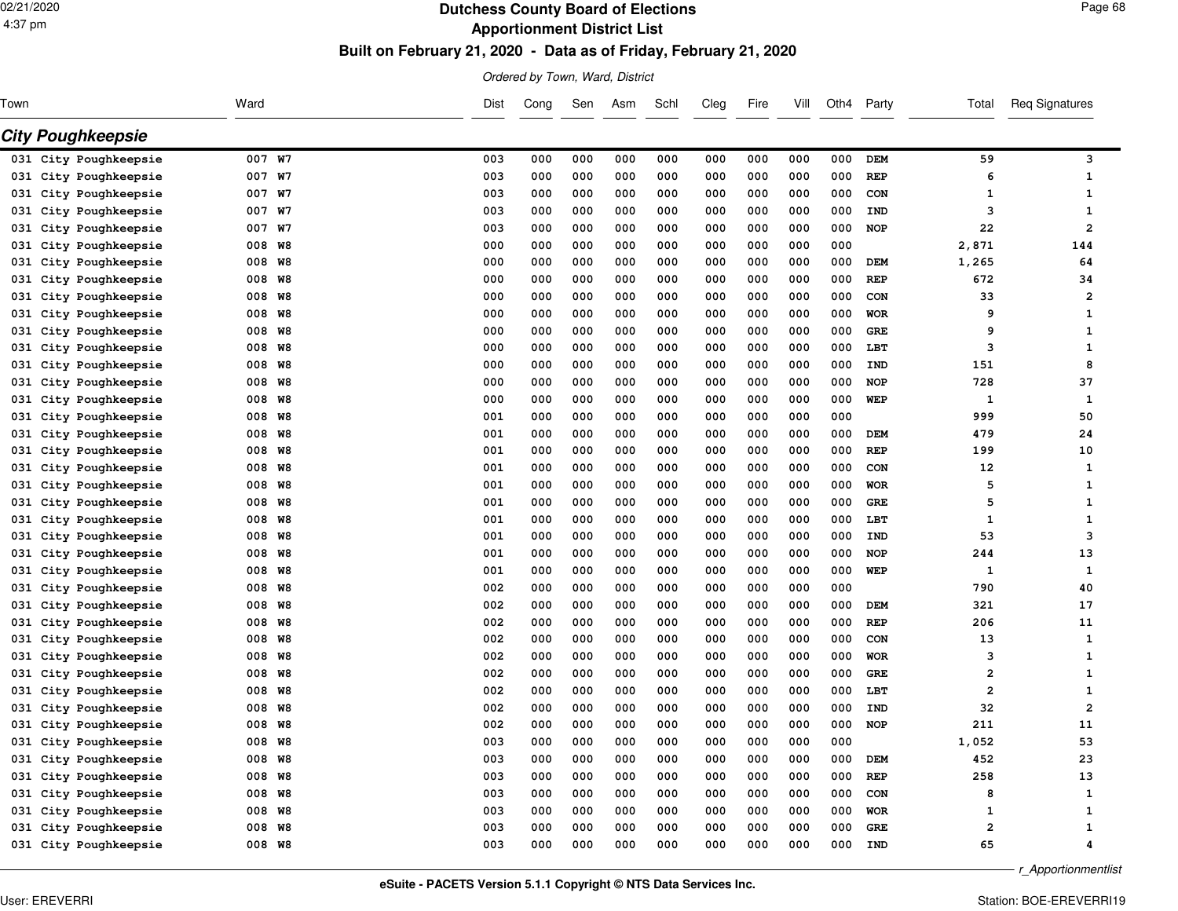# Dutchess County Board of Elections

## Apportionment District List

### Built on February 21, 2020 - Data as of Friday, February 21, 2020

*Ordered by Town, Ward, District*

## City Poughkeepsie

| Town | Ward | Dist | Cong | Sen | Asm | Schl | Cleg | Fire | Vill | Oth4 | Party | Total | Req Signatures |
|---|---|---|---|---|---|---|---|---|---|---|---|---|---|
| 031 City Poughkeepsie | 007 W7 | 003 | 000 | 000 | 000 | 000 | 000 | 000 | 000 | 000 | DEM | 59 | 3 |
| 031 City Poughkeepsie | 007 W7 | 003 | 000 | 000 | 000 | 000 | 000 | 000 | 000 | 000 | REP | 6 | 1 |
| 031 City Poughkeepsie | 007 W7 | 003 | 000 | 000 | 000 | 000 | 000 | 000 | 000 | 000 | CON | 1 | 1 |
| 031 City Poughkeepsie | 007 W7 | 003 | 000 | 000 | 000 | 000 | 000 | 000 | 000 | 000 | IND | 3 | 1 |
| 031 City Poughkeepsie | 007 W7 | 003 | 000 | 000 | 000 | 000 | 000 | 000 | 000 | 000 | NOP | 22 | 2 |
| 031 City Poughkeepsie | 008 W8 | 000 | 000 | 000 | 000 | 000 | 000 | 000 | 000 | 000 | | 2,871 | 144 |
| 031 City Poughkeepsie | 008 W8 | 000 | 000 | 000 | 000 | 000 | 000 | 000 | 000 | 000 | DEM | 1,265 | 64 |
| 031 City Poughkeepsie | 008 W8 | 000 | 000 | 000 | 000 | 000 | 000 | 000 | 000 | 000 | REP | 672 | 34 |
| 031 City Poughkeepsie | 008 W8 | 000 | 000 | 000 | 000 | 000 | 000 | 000 | 000 | 000 | CON | 33 | 2 |
| 031 City Poughkeepsie | 008 W8 | 000 | 000 | 000 | 000 | 000 | 000 | 000 | 000 | 000 | WOR | 9 | 1 |
| 031 City Poughkeepsie | 008 W8 | 000 | 000 | 000 | 000 | 000 | 000 | 000 | 000 | 000 | GRE | 9 | 1 |
| 031 City Poughkeepsie | 008 W8 | 000 | 000 | 000 | 000 | 000 | 000 | 000 | 000 | 000 | LBT | 3 | 1 |
| 031 City Poughkeepsie | 008 W8 | 000 | 000 | 000 | 000 | 000 | 000 | 000 | 000 | 000 | IND | 151 | 8 |
| 031 City Poughkeepsie | 008 W8 | 000 | 000 | 000 | 000 | 000 | 000 | 000 | 000 | 000 | NOP | 728 | 37 |
| 031 City Poughkeepsie | 008 W8 | 000 | 000 | 000 | 000 | 000 | 000 | 000 | 000 | 000 | WEP | 1 | 1 |
| 031 City Poughkeepsie | 008 W8 | 001 | 000 | 000 | 000 | 000 | 000 | 000 | 000 | 000 | | 999 | 50 |
| 031 City Poughkeepsie | 008 W8 | 001 | 000 | 000 | 000 | 000 | 000 | 000 | 000 | 000 | DEM | 479 | 24 |
| 031 City Poughkeepsie | 008 W8 | 001 | 000 | 000 | 000 | 000 | 000 | 000 | 000 | 000 | REP | 199 | 10 |
| 031 City Poughkeepsie | 008 W8 | 001 | 000 | 000 | 000 | 000 | 000 | 000 | 000 | 000 | CON | 12 | 1 |
| 031 City Poughkeepsie | 008 W8 | 001 | 000 | 000 | 000 | 000 | 000 | 000 | 000 | 000 | WOR | 5 | 1 |
| 031 City Poughkeepsie | 008 W8 | 001 | 000 | 000 | 000 | 000 | 000 | 000 | 000 | 000 | GRE | 5 | 1 |
| 031 City Poughkeepsie | 008 W8 | 001 | 000 | 000 | 000 | 000 | 000 | 000 | 000 | 000 | LBT | 1 | 1 |
| 031 City Poughkeepsie | 008 W8 | 001 | 000 | 000 | 000 | 000 | 000 | 000 | 000 | 000 | IND | 53 | 3 |
| 031 City Poughkeepsie | 008 W8 | 001 | 000 | 000 | 000 | 000 | 000 | 000 | 000 | 000 | NOP | 244 | 13 |
| 031 City Poughkeepsie | 008 W8 | 001 | 000 | 000 | 000 | 000 | 000 | 000 | 000 | 000 | WEP | 1 | 1 |
| 031 City Poughkeepsie | 008 W8 | 002 | 000 | 000 | 000 | 000 | 000 | 000 | 000 | 000 | | 790 | 40 |
| 031 City Poughkeepsie | 008 W8 | 002 | 000 | 000 | 000 | 000 | 000 | 000 | 000 | 000 | DEM | 321 | 17 |
| 031 City Poughkeepsie | 008 W8 | 002 | 000 | 000 | 000 | 000 | 000 | 000 | 000 | 000 | REP | 206 | 11 |
| 031 City Poughkeepsie | 008 W8 | 002 | 000 | 000 | 000 | 000 | 000 | 000 | 000 | 000 | CON | 13 | 1 |
| 031 City Poughkeepsie | 008 W8 | 002 | 000 | 000 | 000 | 000 | 000 | 000 | 000 | 000 | WOR | 3 | 1 |
| 031 City Poughkeepsie | 008 W8 | 002 | 000 | 000 | 000 | 000 | 000 | 000 | 000 | 000 | GRE | 2 | 1 |
| 031 City Poughkeepsie | 008 W8 | 002 | 000 | 000 | 000 | 000 | 000 | 000 | 000 | 000 | LBT | 2 | 1 |
| 031 City Poughkeepsie | 008 W8 | 002 | 000 | 000 | 000 | 000 | 000 | 000 | 000 | 000 | IND | 32 | 2 |
| 031 City Poughkeepsie | 008 W8 | 002 | 000 | 000 | 000 | 000 | 000 | 000 | 000 | 000 | NOP | 211 | 11 |
| 031 City Poughkeepsie | 008 W8 | 003 | 000 | 000 | 000 | 000 | 000 | 000 | 000 | 000 | | 1,052 | 53 |
| 031 City Poughkeepsie | 008 W8 | 003 | 000 | 000 | 000 | 000 | 000 | 000 | 000 | 000 | DEM | 452 | 23 |
| 031 City Poughkeepsie | 008 W8 | 003 | 000 | 000 | 000 | 000 | 000 | 000 | 000 | 000 | REP | 258 | 13 |
| 031 City Poughkeepsie | 008 W8 | 003 | 000 | 000 | 000 | 000 | 000 | 000 | 000 | 000 | CON | 8 | 1 |
| 031 City Poughkeepsie | 008 W8 | 003 | 000 | 000 | 000 | 000 | 000 | 000 | 000 | 000 | WOR | 1 | 1 |
| 031 City Poughkeepsie | 008 W8 | 003 | 000 | 000 | 000 | 000 | 000 | 000 | 000 | 000 | GRE | 2 | 1 |
| 031 City Poughkeepsie | 008 W8 | 003 | 000 | 000 | 000 | 000 | 000 | 000 | 000 | 000 | IND | 65 | 4 |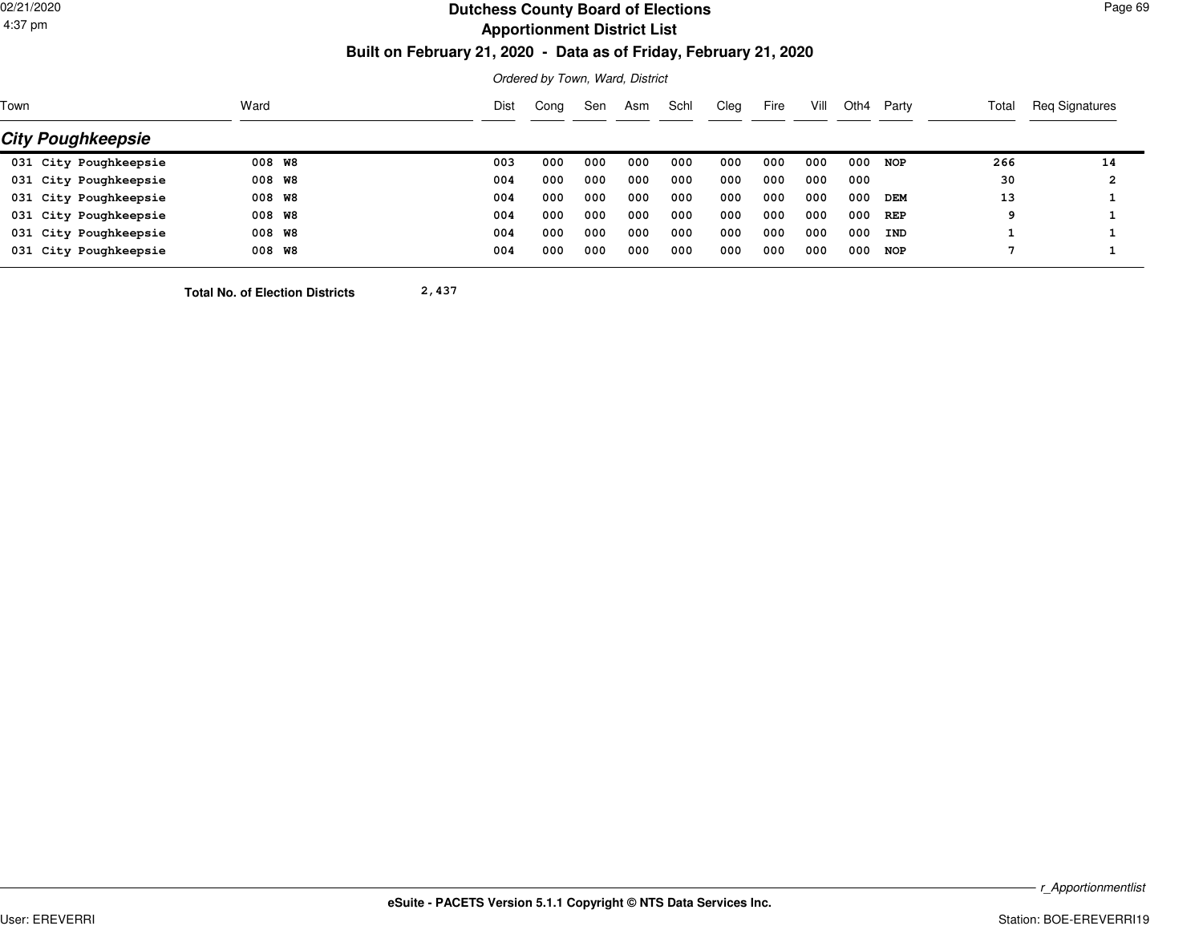## City Poughkeepsie

| Town | Ward | Dist | Cong | Sen | Asm | Schl | Cleg | Fire | Vill | Oth4 | Party | Total | Req Signatures |
|---|---|---|---|---|---|---|---|---|---|---|---|---|---|
| 031 City Poughkeepsie | 008 W8 | 003 | 000 | 000 | 000 | 000 | 000 | 000 | 000 | 000 | NOP | 266 | 14 |
| 031 City Poughkeepsie | 008 W8 | 004 | 000 | 000 | 000 | 000 | 000 | 000 | 000 | 000 | | 30 | 2 |
| 031 City Poughkeepsie | 008 W8 | 004 | 000 | 000 | 000 | 000 | 000 | 000 | 000 | 000 | DEM | 13 | 1 |
| 031 City Poughkeepsie | 008 W8 | 004 | 000 | 000 | 000 | 000 | 000 | 000 | 000 | 000 | REP | 9 | 1 |
| 031 City Poughkeepsie | 008 W8 | 004 | 000 | 000 | 000 | 000 | 000 | 000 | 000 | 000 | IND | 1 | 1 |
| 031 City Poughkeepsie | 008 W8 | 004 | 000 | 000 | 000 | 000 | 000 | 000 | 000 | 000 | NOP | 7 | 1 |

**Total No. of Election Districts** 2,437